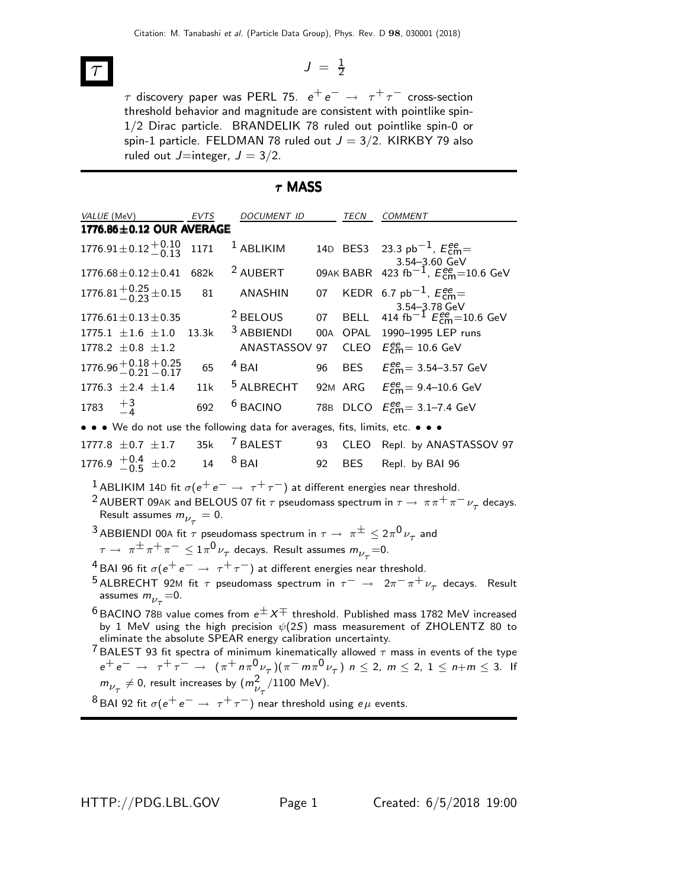Citation: M. Tanabashi *et al.* (Particle Data Group), Phys. Rev. D **98**, 030001 (2018)

# $\tau$

$J = \frac{1}{2}$

$\tau$ discovery paper was PERL 75. $e^+e^- \rightarrow \tau^+\tau^-$ cross-section threshold behavior and magnitude are consistent with pointlike spin-1/2 Dirac particle. BRANDELIK 78 ruled out pointlike spin-0 or spin-1 particle. FELDMAN 78 ruled out $J = 3/2$. KIRKBY 79 also ruled out $J$=integer, $J = 3/2$.

## $\tau$ MASS

| VALUE (MeV) | EVTS | DOCUMENT ID | | TECN | COMMENT |
|---|---|---|---|---|---|
| **1776.86±0.12 OUR AVERAGE** | | | | | |
| $1776.91 \pm 0.12 ^{+0.10}_{-0.13}$ | 1171 | [1] ABLIKIM | 14D | BES3 | 23.3 pb$^{-1}$, $E^{ee}_{\rm cm}$= 3.54–3.60 GeV |
| $1776.68 \pm 0.12 \pm 0.41$ | 682k | [2] AUBERT | 09AK | BABR | 423 fb$^{-1}$, $E^{ee}_{\rm cm}$=10.6 GeV |
| $1776.81 ^{+0.25}_{-0.23} \pm 0.15$ | 81 | ANASHIN | 07 | KEDR | 6.7 pb$^{-1}$, $E^{ee}_{\rm cm}$= 3.54–3.78 GeV |
| $1776.61 \pm 0.13 \pm 0.35$ | | [2] BELOUS | 07 | BELL | 414 fb$^{-1}$ $E^{ee}_{\rm cm}$=10.6 GeV |
| $1775.1 \pm 1.6 \pm 1.0$ | 13.3k | [3] ABBIENDI | 00A | OPAL | 1990–1995 LEP runs |
| $1778.2 \pm 0.8 \pm 1.2$ | | ANASTASSOV | 97 | CLEO | $E^{ee}_{\rm cm}$= 10.6 GeV |
| $1776.96 ^{+0.18}_{-0.21} {}^{+0.25}_{-0.17}$ | 65 | [4] BAI | 96 | BES | $E^{ee}_{\rm cm}$= 3.54–3.57 GeV |
| $1776.3 \pm 2.4 \pm 1.4$ | 11k | [5] ALBRECHT | 92M | ARG | $E^{ee}_{\rm cm}$= 9.4–10.6 GeV |
| $1783 \quad ^{+3}_{-4}$ | 692 | [6] BACINO | 78B | DLCO | $E^{ee}_{\rm cm}$= 3.1–7.4 GeV |
| • • • We do not use the following data for averages, fits, limits, etc. • • • | | | | | |
| $1777.8 \pm 0.7 \pm 1.7$ | 35k | [7] BALEST | 93 | CLEO | Repl. by ANASTASSOV 97 |
| $1776.9 \ ^{+0.4}_{-0.5} \pm 0.2$ | 14 | [8] BAI | 92 | BES | Repl. by BAI 96 |

[1] ABLIKIM 14D fit $\sigma(e^+e^- \rightarrow \tau^+\tau^-)$ at different energies near threshold.

[2] AUBERT 09AK and BELOUS 07 fit $\tau$ pseudomass spectrum in $\tau \rightarrow \pi\pi^+\pi^-\nu_\tau$ decays. Result assumes $m_{\nu_\tau} = 0$.

[3] ABBIENDI 00A fit $\tau$ pseudomass spectrum in $\tau \rightarrow \pi^\pm \leq 2\pi^0\nu_\tau$ and $\tau \rightarrow \pi^\pm\pi^+\pi^- \leq 1\pi^0\nu_\tau$ decays. Result assumes $m_{\nu_\tau}$=0.

[4] BAI 96 fit $\sigma(e^+e^- \rightarrow \tau^+\tau^-)$ at different energies near threshold.

[5] ALBRECHT 92M fit $\tau$ pseudomass spectrum in $\tau^- \rightarrow 2\pi^-\pi^+\nu_\tau$ decays. Result assumes $m_{\nu_\tau}$=0.

[6] BACINO 78B value comes from $e^\pm X^\mp$ threshold. Published mass 1782 MeV increased by 1 MeV using the high precision $\psi(2S)$ mass measurement of ZHOLENTZ 80 to eliminate the absolute SPEAR energy calibration uncertainty.

[7] BALEST 93 fit spectra of minimum kinematically allowed $\tau$ mass in events of the type $e^+e^- \rightarrow \tau^+\tau^- \rightarrow (\pi^+ n\pi^0\nu_\tau)(\pi^- m\pi^0\nu_\tau)$ $n \leq 2$, $m \leq 2$, $1 \leq n+m \leq 3$. If $m_{\nu_\tau} \neq 0$, result increases by $(m^2_{\nu_\tau}/1100 \text{ MeV})$.

[8] BAI 92 fit $\sigma(e^+e^- \rightarrow \tau^+\tau^-)$ near threshold using $e\mu$ events.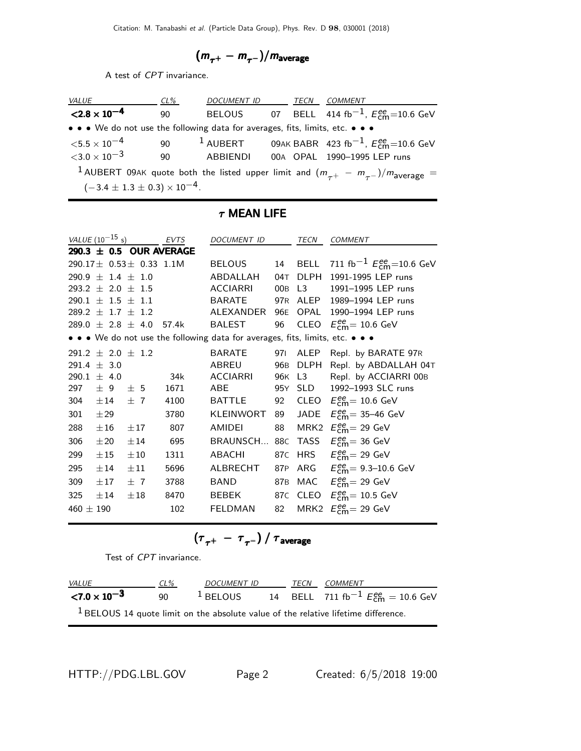## $(m_{\tau^+} - m_{\tau^-})/m_{\text{average}}$

A test of *CPT* invariance.

| VALUE | CL% | DOCUMENT ID | | TECN | COMMENT |
|---|---|---|---|---|---|
| **$<2.8 \times 10^{-4}$** | 90 | BELOUS | 07 | BELL | 414 $fb^{-1}$, $E^{ee}_{cm}$=10.6 GeV |
| • • • We do not use the following data for averages, fits, limits, etc. • • • | | | | | |
| $<5.5 \times 10^{-4}$ | 90 | [1] AUBERT | 09AK | BABR | 423 $fb^{-1}$, $E^{ee}_{cm}$=10.6 GeV |
| $<3.0 \times 10^{-3}$ | 90 | ABBIENDI | 00A | OPAL | 1990–1995 LEP runs |

[1] AUBERT 09AK quote both the listed upper limit and $(m_{\tau^+} - m_{\tau^-})/m_{\text{average}} = (-3.4 \pm 1.3 \pm 0.3) \times 10^{-4}$.

## $\tau$ MEAN LIFE

| VALUE ($10^{-15}$ s) | EVTS | DOCUMENT ID | | TECN | COMMENT |
|---|---|---|---|---|---|
| **290.3 ± 0.5 OUR AVERAGE** | | | | | |
| 290.17 ± 0.53 ± 0.33 | 1.1M | BELOUS | 14 | BELL | 711 $fb^{-1}$ $E^{ee}_{cm}$=10.6 GeV |
| 290.9 ± 1.4 ± 1.0 | | ABDALLAH | 04T | DLPH | 1991-1995 LEP runs |
| 293.2 ± 2.0 ± 1.5 | | ACCIARRI | 00B | L3 | 1991–1995 LEP runs |
| 290.1 ± 1.5 ± 1.1 | | BARATE | 97R | ALEP | 1989–1994 LEP runs |
| 289.2 ± 1.7 ± 1.2 | | ALEXANDER | 96E | OPAL | 1990–1994 LEP runs |
| 289.0 ± 2.8 ± 4.0 | 57.4k | BALEST | 96 | CLEO | $E^{ee}_{cm}$= 10.6 GeV |
| • • • We do not use the following data for averages, fits, limits, etc. • • • | | | | | |
| 291.2 ± 2.0 ± 1.2 | | BARATE | 97I | ALEP | Repl. by BARATE 97R |
| 291.4 ± 3.0 | | ABREU | 96B | DLPH | Repl. by ABDALLAH 04T |
| 290.1 ± 4.0 | 34k | ACCIARRI | 96K | L3 | Repl. by ACCIARRI 00B |
| 297 ± 9 ± 5 | 1671 | ABE | 95Y | SLD | 1992–1993 SLC runs |
| 304 ±14 ± 7 | 4100 | BATTLE | 92 | CLEO | $E^{ee}_{cm}$= 10.6 GeV |
| 301 ±29 | 3780 | KLEINWORT | 89 | JADE | $E^{ee}_{cm}$= 35–46 GeV |
| 288 ±16 ±17 | 807 | AMIDEI | 88 | MRK2 | $E^{ee}_{cm}$= 29 GeV |
| 306 ±20 ±14 | 695 | BRAUNSCH... | 88C | TASS | $E^{ee}_{cm}$= 36 GeV |
| 299 ±15 ±10 | 1311 | ABACHI | 87C | HRS | $E^{ee}_{cm}$= 29 GeV |
| 295 ±14 ±11 | 5696 | ALBRECHT | 87P | ARG | $E^{ee}_{cm}$= 9.3–10.6 GeV |
| 309 ±17 ± 7 | 3788 | BAND | 87B | MAC | $E^{ee}_{cm}$= 29 GeV |
| 325 ±14 ±18 | 8470 | BEBEK | 87C | CLEO | $E^{ee}_{cm}$= 10.5 GeV |
| 460 ± 190 | 102 | FELDMAN | 82 | MRK2 | $E^{ee}_{cm}$= 29 GeV |

## $(\tau_{\tau^+} - \tau_{\tau^-}) / \tau_{\text{average}}$

Test of *CPT* invariance.

| VALUE | CL% | DOCUMENT ID | | TECN | COMMENT |
|---|---|---|---|---|---|
| **$<7.0 \times 10^{-3}$** | 90 | [1] BELOUS | 14 | BELL | 711 $fb^{-1}$ $E^{ee}_{cm}$ = 10.6 GeV |

[1] BELOUS 14 quote limit on the absolute value of the relative lifetime difference.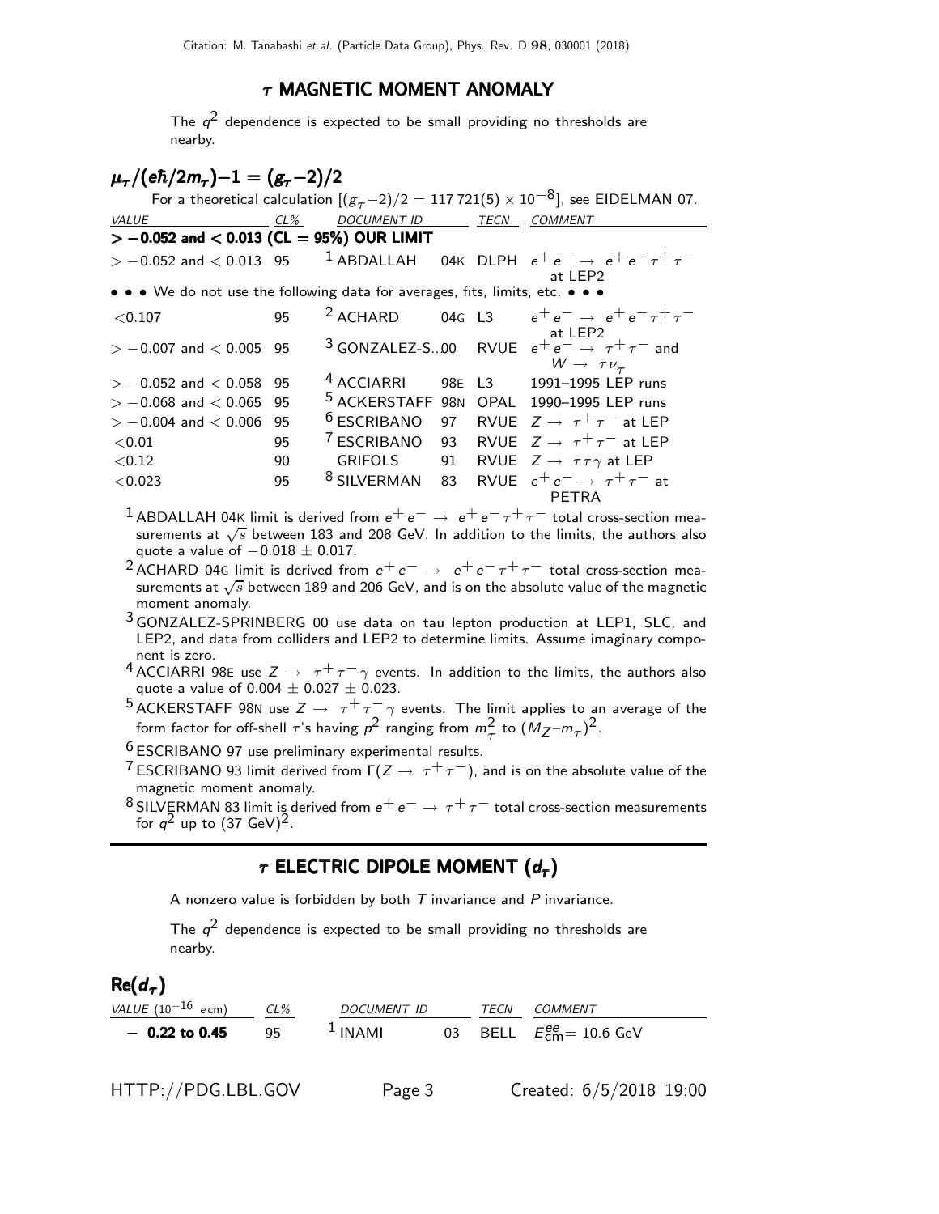## $\tau$ MAGNETIC MOMENT ANOMALY

The $q^2$ dependence is expected to be small providing no thresholds are nearby.

### $\mu_\tau/(e\hbar/2m_\tau)-1 = (g_\tau-2)/2$

For a theoretical calculation [$(g_\tau-2)/2 = 117\,721(5) \times 10^{-8}$], see EIDELMAN 07.

| VALUE | CL% | DOCUMENT ID | | TECN | COMMENT |
|---|---|---|---|---|---|
| **> −0.052 and < 0.013 (CL = 95%) OUR LIMIT** | | | | | |
| > −0.052 and < 0.013 | 95 | [1] ABDALLAH | 04K | DLPH | $e^+e^- \rightarrow e^+e^-\tau^+\tau^-$ at LEP2 |
| • • • We do not use the following data for averages, fits, limits, etc. • • • | | | | | |
| <0.107 | 95 | [2] ACHARD | 04G | L3 | $e^+e^- \rightarrow e^+e^-\tau^+\tau^-$ at LEP2 |
| > −0.007 and < 0.005 | 95 | [3] GONZALEZ-S... | 00 | RVUE | $e^+e^- \rightarrow \tau^+\tau^-$ and $W \rightarrow \tau\nu_\tau$ |
| > −0.052 and < 0.058 | 95 | [4] ACCIARRI | 98E | L3 | 1991–1995 LEP runs |
| > −0.068 and < 0.065 | 95 | [5] ACKERSTAFF | 98N | OPAL | 1990–1995 LEP runs |
| > −0.004 and < 0.006 | 95 | [6] ESCRIBANO | 97 | RVUE | $Z \rightarrow \tau^+\tau^-$ at LEP |
| <0.01 | 95 | [7] ESCRIBANO | 93 | RVUE | $Z \rightarrow \tau^+\tau^-$ at LEP |
| <0.12 | 90 | GRIFOLS | 91 | RVUE | $Z \rightarrow \tau\tau\gamma$ at LEP |
| <0.023 | 95 | [8] SILVERMAN | 83 | RVUE | $e^+e^- \rightarrow \tau^+\tau^-$ at PETRA |

[1] ABDALLAH 04K limit is derived from $e^+e^- \rightarrow e^+e^-\tau^+\tau^-$ total cross-section measurements at $\sqrt{s}$ between 183 and 208 GeV. In addition to the limits, the authors also quote a value of $-0.018 \pm 0.017$.

[2] ACHARD 04G limit is derived from $e^+e^- \rightarrow e^+e^-\tau^+\tau^-$ total cross-section measurements at $\sqrt{s}$ between 189 and 206 GeV, and is on the absolute value of the magnetic moment anomaly.

[3] GONZALEZ-SPRINBERG 00 use data on tau lepton production at LEP1, SLC, and LEP2, and data from colliders and LEP2 to determine limits. Assume imaginary component is zero.

[4] ACCIARRI 98E use $Z \rightarrow \tau^+\tau^-\gamma$ events. In addition to the limits, the authors also quote a value of $0.004 \pm 0.027 \pm 0.023$.

[5] ACKERSTAFF 98N use $Z \rightarrow \tau^+\tau^-\gamma$ events. The limit applies to an average of the form factor for off-shell $\tau$'s having $p^2$ ranging from $m_\tau^2$ to $(M_Z-m_\tau)^2$.

[6] ESCRIBANO 97 use preliminary experimental results.

[7] ESCRIBANO 93 limit derived from $\Gamma(Z \rightarrow \tau^+\tau^-)$, and is on the absolute value of the magnetic moment anomaly.

[8] SILVERMAN 83 limit is derived from $e^+e^- \rightarrow \tau^+\tau^-$ total cross-section measurements for $q^2$ up to $(37\ \text{GeV})^2$.

## $\tau$ ELECTRIC DIPOLE MOMENT ($d_\tau$)

A nonzero value is forbidden by both $T$ invariance and $P$ invariance.

The $q^2$ dependence is expected to be small providing no thresholds are nearby.

### $\text{Re}(d_\tau)$

| VALUE ($10^{-16}$ $e$cm) | CL% | DOCUMENT ID | | TECN | COMMENT |
|---|---|---|---|---|---|
| **− 0.22 to 0.45** | 95 | [1] INAMI | 03 | BELL | $E_{\text{cm}}^{ee} = 10.6$ GeV |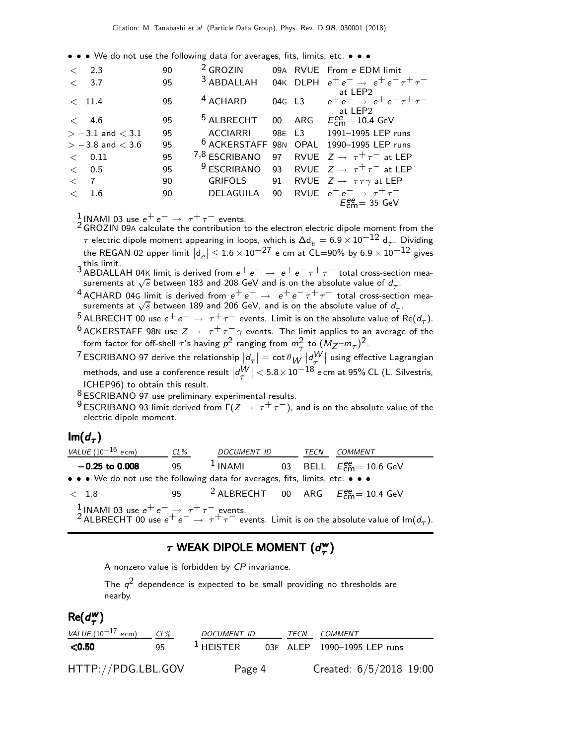• • • We do not use the following data for averages, fits, limits, etc. • • •

| VALUE | CL% | DOCUMENT ID | | TECN | COMMENT |
|---|---|---|---|---|---|
| $< 2.3$ | 90 | [2] GROZIN | 09A | RVUE | From $e$ EDM limit |
| $< 3.7$ | 95 | [3] ABDALLAH | 04K | DLPH | $e^+e^- \rightarrow e^+e^-\tau^+\tau^-$ at LEP2 |
| $< 11.4$ | 95 | [4] ACHARD | 04G | L3 | $e^+e^- \rightarrow e^+e^-\tau^+\tau^-$ at LEP2 |
| $< 4.6$ | 95 | [5] ALBRECHT | 00 | ARG | $E^{ee}_{\rm cm}$= 10.4 GeV |
| $> -3.1$ and $< 3.1$ | 95 | ACCIARRI | 98E | L3 | 1991–1995 LEP runs |
| $> -3.8$ and $< 3.6$ | 95 | [6] ACKERSTAFF | 98N | OPAL | 1990–1995 LEP runs |
| $< 0.11$ | 95 | [7,8] ESCRIBANO | 97 | RVUE | $Z \rightarrow \tau^+\tau^-$ at LEP |
| $< 0.5$ | 95 | [9] ESCRIBANO | 93 | RVUE | $Z \rightarrow \tau^+\tau^-$ at LEP |
| $< 7$ | 90 | GRIFOLS | 91 | RVUE | $Z \rightarrow \tau\tau\gamma$ at LEP |
| $< 1.6$ | 90 | DELAGUILA | 90 | RVUE | $e^+e^- \rightarrow \tau^+\tau^-$ $E^{ee}_{\rm cm}$= 35 GeV |

[1] INAMI 03 use $e^+e^- \rightarrow \tau^+\tau^-$ events.

[2] GROZIN 09A calculate the contribution to the electron electric dipole moment from the $\tau$ electric dipole moment appearing in loops, which is $\Delta d_e = 6.9 \times 10^{-12}\ d_\tau$. Dividing the REGAN 02 upper limit $|d_e| \leq 1.6 \times 10^{-27}$ e cm at CL=90% by $6.9 \times 10^{-12}$ gives this limit.

[3] ABDALLAH 04K limit is derived from $e^+e^- \rightarrow e^+e^-\tau^+\tau^-$ total cross-section measurements at $\sqrt{s}$ between 183 and 208 GeV and is on the absolute value of $d_\tau$.

[4] ACHARD 04G limit is derived from $e^+e^- \rightarrow e^+e^-\tau^+\tau^-$ total cross-section measurements at $\sqrt{s}$ between 189 and 206 GeV, and is on the absolute value of $d_\tau$.

[5] ALBRECHT 00 use $e^+e^- \rightarrow \tau^+\tau^-$ events. Limit is on the absolute value of Re($d_\tau$).

[6] ACKERSTAFF 98N use $Z \rightarrow \tau^+\tau^-\gamma$ events. The limit applies to an average of the form factor for off-shell $\tau$'s having $p^2$ ranging from $m_\tau^2$ to $(M_Z - m_\tau)^2$.

[7] ESCRIBANO 97 derive the relationship $|d_\tau| = \cot\theta_W\ |d^W_\tau|$ using effective Lagrangian methods, and use a conference result $|d^W_\tau| < 5.8 \times 10^{-18}$ $e$ cm at 95% CL (L. Silvestris, ICHEP96) to obtain this result.

[8] ESCRIBANO 97 use preliminary experimental results.

[9] ESCRIBANO 93 limit derived from $\Gamma(Z \rightarrow \tau^+\tau^-)$, and is on the absolute value of the electric dipole moment.

## Im($d_\tau$)

| VALUE ($10^{-16}$ $e$ cm) | CL% | DOCUMENT ID | | TECN | COMMENT |
|---|---|---|---|---|---|
| **−0.25 to 0.008** | 95 | [1] INAMI | 03 | BELL | $E^{ee}_{\rm cm}$= 10.6 GeV |
| • • • We do not use the following data for averages, fits, limits, etc. • • • | | | | | |
| $< 1.8$ | 95 | [2] ALBRECHT | 00 | ARG | $E^{ee}_{\rm cm}$= 10.4 GeV |

[1] INAMI 03 use $e^+e^- \rightarrow \tau^+\tau^-$ events.

[2] ALBRECHT 00 use $e^+e^- \rightarrow \tau^+\tau^-$ events. Limit is on the absolute value of Im($d_\tau$).

# $\tau$ WEAK DIPOLE MOMENT ($d^w_\tau$)

A nonzero value is forbidden by $CP$ invariance.

The $q^2$ dependence is expected to be small providing no thresholds are nearby.

## Re($d^w_\tau$)

| VALUE ($10^{-17}$ $e$ cm) | CL% | DOCUMENT ID | | TECN | COMMENT |
|---|---|---|---|---|---|
| **<0.50** | 95 | [1] HEISTER | 03F | ALEP | 1990–1995 LEP runs |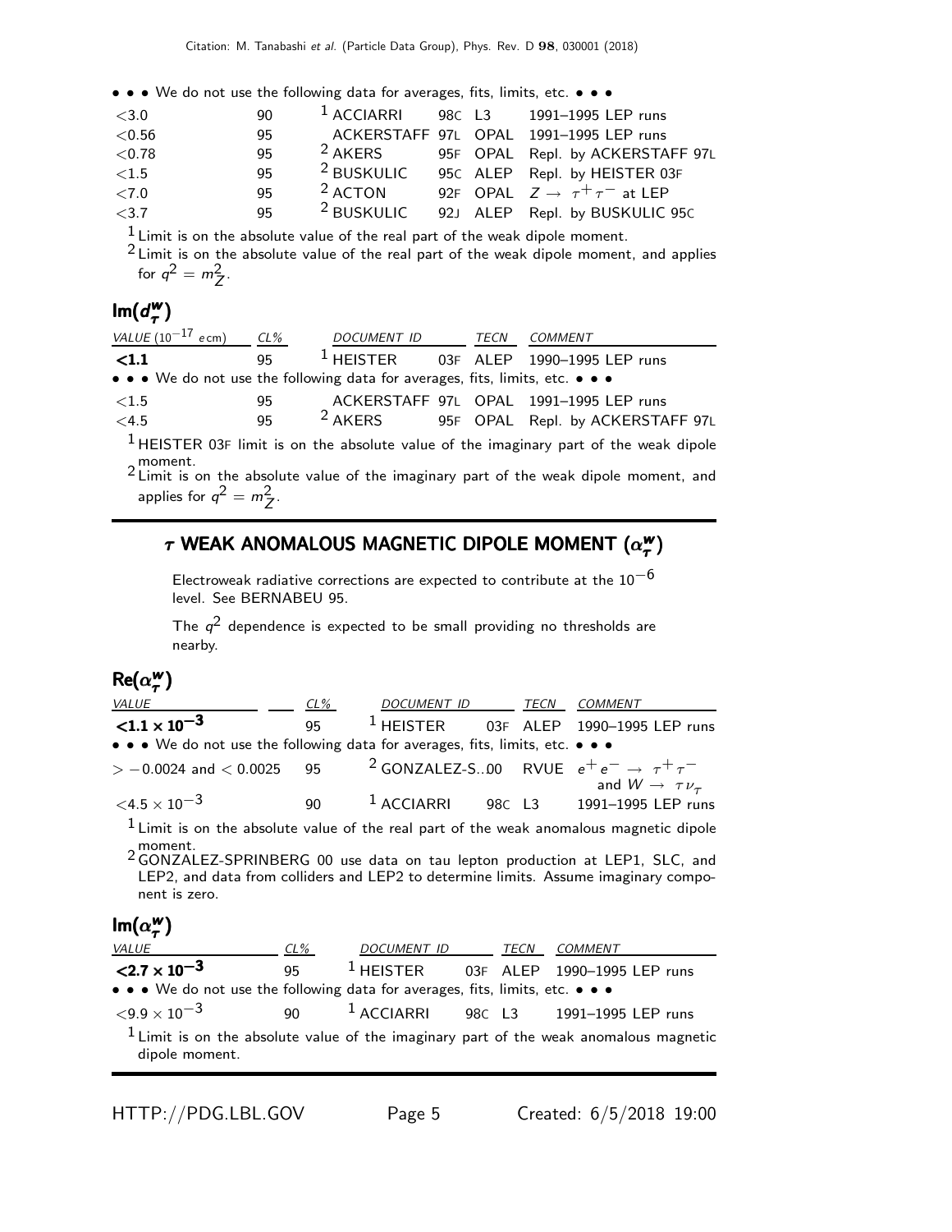• • • We do not use the following data for averages, fits, limits, etc. • • •

| | | | | |
|---|---|---|---|---|
| <3.0 | 90 | [1] ACCIARRI | 98C L3 | 1991–1995 LEP runs |
| <0.56 | 95 | ACKERSTAFF | 97L OPAL | 1991–1995 LEP runs |
| <0.78 | 95 | [2] AKERS | 95F OPAL | Repl. by ACKERSTAFF 97L |
| <1.5 | 95 | [2] BUSKULIC | 95C ALEP | Repl. by HEISTER 03F |
| <7.0 | 95 | [2] ACTON | 92F OPAL | $Z \rightarrow \tau^+\tau^-$ at LEP |
| <3.7 | 95 | [2] BUSKULIC | 92J ALEP | Repl. by BUSKULIC 95C |

[1] Limit is on the absolute value of the real part of the weak dipole moment.
[2] Limit is on the absolute value of the real part of the weak dipole moment, and applies for $q^2 = m_Z^2$.

## Im($d_\tau^w$)

| *VALUE* ($10^{-17}$ *e* cm) | *CL%* | *DOCUMENT ID* | *TECN* | *COMMENT* |
|---|---|---|---|---|
| **<1.1** | 95 | [1] HEISTER | 03F ALEP | 1990–1995 LEP runs |
| • • • We do not use the following data for averages, fits, limits, etc. • • • | | | | |
| <1.5 | 95 | ACKERSTAFF | 97L OPAL | 1991–1995 LEP runs |
| <4.5 | 95 | [2] AKERS | 95F OPAL | Repl. by ACKERSTAFF 97L |

[1] HEISTER 03F limit is on the absolute value of the imaginary part of the weak dipole moment.
[2] Limit is on the absolute value of the imaginary part of the weak dipole moment, and applies for $q^2 = m_Z^2$.

# $\tau$ WEAK ANOMALOUS MAGNETIC DIPOLE MOMENT ($\alpha_\tau^w$)

Electroweak radiative corrections are expected to contribute at the $10^{-6}$ level. See BERNABEU 95.

The $q^2$ dependence is expected to be small providing no thresholds are nearby.

## Re($\alpha_\tau^w$)

| *VALUE* | *CL%* | *DOCUMENT ID* | *TECN* | *COMMENT* |
|---|---|---|---|---|
| $<1.1 \times 10^{-3}$ | 95 | [1] HEISTER | 03F ALEP | 1990–1995 LEP runs |
| • • • We do not use the following data for averages, fits, limits, etc. • • • | | | | |
| $> -0.0024$ and $< 0.0025$ | 95 | [2] GONZALEZ-S...00 | RVUE | $e^+e^- \rightarrow \tau^+\tau^-$ and $W \rightarrow \tau\nu_\tau$ |
| $<4.5 \times 10^{-3}$ | 90 | [1] ACCIARRI | 98C L3 | 1991–1995 LEP runs |

[1] Limit is on the absolute value of the real part of the weak anomalous magnetic dipole moment.
[2] GONZALEZ-SPRINBERG 00 use data on tau lepton production at LEP1, SLC, and LEP2, and data from colliders and LEP2 to determine limits. Assume imaginary component is zero.

## Im($\alpha_\tau^w$)

| *VALUE* | *CL%* | *DOCUMENT ID* | *TECN* | *COMMENT* |
|---|---|---|---|---|
| $<2.7 \times 10^{-3}$ | 95 | [1] HEISTER | 03F ALEP | 1990–1995 LEP runs |
| • • • We do not use the following data for averages, fits, limits, etc. • • • | | | | |
| $<9.9 \times 10^{-3}$ | 90 | [1] ACCIARRI | 98C L3 | 1991–1995 LEP runs |

[1] Limit is on the absolute value of the imaginary part of the weak anomalous magnetic dipole moment.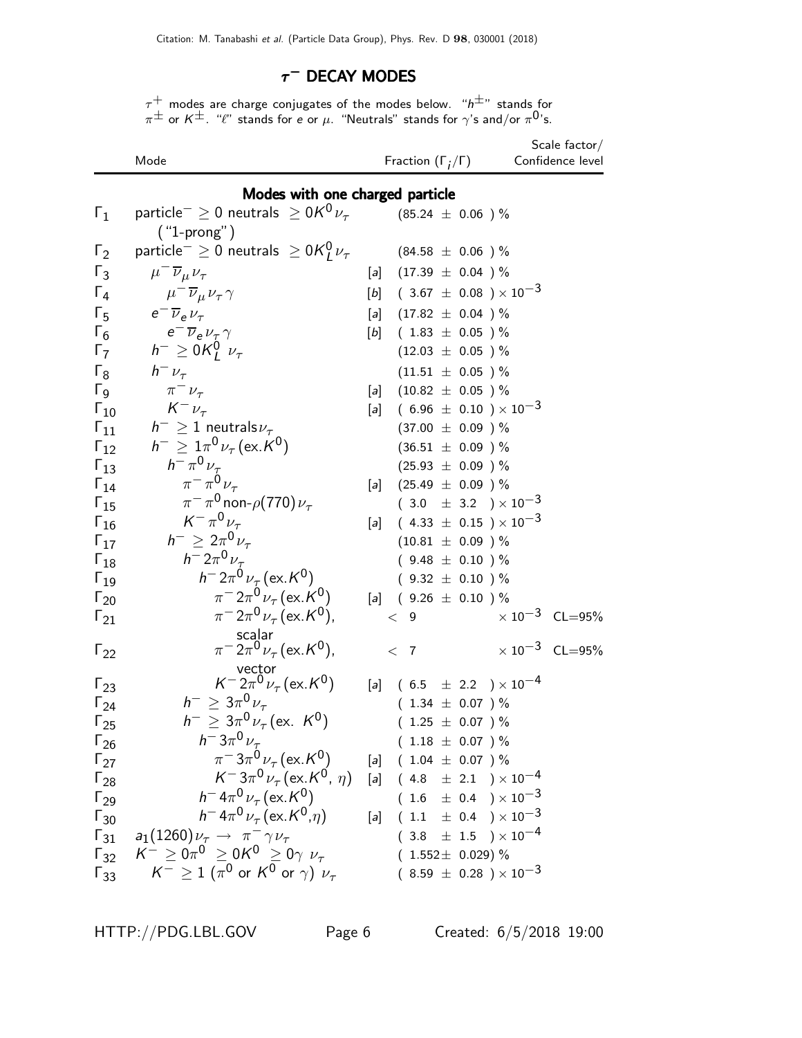## $\tau^-$ DECAY MODES

$\tau^+$ modes are charge conjugates of the modes below. "$h^\pm$" stands for $\pi^\pm$ or $K^\pm$. "$\ell$" stands for $e$ or $\mu$. "Neutrals" stands for $\gamma$'s and/or $\pi^0$'s.

| | Mode | | Fraction ($\Gamma_i/\Gamma$) | Scale factor/ Confidence level |
|---|---|---|---|---|
| | **Modes with one charged particle** | | | |
| $\Gamma_1$ | particle$^- \geq 0$ neutrals $\geq 0K^0\nu_\tau$ ("1-prong") | | $(85.24 \pm 0.06)$ % | |
| $\Gamma_2$ | particle$^- \geq 0$ neutrals $\geq 0K^0_L\nu_\tau$ | | $(84.58 \pm 0.06)$ % | |
| $\Gamma_3$ | $\mu^-\overline{\nu}_\mu\nu_\tau$ | [a] | $(17.39 \pm 0.04)$ % | |
| $\Gamma_4$ | $\mu^-\overline{\nu}_\mu\nu_\tau\gamma$ | [b] | $(3.67 \pm 0.08) \times 10^{-3}$ | |
| $\Gamma_5$ | $e^-\overline{\nu}_e\nu_\tau$ | [a] | $(17.82 \pm 0.04)$ % | |
| $\Gamma_6$ | $e^-\overline{\nu}_e\nu_\tau\gamma$ | [b] | $(1.83 \pm 0.05)$ % | |
| $\Gamma_7$ | $h^- \geq 0K^0_L\ \nu_\tau$ | | $(12.03 \pm 0.05)$ % | |
| $\Gamma_8$ | $h^-\nu_\tau$ | | $(11.51 \pm 0.05)$ % | |
| $\Gamma_9$ | $\pi^-\nu_\tau$ | [a] | $(10.82 \pm 0.05)$ % | |
| $\Gamma_{10}$ | $K^-\nu_\tau$ | [a] | $(6.96 \pm 0.10) \times 10^{-3}$ | |
| $\Gamma_{11}$ | $h^- \geq 1$ neutrals$\nu_\tau$ | | $(37.00 \pm 0.09)$ % | |
| $\Gamma_{12}$ | $h^- \geq 1\pi^0\nu_\tau(\text{ex.}K^0)$ | | $(36.51 \pm 0.09)$ % | |
| $\Gamma_{13}$ | $h^-\pi^0\nu_\tau$ | | $(25.93 \pm 0.09)$ % | |
| $\Gamma_{14}$ | $\pi^-\pi^0\nu_\tau$ | [a] | $(25.49 \pm 0.09)$ % | |
| $\Gamma_{15}$ | $\pi^-\pi^0$ non-$\rho(770)\nu_\tau$ | | $(3.0 \pm 3.2) \times 10^{-3}$ | |
| $\Gamma_{16}$ | $K^-\pi^0\nu_\tau$ | [a] | $(4.33 \pm 0.15) \times 10^{-3}$ | |
| $\Gamma_{17}$ | $h^- \geq 2\pi^0\nu_\tau$ | | $(10.81 \pm 0.09)$ % | |
| $\Gamma_{18}$ | $h^-2\pi^0\nu_\tau$ | | $(9.48 \pm 0.10)$ % | |
| $\Gamma_{19}$ | $h^-2\pi^0\nu_\tau(\text{ex.}K^0)$ | | $(9.32 \pm 0.10)$ % | |
| $\Gamma_{20}$ | $\pi^-2\pi^0\nu_\tau(\text{ex.}K^0)$ | [a] | $(9.26 \pm 0.10)$ % | |
| $\Gamma_{21}$ | $\pi^-2\pi^0\nu_\tau(\text{ex.}K^0)$, scalar | | $< 9 \times 10^{-3}$ | CL=95% |
| $\Gamma_{22}$ | $\pi^-2\pi^0\nu_\tau(\text{ex.}K^0)$, vector | | $< 7 \times 10^{-3}$ | CL=95% |
| $\Gamma_{23}$ | $K^-2\pi^0\nu_\tau(\text{ex.}K^0)$ | [a] | $(6.5 \pm 2.2) \times 10^{-4}$ | |
| $\Gamma_{24}$ | $h^- \geq 3\pi^0\nu_\tau$ | | $(1.34 \pm 0.07)$ % | |
| $\Gamma_{25}$ | $h^- \geq 3\pi^0\nu_\tau(\text{ex. } K^0)$ | | $(1.25 \pm 0.07)$ % | |
| $\Gamma_{26}$ | $h^-3\pi^0\nu_\tau$ | | $(1.18 \pm 0.07)$ % | |
| $\Gamma_{27}$ | $\pi^-3\pi^0\nu_\tau(\text{ex.}K^0)$ | [a] | $(1.04 \pm 0.07)$ % | |
| $\Gamma_{28}$ | $K^-3\pi^0\nu_\tau(\text{ex.}K^0,\ \eta)$ | [a] | $(4.8 \pm 2.1) \times 10^{-4}$ | |
| $\Gamma_{29}$ | $h^-4\pi^0\nu_\tau(\text{ex.}K^0)$ | | $(1.6 \pm 0.4) \times 10^{-3}$ | |
| $\Gamma_{30}$ | $h^-4\pi^0\nu_\tau(\text{ex.}K^0,\eta)$ | [a] | $(1.1 \pm 0.4) \times 10^{-3}$ | |
| $\Gamma_{31}$ | $a_1(1260)\nu_\tau \to \pi^-\gamma\nu_\tau$ | | $(3.8 \pm 1.5) \times 10^{-4}$ | |
| $\Gamma_{32}$ | $K^- \geq 0\pi^0 \geq 0K^0 \geq 0\gamma\ \nu_\tau$ | | $(1.552 \pm 0.029)$ % | |
| $\Gamma_{33}$ | $K^- \geq 1\ (\pi^0$ or $K^0$ or $\gamma)\ \nu_\tau$ | | $(8.59 \pm 0.28) \times 10^{-3}$ | |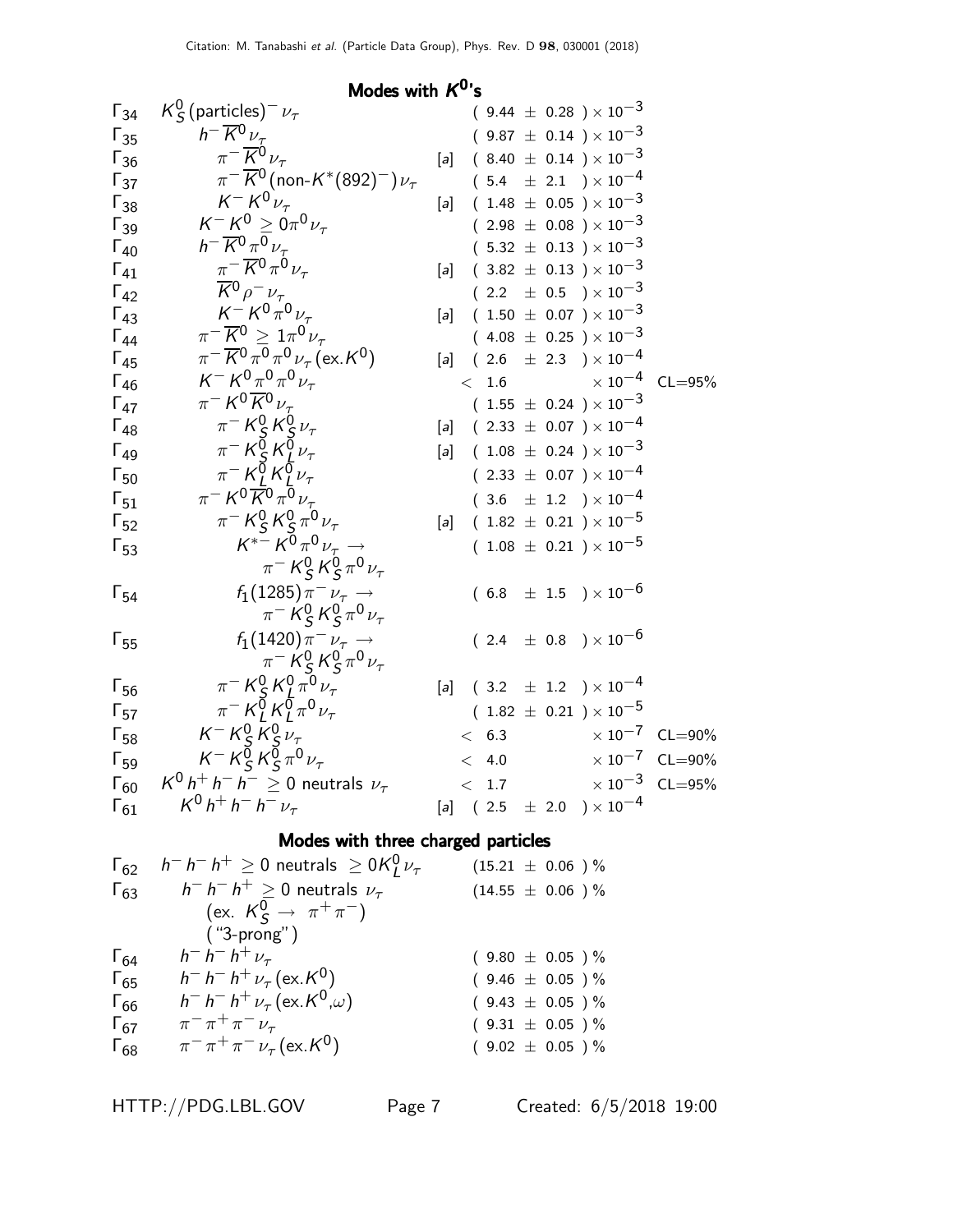## Modes with $K^0$'s

| | Mode | | Fraction | |
|---|---|---|---|---|
| $\Gamma_{34}$ | $K_S^0$(particles)$^- \nu_\tau$ | | $(9.44 \pm 0.28) \times 10^{-3}$ | |
| $\Gamma_{35}$ | $h^- \overline{K}^0 \nu_\tau$ | | $(9.87 \pm 0.14) \times 10^{-3}$ | |
| $\Gamma_{36}$ | $\pi^- \overline{K}^0 \nu_\tau$ | [a] | $(8.40 \pm 0.14) \times 10^{-3}$ | |
| $\Gamma_{37}$ | $\pi^- \overline{K}^0$(non-$K^*(892)^-$)$\nu_\tau$ | | $(5.4 \pm 2.1) \times 10^{-4}$ | |
| $\Gamma_{38}$ | $K^- K^0 \nu_\tau$ | [a] | $(1.48 \pm 0.05) \times 10^{-3}$ | |
| $\Gamma_{39}$ | $K^- K^0 \geq 0\pi^0 \nu_\tau$ | | $(2.98 \pm 0.08) \times 10^{-3}$ | |
| $\Gamma_{40}$ | $h^- \overline{K}^0 \pi^0 \nu_\tau$ | | $(5.32 \pm 0.13) \times 10^{-3}$ | |
| $\Gamma_{41}$ | $\pi^- \overline{K}^0 \pi^0 \nu_\tau$ | [a] | $(3.82 \pm 0.13) \times 10^{-3}$ | |
| $\Gamma_{42}$ | $\overline{K}^0 \rho^- \nu_\tau$ | | $(2.2 \pm 0.5) \times 10^{-3}$ | |
| $\Gamma_{43}$ | $K^- K^0 \pi^0 \nu_\tau$ | [a] | $(1.50 \pm 0.07) \times 10^{-3}$ | |
| $\Gamma_{44}$ | $\pi^- \overline{K}^0 \geq 1\pi^0 \nu_\tau$ | | $(4.08 \pm 0.25) \times 10^{-3}$ | |
| $\Gamma_{45}$ | $\pi^- \overline{K}^0 \pi^0 \pi^0 \nu_\tau$ (ex.$K^0$) | [a] | $(2.6 \pm 2.3) \times 10^{-4}$ | |
| $\Gamma_{46}$ | $K^- K^0 \pi^0 \pi^0 \nu_\tau$ | | $< 1.6 \times 10^{-4}$ | CL=95% |
| $\Gamma_{47}$ | $\pi^- K^0 \overline{K}^0 \nu_\tau$ | | $(1.55 \pm 0.24) \times 10^{-3}$ | |
| $\Gamma_{48}$ | $\pi^- K_S^0 K_S^0 \nu_\tau$ | [a] | $(2.33 \pm 0.07) \times 10^{-4}$ | |
| $\Gamma_{49}$ | $\pi^- K_S^0 K_L^0 \nu_\tau$ | [a] | $(1.08 \pm 0.24) \times 10^{-3}$ | |
| $\Gamma_{50}$ | $\pi^- K_L^0 K_L^0 \nu_\tau$ | | $(2.33 \pm 0.07) \times 10^{-4}$ | |
| $\Gamma_{51}$ | $\pi^- K^0 \overline{K}^0 \pi^0 \nu_\tau$ | | $(3.6 \pm 1.2) \times 10^{-4}$ | |
| $\Gamma_{52}$ | $\pi^- K_S^0 K_S^0 \pi^0 \nu_\tau$ | [a] | $(1.82 \pm 0.21) \times 10^{-5}$ | |
| $\Gamma_{53}$ | $K^{*-} K^0 \pi^0 \nu_\tau \rightarrow \pi^- K_S^0 K_S^0 \pi^0 \nu_\tau$ | | $(1.08 \pm 0.21) \times 10^{-5}$ | |
| $\Gamma_{54}$ | $f_1(1285) \pi^- \nu_\tau \rightarrow \pi^- K_S^0 K_S^0 \pi^0 \nu_\tau$ | | $(6.8 \pm 1.5) \times 10^{-6}$ | |
| $\Gamma_{55}$ | $f_1(1420) \pi^- \nu_\tau \rightarrow \pi^- K_S^0 K_S^0 \pi^0 \nu_\tau$ | | $(2.4 \pm 0.8) \times 10^{-6}$ | |
| $\Gamma_{56}$ | $\pi^- K_S^0 K_L^0 \pi^0 \nu_\tau$ | [a] | $(3.2 \pm 1.2) \times 10^{-4}$ | |
| $\Gamma_{57}$ | $\pi^- K_L^0 K_L^0 \pi^0 \nu_\tau$ | | $(1.82 \pm 0.21) \times 10^{-5}$ | |
| $\Gamma_{58}$ | $K^- K_S^0 K_S^0 \nu_\tau$ | | $< 6.3 \times 10^{-7}$ | CL=90% |
| $\Gamma_{59}$ | $K^- K_S^0 K_S^0 \pi^0 \nu_\tau$ | | $< 4.0 \times 10^{-7}$ | CL=90% |
| $\Gamma_{60}$ | $K^0 h^+ h^- h^- \geq 0$ neutrals $\nu_\tau$ | | $< 1.7 \times 10^{-3}$ | CL=95% |
| $\Gamma_{61}$ | $K^0 h^+ h^- h^- \nu_\tau$ | [a] | $(2.5 \pm 2.0) \times 10^{-4}$ | |

## Modes with three charged particles

| | Mode | Fraction |
|---|---|---|
| $\Gamma_{62}$ | $h^- h^- h^+ \geq 0$ neutrals $\geq 0 K_L^0 \nu_\tau$ | $(15.21 \pm 0.06)$ % |
| $\Gamma_{63}$ | $h^- h^- h^+ \geq 0$ neutrals $\nu_\tau$ (ex. $K_S^0 \rightarrow \pi^+ \pi^-$) ("3-prong") | $(14.55 \pm 0.06)$ % |
| $\Gamma_{64}$ | $h^- h^- h^+ \nu_\tau$ | $(9.80 \pm 0.05)$ % |
| $\Gamma_{65}$ | $h^- h^- h^+ \nu_\tau$ (ex.$K^0$) | $(9.46 \pm 0.05)$ % |
| $\Gamma_{66}$ | $h^- h^- h^+ \nu_\tau$ (ex.$K^0$,$\omega$) | $(9.43 \pm 0.05)$ % |
| $\Gamma_{67}$ | $\pi^- \pi^+ \pi^- \nu_\tau$ | $(9.31 \pm 0.05)$ % |
| $\Gamma_{68}$ | $\pi^- \pi^+ \pi^- \nu_\tau$ (ex.$K^0$) | $(9.02 \pm 0.05)$ % |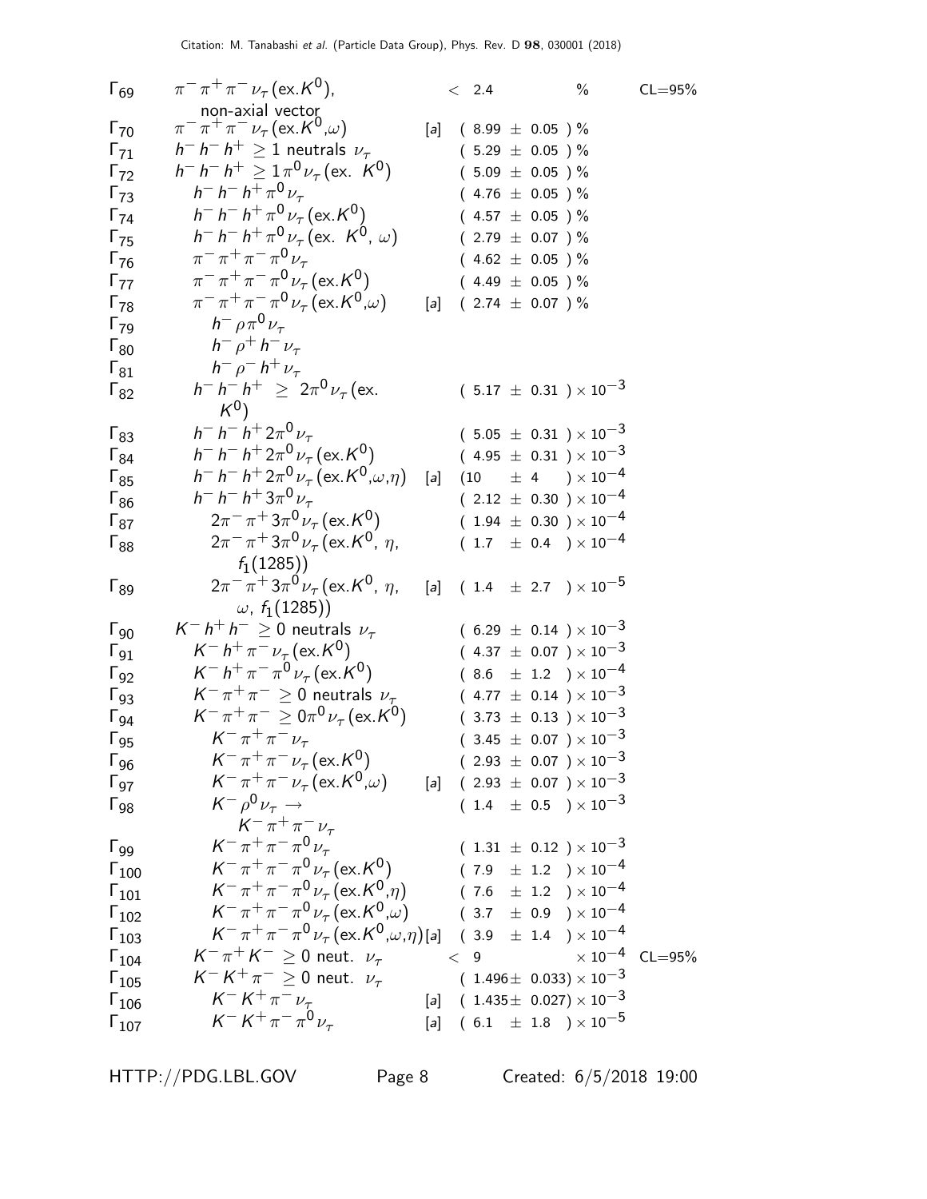| | | | | |
|---|---|---|---|---|
| $\Gamma_{69}$ | $\pi^-\pi^+\pi^-\nu_\tau$ (ex.$K^0$), non-axial vector | | $< 2.4$ % | CL=95% |
| $\Gamma_{70}$ | $\pi^-\pi^+\pi^-\nu_\tau$ (ex.$K^0$,$\omega$) | [a] | $(8.99 \pm 0.05)$ % | |
| $\Gamma_{71}$ | $h^-h^-h^+ \geq 1$ neutrals $\nu_\tau$ | | $(5.29 \pm 0.05)$ % | |
| $\Gamma_{72}$ | $h^-h^-h^+ \geq 1\pi^0\nu_\tau$ (ex. $K^0$) | | $(5.09 \pm 0.05)$ % | |
| $\Gamma_{73}$ | $h^-h^-h^+\pi^0\nu_\tau$ | | $(4.76 \pm 0.05)$ % | |
| $\Gamma_{74}$ | $h^-h^-h^+\pi^0\nu_\tau$ (ex.$K^0$) | | $(4.57 \pm 0.05)$ % | |
| $\Gamma_{75}$ | $h^-h^-h^+\pi^0\nu_\tau$ (ex. $K^0$, $\omega$) | | $(2.79 \pm 0.07)$ % | |
| $\Gamma_{76}$ | $\pi^-\pi^+\pi^-\pi^0\nu_\tau$ | | $(4.62 \pm 0.05)$ % | |
| $\Gamma_{77}$ | $\pi^-\pi^+\pi^-\pi^0\nu_\tau$ (ex.$K^0$) | | $(4.49 \pm 0.05)$ % | |
| $\Gamma_{78}$ | $\pi^-\pi^+\pi^-\pi^0\nu_\tau$ (ex.$K^0$,$\omega$) | [a] | $(2.74 \pm 0.07)$ % | |
| $\Gamma_{79}$ | $h^-\rho\pi^0\nu_\tau$ | | | |
| $\Gamma_{80}$ | $h^-\rho^+h^-\nu_\tau$ | | | |
| $\Gamma_{81}$ | $h^-\rho^-h^+\nu_\tau$ | | | |
| $\Gamma_{82}$ | $h^-h^-h^+ \geq 2\pi^0\nu_\tau$ (ex. $K^0$) | | $(5.17 \pm 0.31) \times 10^{-3}$ | |
| $\Gamma_{83}$ | $h^-h^-h^+2\pi^0\nu_\tau$ | | $(5.05 \pm 0.31) \times 10^{-3}$ | |
| $\Gamma_{84}$ | $h^-h^-h^+2\pi^0\nu_\tau$ (ex.$K^0$) | | $(4.95 \pm 0.31) \times 10^{-3}$ | |
| $\Gamma_{85}$ | $h^-h^-h^+2\pi^0\nu_\tau$ (ex.$K^0$,$\omega$,$\eta$) | [a] | $(10 \pm 4) \times 10^{-4}$ | |
| $\Gamma_{86}$ | $h^-h^-h^+3\pi^0\nu_\tau$ | | $(2.12 \pm 0.30) \times 10^{-4}$ | |
| $\Gamma_{87}$ | $2\pi^-\pi^+3\pi^0\nu_\tau$ (ex.$K^0$) | | $(1.94 \pm 0.30) \times 10^{-4}$ | |
| $\Gamma_{88}$ | $2\pi^-\pi^+3\pi^0\nu_\tau$ (ex.$K^0$, $\eta$, $f_1(1285)$) | | $(1.7 \pm 0.4) \times 10^{-4}$ | |
| $\Gamma_{89}$ | $2\pi^-\pi^+3\pi^0\nu_\tau$ (ex.$K^0$, $\eta$, $\omega$, $f_1(1285)$) | [a] | $(1.4 \pm 2.7) \times 10^{-5}$ | |
| $\Gamma_{90}$ | $K^-h^+h^- \geq 0$ neutrals $\nu_\tau$ | | $(6.29 \pm 0.14) \times 10^{-3}$ | |
| $\Gamma_{91}$ | $K^-h^+\pi^-\nu_\tau$ (ex.$K^0$) | | $(4.37 \pm 0.07) \times 10^{-3}$ | |
| $\Gamma_{92}$ | $K^-h^+\pi^-\pi^0\nu_\tau$ (ex.$K^0$) | | $(8.6 \pm 1.2) \times 10^{-4}$ | |
| $\Gamma_{93}$ | $K^-\pi^+\pi^- \geq 0$ neutrals $\nu_\tau$ | | $(4.77 \pm 0.14) \times 10^{-3}$ | |
| $\Gamma_{94}$ | $K^-\pi^+\pi^- \geq 0\pi^0\nu_\tau$ (ex.$K^0$) | | $(3.73 \pm 0.13) \times 10^{-3}$ | |
| $\Gamma_{95}$ | $K^-\pi^+\pi^-\nu_\tau$ | | $(3.45 \pm 0.07) \times 10^{-3}$ | |
| $\Gamma_{96}$ | $K^-\pi^+\pi^-\nu_\tau$ (ex.$K^0$) | | $(2.93 \pm 0.07) \times 10^{-3}$ | |
| $\Gamma_{97}$ | $K^-\pi^+\pi^-\nu_\tau$ (ex.$K^0$,$\omega$) | [a] | $(2.93 \pm 0.07) \times 10^{-3}$ | |
| $\Gamma_{98}$ | $K^-\rho^0\nu_\tau \to K^-\pi^+\pi^-\nu_\tau$ | | $(1.4 \pm 0.5) \times 10^{-3}$ | |
| $\Gamma_{99}$ | $K^-\pi^+\pi^-\pi^0\nu_\tau$ | | $(1.31 \pm 0.12) \times 10^{-3}$ | |
| $\Gamma_{100}$ | $K^-\pi^+\pi^-\pi^0\nu_\tau$ (ex.$K^0$) | | $(7.9 \pm 1.2) \times 10^{-4}$ | |
| $\Gamma_{101}$ | $K^-\pi^+\pi^-\pi^0\nu_\tau$ (ex.$K^0$,$\eta$) | | $(7.6 \pm 1.2) \times 10^{-4}$ | |
| $\Gamma_{102}$ | $K^-\pi^+\pi^-\pi^0\nu_\tau$ (ex.$K^0$,$\omega$) | | $(3.7 \pm 0.9) \times 10^{-4}$ | |
| $\Gamma_{103}$ | $K^-\pi^+\pi^-\pi^0\nu_\tau$ (ex.$K^0$,$\omega$,$\eta$) | [a] | $(3.9 \pm 1.4) \times 10^{-4}$ | |
| $\Gamma_{104}$ | $K^-\pi^+K^- \geq 0$ neut. $\nu_\tau$ | | $< 9 \times 10^{-4}$ | CL=95% |
| $\Gamma_{105}$ | $K^-K^+\pi^- \geq 0$ neut. $\nu_\tau$ | | $(1.496 \pm 0.033) \times 10^{-3}$ | |
| $\Gamma_{106}$ | $K^-K^+\pi^-\nu_\tau$ | [a] | $(1.435 \pm 0.027) \times 10^{-3}$ | |
| $\Gamma_{107}$ | $K^-K^+\pi^-\pi^0\nu_\tau$ | [a] | $(6.1 \pm 1.8) \times 10^{-5}$ | |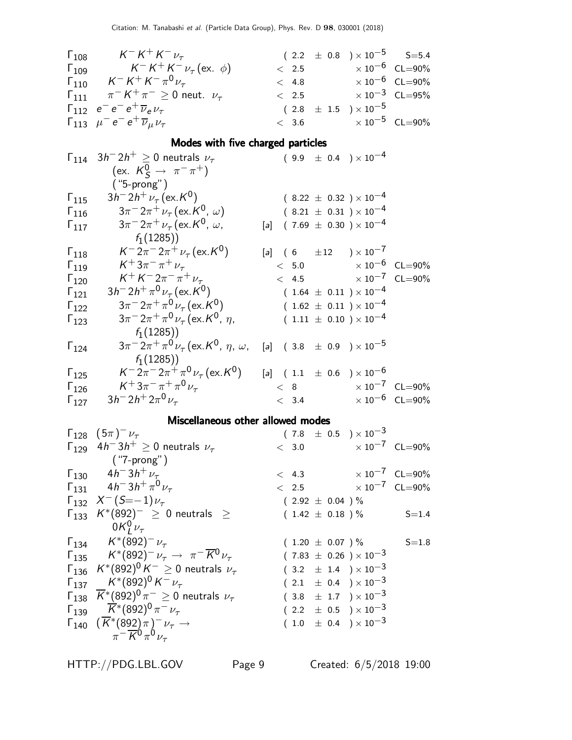| | Mode | | Fraction ($\Gamma_i/\Gamma$) | Scale factor/ Confidence level |
|---|---|---|---|---|
| $\Gamma_{108}$ | $K^- K^+ K^- \nu_\tau$ | | $(2.2 \pm 0.8) \times 10^{-5}$ | S=5.4 |
| $\Gamma_{109}$ | $K^- K^+ K^- \nu_\tau$ (ex. $\phi$) | | $< 2.5 \times 10^{-6}$ | CL=90% |
| $\Gamma_{110}$ | $K^- K^+ K^- \pi^0 \nu_\tau$ | | $< 4.8 \times 10^{-6}$ | CL=90% |
| $\Gamma_{111}$ | $\pi^- K^+ \pi^- \geq 0$ neut. $\nu_\tau$ | | $< 2.5 \times 10^{-3}$ | CL=95% |
| $\Gamma_{112}$ | $e^- e^- e^+ \overline{\nu}_e \nu_\tau$ | | $(2.8 \pm 1.5) \times 10^{-5}$ | |
| $\Gamma_{113}$ | $\mu^- e^- e^+ \overline{\nu}_\mu \nu_\tau$ | | $< 3.6 \times 10^{-5}$ | CL=90% |

## Modes with five charged particles

| | Mode | | Fraction ($\Gamma_i/\Gamma$) | Scale factor/ Confidence level |
|---|---|---|---|---|
| $\Gamma_{114}$ | $3h^- 2h^+ \geq 0$ neutrals $\nu_\tau$ (ex. $K^0_S \to \pi^- \pi^+$) ("5-prong") | | $(9.9 \pm 0.4) \times 10^{-4}$ | |
| $\Gamma_{115}$ | $3h^- 2h^+ \nu_\tau$ (ex.$K^0$) | | $(8.22 \pm 0.32) \times 10^{-4}$ | |
| $\Gamma_{116}$ | $3\pi^- 2\pi^+ \nu_\tau$ (ex.$K^0$, $\omega$) | | $(8.21 \pm 0.31) \times 10^{-4}$ | |
| $\Gamma_{117}$ | $3\pi^- 2\pi^+ \nu_\tau$ (ex.$K^0$, $\omega$, $f_1(1285)$) | [a] | $(7.69 \pm 0.30) \times 10^{-4}$ | |
| $\Gamma_{118}$ | $K^- 2\pi^- 2\pi^+ \nu_\tau$ (ex.$K^0$) | [a] | $(6 \pm 12) \times 10^{-7}$ | |
| $\Gamma_{119}$ | $K^+ 3\pi^- \pi^+ \nu_\tau$ | | $< 5.0 \times 10^{-6}$ | CL=90% |
| $\Gamma_{120}$ | $K^+ K^- 2\pi^- \pi^+ \nu_\tau$ | | $< 4.5 \times 10^{-7}$ | CL=90% |
| $\Gamma_{121}$ | $3h^- 2h^+ \pi^0 \nu_\tau$ (ex.$K^0$) | | $(1.64 \pm 0.11) \times 10^{-4}$ | |
| $\Gamma_{122}$ | $3\pi^- 2\pi^+ \pi^0 \nu_\tau$ (ex.$K^0$) | | $(1.62 \pm 0.11) \times 10^{-4}$ | |
| $\Gamma_{123}$ | $3\pi^- 2\pi^+ \pi^0 \nu_\tau$ (ex.$K^0$, $\eta$, $f_1(1285)$) | | $(1.11 \pm 0.10) \times 10^{-4}$ | |
| $\Gamma_{124}$ | $3\pi^- 2\pi^+ \pi^0 \nu_\tau$ (ex.$K^0$, $\eta$, $\omega$, $f_1(1285)$) | [a] | $(3.8 \pm 0.9) \times 10^{-5}$ | |
| $\Gamma_{125}$ | $K^- 2\pi^- 2\pi^+ \pi^0 \nu_\tau$ (ex.$K^0$) | [a] | $(1.1 \pm 0.6) \times 10^{-6}$ | |
| $\Gamma_{126}$ | $K^+ 3\pi^- \pi^+ \pi^0 \nu_\tau$ | | $< 8 \times 10^{-7}$ | CL=90% |
| $\Gamma_{127}$ | $3h^- 2h^+ 2\pi^0 \nu_\tau$ | | $< 3.4 \times 10^{-6}$ | CL=90% |

## Miscellaneous other allowed modes

| | Mode | | Fraction ($\Gamma_i/\Gamma$) | Scale factor/ Confidence level |
|---|---|---|---|---|
| $\Gamma_{128}$ | $(5\pi)^- \nu_\tau$ | | $(7.8 \pm 0.5) \times 10^{-3}$ | |
| $\Gamma_{129}$ | $4h^- 3h^+ \geq 0$ neutrals $\nu_\tau$ ("7-prong") | | $< 3.0 \times 10^{-7}$ | CL=90% |
| $\Gamma_{130}$ | $4h^- 3h^+ \nu_\tau$ | | $< 4.3 \times 10^{-7}$ | CL=90% |
| $\Gamma_{131}$ | $4h^- 3h^+ \pi^0 \nu_\tau$ | | $< 2.5 \times 10^{-7}$ | CL=90% |
| $\Gamma_{132}$ | $X^- (S{=}-1) \nu_\tau$ | | $(2.92 \pm 0.04)$ % | |
| $\Gamma_{133}$ | $K^*(892)^- \geq 0$ neutrals $\geq 0 K^0_L \nu_\tau$ | | $(1.42 \pm 0.18)$ % | S=1.4 |
| $\Gamma_{134}$ | $K^*(892)^- \nu_\tau$ | | $(1.20 \pm 0.07)$ % | S=1.8 |
| $\Gamma_{135}$ | $K^*(892)^- \nu_\tau \to \pi^- \overline{K}^0 \nu_\tau$ | | $(7.83 \pm 0.26) \times 10^{-3}$ | |
| $\Gamma_{136}$ | $K^*(892)^0 K^- \geq 0$ neutrals $\nu_\tau$ | | $(3.2 \pm 1.4) \times 10^{-3}$ | |
| $\Gamma_{137}$ | $K^*(892)^0 K^- \nu_\tau$ | | $(2.1 \pm 0.4) \times 10^{-3}$ | |
| $\Gamma_{138}$ | $\overline{K}^*(892)^0 \pi^- \geq 0$ neutrals $\nu_\tau$ | | $(3.8 \pm 1.7) \times 10^{-3}$ | |
| $\Gamma_{139}$ | $\overline{K}^*(892)^0 \pi^- \nu_\tau$ | | $(2.2 \pm 0.5) \times 10^{-3}$ | |
| $\Gamma_{140}$ | $(\overline{K}^*(892)\pi)^- \nu_\tau \to \pi^- \overline{K}^0 \pi^0 \nu_\tau$ | | $(1.0 \pm 0.4) \times 10^{-3}$ | |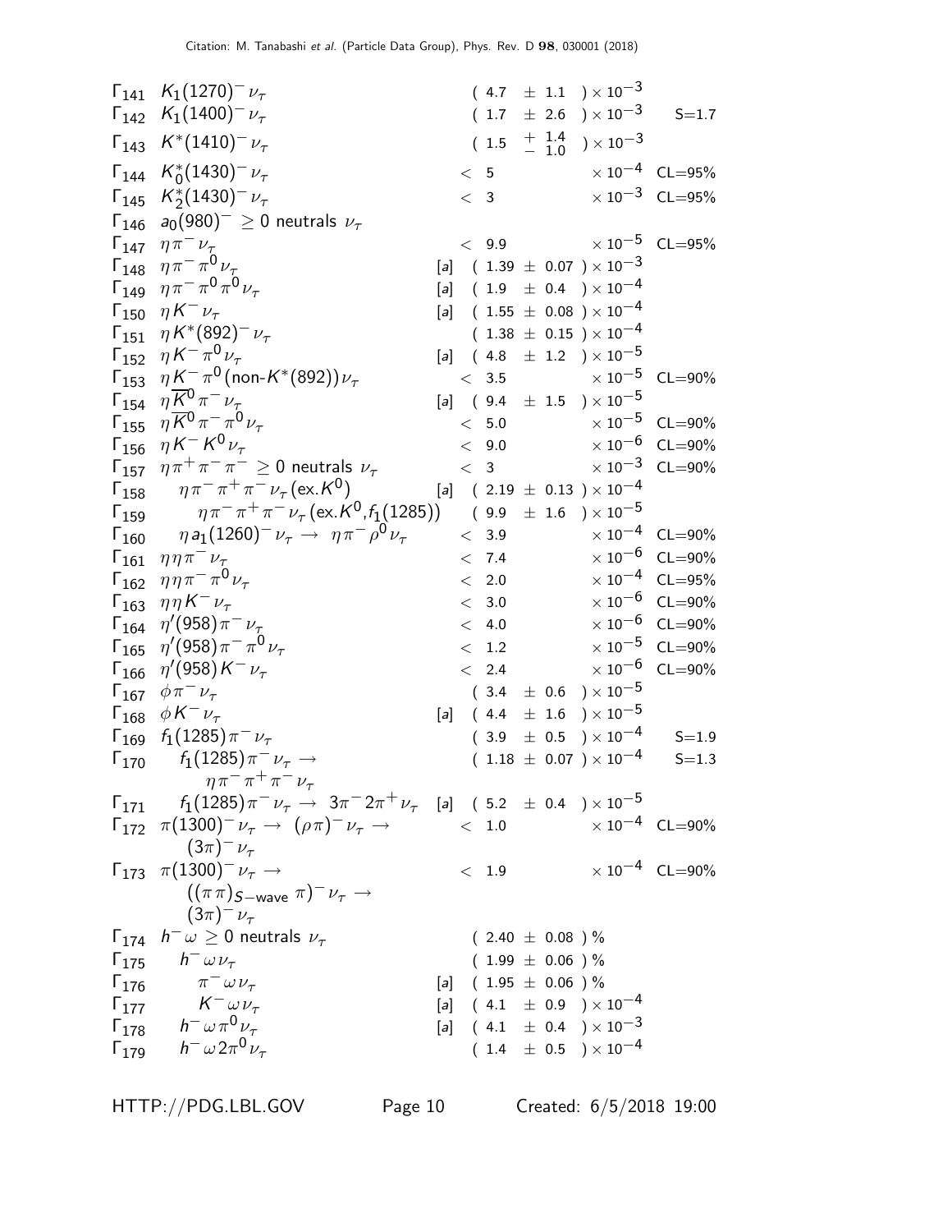| Mode | | | Fraction ($\Gamma_i/\Gamma$) | Scale factor/ Confidence level |
|---|---|---|---|---|
| $\Gamma_{141}$ | $K_1(1270)^-\nu_\tau$ | | $(4.7 \pm 1.1) \times 10^{-3}$ | |
| $\Gamma_{142}$ | $K_1(1400)^-\nu_\tau$ | | $(1.7 \pm 2.6) \times 10^{-3}$ | S=1.7 |
| $\Gamma_{143}$ | $K^*(1410)^-\nu_\tau$ | | $(1.5 ^{+1.4}_{-1.0}) \times 10^{-3}$ | |
| $\Gamma_{144}$ | $K_0^*(1430)^-\nu_\tau$ | | $< 5 \times 10^{-4}$ | CL=95% |
| $\Gamma_{145}$ | $K_2^*(1430)^-\nu_\tau$ | | $< 3 \times 10^{-3}$ | CL=95% |
| $\Gamma_{146}$ | $a_0(980)^- \geq 0$ neutrals $\nu_\tau$ | | | |
| $\Gamma_{147}$ | $\eta\pi^-\nu_\tau$ | | $< 9.9 \times 10^{-5}$ | CL=95% |
| $\Gamma_{148}$ | $\eta\pi^-\pi^0\nu_\tau$ | [a] | $(1.39 \pm 0.07) \times 10^{-3}$ | |
| $\Gamma_{149}$ | $\eta\pi^-\pi^0\pi^0\nu_\tau$ | [a] | $(1.9 \pm 0.4) \times 10^{-4}$ | |
| $\Gamma_{150}$ | $\eta K^-\nu_\tau$ | [a] | $(1.55 \pm 0.08) \times 10^{-4}$ | |
| $\Gamma_{151}$ | $\eta K^*(892)^-\nu_\tau$ | | $(1.38 \pm 0.15) \times 10^{-4}$ | |
| $\Gamma_{152}$ | $\eta K^-\pi^0\nu_\tau$ | [a] | $(4.8 \pm 1.2) \times 10^{-5}$ | |
| $\Gamma_{153}$ | $\eta K^-\pi^0(\text{non-}K^*(892))\nu_\tau$ | | $< 3.5 \times 10^{-5}$ | CL=90% |
| $\Gamma_{154}$ | $\eta\overline{K}^0\pi^-\nu_\tau$ | [a] | $(9.4 \pm 1.5) \times 10^{-5}$ | |
| $\Gamma_{155}$ | $\eta\overline{K}^0\pi^-\pi^0\nu_\tau$ | | $< 5.0 \times 10^{-5}$ | CL=90% |
| $\Gamma_{156}$ | $\eta K^- K^0\nu_\tau$ | | $< 9.0 \times 10^{-6}$ | CL=90% |
| $\Gamma_{157}$ | $\eta\pi^+\pi^-\pi^- \geq 0$ neutrals $\nu_\tau$ | | $< 3 \times 10^{-3}$ | CL=90% |
| $\Gamma_{158}$ | $\eta\pi^-\pi^+\pi^-\nu_\tau(\text{ex.}K^0)$ | [a] | $(2.19 \pm 0.13) \times 10^{-4}$ | |
| $\Gamma_{159}$ | $\eta\pi^-\pi^+\pi^-\nu_\tau(\text{ex.}K^0, f_1(1285))$ | | $(9.9 \pm 1.6) \times 10^{-5}$ | |
| $\Gamma_{160}$ | $\eta a_1(1260)^-\nu_\tau \to \eta\pi^-\rho^0\nu_\tau$ | | $< 3.9 \times 10^{-4}$ | CL=90% |
| $\Gamma_{161}$ | $\eta\eta\pi^-\nu_\tau$ | | $< 7.4 \times 10^{-6}$ | CL=90% |
| $\Gamma_{162}$ | $\eta\eta\pi^-\pi^0\nu_\tau$ | | $< 2.0 \times 10^{-4}$ | CL=95% |
| $\Gamma_{163}$ | $\eta\eta K^-\nu_\tau$ | | $< 3.0 \times 10^{-6}$ | CL=90% |
| $\Gamma_{164}$ | $\eta'(958)\pi^-\nu_\tau$ | | $< 4.0 \times 10^{-6}$ | CL=90% |
| $\Gamma_{165}$ | $\eta'(958)\pi^-\pi^0\nu_\tau$ | | $< 1.2 \times 10^{-5}$ | CL=90% |
| $\Gamma_{166}$ | $\eta'(958)K^-\nu_\tau$ | | $< 2.4 \times 10^{-6}$ | CL=90% |
| $\Gamma_{167}$ | $\phi\pi^-\nu_\tau$ | | $(3.4 \pm 0.6) \times 10^{-5}$ | |
| $\Gamma_{168}$ | $\phi K^-\nu_\tau$ | [a] | $(4.4 \pm 1.6) \times 10^{-5}$ | |
| $\Gamma_{169}$ | $f_1(1285)\pi^-\nu_\tau$ | | $(3.9 \pm 0.5) \times 10^{-4}$ | S=1.9 |
| $\Gamma_{170}$ | $f_1(1285)\pi^-\nu_\tau \to \eta\pi^-\pi^+\pi^-\nu_\tau$ | | $(1.18 \pm 0.07) \times 10^{-4}$ | S=1.3 |
| $\Gamma_{171}$ | $f_1(1285)\pi^-\nu_\tau \to 3\pi^-2\pi^+\nu_\tau$ | [a] | $(5.2 \pm 0.4) \times 10^{-5}$ | |
| $\Gamma_{172}$ | $\pi(1300)^-\nu_\tau \to (\rho\pi)^-\nu_\tau \to (3\pi)^-\nu_\tau$ | | $< 1.0 \times 10^{-4}$ | CL=90% |
| $\Gamma_{173}$ | $\pi(1300)^-\nu_\tau \to ((\pi\pi)_{S-\text{wave}}\,\pi)^-\nu_\tau \to (3\pi)^-\nu_\tau$ | | $< 1.9 \times 10^{-4}$ | CL=90% |
| $\Gamma_{174}$ | $h^-\omega \geq 0$ neutrals $\nu_\tau$ | | $(2.40 \pm 0.08)$ % | |
| $\Gamma_{175}$ | $h^-\omega\nu_\tau$ | | $(1.99 \pm 0.06)$ % | |
| $\Gamma_{176}$ | $\pi^-\omega\nu_\tau$ | [a] | $(1.95 \pm 0.06)$ % | |
| $\Gamma_{177}$ | $K^-\omega\nu_\tau$ | [a] | $(4.1 \pm 0.9) \times 10^{-4}$ | |
| $\Gamma_{178}$ | $h^-\omega\pi^0\nu_\tau$ | [a] | $(4.1 \pm 0.4) \times 10^{-3}$ | |
| $\Gamma_{179}$ | $h^-\omega 2\pi^0\nu_\tau$ | | $(1.4 \pm 0.5) \times 10^{-4}$ | |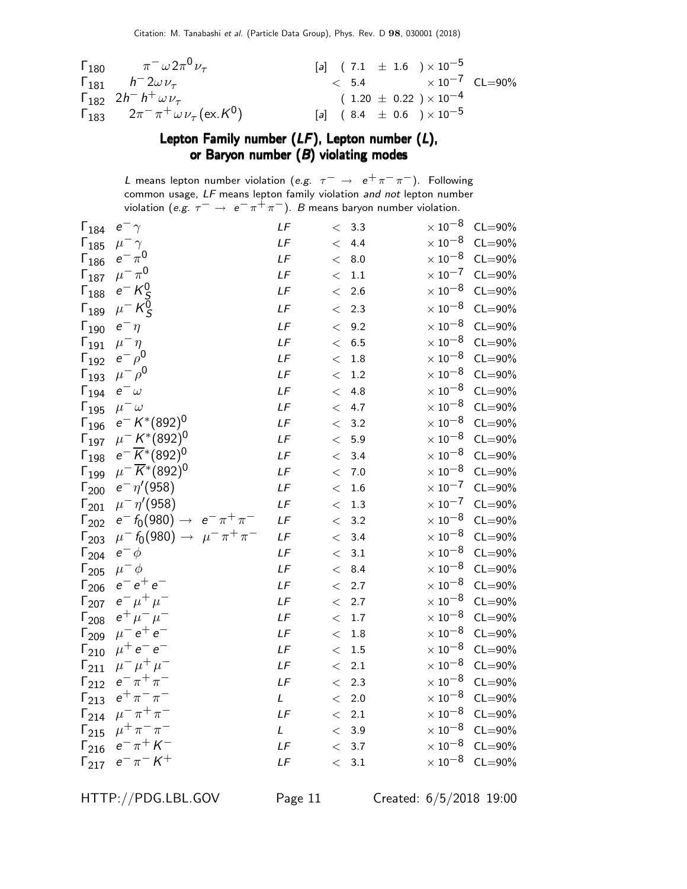| | Mode | | Fraction | | Confidence level |
|---|---|---|---|---|---|
| $\Gamma_{180}$ | $\pi^- \omega 2\pi^0 \nu_\tau$ | [a] | $(7.1 \pm 1.6) \times 10^{-5}$ | | |
| $\Gamma_{181}$ | $h^- 2\omega \nu_\tau$ | | $< 5.4$ | $\times 10^{-7}$ | CL=90% |
| $\Gamma_{182}$ | $2h^- h^+ \omega \nu_\tau$ | | $(1.20 \pm 0.22) \times 10^{-4}$ | | |
| $\Gamma_{183}$ | $2\pi^- \pi^+ \omega \nu_\tau (\text{ex.}K^0)$ | [a] | $(8.4 \pm 0.6) \times 10^{-5}$ | | |

## Lepton Family number (*LF*), Lepton number (*L*), or Baryon number (*B*) violating modes

*L* means lepton number violation (*e.g.* $\tau^- \to e^+ \pi^- \pi^-$). Following common usage, *LF* means lepton family violation *and not* lepton number violation (*e.g.* $\tau^- \to e^- \pi^+ \pi^-$). *B* means baryon number violation.

| | Mode | | Fraction | | Confidence level |
|---|---|---|---|---|---|
| $\Gamma_{184}$ | $e^- \gamma$ | *LF* | $< 3.3$ | $\times 10^{-8}$ | CL=90% |
| $\Gamma_{185}$ | $\mu^- \gamma$ | *LF* | $< 4.4$ | $\times 10^{-8}$ | CL=90% |
| $\Gamma_{186}$ | $e^- \pi^0$ | *LF* | $< 8.0$ | $\times 10^{-8}$ | CL=90% |
| $\Gamma_{187}$ | $\mu^- \pi^0$ | *LF* | $< 1.1$ | $\times 10^{-7}$ | CL=90% |
| $\Gamma_{188}$ | $e^- K^0_S$ | *LF* | $< 2.6$ | $\times 10^{-8}$ | CL=90% |
| $\Gamma_{189}$ | $\mu^- K^0_S$ | *LF* | $< 2.3$ | $\times 10^{-8}$ | CL=90% |
| $\Gamma_{190}$ | $e^- \eta$ | *LF* | $< 9.2$ | $\times 10^{-8}$ | CL=90% |
| $\Gamma_{191}$ | $\mu^- \eta$ | *LF* | $< 6.5$ | $\times 10^{-8}$ | CL=90% |
| $\Gamma_{192}$ | $e^- \rho^0$ | *LF* | $< 1.8$ | $\times 10^{-8}$ | CL=90% |
| $\Gamma_{193}$ | $\mu^- \rho^0$ | *LF* | $< 1.2$ | $\times 10^{-8}$ | CL=90% |
| $\Gamma_{194}$ | $e^- \omega$ | *LF* | $< 4.8$ | $\times 10^{-8}$ | CL=90% |
| $\Gamma_{195}$ | $\mu^- \omega$ | *LF* | $< 4.7$ | $\times 10^{-8}$ | CL=90% |
| $\Gamma_{196}$ | $e^- K^*(892)^0$ | *LF* | $< 3.2$ | $\times 10^{-8}$ | CL=90% |
| $\Gamma_{197}$ | $\mu^- K^*(892)^0$ | *LF* | $< 5.9$ | $\times 10^{-8}$ | CL=90% |
| $\Gamma_{198}$ | $e^- \overline{K}^*(892)^0$ | *LF* | $< 3.4$ | $\times 10^{-8}$ | CL=90% |
| $\Gamma_{199}$ | $\mu^- \overline{K}^*(892)^0$ | *LF* | $< 7.0$ | $\times 10^{-8}$ | CL=90% |
| $\Gamma_{200}$ | $e^- \eta'(958)$ | *LF* | $< 1.6$ | $\times 10^{-7}$ | CL=90% |
| $\Gamma_{201}$ | $\mu^- \eta'(958)$ | *LF* | $< 1.3$ | $\times 10^{-7}$ | CL=90% |
| $\Gamma_{202}$ | $e^- f_0(980) \to e^- \pi^+ \pi^-$ | *LF* | $< 3.2$ | $\times 10^{-8}$ | CL=90% |
| $\Gamma_{203}$ | $\mu^- f_0(980) \to \mu^- \pi^+ \pi^-$ | *LF* | $< 3.4$ | $\times 10^{-8}$ | CL=90% |
| $\Gamma_{204}$ | $e^- \phi$ | *LF* | $< 3.1$ | $\times 10^{-8}$ | CL=90% |
| $\Gamma_{205}$ | $\mu^- \phi$ | *LF* | $< 8.4$ | $\times 10^{-8}$ | CL=90% |
| $\Gamma_{206}$ | $e^- e^+ e^-$ | *LF* | $< 2.7$ | $\times 10^{-8}$ | CL=90% |
| $\Gamma_{207}$ | $e^- \mu^+ \mu^-$ | *LF* | $< 2.7$ | $\times 10^{-8}$ | CL=90% |
| $\Gamma_{208}$ | $e^+ \mu^- \mu^-$ | *LF* | $< 1.7$ | $\times 10^{-8}$ | CL=90% |
| $\Gamma_{209}$ | $\mu^- e^+ e^-$ | *LF* | $< 1.8$ | $\times 10^{-8}$ | CL=90% |
| $\Gamma_{210}$ | $\mu^+ e^- e^-$ | *LF* | $< 1.5$ | $\times 10^{-8}$ | CL=90% |
| $\Gamma_{211}$ | $\mu^- \mu^+ \mu^-$ | *LF* | $< 2.1$ | $\times 10^{-8}$ | CL=90% |
| $\Gamma_{212}$ | $e^- \pi^+ \pi^-$ | *LF* | $< 2.3$ | $\times 10^{-8}$ | CL=90% |
| $\Gamma_{213}$ | $e^+ \pi^- \pi^-$ | *L* | $< 2.0$ | $\times 10^{-8}$ | CL=90% |
| $\Gamma_{214}$ | $\mu^- \pi^+ \pi^-$ | *LF* | $< 2.1$ | $\times 10^{-8}$ | CL=90% |
| $\Gamma_{215}$ | $\mu^+ \pi^- \pi^-$ | *L* | $< 3.9$ | $\times 10^{-8}$ | CL=90% |
| $\Gamma_{216}$ | $e^- \pi^+ K^-$ | *LF* | $< 3.7$ | $\times 10^{-8}$ | CL=90% |
| $\Gamma_{217}$ | $e^- \pi^- K^+$ | *LF* | $< 3.1$ | $\times 10^{-8}$ | CL=90% |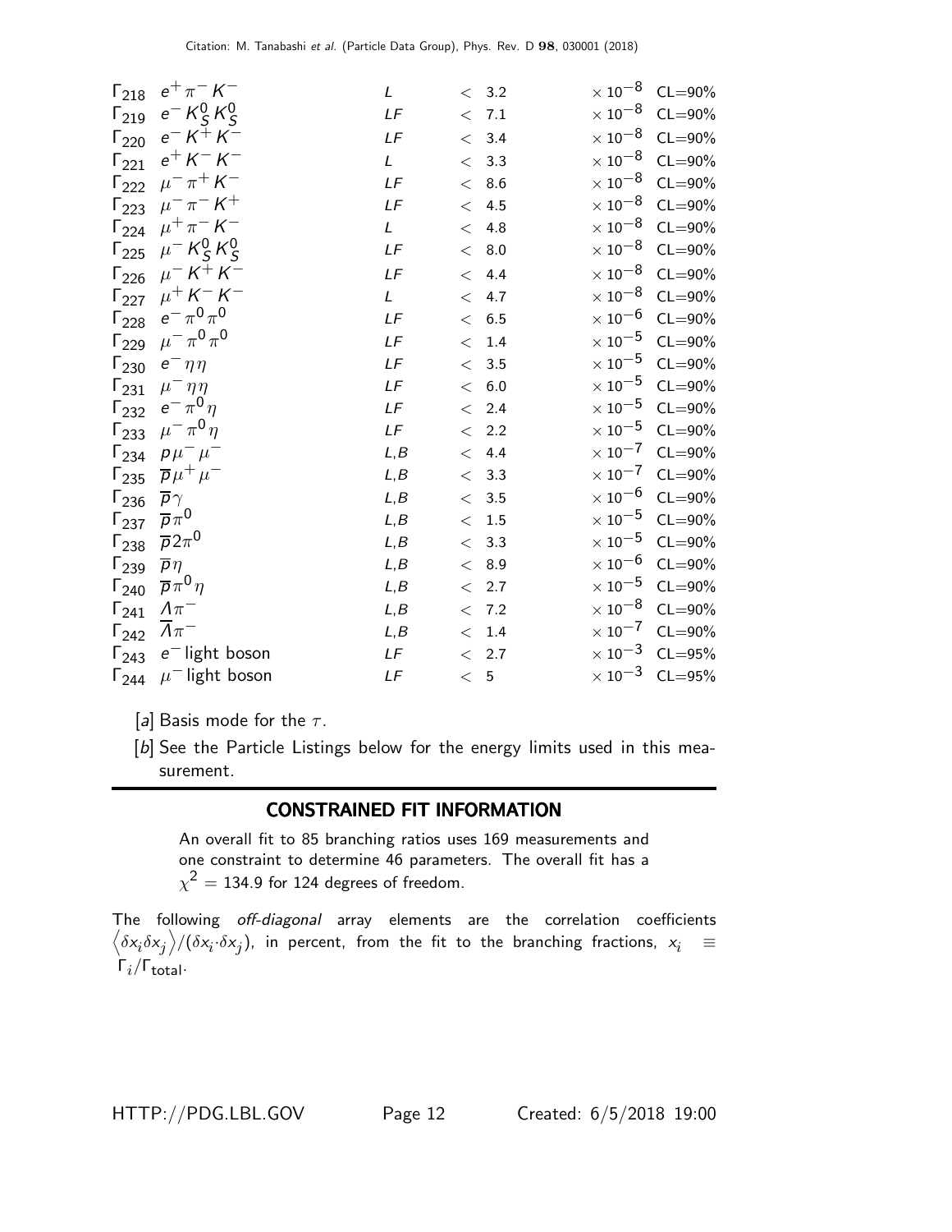| | | | | | |
|---|---|---|---|---|---|
| $\Gamma_{218}$ | $e^+ \pi^- K^-$ | $L$ | $< 3.2$ | $\times 10^{-8}$ | CL=90% |
| $\Gamma_{219}$ | $e^- K^0_S K^0_S$ | $LF$ | $< 7.1$ | $\times 10^{-8}$ | CL=90% |
| $\Gamma_{220}$ | $e^- K^+ K^-$ | $LF$ | $< 3.4$ | $\times 10^{-8}$ | CL=90% |
| $\Gamma_{221}$ | $e^+ K^- K^-$ | $L$ | $< 3.3$ | $\times 10^{-8}$ | CL=90% |
| $\Gamma_{222}$ | $\mu^- \pi^+ K^-$ | $LF$ | $< 8.6$ | $\times 10^{-8}$ | CL=90% |
| $\Gamma_{223}$ | $\mu^- \pi^- K^+$ | $LF$ | $< 4.5$ | $\times 10^{-8}$ | CL=90% |
| $\Gamma_{224}$ | $\mu^+ \pi^- K^-$ | $L$ | $< 4.8$ | $\times 10^{-8}$ | CL=90% |
| $\Gamma_{225}$ | $\mu^- K^0_S K^0_S$ | $LF$ | $< 8.0$ | $\times 10^{-8}$ | CL=90% |
| $\Gamma_{226}$ | $\mu^- K^+ K^-$ | $LF$ | $< 4.4$ | $\times 10^{-8}$ | CL=90% |
| $\Gamma_{227}$ | $\mu^+ K^- K^-$ | $L$ | $< 4.7$ | $\times 10^{-8}$ | CL=90% |
| $\Gamma_{228}$ | $e^- \pi^0 \pi^0$ | $LF$ | $< 6.5$ | $\times 10^{-6}$ | CL=90% |
| $\Gamma_{229}$ | $\mu^- \pi^0 \pi^0$ | $LF$ | $< 1.4$ | $\times 10^{-5}$ | CL=90% |
| $\Gamma_{230}$ | $e^- \eta\eta$ | $LF$ | $< 3.5$ | $\times 10^{-5}$ | CL=90% |
| $\Gamma_{231}$ | $\mu^- \eta\eta$ | $LF$ | $< 6.0$ | $\times 10^{-5}$ | CL=90% |
| $\Gamma_{232}$ | $e^- \pi^0 \eta$ | $LF$ | $< 2.4$ | $\times 10^{-5}$ | CL=90% |
| $\Gamma_{233}$ | $\mu^- \pi^0 \eta$ | $LF$ | $< 2.2$ | $\times 10^{-5}$ | CL=90% |
| $\Gamma_{234}$ | $p \mu^- \mu^-$ | $L,B$ | $< 4.4$ | $\times 10^{-7}$ | CL=90% |
| $\Gamma_{235}$ | $\overline{p} \mu^+ \mu^-$ | $L,B$ | $< 3.3$ | $\times 10^{-7}$ | CL=90% |
| $\Gamma_{236}$ | $\overline{p} \gamma$ | $L,B$ | $< 3.5$ | $\times 10^{-6}$ | CL=90% |
| $\Gamma_{237}$ | $\overline{p} \pi^0$ | $L,B$ | $< 1.5$ | $\times 10^{-5}$ | CL=90% |
| $\Gamma_{238}$ | $\overline{p} 2\pi^0$ | $L,B$ | $< 3.3$ | $\times 10^{-5}$ | CL=90% |
| $\Gamma_{239}$ | $\overline{p} \eta$ | $L,B$ | $< 8.9$ | $\times 10^{-6}$ | CL=90% |
| $\Gamma_{240}$ | $\overline{p} \pi^0 \eta$ | $L,B$ | $< 2.7$ | $\times 10^{-5}$ | CL=90% |
| $\Gamma_{241}$ | $\Lambda \pi^-$ | $L,B$ | $< 7.2$ | $\times 10^{-8}$ | CL=90% |
| $\Gamma_{242}$ | $\overline{\Lambda} \pi^-$ | $L,B$ | $< 1.4$ | $\times 10^{-7}$ | CL=90% |
| $\Gamma_{243}$ | $e^-$ light boson | $LF$ | $< 2.7$ | $\times 10^{-3}$ | CL=95% |
| $\Gamma_{244}$ | $\mu^-$ light boson | $LF$ | $< 5$ | $\times 10^{-3}$ | CL=95% |

[a] Basis mode for the $\tau$.

[b] See the Particle Listings below for the energy limits used in this measurement.

## CONSTRAINED FIT INFORMATION

An overall fit to 85 branching ratios uses 169 measurements and one constraint to determine 46 parameters. The overall fit has a $\chi^2 = 134.9$ for 124 degrees of freedom.

The following *off-diagonal* array elements are the correlation coefficients $\left\langle \delta x_i \delta x_j \right\rangle / (\delta x_i \cdot \delta x_j)$, in percent, from the fit to the branching fractions, $x_i \equiv \Gamma_i / \Gamma_{\text{total}}$.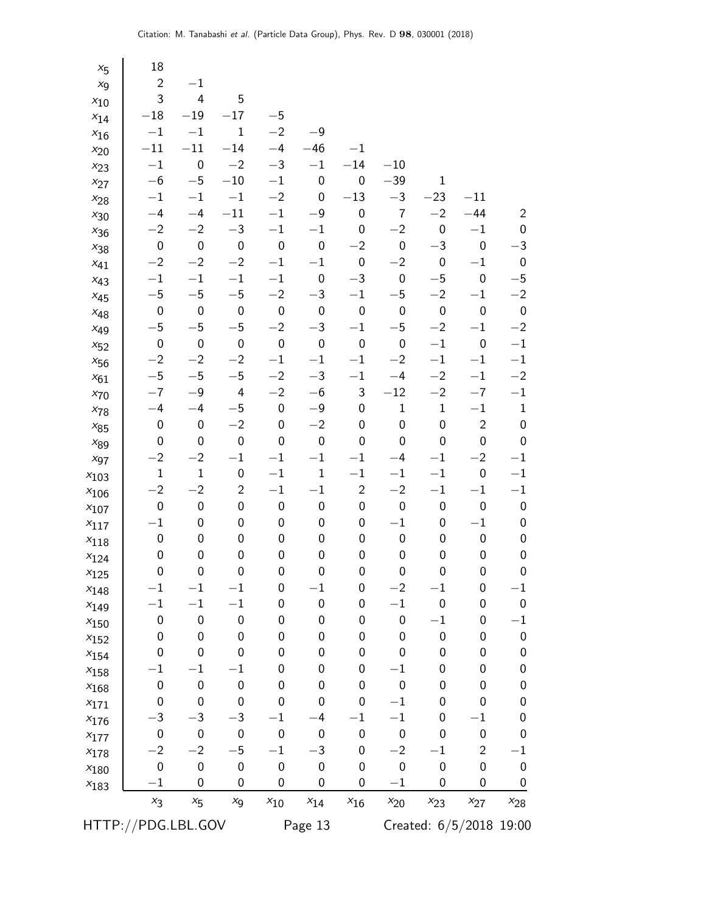| | | | | | | | | | | |
|---|---|---|---|---|---|---|---|---|---|---|
| $x_5$ | 18 | | | | | | | | | |
| $x_9$ | 2 | −1 | | | | | | | | |
| $x_{10}$ | 3 | 4 | 5 | | | | | | | |
| $x_{14}$ | −18 | −19 | −17 | −5 | | | | | | |
| $x_{16}$ | −1 | −1 | 1 | −2 | −9 | | | | | |
| $x_{20}$ | −11 | −11 | −14 | −4 | −46 | −1 | | | | |
| $x_{23}$ | −1 | 0 | −2 | −3 | −1 | −14 | −10 | | | |
| $x_{27}$ | −6 | −5 | −10 | −1 | 0 | 0 | −39 | 1 | | |
| $x_{28}$ | −1 | −1 | −1 | −2 | 0 | −13 | −3 | −23 | −11 | |
| $x_{30}$ | −4 | −4 | −11 | −1 | −9 | 0 | 7 | −2 | −44 | 2 |
| $x_{36}$ | −2 | −2 | −3 | −1 | −1 | 0 | −2 | 0 | −1 | 0 |
| $x_{38}$ | 0 | 0 | 0 | 0 | 0 | −2 | 0 | −3 | 0 | −3 |
| $x_{41}$ | −2 | −2 | −2 | −1 | −1 | 0 | −2 | 0 | −1 | 0 |
| $x_{43}$ | −1 | −1 | −1 | −1 | 0 | −3 | 0 | −5 | 0 | −5 |
| $x_{45}$ | −5 | −5 | −5 | −2 | −3 | −1 | −5 | −2 | −1 | −2 |
| $x_{48}$ | 0 | 0 | 0 | 0 | 0 | 0 | 0 | 0 | 0 | 0 |
| $x_{49}$ | −5 | −5 | −5 | −2 | −3 | −1 | −5 | −2 | −1 | −2 |
| $x_{52}$ | 0 | 0 | 0 | 0 | 0 | 0 | 0 | −1 | 0 | −1 |
| $x_{56}$ | −2 | −2 | −2 | −1 | −1 | −1 | −2 | −1 | −1 | −1 |
| $x_{61}$ | −5 | −5 | −5 | −2 | −3 | −1 | −4 | −2 | −1 | −2 |
| $x_{70}$ | −7 | −9 | 4 | −2 | −6 | 3 | −12 | −2 | −7 | −1 |
| $x_{78}$ | −4 | −4 | −5 | 0 | −9 | 0 | 1 | 1 | −1 | 1 |
| $x_{85}$ | 0 | 0 | −2 | 0 | −2 | 0 | 0 | 0 | 2 | 0 |
| $x_{89}$ | 0 | 0 | 0 | 0 | 0 | 0 | 0 | 0 | 0 | 0 |
| $x_{97}$ | −2 | −2 | −1 | −1 | −1 | −1 | −4 | −1 | −2 | −1 |
| $x_{103}$ | 1 | 1 | 0 | −1 | 1 | −1 | −1 | −1 | 0 | −1 |
| $x_{106}$ | −2 | −2 | 2 | −1 | −1 | 2 | −2 | −1 | −1 | −1 |
| $x_{107}$ | 0 | 0 | 0 | 0 | 0 | 0 | 0 | 0 | 0 | 0 |
| $x_{117}$ | −1 | 0 | 0 | 0 | 0 | 0 | −1 | 0 | −1 | 0 |
| $x_{118}$ | 0 | 0 | 0 | 0 | 0 | 0 | 0 | 0 | 0 | 0 |
| $x_{124}$ | 0 | 0 | 0 | 0 | 0 | 0 | 0 | 0 | 0 | 0 |
| $x_{125}$ | 0 | 0 | 0 | 0 | 0 | 0 | 0 | 0 | 0 | 0 |
| $x_{148}$ | −1 | −1 | −1 | 0 | −1 | 0 | −2 | −1 | 0 | −1 |
| $x_{149}$ | −1 | −1 | −1 | 0 | 0 | 0 | −1 | 0 | 0 | 0 |
| $x_{150}$ | 0 | 0 | 0 | 0 | 0 | 0 | 0 | −1 | 0 | −1 |
| $x_{152}$ | 0 | 0 | 0 | 0 | 0 | 0 | 0 | 0 | 0 | 0 |
| $x_{154}$ | 0 | 0 | 0 | 0 | 0 | 0 | 0 | 0 | 0 | 0 |
| $x_{158}$ | −1 | −1 | −1 | 0 | 0 | 0 | −1 | 0 | 0 | 0 |
| $x_{168}$ | 0 | 0 | 0 | 0 | 0 | 0 | 0 | 0 | 0 | 0 |
| $x_{171}$ | 0 | 0 | 0 | 0 | 0 | 0 | −1 | 0 | 0 | 0 |
| $x_{176}$ | −3 | −3 | −3 | −1 | −4 | −1 | −1 | 0 | −1 | 0 |
| $x_{177}$ | 0 | 0 | 0 | 0 | 0 | 0 | 0 | 0 | 0 | 0 |
| $x_{178}$ | −2 | −2 | −5 | −1 | −3 | 0 | −2 | −1 | 2 | −1 |
| $x_{180}$ | 0 | 0 | 0 | 0 | 0 | 0 | 0 | 0 | 0 | 0 |
| $x_{183}$ | −1 | 0 | 0 | 0 | 0 | 0 | −1 | 0 | 0 | 0 |
| | $x_3$ | $x_5$ | $x_9$ | $x_{10}$ | $x_{14}$ | $x_{16}$ | $x_{20}$ | $x_{23}$ | $x_{27}$ | $x_{28}$ |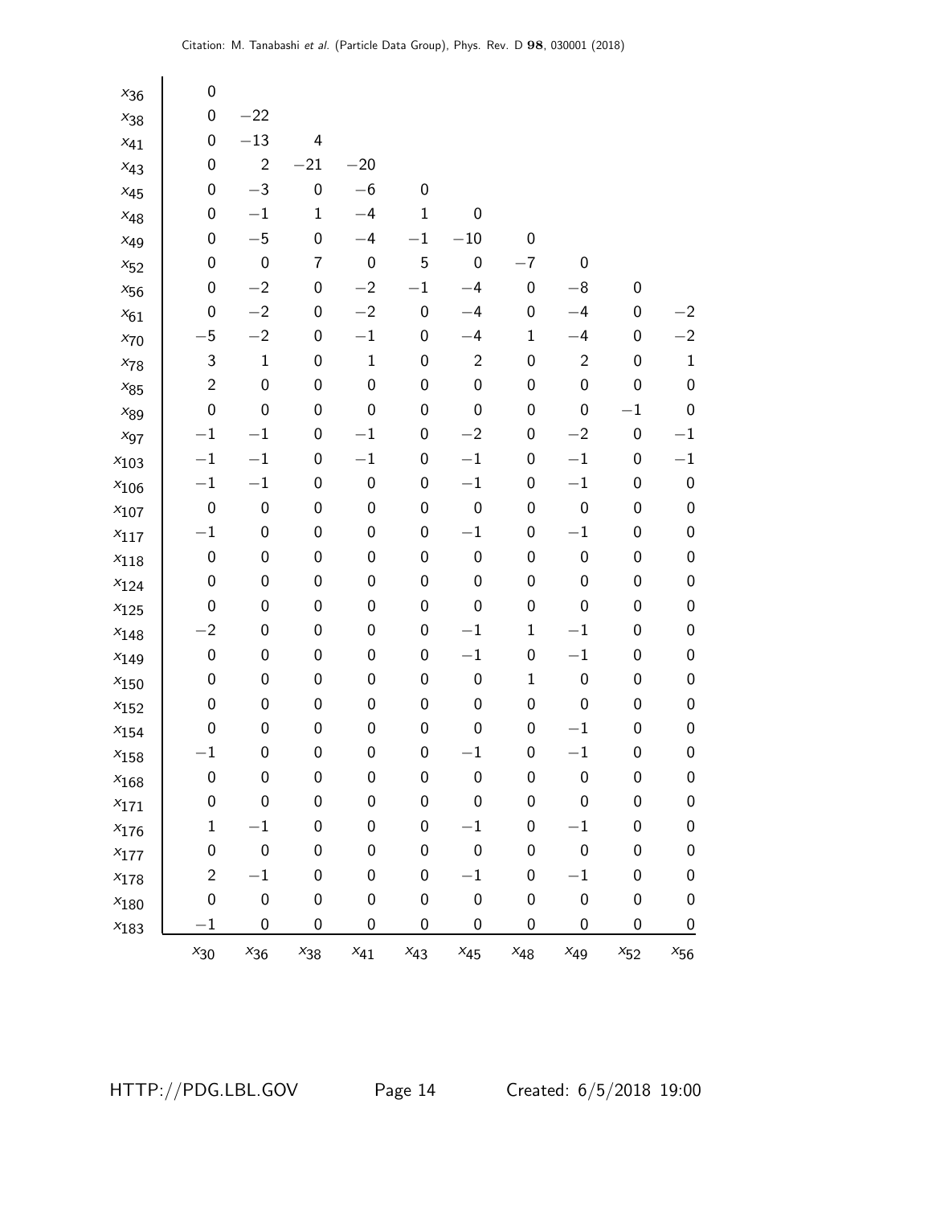| | $x_{30}$ | $x_{36}$ | $x_{38}$ | $x_{41}$ | $x_{43}$ | $x_{45}$ | $x_{48}$ | $x_{49}$ | $x_{52}$ | $x_{56}$ |
|---|---|---|---|---|---|---|---|---|---|---|
| $x_{36}$ | 0 | | | | | | | | | |
| $x_{38}$ | 0 | −22 | | | | | | | | |
| $x_{41}$ | 0 | −13 | 4 | | | | | | | |
| $x_{43}$ | 0 | 2 | −21 | −20 | | | | | | |
| $x_{45}$ | 0 | −3 | 0 | −6 | 0 | | | | | |
| $x_{48}$ | 0 | −1 | 1 | −4 | 1 | 0 | | | | |
| $x_{49}$ | 0 | −5 | 0 | −4 | −1 | −10 | 0 | | | |
| $x_{52}$ | 0 | 0 | 7 | 0 | 5 | 0 | −7 | 0 | | |
| $x_{56}$ | 0 | −2 | 0 | −2 | −1 | −4 | 0 | −8 | 0 | |
| $x_{61}$ | 0 | −2 | 0 | −2 | 0 | −4 | 0 | −4 | 0 | −2 |
| $x_{70}$ | −5 | −2 | 0 | −1 | 0 | −4 | 1 | −4 | 0 | −2 |
| $x_{78}$ | 3 | 1 | 0 | 1 | 0 | 2 | 0 | 2 | 0 | 1 |
| $x_{85}$ | 2 | 0 | 0 | 0 | 0 | 0 | 0 | 0 | 0 | 0 |
| $x_{89}$ | 0 | 0 | 0 | 0 | 0 | 0 | 0 | 0 | −1 | 0 |
| $x_{97}$ | −1 | −1 | 0 | −1 | 0 | −2 | 0 | −2 | 0 | −1 |
| $x_{103}$ | −1 | −1 | 0 | −1 | 0 | −1 | 0 | −1 | 0 | −1 |
| $x_{106}$ | −1 | −1 | 0 | 0 | 0 | −1 | 0 | −1 | 0 | 0 |
| $x_{107}$ | 0 | 0 | 0 | 0 | 0 | 0 | 0 | 0 | 0 | 0 |
| $x_{117}$ | −1 | 0 | 0 | 0 | 0 | −1 | 0 | −1 | 0 | 0 |
| $x_{118}$ | 0 | 0 | 0 | 0 | 0 | 0 | 0 | 0 | 0 | 0 |
| $x_{124}$ | 0 | 0 | 0 | 0 | 0 | 0 | 0 | 0 | 0 | 0 |
| $x_{125}$ | 0 | 0 | 0 | 0 | 0 | 0 | 0 | 0 | 0 | 0 |
| $x_{148}$ | −2 | 0 | 0 | 0 | 0 | −1 | 1 | −1 | 0 | 0 |
| $x_{149}$ | 0 | 0 | 0 | 0 | 0 | −1 | 0 | −1 | 0 | 0 |
| $x_{150}$ | 0 | 0 | 0 | 0 | 0 | 0 | 1 | 0 | 0 | 0 |
| $x_{152}$ | 0 | 0 | 0 | 0 | 0 | 0 | 0 | 0 | 0 | 0 |
| $x_{154}$ | 0 | 0 | 0 | 0 | 0 | 0 | 0 | −1 | 0 | 0 |
| $x_{158}$ | −1 | 0 | 0 | 0 | 0 | −1 | 0 | −1 | 0 | 0 |
| $x_{168}$ | 0 | 0 | 0 | 0 | 0 | 0 | 0 | 0 | 0 | 0 |
| $x_{171}$ | 0 | 0 | 0 | 0 | 0 | 0 | 0 | 0 | 0 | 0 |
| $x_{176}$ | 1 | −1 | 0 | 0 | 0 | −1 | 0 | −1 | 0 | 0 |
| $x_{177}$ | 0 | 0 | 0 | 0 | 0 | 0 | 0 | 0 | 0 | 0 |
| $x_{178}$ | 2 | −1 | 0 | 0 | 0 | −1 | 0 | −1 | 0 | 0 |
| $x_{180}$ | 0 | 0 | 0 | 0 | 0 | 0 | 0 | 0 | 0 | 0 |
| $x_{183}$ | −1 | 0 | 0 | 0 | 0 | 0 | 0 | 0 | 0 | 0 |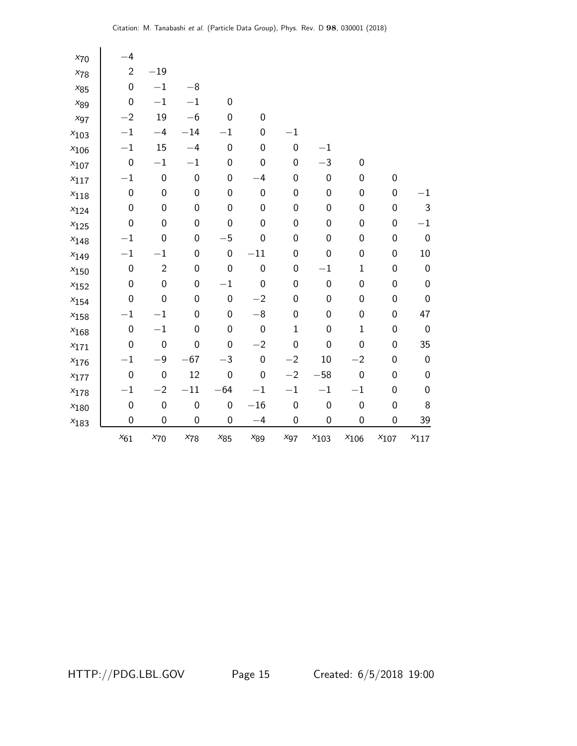|  | $x_{61}$ | $x_{70}$ | $x_{78}$ | $x_{85}$ | $x_{89}$ | $x_{97}$ | $x_{103}$ | $x_{106}$ | $x_{107}$ | $x_{117}$ |
|---|---|---|---|---|---|---|---|---|---|---|
| $x_{70}$ | −4 | | | | | | | | | |
| $x_{78}$ | 2 | −19 | | | | | | | | |
| $x_{85}$ | 0 | −1 | −8 | | | | | | | |
| $x_{89}$ | 0 | −1 | −1 | 0 | | | | | | |
| $x_{97}$ | −2 | 19 | −6 | 0 | 0 | | | | | |
| $x_{103}$ | −1 | −4 | −14 | −1 | 0 | −1 | | | | |
| $x_{106}$ | −1 | 15 | −4 | 0 | 0 | 0 | −1 | | | |
| $x_{107}$ | 0 | −1 | −1 | 0 | 0 | 0 | −3 | 0 | | |
| $x_{117}$ | −1 | 0 | 0 | 0 | −4 | 0 | 0 | 0 | 0 | |
| $x_{118}$ | 0 | 0 | 0 | 0 | 0 | 0 | 0 | 0 | 0 | −1 |
| $x_{124}$ | 0 | 0 | 0 | 0 | 0 | 0 | 0 | 0 | 0 | 3 |
| $x_{125}$ | 0 | 0 | 0 | 0 | 0 | 0 | 0 | 0 | 0 | −1 |
| $x_{148}$ | −1 | 0 | 0 | −5 | 0 | 0 | 0 | 0 | 0 | 0 |
| $x_{149}$ | −1 | −1 | 0 | 0 | −11 | 0 | 0 | 0 | 0 | 10 |
| $x_{150}$ | 0 | 2 | 0 | 0 | 0 | 0 | −1 | 1 | 0 | 0 |
| $x_{152}$ | 0 | 0 | 0 | −1 | 0 | 0 | 0 | 0 | 0 | 0 |
| $x_{154}$ | 0 | 0 | 0 | 0 | −2 | 0 | 0 | 0 | 0 | 0 |
| $x_{158}$ | −1 | −1 | 0 | 0 | −8 | 0 | 0 | 0 | 0 | 47 |
| $x_{168}$ | 0 | −1 | 0 | 0 | 0 | 1 | 0 | 1 | 0 | 0 |
| $x_{171}$ | 0 | 0 | 0 | 0 | −2 | 0 | 0 | 0 | 0 | 35 |
| $x_{176}$ | −1 | −9 | −67 | −3 | 0 | −2 | 10 | −2 | 0 | 0 |
| $x_{177}$ | 0 | 0 | 12 | 0 | 0 | −2 | −58 | 0 | 0 | 0 |
| $x_{178}$ | −1 | −2 | −11 | −64 | −1 | −1 | −1 | −1 | 0 | 0 |
| $x_{180}$ | 0 | 0 | 0 | 0 | −16 | 0 | 0 | 0 | 0 | 8 |
| $x_{183}$ | 0 | 0 | 0 | 0 | −4 | 0 | 0 | 0 | 0 | 39 |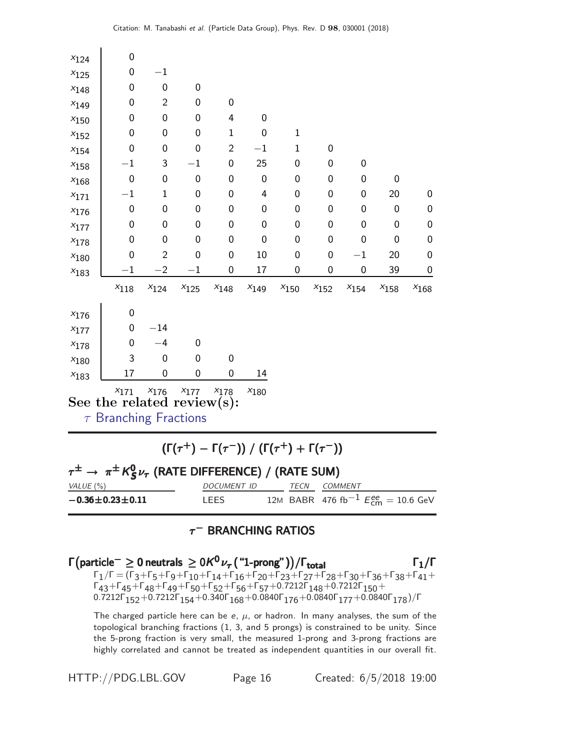| | | | | | | | | | | |
|---|---|---|---|---|---|---|---|---|---|---|
| $x_{124}$ | 0 | | | | | | | | | |
| $x_{125}$ | 0 | −1 | | | | | | | | |
| $x_{148}$ | 0 | 0 | 0 | | | | | | | |
| $x_{149}$ | 0 | 2 | 0 | 0 | | | | | | |
| $x_{150}$ | 0 | 0 | 0 | 4 | 0 | | | | | |
| $x_{152}$ | 0 | 0 | 0 | 1 | 0 | 1 | | | | |
| $x_{154}$ | 0 | 0 | 0 | 2 | −1 | 1 | 0 | | | |
| $x_{158}$ | −1 | 3 | −1 | 0 | 25 | 0 | 0 | 0 | | |
| $x_{168}$ | 0 | 0 | 0 | 0 | 0 | 0 | 0 | 0 | 0 | |
| $x_{171}$ | −1 | 1 | 0 | 0 | 4 | 0 | 0 | 0 | 20 | 0 |
| $x_{176}$ | 0 | 0 | 0 | 0 | 0 | 0 | 0 | 0 | 0 | 0 |
| $x_{177}$ | 0 | 0 | 0 | 0 | 0 | 0 | 0 | 0 | 0 | 0 |
| $x_{178}$ | 0 | 0 | 0 | 0 | 0 | 0 | 0 | 0 | 0 | 0 |
| $x_{180}$ | 0 | 2 | 0 | 0 | 10 | 0 | 0 | −1 | 20 | 0 |
| $x_{183}$ | −1 | −2 | −1 | 0 | 17 | 0 | 0 | 0 | 39 | 0 |
| | $x_{118}$ | $x_{124}$ | $x_{125}$ | $x_{148}$ | $x_{149}$ | $x_{150}$ | $x_{152}$ | $x_{154}$ | $x_{158}$ | $x_{168}$ |

| | | | | | |
|---|---|---|---|---|---|
| $x_{176}$ | 0 | | | | |
| $x_{177}$ | 0 | −14 | | | |
| $x_{178}$ | 0 | −4 | 0 | | |
| $x_{180}$ | 3 | 0 | 0 | 0 | |
| $x_{183}$ | 17 | 0 | 0 | 0 | 14 |
| | $x_{171}$ | $x_{176}$ | $x_{177}$ | $x_{178}$ | $x_{180}$ |

**See the related review(s):**

$\tau$ Branching Fractions

## $(\Gamma(\tau^+) - \Gamma(\tau^-)) \,/\, (\Gamma(\tau^+) + \Gamma(\tau^-))$

### $\tau^\pm \to \pi^\pm K^0_S \nu_\tau$ (RATE DIFFERENCE) / (RATE SUM)

| *VALUE* (%) | *DOCUMENT ID* | *TECN* | *COMMENT* |
|---|---|---|---|
| **−0.36±0.23±0.11** | LEES 12M | BABR | 476 fb$^{-1}$ $E^{ee}_{\rm cm}$ = 10.6 GeV |

## $\tau^-$ BRANCHING RATIOS

### $\Gamma\big(\text{particle}^- \geq 0 \text{ neutrals} \geq 0K^0\nu_\tau\,(\text{"1-prong"})\big)/\Gamma_{\text{total}}$ $\qquad \Gamma_1/\Gamma$

$\Gamma_1/\Gamma = (\Gamma_3+\Gamma_5+\Gamma_9+\Gamma_{10}+\Gamma_{14}+\Gamma_{16}+\Gamma_{20}+\Gamma_{23}+\Gamma_{27}+\Gamma_{28}+\Gamma_{30}+\Gamma_{36}+\Gamma_{38}+\Gamma_{41}+\Gamma_{43}+\Gamma_{45}+\Gamma_{48}+\Gamma_{49}+\Gamma_{50}+\Gamma_{52}+\Gamma_{56}+\Gamma_{57}+0.7212\Gamma_{148}+0.7212\Gamma_{150}+0.7212\Gamma_{152}+0.7212\Gamma_{154}+0.340\Gamma_{168}+0.0840\Gamma_{176}+0.0840\Gamma_{177}+0.0840\Gamma_{178})/\Gamma$

The charged particle here can be $e$, $\mu$, or hadron. In many analyses, the sum of the topological branching fractions (1, 3, and 5 prongs) is constrained to be unity. Since the 5-prong fraction is very small, the measured 1-prong and 3-prong fractions are highly correlated and cannot be treated as independent quantities in our overall fit.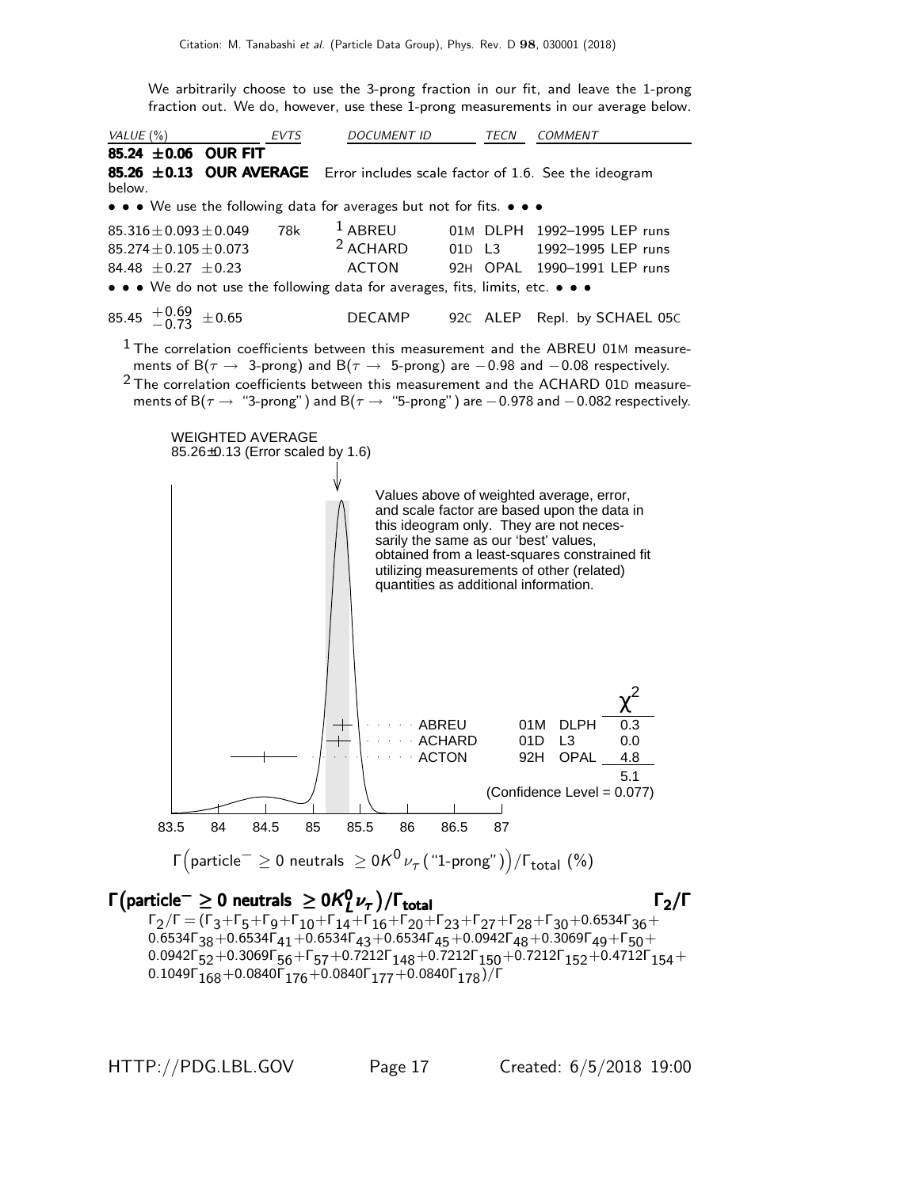We arbitrarily choose to use the 3-prong fraction in our fit, and leave the 1-prong fraction out. We do, however, use these 1-prong measurements in our average below.

| VALUE (%) | EVTS | DOCUMENT ID | | TECN | COMMENT |
|---|---|---|---|---|---|
| **85.24 ±0.06 OUR FIT** | | | | | |
| **85.26 ±0.13 OUR AVERAGE** Error includes scale factor of 1.6. See the ideogram below. | | | | | |
| • • • We use the following data for averages but not for fits. • • • | | | | | |
| $85.316 \pm 0.093 \pm 0.049$ | 78k | [1] ABREU | 01M | DLPH | 1992–1995 LEP runs |
| $85.274 \pm 0.105 \pm 0.073$ | | [2] ACHARD | 01D | L3 | 1992–1995 LEP runs |
| $84.48 \pm 0.27 \pm 0.23$ | | ACTON | 92H | OPAL | 1990–1991 LEP runs |
| • • • We do not use the following data for averages, fits, limits, etc. • • • | | | | | |
| $85.45 \; {}^{+0.69}_{-0.73} \pm 0.65$ | | DECAMP | 92C | ALEP | Repl. by SCHAEL 05C |

[1] The correlation coefficients between this measurement and the ABREU 01M measurements of B($\tau \rightarrow$ 3-prong) and B($\tau \rightarrow$ 5-prong) are −0.98 and −0.08 respectively.

[2] The correlation coefficients between this measurement and the ACHARD 01D measurements of B($\tau \rightarrow$ "3-prong") and B($\tau \rightarrow$ "5-prong") are −0.978 and −0.082 respectively.

WEIGHTED AVERAGE
85.26±0.13 (Error scaled by 1.6)

Values above of weighted average, error, and scale factor are based upon the data in this ideogram only. They are not necessarily the same as our 'best' values, obtained from a least-squares constrained fit utilizing measurements of other (related) quantities as additional information.

| | | | $\chi^2$ |
|---|---|---|---|
| ABREU | 01M | DLPH | 0.3 |
| ACHARD | 01D | L3 | 0.0 |
| ACTON | 92H | OPAL | 4.8 |
| | | | 5.1 |

(Confidence Level = 0.077)

$\Gamma\big(\text{particle}^- \geq 0 \text{ neutrals } \geq 0K^0 \nu_\tau (\text{"1-prong"})\big)/\Gamma_{\text{total}}$ (%)

## $\Gamma(\text{particle}^- \geq 0 \text{ neutrals } \geq 0K^0_L \nu_\tau)/\Gamma_{\text{total}}$ $\qquad \Gamma_2/\Gamma$

$\Gamma_2/\Gamma = (\Gamma_3+\Gamma_5+\Gamma_9+\Gamma_{10}+\Gamma_{14}+\Gamma_{16}+\Gamma_{20}+\Gamma_{23}+\Gamma_{27}+\Gamma_{28}+\Gamma_{30}+0.6534\Gamma_{36}+0.6534\Gamma_{38}+0.6534\Gamma_{41}+0.6534\Gamma_{43}+0.6534\Gamma_{45}+0.0942\Gamma_{48}+0.3069\Gamma_{49}+\Gamma_{50}+0.0942\Gamma_{52}+0.3069\Gamma_{56}+\Gamma_{57}+0.7212\Gamma_{148}+0.7212\Gamma_{150}+0.7212\Gamma_{152}+0.4712\Gamma_{154}+0.1049\Gamma_{168}+0.0840\Gamma_{176}+0.0840\Gamma_{177}+0.0840\Gamma_{178})/\Gamma$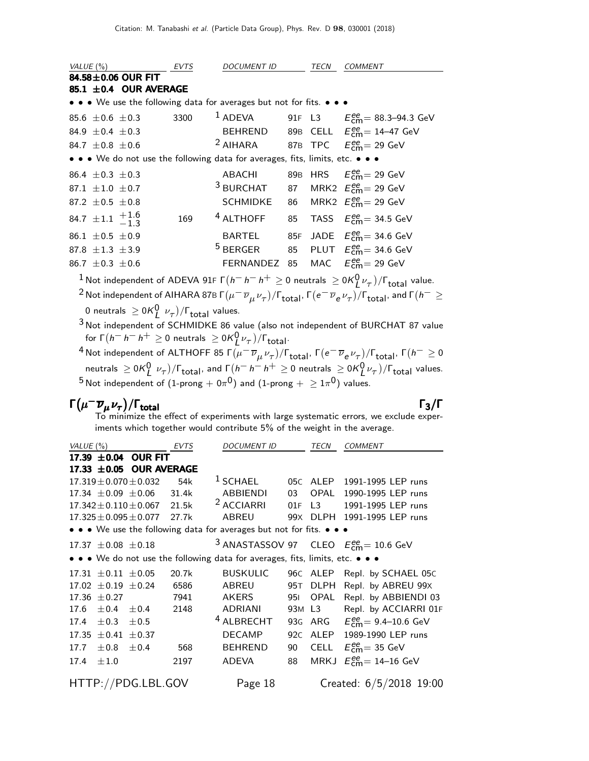| VALUE (%) | EVTS | DOCUMENT ID | | TECN | COMMENT |
|---|---|---|---|---|---|
| **84.58±0.06 OUR FIT** | | | | | |
| **85.1 ±0.4 OUR AVERAGE** | | | | | |
| • • • We use the following data for averages but not for fits. • • • | | | | | |
| 85.6 ±0.6 ±0.3 | 3300 | [1] ADEVA | 91F | L3 | $E^{ee}_{\rm cm}$= 88.3–94.3 GeV |
| 84.9 ±0.4 ±0.3 | | BEHREND | 89B | CELL | $E^{ee}_{\rm cm}$= 14–47 GeV |
| 84.7 ±0.8 ±0.6 | | [2] AIHARA | 87B | TPC | $E^{ee}_{\rm cm}$= 29 GeV |
| • • • We do not use the following data for averages, fits, limits, etc. • • • | | | | | |
| 86.4 ±0.3 ±0.3 | | ABACHI | 89B | HRS | $E^{ee}_{\rm cm}$= 29 GeV |
| 87.1 ±1.0 ±0.7 | | [3] BURCHAT | 87 | MRK2 | $E^{ee}_{\rm cm}$= 29 GeV |
| 87.2 ±0.5 ±0.8 | | SCHMIDKE | 86 | MRK2 | $E^{ee}_{\rm cm}$= 29 GeV |
| 84.7 ±1.1 $^{+1.6}_{-1.3}$ | 169 | [4] ALTHOFF | 85 | TASS | $E^{ee}_{\rm cm}$= 34.5 GeV |
| 86.1 ±0.5 ±0.9 | | BARTEL | 85F | JADE | $E^{ee}_{\rm cm}$= 34.6 GeV |
| 87.8 ±1.3 ±3.9 | | [5] BERGER | 85 | PLUT | $E^{ee}_{\rm cm}$= 34.6 GeV |
| 86.7 ±0.3 ±0.6 | | FERNANDEZ | 85 | MAC | $E^{ee}_{\rm cm}$= 29 GeV |

[1] Not independent of ADEVA 91F $\Gamma(h^- h^- h^+ \geq 0 \text{ neutrals } \geq 0 K^0_L \nu_\tau)/\Gamma_{\rm total}$ value.

[2] Not independent of AIHARA 87B $\Gamma(\mu^- \overline{\nu}_\mu \nu_\tau)/\Gamma_{\rm total}$, $\Gamma(e^- \overline{\nu}_e \nu_\tau)/\Gamma_{\rm total}$, and $\Gamma(h^- \geq 0 \text{ neutrals } \geq 0 K^0_L \nu_\tau)/\Gamma_{\rm total}$ values.

[3] Not independent of SCHMIDKE 86 value (also not independent of BURCHAT 87 value for $\Gamma(h^- h^- h^+ \geq 0 \text{ neutrals } \geq 0 K^0_L \nu_\tau)/\Gamma_{\rm total}$.

[4] Not independent of ALTHOFF 85 $\Gamma(\mu^- \overline{\nu}_\mu \nu_\tau)/\Gamma_{\rm total}$, $\Gamma(e^- \overline{\nu}_e \nu_\tau)/\Gamma_{\rm total}$, $\Gamma(h^- \geq 0 \text{ neutrals } \geq 0 K^0_L \nu_\tau)/\Gamma_{\rm total}$, and $\Gamma(h^- h^- h^+ \geq 0 \text{ neutrals } \geq 0 K^0_L \nu_\tau)/\Gamma_{\rm total}$ values.

[5] Not independent of (1-prong + $0\pi^0$) and (1-prong + $\geq 1\pi^0$) values.

## $\Gamma(\mu^- \overline{\nu}_\mu \nu_\tau)/\Gamma_{\rm total}$ $\Gamma_3/\Gamma$

To minimize the effect of experiments with large systematic errors, we exclude experiments which together would contribute 5% of the weight in the average.

| VALUE (%) | EVTS | DOCUMENT ID | | TECN | COMMENT |
|---|---|---|---|---|---|
| **17.39 ±0.04 OUR FIT** | | | | | |
| **17.33 ±0.05 OUR AVERAGE** | | | | | |
| 17.319±0.070±0.032 | 54k | [1] SCHAEL | 05C | ALEP | 1991-1995 LEP runs |
| 17.34 ±0.09 ±0.06 | 31.4k | ABBIENDI | 03 | OPAL | 1990-1995 LEP runs |
| 17.342±0.110±0.067 | 21.5k | [2] ACCIARRI | 01F | L3 | 1991-1995 LEP runs |
| 17.325±0.095±0.077 | 27.7k | ABREU | 99X | DLPH | 1991-1995 LEP runs |
| • • • We use the following data for averages but not for fits. • • • | | | | | |
| 17.37 ±0.08 ±0.18 | | [3] ANASTASSOV | 97 | CLEO | $E^{ee}_{\rm cm}$= 10.6 GeV |
| • • • We do not use the following data for averages, fits, limits, etc. • • • | | | | | |
| 17.31 ±0.11 ±0.05 | 20.7k | BUSKULIC | 96C | ALEP | Repl. by SCHAEL 05C |
| 17.02 ±0.19 ±0.24 | 6586 | ABREU | 95T | DLPH | Repl. by ABREU 99X |
| 17.36 ±0.27 | 7941 | AKERS | 95I | OPAL | Repl. by ABBIENDI 03 |
| 17.6 ±0.4 ±0.4 | 2148 | ADRIANI | 93M | L3 | Repl. by ACCIARRI 01F |
| 17.4 ±0.3 ±0.5 | | [4] ALBRECHT | 93G | ARG | $E^{ee}_{\rm cm}$= 9.4–10.6 GeV |
| 17.35 ±0.41 ±0.37 | | DECAMP | 92C | ALEP | 1989-1990 LEP runs |
| 17.7 ±0.8 ±0.4 | 568 | BEHREND | 90 | CELL | $E^{ee}_{\rm cm}$= 35 GeV |
| 17.4 ±1.0 | 2197 | ADEVA | 88 | MRKJ | $E^{ee}_{\rm cm}$= 14–16 GeV |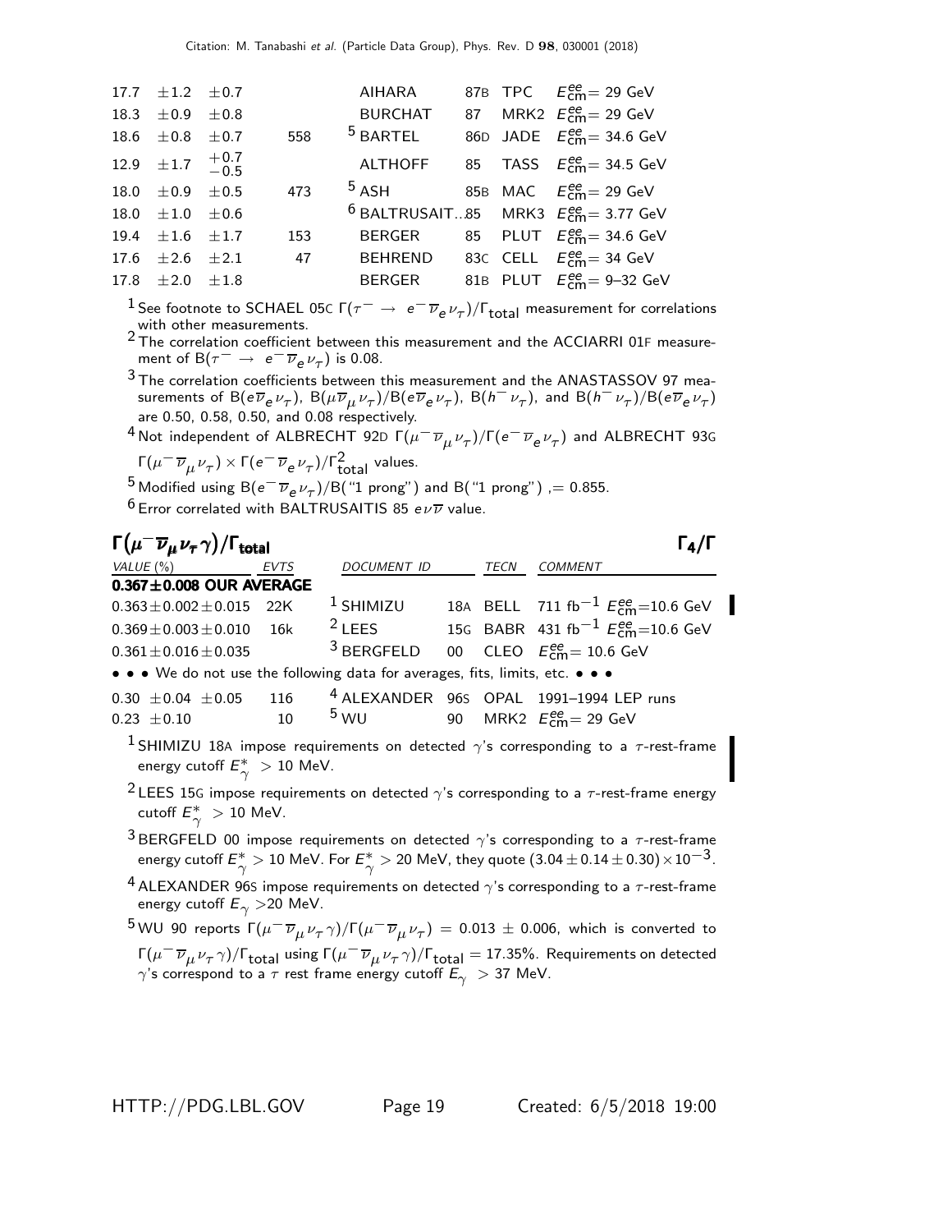| | | | | | | |
|---|---|---|---|---|---|---|
| 17.7 $\pm 1.2$ $\pm 0.7$ | | AIHARA | 87B | TPC | $E^{ee}_{cm}$= 29 GeV |
| 18.3 $\pm 0.9$ $\pm 0.8$ | | BURCHAT | 87 | MRK2 | $E^{ee}_{cm}$= 29 GeV |
| 18.6 $\pm 0.8$ $\pm 0.7$ | 558 | [5] BARTEL | 86D | JADE | $E^{ee}_{cm}$= 34.6 GeV |
| 12.9 $\pm 1.7$ $^{+0.7}_{-0.5}$ | | ALTHOFF | 85 | TASS | $E^{ee}_{cm}$= 34.5 GeV |
| 18.0 $\pm 0.9$ $\pm 0.5$ | 473 | [5] ASH | 85B | MAC | $E^{ee}_{cm}$= 29 GeV |
| 18.0 $\pm 1.0$ $\pm 0.6$ | | [6] BALTRUSAIT...85 | | MRK3 | $E^{ee}_{cm}$= 3.77 GeV |
| 19.4 $\pm 1.6$ $\pm 1.7$ | 153 | BERGER | 85 | PLUT | $E^{ee}_{cm}$= 34.6 GeV |
| 17.6 $\pm 2.6$ $\pm 2.1$ | 47 | BEHREND | 83C | CELL | $E^{ee}_{cm}$= 34 GeV |
| 17.8 $\pm 2.0$ $\pm 1.8$ | | BERGER | 81B | PLUT | $E^{ee}_{cm}$= 9–32 GeV |

[1] See footnote to SCHAEL 05C $\Gamma(\tau^- \to e^- \overline{\nu}_e \nu_\tau)/\Gamma_{total}$ measurement for correlations with other measurements.

[2] The correlation coefficient between this measurement and the ACCIARRI 01F measurement of $B(\tau^- \to e^- \overline{\nu}_e \nu_\tau)$ is 0.08.

[3] The correlation coefficients between this measurement and the ANASTASSOV 97 measurements of $B(e\overline{\nu}_e \nu_\tau)$, $B(\mu\overline{\nu}_\mu \nu_\tau)/B(e\overline{\nu}_e \nu_\tau)$, $B(h^- \nu_\tau)$, and $B(h^- \nu_\tau)/B(e\overline{\nu}_e \nu_\tau)$ are 0.50, 0.58, 0.50, and 0.08 respectively.

[4] Not independent of ALBRECHT 92D $\Gamma(\mu^- \overline{\nu}_\mu \nu_\tau)/\Gamma(e^- \overline{\nu}_e \nu_\tau)$ and ALBRECHT 93G $\Gamma(\mu^- \overline{\nu}_\mu \nu_\tau) \times \Gamma(e^- \overline{\nu}_e \nu_\tau)/\Gamma^2_{total}$ values.

[5] Modified using $B(e^- \overline{\nu}_e \nu_\tau)/B(\text{"1 prong"})$ and $B(\text{"1 prong"})$ ,= 0.855.

[6] Error correlated with BALTRUSAITIS 85 $e\nu\overline{\nu}$ value.

## $\Gamma(\mu^- \overline{\nu}_\mu \nu_\tau \gamma)/\Gamma_{total}$ $\Gamma_4/\Gamma$

| VALUE (%) | EVTS | DOCUMENT ID | | TECN | COMMENT |
|---|---|---|---|---|---|
| **0.367±0.008 OUR AVERAGE** | | | | | |
| 0.363±0.002±0.015 | 22K | [1] SHIMIZU | 18A | BELL | 711 fb$^{-1}$ $E^{ee}_{cm}$=10.6 GeV |
| 0.369±0.003±0.010 | 16k | [2] LEES | 15G | BABR | 431 fb$^{-1}$ $E^{ee}_{cm}$=10.6 GeV |
| 0.361±0.016±0.035 | | [3] BERGFELD | 00 | CLEO | $E^{ee}_{cm}$= 10.6 GeV |
| • • • We do not use the following data for averages, fits, limits, etc. • • • | | | | | |
| 0.30 ±0.04 ±0.05 | 116 | [4] ALEXANDER | 96S | OPAL | 1991–1994 LEP runs |
| 0.23 ±0.10 | 10 | [5] WU | 90 | MRK2 | $E^{ee}_{cm}$= 29 GeV |

[1] SHIMIZU 18A impose requirements on detected $\gamma$'s corresponding to a $\tau$-rest-frame energy cutoff $E^*_\gamma > 10$ MeV.

[2] LEES 15G impose requirements on detected $\gamma$'s corresponding to a $\tau$-rest-frame energy cutoff $E^*_\gamma > 10$ MeV.

[3] BERGFELD 00 impose requirements on detected $\gamma$'s corresponding to a $\tau$-rest-frame energy cutoff $E^*_\gamma > 10$ MeV. For $E^*_\gamma > 20$ MeV, they quote $(3.04 \pm 0.14 \pm 0.30) \times 10^{-3}$.

[4] ALEXANDER 96S impose requirements on detected $\gamma$'s corresponding to a $\tau$-rest-frame energy cutoff $E_\gamma > 20$ MeV.

[5] WU 90 reports $\Gamma(\mu^- \overline{\nu}_\mu \nu_\tau \gamma)/\Gamma(\mu^- \overline{\nu}_\mu \nu_\tau) = 0.013 \pm 0.006$, which is converted to $\Gamma(\mu^- \overline{\nu}_\mu \nu_\tau \gamma)/\Gamma_{total}$ using $\Gamma(\mu^- \overline{\nu}_\mu \nu_\tau \gamma)/\Gamma_{total} = 17.35\%$. Requirements on detected $\gamma$'s correspond to a $\tau$ rest frame energy cutoff $E_\gamma > 37$ MeV.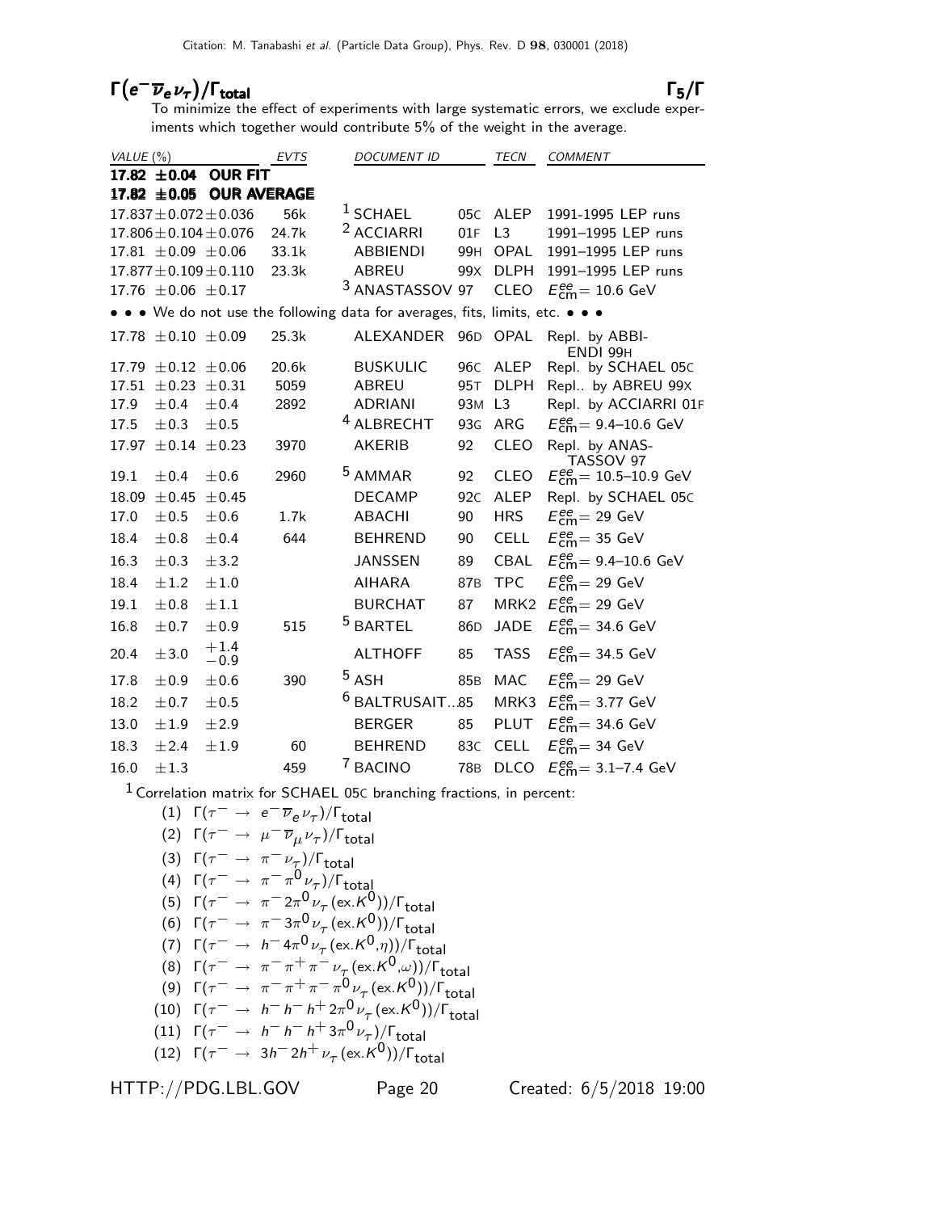## $\Gamma(e^-\overline{\nu}_e\nu_\tau)/\Gamma_{\text{total}}$ $\Gamma_5/\Gamma$

To minimize the effect of experiments with large systematic errors, we exclude experiments which together would contribute 5% of the weight in the average.

| VALUE (%) | EVTS | DOCUMENT ID | | TECN | COMMENT |
|---|---|---|---|---|---|
| **17.82 ±0.04 OUR FIT** | | | | | |
| **17.82 ±0.05 OUR AVERAGE** | | | | | |
| 17.837±0.072±0.036 | 56k | [1] SCHAEL | 05C | ALEP | 1991-1995 LEP runs |
| 17.806±0.104±0.076 | 24.7k | [2] ACCIARRI | 01F | L3 | 1991–1995 LEP runs |
| 17.81 ±0.09 ±0.06 | 33.1k | ABBIENDI | 99H | OPAL | 1991–1995 LEP runs |
| 17.877±0.109±0.110 | 23.3k | ABREU | 99X | DLPH | 1991–1995 LEP runs |
| 17.76 ±0.06 ±0.17 | | [3] ANASTASSOV | 97 | CLEO | $E^{ee}_{\text{cm}}$= 10.6 GeV |
| • • • We do not use the following data for averages, fits, limits, etc. • • • | | | | | |
| 17.78 ±0.10 ±0.09 | 25.3k | ALEXANDER | 96D | OPAL | Repl. by ABBIENDI 99H |
| 17.79 ±0.12 ±0.06 | 20.6k | BUSKULIC | 96C | ALEP | Repl. by SCHAEL 05C |
| 17.51 ±0.23 ±0.31 | 5059 | ABREU | 95T | DLPH | Repl.. by ABREU 99X |
| 17.9 ±0.4 ±0.4 | 2892 | ADRIANI | 93M | L3 | Repl. by ACCIARRI 01F |
| 17.5 ±0.3 ±0.5 | | [4] ALBRECHT | 93G | ARG | $E^{ee}_{\text{cm}}$= 9.4–10.6 GeV |
| 17.97 ±0.14 ±0.23 | 3970 | AKERIB | 92 | CLEO | Repl. by ANASTASSOV 97 |
| 19.1 ±0.4 ±0.6 | 2960 | [5] AMMAR | 92 | CLEO | $E^{ee}_{\text{cm}}$= 10.5–10.9 GeV |
| 18.09 ±0.45 ±0.45 | | DECAMP | 92C | ALEP | Repl. by SCHAEL 05C |
| 17.0 ±0.5 ±0.6 | 1.7k | ABACHI | 90 | HRS | $E^{ee}_{\text{cm}}$= 29 GeV |
| 18.4 ±0.8 ±0.4 | 644 | BEHREND | 90 | CELL | $E^{ee}_{\text{cm}}$= 35 GeV |
| 16.3 ±0.3 ±3.2 | | JANSSEN | 89 | CBAL | $E^{ee}_{\text{cm}}$= 9.4–10.6 GeV |
| 18.4 ±1.2 ±1.0 | | AIHARA | 87B | TPC | $E^{ee}_{\text{cm}}$= 29 GeV |
| 19.1 ±0.8 ±1.1 | | BURCHAT | 87 | MRK2 | $E^{ee}_{\text{cm}}$= 29 GeV |
| 16.8 ±0.7 ±0.9 | 515 | [5] BARTEL | 86D | JADE | $E^{ee}_{\text{cm}}$= 34.6 GeV |
| 20.4 ±3.0 $^{+1.4}_{-0.9}$ | | ALTHOFF | 85 | TASS | $E^{ee}_{\text{cm}}$= 34.5 GeV |
| 17.8 ±0.9 ±0.6 | 390 | [5] ASH | 85B | MAC | $E^{ee}_{\text{cm}}$= 29 GeV |
| 18.2 ±0.7 ±0.5 | | [6] BALTRUSAIT...85 | | MRK3 | $E^{ee}_{\text{cm}}$= 3.77 GeV |
| 13.0 ±1.9 ±2.9 | | BERGER | 85 | PLUT | $E^{ee}_{\text{cm}}$= 34.6 GeV |
| 18.3 ±2.4 ±1.9 | 60 | BEHREND | 83C | CELL | $E^{ee}_{\text{cm}}$= 34 GeV |
| 16.0 ±1.3 | 459 | [7] BACINO | 78B | DLCO | $E^{ee}_{\text{cm}}$= 3.1–7.4 GeV |

[1] Correlation matrix for SCHAEL 05C branching fractions, in percent:

(1) $\Gamma(\tau^- \to e^-\overline{\nu}_e\nu_\tau)/\Gamma_{\text{total}}$

(2) $\Gamma(\tau^- \to \mu^-\overline{\nu}_\mu\nu_\tau)/\Gamma_{\text{total}}$

(3) $\Gamma(\tau^- \to \pi^-\nu_\tau)/\Gamma_{\text{total}}$

(4) $\Gamma(\tau^- \to \pi^-\pi^0\nu_\tau)/\Gamma_{\text{total}}$

(5) $\Gamma(\tau^- \to \pi^-2\pi^0\nu_\tau(\text{ex.}K^0))/\Gamma_{\text{total}}$

(6) $\Gamma(\tau^- \to \pi^-3\pi^0\nu_\tau(\text{ex.}K^0))/\Gamma_{\text{total}}$

(7) $\Gamma(\tau^- \to h^-4\pi^0\nu_\tau(\text{ex.}K^0,\eta))/\Gamma_{\text{total}}$

(8) $\Gamma(\tau^- \to \pi^-\pi^+\pi^-\nu_\tau(\text{ex.}K^0,\omega))/\Gamma_{\text{total}}$

(9) $\Gamma(\tau^- \to \pi^-\pi^+\pi^-\pi^0\nu_\tau(\text{ex.}K^0))/\Gamma_{\text{total}}$

(10) $\Gamma(\tau^- \to h^-h^-h^+2\pi^0\nu_\tau(\text{ex.}K^0))/\Gamma_{\text{total}}$

(11) $\Gamma(\tau^- \to h^-h^-h^+3\pi^0\nu_\tau)/\Gamma_{\text{total}}$

(12) $\Gamma(\tau^- \to 3h^-2h^+\nu_\tau(\text{ex.}K^0))/\Gamma_{\text{total}}$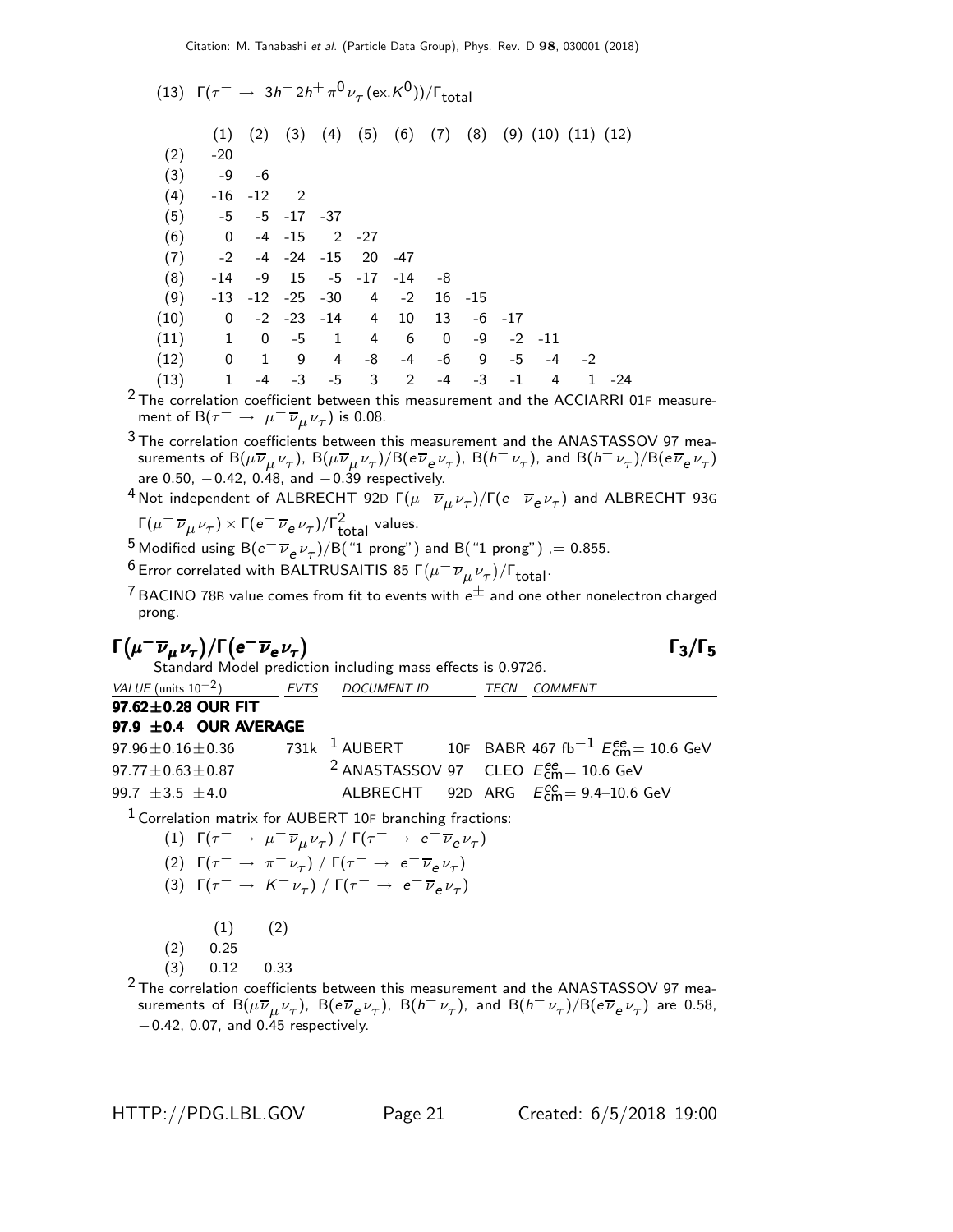(13) $\Gamma(\tau^- \to 3h^- 2h^+ \pi^0 \nu_\tau (\text{ex.} K^0))/\Gamma_{\text{total}}$

| | (1) | (2) | (3) | (4) | (5) | (6) | (7) | (8) | (9) | (10) | (11) | (12) |
|---|---|---|---|---|---|---|---|---|---|---|---|---|
| (2) | -20 | | | | | | | | | | | |
| (3) | -9 | -6 | | | | | | | | | | |
| (4) | -16 | -12 | 2 | | | | | | | | | |
| (5) | -5 | -5 | -17 | -37 | | | | | | | | |
| (6) | 0 | -4 | -15 | 2 | -27 | | | | | | | |
| (7) | -2 | -4 | -24 | -15 | 20 | -47 | | | | | | |
| (8) | -14 | -9 | 15 | -5 | -17 | -14 | -8 | | | | | |
| (9) | -13 | -12 | -25 | -30 | 4 | -2 | 16 | -15 | | | | |
| (10) | 0 | -2 | -23 | -14 | 4 | 10 | 13 | -6 | -17 | | | |
| (11) | 1 | 0 | -5 | 1 | 4 | 6 | 0 | -9 | -2 | -11 | | |
| (12) | 0 | 1 | 9 | 4 | -8 | -4 | -6 | 9 | -5 | -4 | -2 | |
| (13) | 1 | -4 | -3 | -5 | 3 | 2 | -4 | -3 | -1 | 4 | 1 | -24 |

[2] The correlation coefficient between this measurement and the ACCIARRI 01F measurement of $B(\tau^- \to \mu^- \overline{\nu}_\mu \nu_\tau)$ is 0.08.

[3] The correlation coefficients between this measurement and the ANASTASSOV 97 measurements of $B(\mu \overline{\nu}_\mu \nu_\tau)$, $B(\mu \overline{\nu}_\mu \nu_\tau)/B(e \overline{\nu}_e \nu_\tau)$, $B(h^- \nu_\tau)$, and $B(h^- \nu_\tau)/B(e \overline{\nu}_e \nu_\tau)$ are 0.50, $-0.42$, 0.48, and $-0.39$ respectively.

[4] Not independent of ALBRECHT 92D $\Gamma(\mu^- \overline{\nu}_\mu \nu_\tau)/\Gamma(e^- \overline{\nu}_e \nu_\tau)$ and ALBRECHT 93G $\Gamma(\mu^- \overline{\nu}_\mu \nu_\tau) \times \Gamma(e^- \overline{\nu}_e \nu_\tau)/\Gamma^2_{\text{total}}$ values.

[5] Modified using $B(e^- \overline{\nu}_e \nu_\tau)/B(\text{"1 prong"})$ and $B(\text{"1 prong"})$ ,= 0.855.

[6] Error correlated with BALTRUSAITIS 85 $\Gamma(\mu^- \overline{\nu}_\mu \nu_\tau)/\Gamma_{\text{total}}$.

[7] BACINO 78B value comes from fit to events with $e^\pm$ and one other nonelectron charged prong.

## $\Gamma(\mu^- \overline{\nu}_\mu \nu_\tau)/\Gamma(e^- \overline{\nu}_e \nu_\tau)$ $\qquad \Gamma_3/\Gamma_5$

Standard Model prediction including mass effects is 0.9726.

| VALUE (units $10^{-2}$) | EVTS | DOCUMENT ID | | TECN | COMMENT |
|---|---|---|---|---|---|
| **97.62±0.28 OUR FIT** | | | | | |
| **97.9 ±0.4 OUR AVERAGE** | | | | | |
| 97.96±0.16±0.36 | 731k | [1] AUBERT | 10F | BABR | 467 fb$^{-1}$ $E^{ee}_{\text{cm}}$= 10.6 GeV |
| 97.77±0.63±0.87 | | [2] ANASTASSOV | 97 | CLEO | $E^{ee}_{\text{cm}}$= 10.6 GeV |
| 99.7 ±3.5 ±4.0 | | ALBRECHT | 92D | ARG | $E^{ee}_{\text{cm}}$= 9.4–10.6 GeV |

[1] Correlation matrix for AUBERT 10F branching fractions:

(1) $\Gamma(\tau^- \to \mu^- \overline{\nu}_\mu \nu_\tau)$ / $\Gamma(\tau^- \to e^- \overline{\nu}_e \nu_\tau)$

(2) $\Gamma(\tau^- \to \pi^- \nu_\tau)$ / $\Gamma(\tau^- \to e^- \overline{\nu}_e \nu_\tau)$

(3) $\Gamma(\tau^- \to K^- \nu_\tau)$ / $\Gamma(\tau^- \to e^- \overline{\nu}_e \nu_\tau)$

| | (1) | (2) |
|---|---|---|
| (2) | 0.25 | |
| (3) | 0.12 | 0.33 |

[2] The correlation coefficients between this measurement and the ANASTASSOV 97 measurements of $B(\mu \overline{\nu}_\mu \nu_\tau)$, $B(e \overline{\nu}_e \nu_\tau)$, $B(h^- \nu_\tau)$, and $B(h^- \nu_\tau)/B(e \overline{\nu}_e \nu_\tau)$ are 0.58, $-0.42$, 0.07, and 0.45 respectively.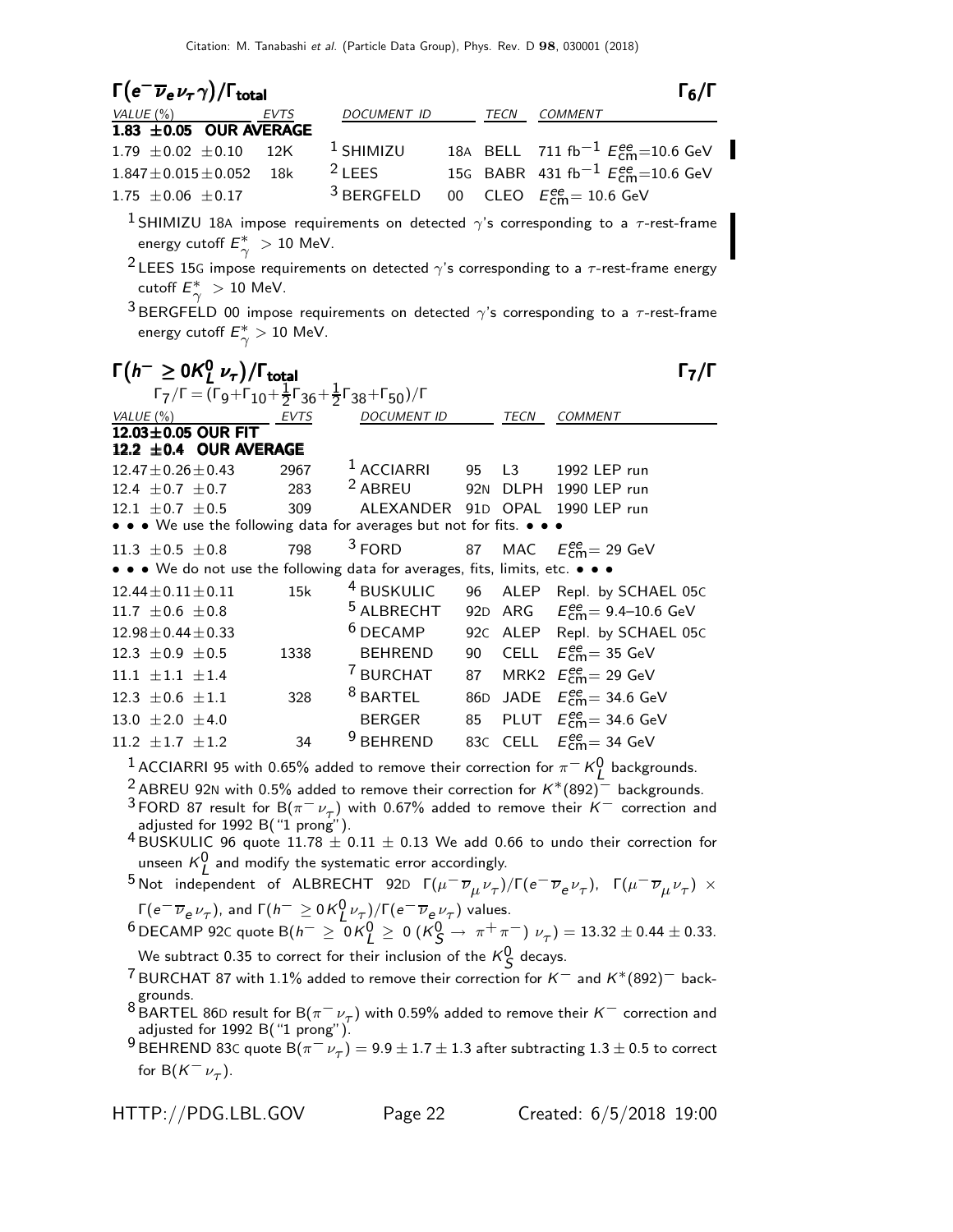## $\Gamma(e^- \overline{\nu}_e \nu_\tau \gamma)/\Gamma_{\text{total}}$ $\Gamma_6/\Gamma$

| VALUE (%) | EVTS | DOCUMENT ID | | TECN | COMMENT |
|---|---|---|---|---|---|
| **1.83 ±0.05 OUR AVERAGE** | | | | | |
| 1.79 ±0.02 ±0.10 | 12K | [1] SHIMIZU | 18A | BELL | 711 fb$^{-1}$ $E^{ee}_{\text{cm}}$=10.6 GeV |
| 1.847±0.015±0.052 | 18k | [2] LEES | 15G | BABR | 431 fb$^{-1}$ $E^{ee}_{\text{cm}}$=10.6 GeV |
| 1.75 ±0.06 ±0.17 | | [3] BERGFELD | 00 | CLEO | $E^{ee}_{\text{cm}}$= 10.6 GeV |

[1] SHIMIZU 18A impose requirements on detected $\gamma$'s corresponding to a $\tau$-rest-frame energy cutoff $E^*_\gamma$ > 10 MeV.

[2] LEES 15G impose requirements on detected $\gamma$'s corresponding to a $\tau$-rest-frame energy cutoff $E^*_\gamma$ > 10 MeV.

[3] BERGFELD 00 impose requirements on detected $\gamma$'s corresponding to a $\tau$-rest-frame energy cutoff $E^*_\gamma$ > 10 MeV.

## $\Gamma(h^- \geq 0K^0_L \nu_\tau)/\Gamma_{\text{total}}$ $\Gamma_7/\Gamma$

$\Gamma_7/\Gamma = (\Gamma_9+\Gamma_{10}+\frac{1}{2}\Gamma_{36}+\frac{1}{2}\Gamma_{38}+\Gamma_{50})/\Gamma$

| VALUE (%) | EVTS | DOCUMENT ID | | TECN | COMMENT |
|---|---|---|---|---|---|
| **12.03±0.05 OUR FIT** | | | | | |
| **12.2 ±0.4 OUR AVERAGE** | | | | | |
| 12.47±0.26±0.43 | 2967 | [1] ACCIARRI | 95 | L3 | 1992 LEP run |
| 12.4 ±0.7 ±0.7 | 283 | [2] ABREU | 92N | DLPH | 1990 LEP run |
| 12.1 ±0.7 ±0.5 | 309 | ALEXANDER | 91D | OPAL | 1990 LEP run |
| • • • We use the following data for averages but not for fits. • • • | | | | | |
| 11.3 ±0.5 ±0.8 | 798 | [3] FORD | 87 | MAC | $E^{ee}_{\text{cm}}$= 29 GeV |
| • • • We do not use the following data for averages, fits, limits, etc. • • • | | | | | |
| 12.44±0.11±0.11 | 15k | [4] BUSKULIC | 96 | ALEP | Repl. by SCHAEL 05C |
| 11.7 ±0.6 ±0.8 | | [5] ALBRECHT | 92D | ARG | $E^{ee}_{\text{cm}}$= 9.4–10.6 GeV |
| 12.98±0.44±0.33 | | [6] DECAMP | 92C | ALEP | Repl. by SCHAEL 05C |
| 12.3 ±0.9 ±0.5 | 1338 | BEHREND | 90 | CELL | $E^{ee}_{\text{cm}}$= 35 GeV |
| 11.1 ±1.1 ±1.4 | | [7] BURCHAT | 87 | MRK2 | $E^{ee}_{\text{cm}}$= 29 GeV |
| 12.3 ±0.6 ±1.1 | 328 | [8] BARTEL | 86D | JADE | $E^{ee}_{\text{cm}}$= 34.6 GeV |
| 13.0 ±2.0 ±4.0 | | BERGER | 85 | PLUT | $E^{ee}_{\text{cm}}$= 34.6 GeV |
| 11.2 ±1.7 ±1.2 | 34 | [9] BEHREND | 83C | CELL | $E^{ee}_{\text{cm}}$= 34 GeV |

[1] ACCIARRI 95 with 0.65% added to remove their correction for $\pi^- K^0_L$ backgrounds.

[2] ABREU 92N with 0.5% added to remove their correction for $K^*(892)^-$ backgrounds.

[3] FORD 87 result for B($\pi^- \nu_\tau$) with 0.67% added to remove their $K^-$ correction and adjusted for 1992 B("1 prong").

[4] BUSKULIC 96 quote 11.78 ± 0.11 ± 0.13 We add 0.66 to undo their correction for unseen $K^0_L$ and modify the systematic error accordingly.

[5] Not independent of ALBRECHT 92D $\Gamma(\mu^- \overline{\nu}_\mu \nu_\tau)/\Gamma(e^- \overline{\nu}_e \nu_\tau)$, $\Gamma(\mu^- \overline{\nu}_\mu \nu_\tau) \times \Gamma(e^- \overline{\nu}_e \nu_\tau)$, and $\Gamma(h^- \geq 0K^0_L \nu_\tau)/\Gamma(e^- \overline{\nu}_e \nu_\tau)$ values.

[6] DECAMP 92C quote B($h^- \geq 0K^0_L \geq 0\,(K^0_S \to \pi^+\pi^-)\,\nu_\tau$) = 13.32 ± 0.44 ± 0.33. We subtract 0.35 to correct for their inclusion of the $K^0_S$ decays.

[7] BURCHAT 87 with 1.1% added to remove their correction for $K^-$ and $K^*(892)^-$ backgrounds.

[8] BARTEL 86D result for B($\pi^- \nu_\tau$) with 0.59% added to remove their $K^-$ correction and adjusted for 1992 B("1 prong").

[9] BEHREND 83C quote B($\pi^- \nu_\tau$) = 9.9 ± 1.7 ± 1.3 after subtracting 1.3 ± 0.5 to correct for B($K^- \nu_\tau$).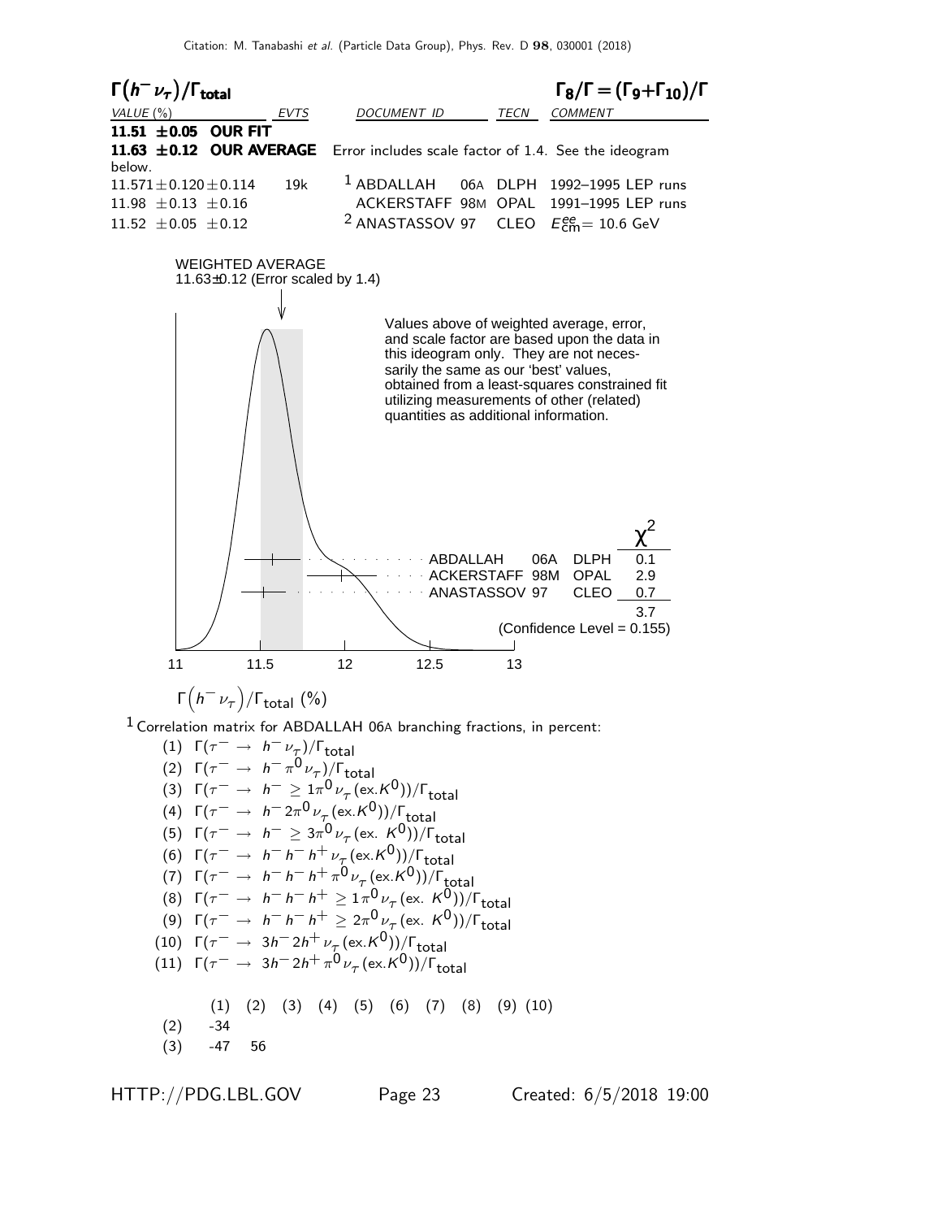## $\Gamma(h^- \nu_\tau)/\Gamma_{\text{total}}$ $\qquad\qquad$ $\Gamma_8/\Gamma = (\Gamma_9+\Gamma_{10})/\Gamma$

| VALUE (%) | EVTS | DOCUMENT ID | TECN | COMMENT |
|---|---|---|---|---|
| **11.51 ±0.05 OUR FIT** | | | | |
| **11.63 ±0.12 OUR AVERAGE** | | Error includes scale factor of 1.4. See the ideogram below. | | |
| $11.571 \pm 0.120 \pm 0.114$ | 19k | [1] ABDALLAH 06A | DLPH | 1992–1995 LEP runs |
| $11.98 \pm 0.13 \pm 0.16$ | | ACKERSTAFF 98M | OPAL | 1991–1995 LEP runs |
| $11.52 \pm 0.05 \pm 0.12$ | | [2] ANASTASSOV 97 | CLEO | $E^{ee}_{\text{cm}} = 10.6$ GeV |

WEIGHTED AVERAGE
11.63±0.12 (Error scaled by 1.4)

Values above of weighted average, error, and scale factor are based upon the data in this ideogram only. They are not necessarily the same as our 'best' values, obtained from a least-squares constrained fit utilizing measurements of other (related) quantities as additional information.

| | | | $\chi^2$ |
|---|---|---|---|
| ABDALLAH | 06A | DLPH | 0.1 |
| ACKERSTAFF | 98M | OPAL | 2.9 |
| ANASTASSOV | 97 | CLEO | 0.7 |
| | | | 3.7 |

(Confidence Level = 0.155)

$\Gamma(h^- \nu_\tau)/\Gamma_{\text{total}}$ (%)

[1] Correlation matrix for ABDALLAH 06A branching fractions, in percent:

(1) $\Gamma(\tau^- \to h^- \nu_\tau)/\Gamma_{\text{total}}$
(2) $\Gamma(\tau^- \to h^- \pi^0 \nu_\tau)/\Gamma_{\text{total}}$
(3) $\Gamma(\tau^- \to h^- \geq 1\pi^0 \nu_\tau (\text{ex.}K^0))/\Gamma_{\text{total}}$
(4) $\Gamma(\tau^- \to h^- 2\pi^0 \nu_\tau (\text{ex.}K^0))/\Gamma_{\text{total}}$
(5) $\Gamma(\tau^- \to h^- \geq 3\pi^0 \nu_\tau (\text{ex. }K^0))/\Gamma_{\text{total}}$
(6) $\Gamma(\tau^- \to h^- h^- h^+ \nu_\tau (\text{ex.}K^0))/\Gamma_{\text{total}}$
(7) $\Gamma(\tau^- \to h^- h^- h^+ \pi^0 \nu_\tau (\text{ex.}K^0))/\Gamma_{\text{total}}$
(8) $\Gamma(\tau^- \to h^- h^- h^+ \geq 1\pi^0 \nu_\tau (\text{ex. }K^0))/\Gamma_{\text{total}}$
(9) $\Gamma(\tau^- \to h^- h^- h^+ \geq 2\pi^0 \nu_\tau (\text{ex. }K^0))/\Gamma_{\text{total}}$
(10) $\Gamma(\tau^- \to 3h^- 2h^+ \nu_\tau (\text{ex.}K^0))/\Gamma_{\text{total}}$
(11) $\Gamma(\tau^- \to 3h^- 2h^+ \pi^0 \nu_\tau (\text{ex.}K^0))/\Gamma_{\text{total}}$

| | (1) | (2) | (3) | (4) | (5) | (6) | (7) | (8) | (9) | (10) |
|---|---|---|---|---|---|---|---|---|---|---|
| (2) | -34 | | | | | | | | | |
| (3) | -47 | 56 | | | | | | | | |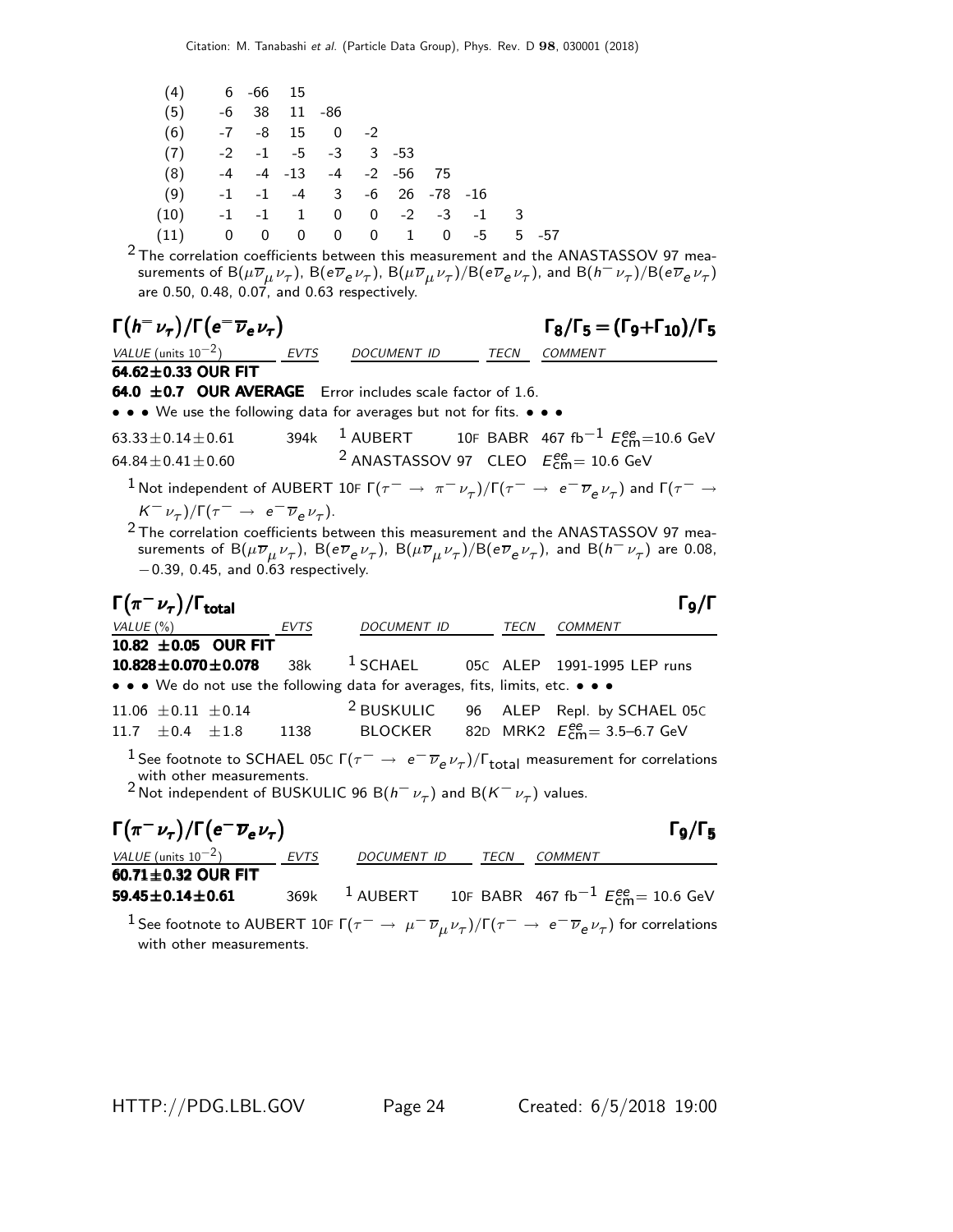| | | | | | | | | | | |
|---|---|---|---|---|---|---|---|---|---|---|
| (4) | 6 | -66 | 15 | | | | | | | |
| (5) | -6 | 38 | 11 | -86 | | | | | | |
| (6) | -7 | -8 | 15 | 0 | -2 | | | | | |
| (7) | -2 | -1 | -5 | -3 | 3 | -53 | | | | |
| (8) | -4 | -4 | -13 | -4 | -2 | -56 | 75 | | | |
| (9) | -1 | -1 | -4 | 3 | -6 | 26 | -78 | -16 | | |
| (10) | -1 | -1 | 1 | 0 | 0 | -2 | -3 | -1 | 3 | |
| (11) | 0 | 0 | 0 | 0 | 0 | 1 | 0 | -5 | 5 | -57 |

[2] The correlation coefficients between this measurement and the ANASTASSOV 97 measurements of $B(\mu\overline{\nu}_\mu\nu_\tau)$, $B(e\overline{\nu}_e\nu_\tau)$, $B(\mu\overline{\nu}_\mu\nu_\tau)/B(e\overline{\nu}_e\nu_\tau)$, and $B(h^-\nu_\tau)/B(e\overline{\nu}_e\nu_\tau)$ are 0.50, 0.48, 0.07, and 0.63 respectively.

## $\Gamma(h^-\nu_\tau)/\Gamma(e^-\overline{\nu}_e\nu_\tau)$ — $\Gamma_8/\Gamma_5 = (\Gamma_9+\Gamma_{10})/\Gamma_5$

| VALUE (units $10^{-2}$) | EVTS | DOCUMENT ID | | TECN | COMMENT |
|---|---|---|---|---|---|
| **64.62±0.33 OUR FIT** | | | | | |
| **64.0 ±0.7 OUR AVERAGE** Error includes scale factor of 1.6. | | | | | |
| • • • We use the following data for averages but not for fits. • • • | | | | | |
| 63.33±0.14±0.61 | 394k | [1] AUBERT | 10F | BABR | 467 fb$^{-1}$ $E^{ee}_{cm}$=10.6 GeV |
| 64.84±0.41±0.60 | | [2] ANASTASSOV | 97 | CLEO | $E^{ee}_{cm}$= 10.6 GeV |

[1] Not independent of AUBERT 10F $\Gamma(\tau^- \rightarrow \pi^-\nu_\tau)/\Gamma(\tau^- \rightarrow e^-\overline{\nu}_e\nu_\tau)$ and $\Gamma(\tau^- \rightarrow K^-\nu_\tau)/\Gamma(\tau^- \rightarrow e^-\overline{\nu}_e\nu_\tau)$.

[2] The correlation coefficients between this measurement and the ANASTASSOV 97 measurements of $B(\mu\overline{\nu}_\mu\nu_\tau)$, $B(e\overline{\nu}_e\nu_\tau)$, $B(\mu\overline{\nu}_\mu\nu_\tau)/B(e\overline{\nu}_e\nu_\tau)$, and $B(h^-\nu_\tau)$ are 0.08, −0.39, 0.45, and 0.63 respectively.

## $\Gamma(\pi^-\nu_\tau)/\Gamma_{total}$ — $\Gamma_9/\Gamma$

| VALUE (%) | EVTS | DOCUMENT ID | | TECN | COMMENT |
|---|---|---|---|---|---|
| **10.82 ±0.05 OUR FIT** | | | | | |
| **10.828±0.070±0.078** | 38k | [1] SCHAEL | 05C | ALEP | 1991-1995 LEP runs |
| • • • We do not use the following data for averages, fits, limits, etc. • • • | | | | | |
| 11.06 ±0.11 ±0.14 | | [2] BUSKULIC | 96 | ALEP | Repl. by SCHAEL 05C |
| 11.7 ±0.4 ±1.8 | 1138 | BLOCKER | 82D | MRK2 | $E^{ee}_{cm}$= 3.5–6.7 GeV |

[1] See footnote to SCHAEL 05C $\Gamma(\tau^- \rightarrow e^-\overline{\nu}_e\nu_\tau)/\Gamma_{total}$ measurement for correlations with other measurements.

[2] Not independent of BUSKULIC 96 $B(h^-\nu_\tau)$ and $B(K^-\nu_\tau)$ values.

## $\Gamma(\pi^-\nu_\tau)/\Gamma(e^-\overline{\nu}_e\nu_\tau)$ — $\Gamma_9/\Gamma_5$

| VALUE (units $10^{-2}$) | EVTS | DOCUMENT ID | | TECN | COMMENT |
|---|---|---|---|---|---|
| **60.71±0.32 OUR FIT** | | | | | |
| **59.45±0.14±0.61** | 369k | [1] AUBERT | 10F | BABR | 467 fb$^{-1}$ $E^{ee}_{cm}$= 10.6 GeV |

[1] See footnote to AUBERT 10F $\Gamma(\tau^- \rightarrow \mu^-\overline{\nu}_\mu\nu_\tau)/\Gamma(\tau^- \rightarrow e^-\overline{\nu}_e\nu_\tau)$ for correlations with other measurements.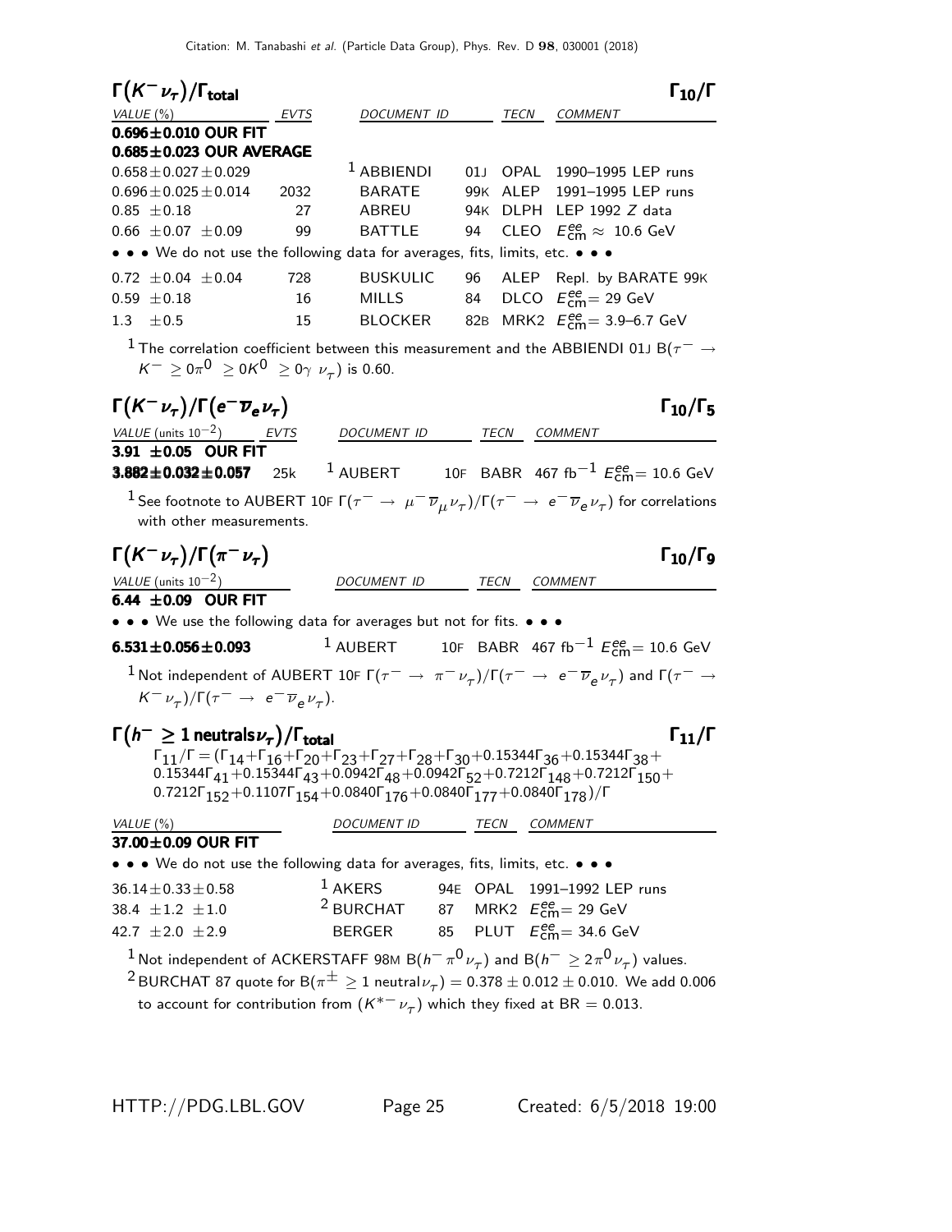### $\Gamma(K^- \nu_\tau)/\Gamma_{\text{total}}$ — $\Gamma_{10}/\Gamma$

| VALUE (%) | EVTS | DOCUMENT ID | | TECN | COMMENT |
|---|---|---|---|---|---|
| **0.696±0.010 OUR FIT** | | | | | |
| **0.685±0.023 OUR AVERAGE** | | | | | |
| 0.658±0.027±0.029 | | [1] ABBIENDI | 01J | OPAL | 1990–1995 LEP runs |
| 0.696±0.025±0.014 | 2032 | BARATE | 99K | ALEP | 1991–1995 LEP runs |
| 0.85 ±0.18 | 27 | ABREU | 94K | DLPH | LEP 1992 Z data |
| 0.66 ±0.07 ±0.09 | 99 | BATTLE | 94 | CLEO | $E^{ee}_{\text{cm}} \approx$ 10.6 GeV |
| • • • We do not use the following data for averages, fits, limits, etc. • • • | | | | | |
| 0.72 ±0.04 ±0.04 | 728 | BUSKULIC | 96 | ALEP | Repl. by BARATE 99K |
| 0.59 ±0.18 | 16 | MILLS | 84 | DLCO | $E^{ee}_{\text{cm}}$= 29 GeV |
| 1.3 ±0.5 | 15 | BLOCKER | 82B | MRK2 | $E^{ee}_{\text{cm}}$= 3.9–6.7 GeV |

[1] The correlation coefficient between this measurement and the ABBIENDI 01J B($\tau^- \to K^- \geq 0\pi^0 \geq 0K^0 \geq 0\gamma\ \nu_\tau$) is 0.60.

### $\Gamma(K^- \nu_\tau)/\Gamma(e^- \overline{\nu}_e \nu_\tau)$ — $\Gamma_{10}/\Gamma_5$

| VALUE (units $10^{-2}$) | EVTS | DOCUMENT ID | | TECN | COMMENT |
|---|---|---|---|---|---|
| **3.91 ±0.05 OUR FIT** | | | | | |
| **3.882±0.032±0.057** | 25k | [1] AUBERT | 10F | BABR | 467 fb$^{-1}$ $E^{ee}_{\text{cm}}$= 10.6 GeV |

[1] See footnote to AUBERT 10F $\Gamma(\tau^- \to \mu^- \overline{\nu}_\mu \nu_\tau)/\Gamma(\tau^- \to e^- \overline{\nu}_e \nu_\tau)$ for correlations with other measurements.

### $\Gamma(K^- \nu_\tau)/\Gamma(\pi^- \nu_\tau)$ — $\Gamma_{10}/\Gamma_9$

| VALUE (units $10^{-2}$) | DOCUMENT ID | | TECN | COMMENT |
|---|---|---|---|---|
| **6.44 ±0.09 OUR FIT** | | | | |
| • • • We use the following data for averages but not for fits. • • • | | | | |
| **6.531±0.056±0.093** | [1] AUBERT | 10F | BABR | 467 fb$^{-1}$ $E^{ee}_{\text{cm}}$= 10.6 GeV |

[1] Not independent of AUBERT 10F $\Gamma(\tau^- \to \pi^- \nu_\tau)/\Gamma(\tau^- \to e^- \overline{\nu}_e \nu_\tau)$ and $\Gamma(\tau^- \to K^- \nu_\tau)/\Gamma(\tau^- \to e^- \overline{\nu}_e \nu_\tau)$.

### $\Gamma(h^- \geq 1\ \text{neutrals}\ \nu_\tau)/\Gamma_{\text{total}}$ — $\Gamma_{11}/\Gamma$

$\Gamma_{11}/\Gamma = (\Gamma_{14}+\Gamma_{16}+\Gamma_{20}+\Gamma_{23}+\Gamma_{27}+\Gamma_{28}+\Gamma_{30}+0.15344\Gamma_{36}+0.15344\Gamma_{38}+0.15344\Gamma_{41}+0.15344\Gamma_{43}+0.0942\Gamma_{48}+0.0942\Gamma_{52}+0.7212\Gamma_{148}+0.7212\Gamma_{150}+0.7212\Gamma_{152}+0.1107\Gamma_{154}+0.0840\Gamma_{176}+0.0840\Gamma_{177}+0.0840\Gamma_{178})/\Gamma$

| VALUE (%) | DOCUMENT ID | | TECN | COMMENT |
|---|---|---|---|---|
| **37.00±0.09 OUR FIT** | | | | |
| • • • We do not use the following data for averages, fits, limits, etc. • • • | | | | |
| 36.14±0.33±0.58 | [1] AKERS | 94E | OPAL | 1991–1992 LEP runs |
| 38.4 ±1.2 ±1.0 | [2] BURCHAT | 87 | MRK2 | $E^{ee}_{\text{cm}}$= 29 GeV |
| 42.7 ±2.0 ±2.9 | BERGER | 85 | PLUT | $E^{ee}_{\text{cm}}$= 34.6 GeV |

[1] Not independent of ACKERSTAFF 98M B($h^- \pi^0 \nu_\tau$) and B($h^- \geq 2\pi^0 \nu_\tau$) values.

[2] BURCHAT 87 quote for B($\pi^\pm \geq 1$ neutral $\nu_\tau$) = 0.378 ± 0.012 ± 0.010. We add 0.006 to account for contribution from ($K^{*-} \nu_\tau$) which they fixed at BR = 0.013.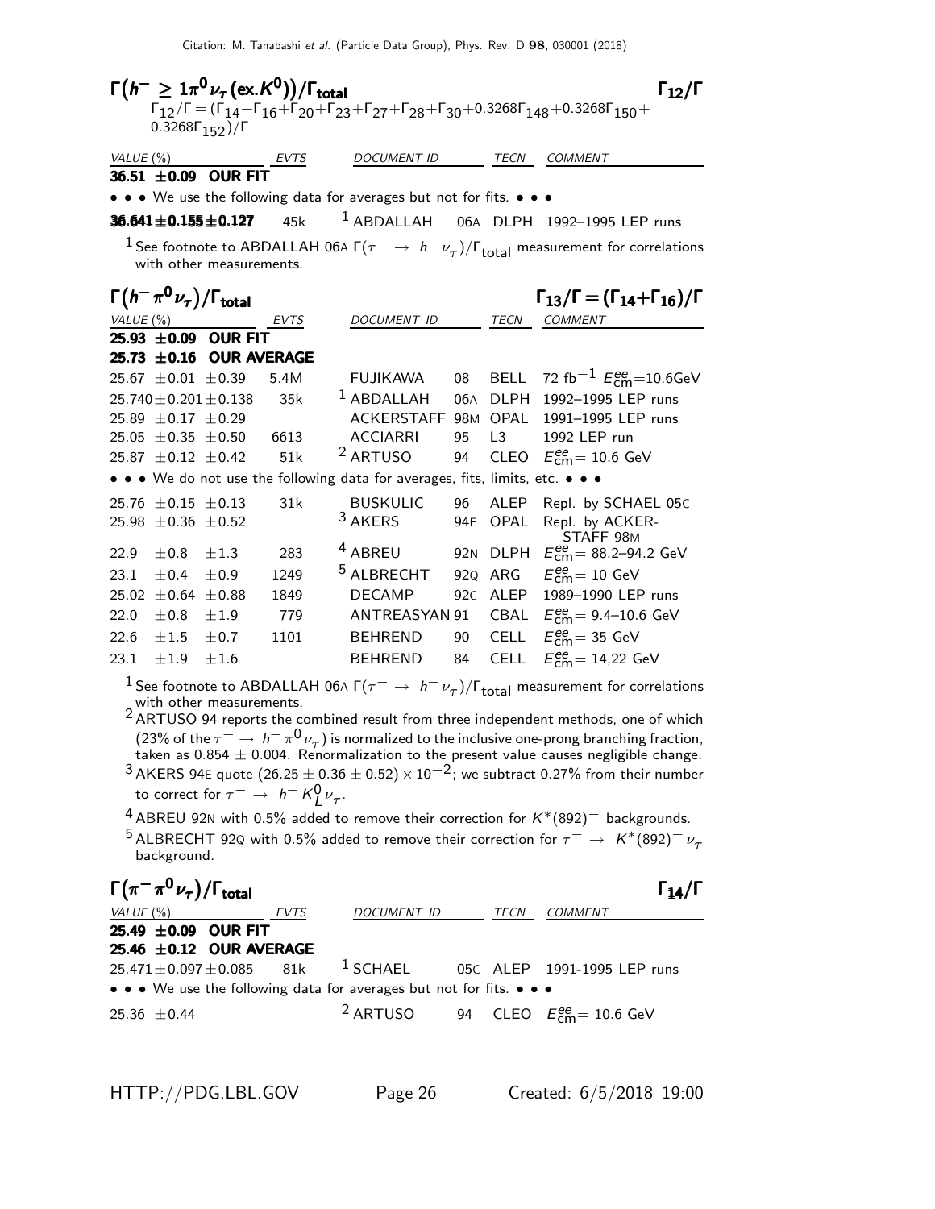## $\Gamma(h^- \geq 1\pi^0 \nu_\tau (\text{ex.}K^0))/\Gamma_{\text{total}}$ $\Gamma_{12}/\Gamma$

$\Gamma_{12}/\Gamma = (\Gamma_{14}+\Gamma_{16}+\Gamma_{20}+\Gamma_{23}+\Gamma_{27}+\Gamma_{28}+\Gamma_{30}+0.3268\Gamma_{148}+0.3268\Gamma_{150}+0.3268\Gamma_{152})/\Gamma$

| VALUE (%) | EVTS | DOCUMENT ID | | TECN | COMMENT |
|---|---|---|---|---|---|
| **36.51 ±0.09 OUR FIT** | | | | | |
| • • • We use the following data for averages but not for fits. • • • | | | | | |
| **36.641±0.155±0.127** | 45k | [1] ABDALLAH | 06A | DLPH | 1992–1995 LEP runs |

[1] See footnote to ABDALLAH 06A $\Gamma(\tau^- \to h^- \nu_\tau)/\Gamma_{\text{total}}$ measurement for correlations with other measurements.

## $\Gamma(h^- \pi^0 \nu_\tau)/\Gamma_{\text{total}}$ $\Gamma_{13}/\Gamma = (\Gamma_{14}+\Gamma_{16})/\Gamma$

| VALUE (%) | EVTS | DOCUMENT ID | | TECN | COMMENT |
|---|---|---|---|---|---|
| **25.93 ±0.09 OUR FIT** | | | | | |
| **25.73 ±0.16 OUR AVERAGE** | | | | | |
| 25.67 ±0.01 ±0.39 | 5.4M | FUJIKAWA | 08 | BELL | 72 fb$^{-1}$ $E^{ee}_{\text{cm}}$=10.6GeV |
| 25.740±0.201±0.138 | 35k | [1] ABDALLAH | 06A | DLPH | 1992–1995 LEP runs |
| 25.89 ±0.17 ±0.29 | | ACKERSTAFF | 98M | OPAL | 1991–1995 LEP runs |
| 25.05 ±0.35 ±0.50 | 6613 | ACCIARRI | 95 | L3 | 1992 LEP run |
| 25.87 ±0.12 ±0.42 | 51k | [2] ARTUSO | 94 | CLEO | $E^{ee}_{\text{cm}}$= 10.6 GeV |
| • • • We do not use the following data for averages, fits, limits, etc. • • • | | | | | |
| 25.76 ±0.15 ±0.13 | 31k | BUSKULIC | 96 | ALEP | Repl. by SCHAEL 05C |
| 25.98 ±0.36 ±0.52 | | [3] AKERS | 94E | OPAL | Repl. by ACKERSTAFF 98M |
| 22.9 ±0.8 ±1.3 | 283 | [4] ABREU | 92N | DLPH | $E^{ee}_{\text{cm}}$= 88.2–94.2 GeV |
| 23.1 ±0.4 ±0.9 | 1249 | [5] ALBRECHT | 92Q | ARG | $E^{ee}_{\text{cm}}$= 10 GeV |
| 25.02 ±0.64 ±0.88 | 1849 | DECAMP | 92C | ALEP | 1989–1990 LEP runs |
| 22.0 ±0.8 ±1.9 | 779 | ANTREASYAN | 91 | CBAL | $E^{ee}_{\text{cm}}$= 9.4–10.6 GeV |
| 22.6 ±1.5 ±0.7 | 1101 | BEHREND | 90 | CELL | $E^{ee}_{\text{cm}}$= 35 GeV |
| 23.1 ±1.9 ±1.6 | | BEHREND | 84 | CELL | $E^{ee}_{\text{cm}}$= 14,22 GeV |

[1] See footnote to ABDALLAH 06A $\Gamma(\tau^- \to h^- \nu_\tau)/\Gamma_{\text{total}}$ measurement for correlations with other measurements.

[2] ARTUSO 94 reports the combined result from three independent methods, one of which (23% of the $\tau^- \to h^- \pi^0 \nu_\tau$) is normalized to the inclusive one-prong branching fraction, taken as 0.854 ± 0.004. Renormalization to the present value causes negligible change.

[3] AKERS 94E quote $(26.25 \pm 0.36 \pm 0.52) \times 10^{-2}$; we subtract 0.27% from their number to correct for $\tau^- \to h^- K^0_L \nu_\tau$.

[4] ABREU 92N with 0.5% added to remove their correction for $K^*(892)^-$ backgrounds.

[5] ALBRECHT 92Q with 0.5% added to remove their correction for $\tau^- \to K^*(892)^- \nu_\tau$ background.

## $\Gamma(\pi^- \pi^0 \nu_\tau)/\Gamma_{\text{total}}$ $\Gamma_{14}/\Gamma$

| VALUE (%) | EVTS | DOCUMENT ID | | TECN | COMMENT |
|---|---|---|---|---|---|
| **25.49 ±0.09 OUR FIT** | | | | | |
| **25.46 ±0.12 OUR AVERAGE** | | | | | |
| 25.471±0.097±0.085 | 81k | [1] SCHAEL | 05C | ALEP | 1991-1995 LEP runs |
| • • • We use the following data for averages but not for fits. • • • | | | | | |
| 25.36 ±0.44 | | [2] ARTUSO | 94 | CLEO | $E^{ee}_{\text{cm}}$= 10.6 GeV |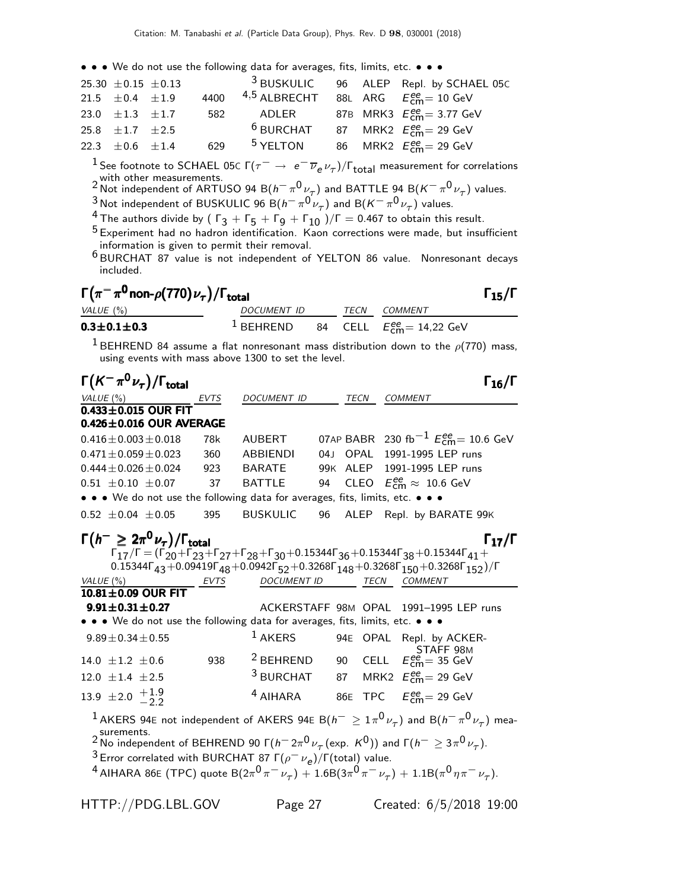• • • We do not use the following data for averages, fits, limits, etc. • • •

| | | | | | |
|---|---|---|---|---|---|
| 25.30 ±0.15 ±0.13 | | [3] BUSKULIC | 96 | ALEP | Repl. by SCHAEL 05C |
| 21.5 ±0.4 ±1.9 | 4400 | [4,5] ALBRECHT | 88L | ARG | $E^{ee}_{cm}$= 10 GeV |
| 23.0 ±1.3 ±1.7 | 582 | ADLER | 87B | MRK3 | $E^{ee}_{cm}$= 3.77 GeV |
| 25.8 ±1.7 ±2.5 | | [6] BURCHAT | 87 | MRK2 | $E^{ee}_{cm}$= 29 GeV |
| 22.3 ±0.6 ±1.4 | 629 | [5] YELTON | 86 | MRK2 | $E^{ee}_{cm}$= 29 GeV |

[1] See footnote to SCHAEL 05C $\Gamma(\tau^- \to e^- \overline{\nu}_e \nu_\tau)/\Gamma_{total}$ measurement for correlations with other measurements.

[2] Not independent of ARTUSO 94 B($h^- \pi^0 \nu_\tau$) and BATTLE 94 B($K^- \pi^0 \nu_\tau$) values.

[3] Not independent of BUSKULIC 96 B($h^- \pi^0 \nu_\tau$) and B($K^- \pi^0 \nu_\tau$) values.

[4] The authors divide by ( $\Gamma_3 + \Gamma_5 + \Gamma_9 + \Gamma_{10}$ )/$\Gamma$ = 0.467 to obtain this result.

[5] Experiment had no hadron identification. Kaon corrections were made, but insufficient information is given to permit their removal.

[6] BURCHAT 87 value is not independent of YELTON 86 value. Nonresonant decays included.

## $\Gamma(\pi^- \pi^0 \text{non-}\rho(770) \nu_\tau)/\Gamma_{total}$ — $\Gamma_{15}/\Gamma$

| VALUE (%) | DOCUMENT ID | | TECN | COMMENT |
|---|---|---|---|---|
| **0.3±0.1±0.3** | [1] BEHREND | 84 | CELL | $E^{ee}_{cm}$= 14,22 GeV |

[1] BEHREND 84 assume a flat nonresonant mass distribution down to the $\rho$(770) mass, using events with mass above 1300 to set the level.

## $\Gamma(K^- \pi^0 \nu_\tau)/\Gamma_{total}$ — $\Gamma_{16}/\Gamma$

| VALUE (%) | EVTS | DOCUMENT ID | | TECN | COMMENT |
|---|---|---|---|---|---|
| **0.433±0.015 OUR FIT** | | | | | |
| **0.426±0.016 OUR AVERAGE** | | | | | |
| 0.416±0.003±0.018 | 78k | AUBERT | 07AP | BABR | 230 fb$^{-1}$ $E^{ee}_{cm}$= 10.6 GeV |
| 0.471±0.059±0.023 | 360 | ABBIENDI | 04J | OPAL | 1991-1995 LEP runs |
| 0.444±0.026±0.024 | 923 | BARATE | 99K | ALEP | 1991-1995 LEP runs |
| 0.51 ±0.10 ±0.07 | 37 | BATTLE | 94 | CLEO | $E^{ee}_{cm} \approx$ 10.6 GeV |
| • • • We do not use the following data for averages, fits, limits, etc. • • • | | | | | |
| 0.52 ±0.04 ±0.05 | 395 | BUSKULIC | 96 | ALEP | Repl. by BARATE 99K |

## $\Gamma(h^- \geq 2\pi^0 \nu_\tau)/\Gamma_{total}$ — $\Gamma_{17}/\Gamma$

$\Gamma_{17}/\Gamma = (\Gamma_{20}+\Gamma_{23}+\Gamma_{27}+\Gamma_{28}+\Gamma_{30}+0.15344\Gamma_{36}+0.15344\Gamma_{38}+0.15344\Gamma_{41}+0.15344\Gamma_{43}+0.09419\Gamma_{48}+0.0942\Gamma_{52}+0.3268\Gamma_{148}+0.3268\Gamma_{150}+0.3268\Gamma_{152})/\Gamma$

| VALUE (%) | EVTS | DOCUMENT ID | | TECN | COMMENT |
|---|---|---|---|---|---|
| **10.81±0.09 OUR FIT** | | | | | |
| **9.91±0.31±0.27** | | ACKERSTAFF | 98M | OPAL | 1991–1995 LEP runs |
| • • • We do not use the following data for averages, fits, limits, etc. • • • | | | | | |
| 9.89±0.34±0.55 | | [1] AKERS | 94E | OPAL | Repl. by ACKERSTAFF 98M |
| 14.0 ±1.2 ±0.6 | 938 | [2] BEHREND | 90 | CELL | $E^{ee}_{cm}$= 35 GeV |
| 12.0 ±1.4 ±2.5 | | [3] BURCHAT | 87 | MRK2 | $E^{ee}_{cm}$= 29 GeV |
| 13.9 ±2.0 $^{+1.9}_{-2.2}$ | | [4] AIHARA | 86E | TPC | $E^{ee}_{cm}$= 29 GeV |

[1] AKERS 94E not independent of AKERS 94E B($h^- \geq 1\pi^0 \nu_\tau$) and B($h^- \pi^0 \nu_\tau$) measurements.

[2] No independent of BEHREND 90 $\Gamma$($h^- 2\pi^0 \nu_\tau$(exp. $K^0$)) and $\Gamma$($h^- \geq 3\pi^0 \nu_\tau$).

[3] Error correlated with BURCHAT 87 $\Gamma(\rho^- \nu_e)/\Gamma$(total) value.

[4] AIHARA 86E (TPC) quote B($2\pi^0 \pi^- \nu_\tau$) + 1.6B($3\pi^0 \pi^- \nu_\tau$) + 1.1B($\pi^0 \eta \pi^- \nu_\tau$).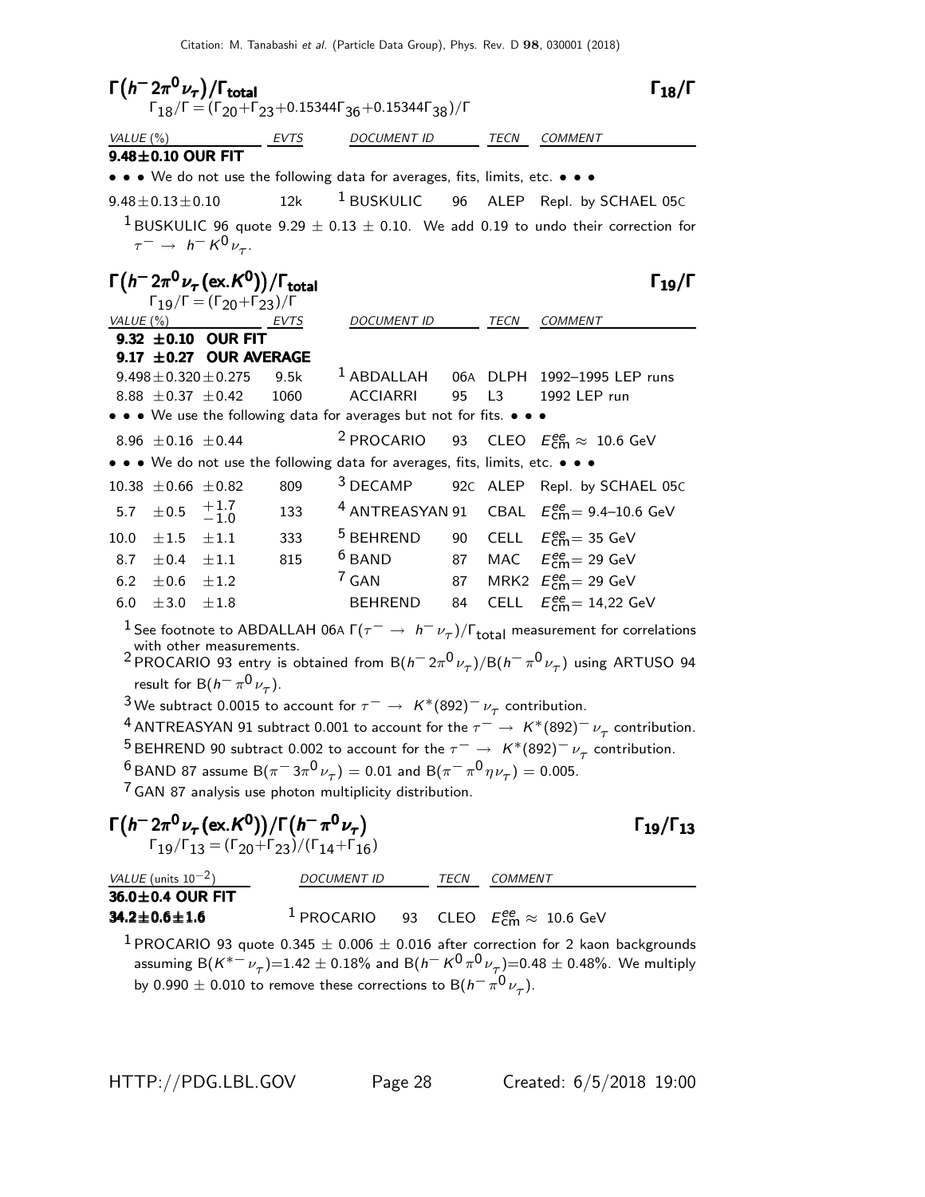## $\Gamma(h^- 2\pi^0 \nu_\tau)/\Gamma_{\rm total}$ $\Gamma_{18}/\Gamma$

$\Gamma_{18}/\Gamma = (\Gamma_{20}+\Gamma_{23}+0.15344\Gamma_{36}+0.15344\Gamma_{38})/\Gamma$

| VALUE (%) | EVTS | DOCUMENT ID | | TECN | COMMENT |
|---|---|---|---|---|---|
| **9.48±0.10 OUR FIT** | | | | | |
| • • • We do not use the following data for averages, fits, limits, etc. • • • | | | | | |
| $9.48\pm0.13\pm0.10$ | 12k | [1] BUSKULIC | 96 | ALEP | Repl. by SCHAEL 05C |

[1] BUSKULIC 96 quote $9.29 \pm 0.13 \pm 0.10$. We add 0.19 to undo their correction for $\tau^- \rightarrow h^- K^0 \nu_\tau$.

## $\Gamma(h^- 2\pi^0 \nu_\tau (\text{ex.}K^0))/\Gamma_{\rm total}$ $\Gamma_{19}/\Gamma$

$\Gamma_{19}/\Gamma = (\Gamma_{20}+\Gamma_{23})/\Gamma$

| VALUE (%) | EVTS | DOCUMENT ID | | TECN | COMMENT |
|---|---|---|---|---|---|
| **9.32 ±0.10 OUR FIT** | | | | | |
| **9.17 ±0.27 OUR AVERAGE** | | | | | |
| $9.498\pm0.320\pm0.275$ | 9.5k | [1] ABDALLAH | 06A | DLPH | 1992–1995 LEP runs |
| $8.88 \pm0.37 \pm0.42$ | 1060 | ACCIARRI | 95 | L3 | 1992 LEP run |
| • • • We use the following data for averages but not for fits. • • • | | | | | |
| $8.96 \pm0.16 \pm0.44$ | | [2] PROCARIO | 93 | CLEO | $E^{ee}_{\rm cm} \approx$ 10.6 GeV |
| • • • We do not use the following data for averages, fits, limits, etc. • • • | | | | | |
| $10.38 \pm0.66 \pm0.82$ | 809 | [3] DECAMP | 92C | ALEP | Repl. by SCHAEL 05C |
| $5.7 \pm0.5 \, ^{+1.7}_{-1.0}$ | 133 | [4] ANTREASYAN | 91 | CBAL | $E^{ee}_{\rm cm}$= 9.4–10.6 GeV |
| $10.0 \pm1.5 \pm1.1$ | 333 | [5] BEHREND | 90 | CELL | $E^{ee}_{\rm cm}$= 35 GeV |
| $8.7 \pm0.4 \pm1.1$ | 815 | [6] BAND | 87 | MAC | $E^{ee}_{\rm cm}$= 29 GeV |
| $6.2 \pm0.6 \pm1.2$ | | [7] GAN | 87 | MRK2 | $E^{ee}_{\rm cm}$= 29 GeV |
| $6.0 \pm3.0 \pm1.8$ | | BEHREND | 84 | CELL | $E^{ee}_{\rm cm}$= 14,22 GeV |

[1] See footnote to ABDALLAH 06A $\Gamma(\tau^- \rightarrow h^- \nu_\tau)/\Gamma_{\rm total}$ measurement for correlations with other measurements.

[2] PROCARIO 93 entry is obtained from $B(h^- 2\pi^0 \nu_\tau)/B(h^- \pi^0 \nu_\tau)$ using ARTUSO 94 result for $B(h^- \pi^0 \nu_\tau)$.

[3] We subtract 0.0015 to account for $\tau^- \rightarrow K^*(892)^- \nu_\tau$ contribution.

[4] ANTREASYAN 91 subtract 0.001 to account for the $\tau^- \rightarrow K^*(892)^- \nu_\tau$ contribution.

[5] BEHREND 90 subtract 0.002 to account for the $\tau^- \rightarrow K^*(892)^- \nu_\tau$ contribution.

[6] BAND 87 assume $B(\pi^- 3\pi^0 \nu_\tau) = 0.01$ and $B(\pi^- \pi^0 \eta \nu_\tau) = 0.005$.

[7] GAN 87 analysis use photon multiplicity distribution.

## $\Gamma(h^- 2\pi^0 \nu_\tau (\text{ex.}K^0))/\Gamma(h^- \pi^0 \nu_\tau)$ $\Gamma_{19}/\Gamma_{13}$

$\Gamma_{19}/\Gamma_{13} = (\Gamma_{20}+\Gamma_{23})/(\Gamma_{14}+\Gamma_{16})$

| VALUE (units $10^{-2}$) | DOCUMENT ID | | TECN | COMMENT |
|---|---|---|---|---|
| **36.0±0.4 OUR FIT** | | | | |
| **34.2±0.6±1.6** | [1] PROCARIO | 93 | CLEO | $E^{ee}_{\rm cm} \approx$ 10.6 GeV |

[1] PROCARIO 93 quote $0.345 \pm 0.006 \pm 0.016$ after correction for 2 kaon backgrounds assuming $B(K^{*-} \nu_\tau)$=1.42 ± 0.18% and $B(h^- K^0 \pi^0 \nu_\tau)$=0.48 ± 0.48%. We multiply by 0.990 ± 0.010 to remove these corrections to $B(h^- \pi^0 \nu_\tau)$.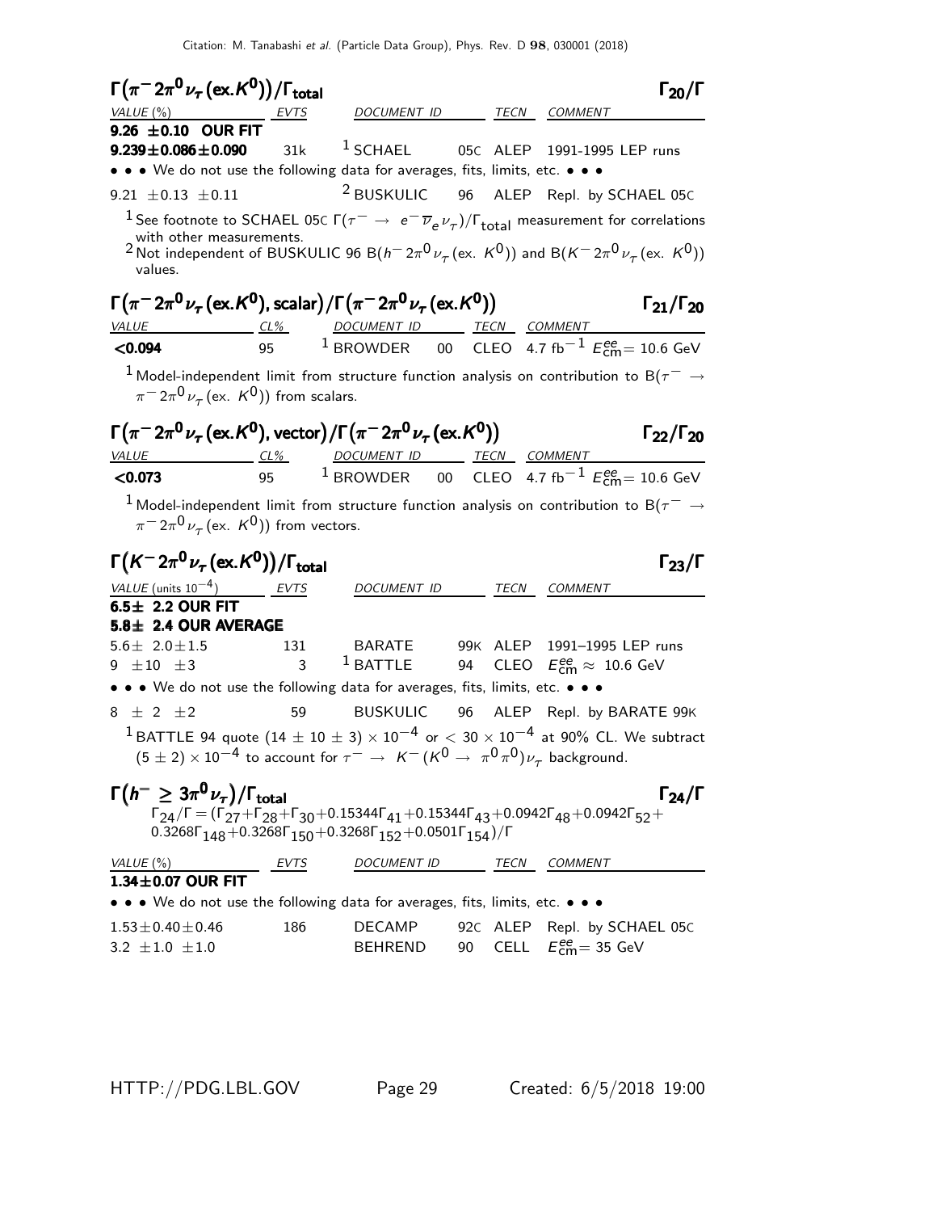## $\Gamma(\pi^- 2\pi^0 \nu_\tau (\text{ex.} K^0))/\Gamma_{\text{total}}$ $\Gamma_{20}/\Gamma$

| VALUE (%) | EVTS | DOCUMENT ID | | TECN | COMMENT |
|---|---|---|---|---|---|
| **9.26 ±0.10 OUR FIT** | | | | | |
| **9.239±0.086±0.090** | 31k | [1] SCHAEL | 05C | ALEP | 1991-1995 LEP runs |
| • • • We do not use the following data for averages, fits, limits, etc. • • • | | | | | |
| 9.21 ±0.13 ±0.11 | | [2] BUSKULIC | 96 | ALEP | Repl. by SCHAEL 05C |

[1] See footnote to SCHAEL 05C $\Gamma(\tau^- \to e^- \overline{\nu}_e \nu_\tau)/\Gamma_{\text{total}}$ measurement for correlations with other measurements.

[2] Not independent of BUSKULIC 96 $B(h^- 2\pi^0 \nu_\tau (\text{ex. } K^0))$ and $B(K^- 2\pi^0 \nu_\tau (\text{ex. } K^0))$ values.

## $\Gamma(\pi^- 2\pi^0 \nu_\tau (\text{ex.} K^0), \text{scalar})/\Gamma(\pi^- 2\pi^0 \nu_\tau (\text{ex.} K^0))$ $\Gamma_{21}/\Gamma_{20}$

| VALUE | CL% | DOCUMENT ID | | TECN | COMMENT |
|---|---|---|---|---|---|
| **<0.094** | 95 | [1] BROWDER | 00 | CLEO | 4.7 fb$^{-1}$ $E^{ee}_{\text{cm}}$= 10.6 GeV |

[1] Model-independent limit from structure function analysis on contribution to $B(\tau^- \to \pi^- 2\pi^0 \nu_\tau (\text{ex. } K^0))$ from scalars.

## $\Gamma(\pi^- 2\pi^0 \nu_\tau (\text{ex.} K^0), \text{vector})/\Gamma(\pi^- 2\pi^0 \nu_\tau (\text{ex.} K^0))$ $\Gamma_{22}/\Gamma_{20}$

| VALUE | CL% | DOCUMENT ID | | TECN | COMMENT |
|---|---|---|---|---|---|
| **<0.073** | 95 | [1] BROWDER | 00 | CLEO | 4.7 fb$^{-1}$ $E^{ee}_{\text{cm}}$= 10.6 GeV |

[1] Model-independent limit from structure function analysis on contribution to $B(\tau^- \to \pi^- 2\pi^0 \nu_\tau (\text{ex. } K^0))$ from vectors.

## $\Gamma(K^- 2\pi^0 \nu_\tau (\text{ex.} K^0))/\Gamma_{\text{total}}$ $\Gamma_{23}/\Gamma$

| VALUE (units $10^{-4}$) | EVTS | DOCUMENT ID | | TECN | COMMENT |
|---|---|---|---|---|---|
| **6.5± 2.2 OUR FIT** | | | | | |
| **5.8± 2.4 OUR AVERAGE** | | | | | |
| 5.6± 2.0±1.5 | 131 | BARATE | 99K | ALEP | 1991–1995 LEP runs |
| 9 ±10 ±3 | 3 | [1] BATTLE | 94 | CLEO | $E^{ee}_{\text{cm}} \approx$ 10.6 GeV |
| • • • We do not use the following data for averages, fits, limits, etc. • • • | | | | | |
| 8 ± 2 ±2 | 59 | BUSKULIC | 96 | ALEP | Repl. by BARATE 99K |

[1] BATTLE 94 quote $(14 \pm 10 \pm 3) \times 10^{-4}$ or $< 30 \times 10^{-4}$ at 90% CL. We subtract $(5 \pm 2) \times 10^{-4}$ to account for $\tau^- \to K^- (K^0 \to \pi^0 \pi^0) \nu_\tau$ background.

## $\Gamma(h^- \geq 3\pi^0 \nu_\tau)/\Gamma_{\text{total}}$ $\Gamma_{24}/\Gamma$

$\Gamma_{24}/\Gamma = (\Gamma_{27}+\Gamma_{28}+\Gamma_{30}+0.15344\Gamma_{41}+0.15344\Gamma_{43}+0.0942\Gamma_{48}+0.0942\Gamma_{52}+0.3268\Gamma_{148}+0.3268\Gamma_{150}+0.3268\Gamma_{152}+0.0501\Gamma_{154})/\Gamma$

| VALUE (%) | EVTS | DOCUMENT ID | | TECN | COMMENT |
|---|---|---|---|---|---|
| **1.34±0.07 OUR FIT** | | | | | |
| • • • We do not use the following data for averages, fits, limits, etc. • • • | | | | | |
| 1.53±0.40±0.46 | 186 | DECAMP | 92C | ALEP | Repl. by SCHAEL 05C |
| 3.2 ±1.0 ±1.0 | | BEHREND | 90 | CELL | $E^{ee}_{\text{cm}}$= 35 GeV |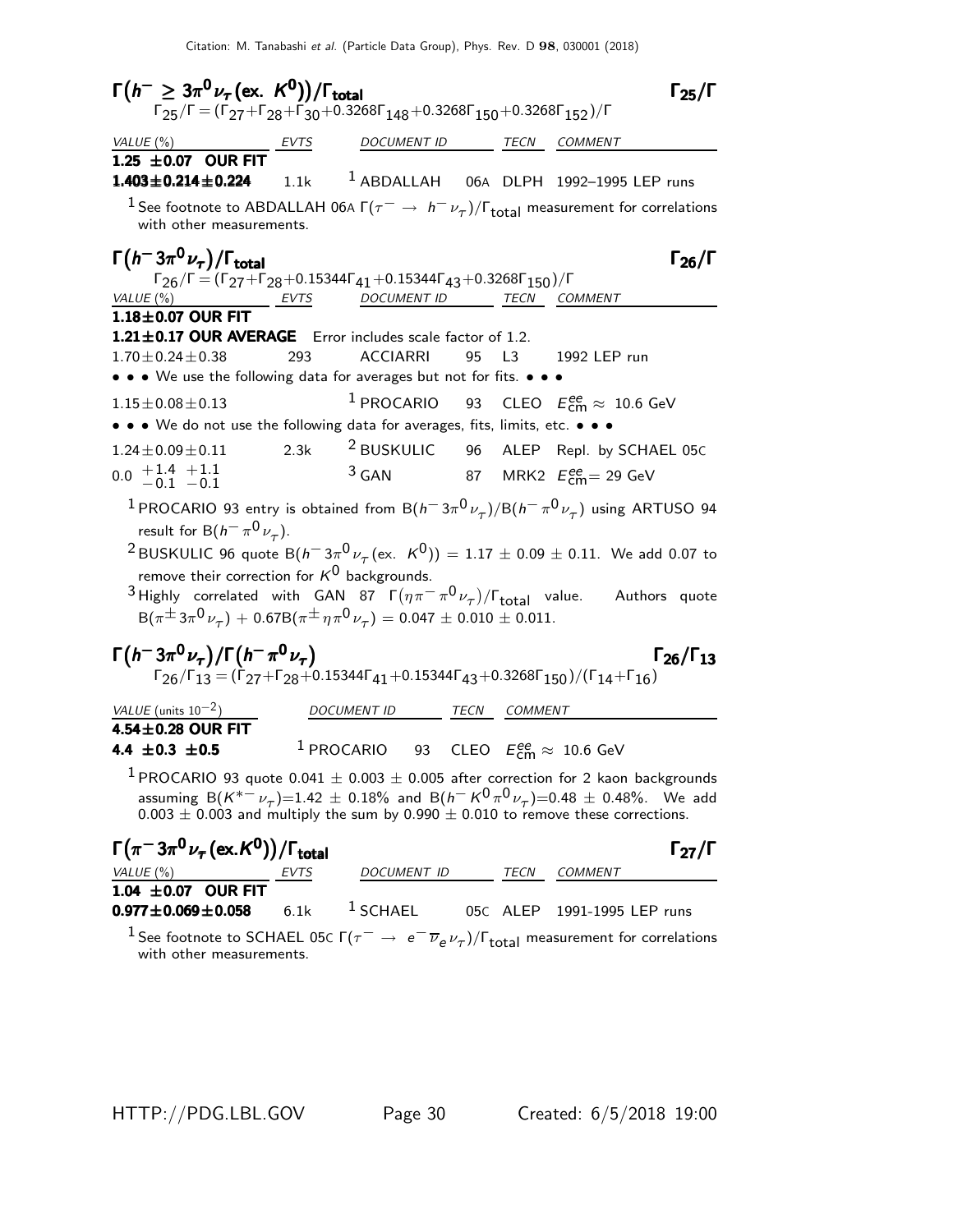## $\Gamma\left(h^- \geq 3\pi^0 \nu_\tau (\text{ex. } K^0)\right)/\Gamma_{\text{total}}$ $\Gamma_{25}/\Gamma$

$\Gamma_{25}/\Gamma = (\Gamma_{27}+\Gamma_{28}+\Gamma_{30}+0.3268\Gamma_{148}+0.3268\Gamma_{150}+0.3268\Gamma_{152})/\Gamma$

| VALUE (%) | EVTS | DOCUMENT ID | | TECN | COMMENT |
|---|---|---|---|---|---|
| **1.25 ±0.07 OUR FIT** | | | | | |
| **1.403±0.214±0.224** | 1.1k | [1] ABDALLAH | 06A | DLPH | 1992–1995 LEP runs |

[1] See footnote to ABDALLAH 06A $\Gamma(\tau^- \rightarrow h^- \nu_\tau)/\Gamma_{\text{total}}$ measurement for correlations with other measurements.

## $\Gamma\left(h^- 3\pi^0 \nu_\tau\right)/\Gamma_{\text{total}}$ $\Gamma_{26}/\Gamma$

$\Gamma_{26}/\Gamma = (\Gamma_{27}+\Gamma_{28}+0.15344\Gamma_{41}+0.15344\Gamma_{43}+0.3268\Gamma_{150})/\Gamma$

| VALUE (%) | EVTS | DOCUMENT ID | | TECN | COMMENT |
|---|---|---|---|---|---|
| **1.18±0.07 OUR FIT** | | | | | |
| **1.21±0.17 OUR AVERAGE** Error includes scale factor of 1.2. | | | | | |
| $1.70\pm0.24\pm0.38$ | 293 | ACCIARRI | 95 | L3 | 1992 LEP run |
| • • • We use the following data for averages but not for fits. • • • | | | | | |
| $1.15\pm0.08\pm0.13$ | | [1] PROCARIO | 93 | CLEO | $E^{ee}_{\text{cm}} \approx 10.6$ GeV |
| • • • We do not use the following data for averages, fits, limits, etc. • • • | | | | | |
| $1.24\pm0.09\pm0.11$ | 2.3k | [2] BUSKULIC | 96 | ALEP | Repl. by SCHAEL 05C |
| $0.0\ ^{+1.4}_{-0.1}\ ^{+1.1}_{-0.1}$ | | [3] GAN | 87 | MRK2 | $E^{ee}_{\text{cm}}= 29$ GeV |

[1] PROCARIO 93 entry is obtained from $\text{B}(h^- 3\pi^0 \nu_\tau)/\text{B}(h^- \pi^0 \nu_\tau)$ using ARTUSO 94 result for $\text{B}(h^- \pi^0 \nu_\tau)$.

[2] BUSKULIC 96 quote $\text{B}(h^- 3\pi^0 \nu_\tau (\text{ex. } K^0)) = 1.17 \pm 0.09 \pm 0.11$. We add 0.07 to remove their correction for $K^0$ backgrounds.

[3] Highly correlated with GAN 87 $\Gamma(\eta\pi^- \pi^0 \nu_\tau)/\Gamma_{\text{total}}$ value. Authors quote $\text{B}(\pi^\pm 3\pi^0 \nu_\tau) + 0.67\text{B}(\pi^\pm \eta\pi^0 \nu_\tau) = 0.047 \pm 0.010 \pm 0.011$.

## $\Gamma\left(h^- 3\pi^0 \nu_\tau\right)/\Gamma\left(h^- \pi^0 \nu_\tau\right)$ $\Gamma_{26}/\Gamma_{13}$

$\Gamma_{26}/\Gamma_{13} = (\Gamma_{27}+\Gamma_{28}+0.15344\Gamma_{41}+0.15344\Gamma_{43}+0.3268\Gamma_{150})/(\Gamma_{14}+\Gamma_{16})$

| VALUE (units $10^{-2}$) | DOCUMENT ID | | TECN | COMMENT |
|---|---|---|---|---|
| **4.54±0.28 OUR FIT** | | | | |
| **4.4 ±0.3 ±0.5** | [1] PROCARIO | 93 | CLEO | $E^{ee}_{\text{cm}} \approx 10.6$ GeV |

[1] PROCARIO 93 quote $0.041 \pm 0.003 \pm 0.005$ after correction for 2 kaon backgrounds assuming $\text{B}(K^{*-} \nu_\tau)=1.42 \pm 0.18\%$ and $\text{B}(h^- K^0 \pi^0 \nu_\tau)=0.48 \pm 0.48\%$. We add $0.003 \pm 0.003$ and multiply the sum by $0.990 \pm 0.010$ to remove these corrections.

## $\Gamma\left(\pi^- 3\pi^0 \nu_\tau (\text{ex.} K^0)\right)/\Gamma_{\text{total}}$ $\Gamma_{27}/\Gamma$

| VALUE (%) | EVTS | DOCUMENT ID | | TECN | COMMENT |
|---|---|---|---|---|---|
| **1.04 ±0.07 OUR FIT** | | | | | |
| **0.977±0.069±0.058** | 6.1k | [1] SCHAEL | 05C | ALEP | 1991-1995 LEP runs |

[1] See footnote to SCHAEL 05C $\Gamma(\tau^- \rightarrow e^- \overline{\nu}_e \nu_\tau)/\Gamma_{\text{total}}$ measurement for correlations with other measurements.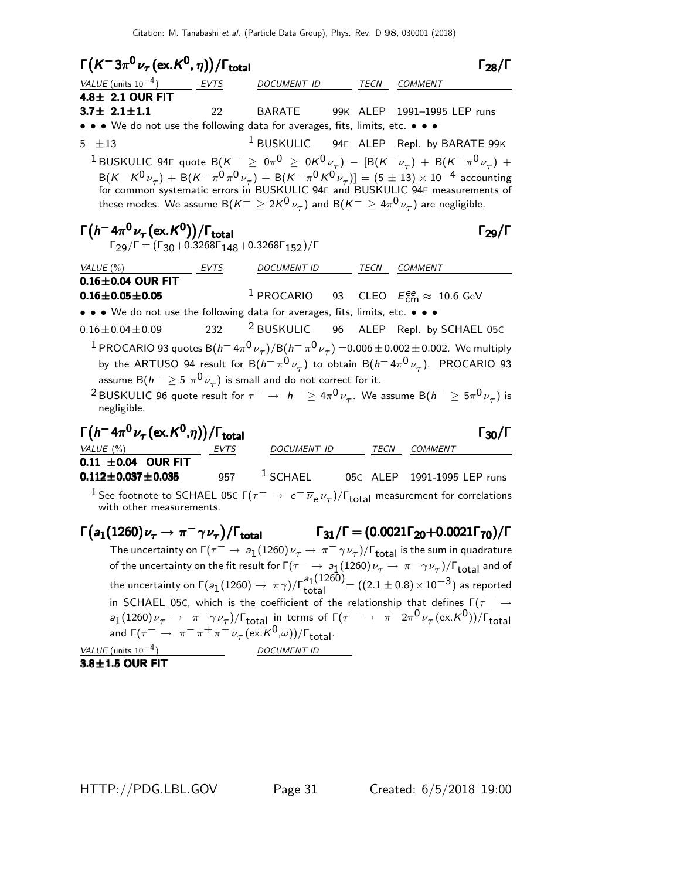### $\Gamma\big(K^- 3\pi^0 \nu_\tau\,(\text{ex.}K^0, \eta)\big)/\Gamma_{\text{total}}$ — $\Gamma_{28}/\Gamma$

| VALUE (units $10^{-4}$) | EVTS | DOCUMENT ID | | TECN | COMMENT |
|---|---|---|---|---|---|
| **4.8± 2.1 OUR FIT** | | | | | |
| **3.7± 2.1±1.1** | 22 | BARATE | 99K | ALEP | 1991–1995 LEP runs |
| • • • We do not use the following data for averages, fits, limits, etc. • • • | | | | | |
| 5 ±13 | | [1] BUSKULIC | 94E | ALEP | Repl. by BARATE 99K |

[1] BUSKULIC 94E quote $B(K^- \geq 0\pi^0 \geq 0K^0\nu_\tau) - [B(K^-\nu_\tau) + B(K^-\pi^0\nu_\tau) + B(K^-K^0\nu_\tau) + B(K^-\pi^0\pi^0\nu_\tau) + B(K^-\pi^0K^0\nu_\tau)] = (5 \pm 13) \times 10^{-4}$ accounting for common systematic errors in BUSKULIC 94E and BUSKULIC 94F measurements of these modes. We assume $B(K^- \geq 2K^0\nu_\tau)$ and $B(K^- \geq 4\pi^0\nu_\tau)$ are negligible.

### $\Gamma\big(h^- 4\pi^0 \nu_\tau\,(\text{ex.}K^0)\big)/\Gamma_{\text{total}}$ — $\Gamma_{29}/\Gamma$

$\Gamma_{29}/\Gamma = (\Gamma_{30}+0.3268\Gamma_{148}+0.3268\Gamma_{152})/\Gamma$

| VALUE (%) | EVTS | DOCUMENT ID | | TECN | COMMENT |
|---|---|---|---|---|---|
| **0.16±0.04 OUR FIT** | | | | | |
| **0.16±0.05±0.05** | | [1] PROCARIO | 93 | CLEO | $E^{ee}_{\text{cm}} \approx$ 10.6 GeV |
| • • • We do not use the following data for averages, fits, limits, etc. • • • | | | | | |
| 0.16±0.04±0.09 | 232 | [2] BUSKULIC | 96 | ALEP | Repl. by SCHAEL 05C |

[1] PROCARIO 93 quotes $B(h^- 4\pi^0\nu_\tau)/B(h^-\pi^0\nu_\tau) = 0.006 \pm 0.002 \pm 0.002$. We multiply by the ARTUSO 94 result for $B(h^-\pi^0\nu_\tau)$ to obtain $B(h^- 4\pi^0\nu_\tau)$. PROCARIO 93 assume $B(h^- \geq 5\,\pi^0\nu_\tau)$ is small and do not correct for it.

[2] BUSKULIC 96 quote result for $\tau^- \to h^- \geq 4\pi^0\nu_\tau$. We assume $B(h^- \geq 5\pi^0\nu_\tau)$ is negligible.

### $\Gamma\big(h^- 4\pi^0 \nu_\tau\,(\text{ex.}K^0,\eta)\big)/\Gamma_{\text{total}}$ — $\Gamma_{30}/\Gamma$

| VALUE (%) | EVTS | DOCUMENT ID | | TECN | COMMENT |
|---|---|---|---|---|---|
| **0.11 ±0.04 OUR FIT** | | | | | |
| **0.112±0.037±0.035** | 957 | [1] SCHAEL | 05C | ALEP | 1991-1995 LEP runs |

[1] See footnote to SCHAEL 05C $\Gamma(\tau^- \to e^-\overline{\nu}_e\nu_\tau)/\Gamma_{\text{total}}$ measurement for correlations with other measurements.

### $\Gamma\big(a_1(1260)\nu_\tau \to \pi^-\gamma\nu_\tau\big)/\Gamma_{\text{total}}$ — $\Gamma_{31}/\Gamma = (0.0021\Gamma_{20}+0.0021\Gamma_{70})/\Gamma$

The uncertainty on $\Gamma(\tau^- \to a_1(1260)\nu_\tau \to \pi^-\gamma\nu_\tau)/\Gamma_{\text{total}}$ is the sum in quadrature of the uncertainty on the fit result for $\Gamma(\tau^- \to a_1(1260)\nu_\tau \to \pi^-\gamma\nu_\tau)/\Gamma_{\text{total}}$ and of the uncertainty on $\Gamma(a_1(1260) \to \pi\gamma)/\Gamma^{a_1(1260)}_{\text{total}} = ((2.1 \pm 0.8) \times 10^{-3})$ as reported in SCHAEL 05C, which is the coefficient of the relationship that defines $\Gamma(\tau^- \to a_1(1260)\nu_\tau \to \pi^-\gamma\nu_\tau)/\Gamma_{\text{total}}$ in terms of $\Gamma(\tau^- \to \pi^- 2\pi^0\nu_\tau\,(\text{ex.}K^0))/\Gamma_{\text{total}}$ and $\Gamma(\tau^- \to \pi^-\pi^+\pi^-\nu_\tau\,(\text{ex.}K^0,\omega))/\Gamma_{\text{total}}$.

| VALUE (units $10^{-4}$) | DOCUMENT ID |
|---|---|
| **3.8±1.5 OUR FIT** | |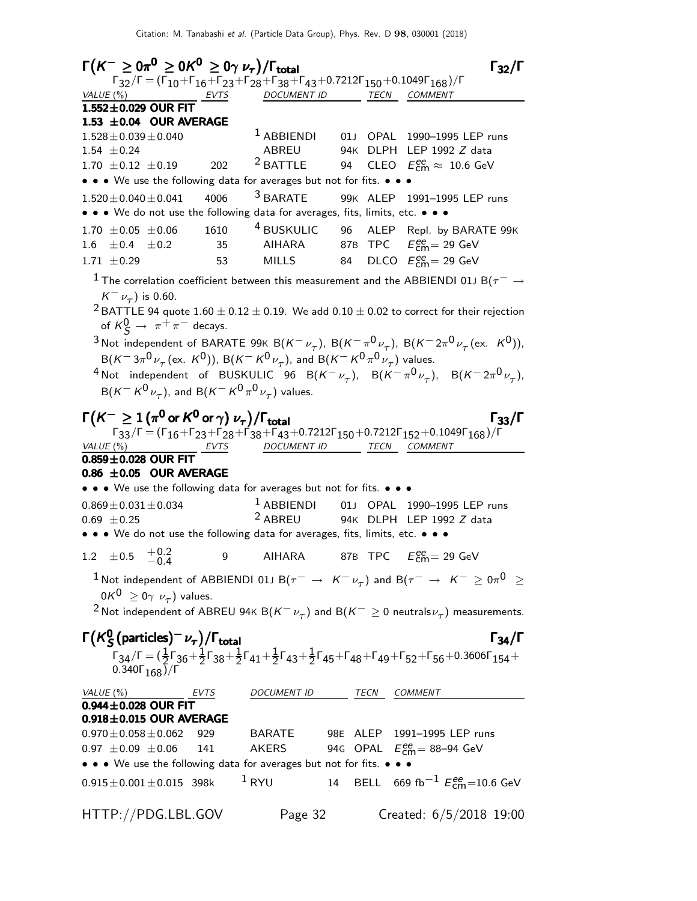## $\Gamma(K^- \geq 0\pi^0 \geq 0K^0 \geq 0\gamma\,\nu_\tau)/\Gamma_{\rm total}$ $\qquad\Gamma_{32}/\Gamma$

$\Gamma_{32}/\Gamma = (\Gamma_{10}+\Gamma_{16}+\Gamma_{23}+\Gamma_{28}+\Gamma_{38}+\Gamma_{43}+0.7212\Gamma_{150}+0.1049\Gamma_{168})/\Gamma$

| VALUE (%) | EVTS | DOCUMENT ID | | TECN | COMMENT |
|---|---|---|---|---|---|
| **1.552±0.029 OUR FIT** | | | | | |
| **1.53 ±0.04 OUR AVERAGE** | | | | | |
| 1.528±0.039±0.040 | | [1] ABBIENDI | 01J | OPAL | 1990–1995 LEP runs |
| 1.54 ±0.24 | | ABREU | 94K | DLPH | LEP 1992 $Z$ data |
| 1.70 ±0.12 ±0.19 | 202 | [2] BATTLE | 94 | CLEO | $E^{ee}_{\rm cm} \approx$ 10.6 GeV |
| • • • We use the following data for averages but not for fits. • • • | | | | | |
| 1.520±0.040±0.041 | 4006 | [3] BARATE | 99K | ALEP | 1991–1995 LEP runs |
| • • • We do not use the following data for averages, fits, limits, etc. • • • | | | | | |
| 1.70 ±0.05 ±0.06 | 1610 | [4] BUSKULIC | 96 | ALEP | Repl. by BARATE 99K |
| 1.6 ±0.4 ±0.2 | 35 | AIHARA | 87B | TPC | $E^{ee}_{\rm cm}$= 29 GeV |
| 1.71 ±0.29 | 53 | MILLS | 84 | DLCO | $E^{ee}_{\rm cm}$= 29 GeV |

[1] The correlation coefficient between this measurement and the ABBIENDI 01J B($\tau^- \rightarrow K^-\nu_\tau$) is 0.60.

[2] BATTLE 94 quote $1.60 \pm 0.12 \pm 0.19$. We add $0.10 \pm 0.02$ to correct for their rejection of $K^0_S \rightarrow \pi^+\pi^-$ decays.

[3] Not independent of BARATE 99K B($K^-\nu_\tau$), B($K^-\pi^0\nu_\tau$), B($K^- 2\pi^0\nu_\tau$ (ex. $K^0$)), B($K^- 3\pi^0\nu_\tau$ (ex. $K^0$)), B($K^- K^0\nu_\tau$), and B($K^- K^0\pi^0\nu_\tau$) values.

[4] Not independent of BUSKULIC 96 B($K^-\nu_\tau$), B($K^-\pi^0\nu_\tau$), B($K^- 2\pi^0\nu_\tau$), B($K^- K^0\nu_\tau$), and B($K^- K^0\pi^0\nu_\tau$) values.

## $\Gamma(K^- \geq 1\,(\pi^0 \text{ or } K^0 \text{ or } \gamma)\,\nu_\tau)/\Gamma_{\rm total}$ $\qquad\Gamma_{33}/\Gamma$

$\Gamma_{33}/\Gamma = (\Gamma_{16}+\Gamma_{23}+\Gamma_{28}+\Gamma_{38}+\Gamma_{43}+0.7212\Gamma_{150}+0.7212\Gamma_{152}+0.1049\Gamma_{168})/\Gamma$

| VALUE (%) | EVTS | DOCUMENT ID | | TECN | COMMENT |
|---|---|---|---|---|---|
| **0.859±0.028 OUR FIT** | | | | | |
| **0.86 ±0.05 OUR AVERAGE** | | | | | |
| • • • We use the following data for averages but not for fits. • • • | | | | | |
| 0.869±0.031±0.034 | | [1] ABBIENDI | 01J | OPAL | 1990–1995 LEP runs |
| 0.69 ±0.25 | | [2] ABREU | 94K | DLPH | LEP 1992 $Z$ data |
| • • • We do not use the following data for averages, fits, limits, etc. • • • | | | | | |
| 1.2 ±0.5 $^{+0.2}_{-0.4}$ | 9 | AIHARA | 87B | TPC | $E^{ee}_{\rm cm}$= 29 GeV |

[1] Not independent of ABBIENDI 01J B($\tau^- \rightarrow K^-\nu_\tau$) and B($\tau^- \rightarrow K^- \geq 0\pi^0 \geq 0K^0 \geq 0\gamma\,\nu_\tau$) values.

[2] Not independent of ABREU 94K B($K^-\nu_\tau$) and B($K^- \geq 0$ neutrals$\nu_\tau$) measurements.

## $\Gamma(K^0_S\,(\text{particles})^-\nu_\tau)/\Gamma_{\rm total}$ $\qquad\Gamma_{34}/\Gamma$

$\Gamma_{34}/\Gamma = (\frac{1}{2}\Gamma_{36}+\frac{1}{2}\Gamma_{38}+\frac{1}{2}\Gamma_{41}+\frac{1}{2}\Gamma_{43}+\frac{1}{2}\Gamma_{45}+\Gamma_{48}+\Gamma_{49}+\Gamma_{52}+\Gamma_{56}+0.3606\Gamma_{154}+0.340\Gamma_{168})/\Gamma$

| VALUE (%) | EVTS | DOCUMENT ID | | TECN | COMMENT |
|---|---|---|---|---|---|
| **0.944±0.028 OUR FIT** | | | | | |
| **0.918±0.015 OUR AVERAGE** | | | | | |
| 0.970±0.058±0.062 | 929 | BARATE | 98E | ALEP | 1991–1995 LEP runs |
| 0.97 ±0.09 ±0.06 | 141 | AKERS | 94G | OPAL | $E^{ee}_{\rm cm}$= 88–94 GeV |
| • • • We use the following data for averages but not for fits. • • • | | | | | |
| 0.915±0.001±0.015 | 398k | [1] RYU | 14 | BELL | 669 fb$^{-1}$ $E^{ee}_{\rm cm}$=10.6 GeV |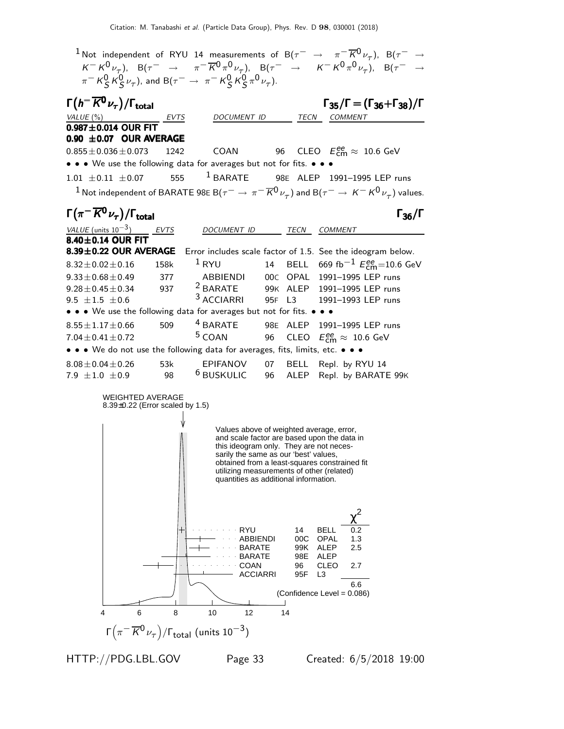[1] Not independent of RYU 14 measurements of $B(\tau^- \to \pi^- \overline{K}^0 \nu_\tau)$, $B(\tau^- \to K^- K^0 \nu_\tau)$, $B(\tau^- \to \pi^- \overline{K}^0 \pi^0 \nu_\tau)$, $B(\tau^- \to K^- K^0 \pi^0 \nu_\tau)$, $B(\tau^- \to \pi^- K_S^0 K_S^0 \nu_\tau)$, and $B(\tau^- \to \pi^- K_S^0 K_S^0 \pi^0 \nu_\tau)$.

## $\Gamma(h^- \overline{K}^0 \nu_\tau)/\Gamma_{\text{total}}$ — $\Gamma_{35}/\Gamma = (\Gamma_{36}+\Gamma_{38})/\Gamma$

| VALUE (%) | EVTS | DOCUMENT ID | | TECN | COMMENT |
|---|---|---|---|---|---|
| **0.987±0.014 OUR FIT** | | | | | |
| **0.90 ±0.07 OUR AVERAGE** | | | | | |
| 0.855±0.036±0.073 | 1242 | COAN | 96 | CLEO | $E^{ee}_{\text{cm}} \approx$ 10.6 GeV |
| • • • We use the following data for averages but not for fits. • • • | | | | | |
| 1.01 ±0.11 ±0.07 | 555 | [1] BARATE | 98E | ALEP | 1991–1995 LEP runs |

[1] Not independent of BARATE 98E $B(\tau^- \to \pi^- \overline{K}^0 \nu_\tau)$ and $B(\tau^- \to K^- K^0 \nu_\tau)$ values.

## $\Gamma(\pi^- \overline{K}^0 \nu_\tau)/\Gamma_{\text{total}}$ — $\Gamma_{36}/\Gamma$

| VALUE (units $10^{-3}$) | EVTS | DOCUMENT ID | | TECN | COMMENT |
|---|---|---|---|---|---|
| **8.40±0.14 OUR FIT** | | | | | |
| **8.39±0.22 OUR AVERAGE** | | Error includes scale factor of 1.5. See the ideogram below. | | | |
| 8.32±0.02±0.16 | 158k | [1] RYU | 14 | BELL | 669 fb$^{-1}$ $E^{ee}_{\text{cm}}$=10.6 GeV |
| 9.33±0.68±0.49 | 377 | ABBIENDI | 00C | OPAL | 1991–1995 LEP runs |
| 9.28±0.45±0.34 | 937 | [2] BARATE | 99K | ALEP | 1991–1995 LEP runs |
| 9.5 ±1.5 ±0.6 | | [3] ACCIARRI | 95F | L3 | 1991–1993 LEP runs |
| • • • We use the following data for averages but not for fits. • • • | | | | | |
| 8.55±1.17±0.66 | 509 | [4] BARATE | 98E | ALEP | 1991–1995 LEP runs |
| 7.04±0.41±0.72 | | [5] COAN | 96 | CLEO | $E^{ee}_{\text{cm}} \approx$ 10.6 GeV |
| • • • We do not use the following data for averages, fits, limits, etc. • • • | | | | | |
| 8.08±0.04±0.26 | 53k | EPIFANOV | 07 | BELL | Repl. by RYU 14 |
| 7.9 ±1.0 ±0.9 | 98 | [6] BUSKULIC | 96 | ALEP | Repl. by BARATE 99K |

WEIGHTED AVERAGE
8.39±0.22 (Error scaled by 1.5)

Values above of weighted average, error, and scale factor are based upon the data in this ideogram only. They are not necessarily the same as our 'best' values, obtained from a least-squares constrained fit utilizing measurements of other (related) quantities as additional information.

| | | | $\chi^2$ |
|---|---|---|---|
| RYU | 14 | BELL | 0.2 |
| ABBIENDI | 00C | OPAL | 1.3 |
| BARATE | 99K | ALEP | 2.5 |
| BARATE | 98E | ALEP | |
| COAN | 96 | CLEO | 2.7 |
| ACCIARRI | 95F | L3 | |
| | | | 6.6 |

(Confidence Level = 0.086)

$\Gamma\left(\pi^- \overline{K}^0 \nu_\tau\right)/\Gamma_{\text{total}}$ (units $10^{-3}$)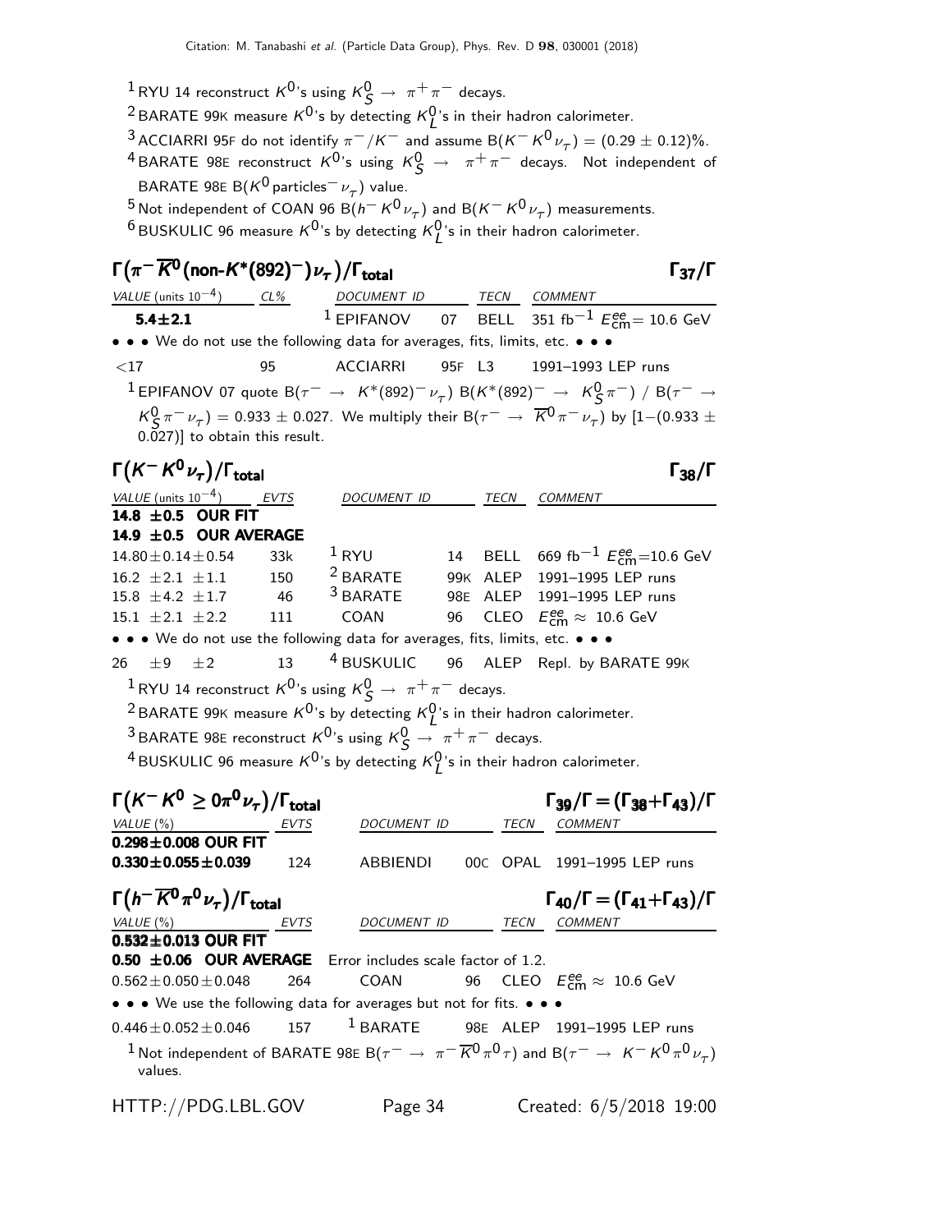[1] RYU 14 reconstruct $K^0$'s using $K^0_S \to \pi^+\pi^-$ decays.

[2] BARATE 99K measure $K^0$'s by detecting $K^0_L$'s in their hadron calorimeter.

[3] ACCIARRI 95F do not identify $\pi^-/K^-$ and assume $B(K^- K^0 \nu_\tau) = (0.29 \pm 0.12)\%$.

[4] BARATE 98E reconstruct $K^0$'s using $K^0_S \to \pi^+\pi^-$ decays. Not independent of BARATE 98E $B(K^0 \text{particles}^- \nu_\tau)$ value.

[5] Not independent of COAN 96 $B(h^- K^0 \nu_\tau)$ and $B(K^- K^0 \nu_\tau)$ measurements.

[6] BUSKULIC 96 measure $K^0$'s by detecting $K^0_L$'s in their hadron calorimeter.

## $\Gamma(\pi^- \overline{K}^0 (\text{non-}K^*(892)^-)\nu_\tau)/\Gamma_{\text{total}}$ — $\Gamma_{37}/\Gamma$

| VALUE (units $10^{-4}$) | CL% | DOCUMENT ID | | TECN | COMMENT |
|---|---|---|---|---|---|
| **5.4±2.1** | | [1] EPIFANOV | 07 | BELL | 351 fb$^{-1}$ $E^{ee}_{\text{cm}}$= 10.6 GeV |
| • • • We do not use the following data for averages, fits, limits, etc. • • • | | | | | |
| <17 | 95 | ACCIARRI | 95F | L3 | 1991–1993 LEP runs |

[1] EPIFANOV 07 quote $B(\tau^- \to K^*(892)^- \nu_\tau)$ $B(K^*(892)^- \to K^0_S \pi^-)$ / $B(\tau^- \to K^0_S \pi^- \nu_\tau) = 0.933 \pm 0.027$. We multiply their $B(\tau^- \to \overline{K}^0 \pi^- \nu_\tau)$ by $[1-(0.933 \pm 0.027)]$ to obtain this result.

## $\Gamma(K^- K^0 \nu_\tau)/\Gamma_{\text{total}}$ — $\Gamma_{38}/\Gamma$

| VALUE (units $10^{-4}$) | EVTS | DOCUMENT ID | | TECN | COMMENT |
|---|---|---|---|---|---|
| **14.8 ±0.5 OUR FIT** | | | | | |
| **14.9 ±0.5 OUR AVERAGE** | | | | | |
| 14.80±0.14±0.54 | 33k | [1] RYU | 14 | BELL | 669 fb$^{-1}$ $E^{ee}_{\text{cm}}$=10.6 GeV |
| 16.2 ±2.1 ±1.1 | 150 | [2] BARATE | 99K | ALEP | 1991–1995 LEP runs |
| 15.8 ±4.2 ±1.7 | 46 | [3] BARATE | 98E | ALEP | 1991–1995 LEP runs |
| 15.1 ±2.1 ±2.2 | 111 | COAN | 96 | CLEO | $E^{ee}_{\text{cm}} \approx$ 10.6 GeV |
| • • • We do not use the following data for averages, fits, limits, etc. • • • | | | | | |
| 26 ±9 ±2 | 13 | [4] BUSKULIC | 96 | ALEP | Repl. by BARATE 99K |

[1] RYU 14 reconstruct $K^0$'s using $K^0_S \to \pi^+\pi^-$ decays.

[2] BARATE 99K measure $K^0$'s by detecting $K^0_L$'s in their hadron calorimeter.

[3] BARATE 98E reconstruct $K^0$'s using $K^0_S \to \pi^+\pi^-$ decays.

[4] BUSKULIC 96 measure $K^0$'s by detecting $K^0_L$'s in their hadron calorimeter.

## $\Gamma(K^- K^0 \geq 0\pi^0 \nu_\tau)/\Gamma_{\text{total}}$ — $\Gamma_{39}/\Gamma = (\Gamma_{38}+\Gamma_{43})/\Gamma$

| VALUE (%) | EVTS | DOCUMENT ID | | TECN | COMMENT |
|---|---|---|---|---|---|
| **0.298±0.008 OUR FIT** | | | | | |
| **0.330±0.055±0.039** | 124 | ABBIENDI | 00C | OPAL | 1991–1995 LEP runs |

## $\Gamma(h^- \overline{K}^0 \pi^0 \nu_\tau)/\Gamma_{\text{total}}$ — $\Gamma_{40}/\Gamma = (\Gamma_{41}+\Gamma_{43})/\Gamma$

| VALUE (%) | EVTS | DOCUMENT ID | | TECN | COMMENT |
|---|---|---|---|---|---|
| **0.532±0.013 OUR FIT** | | | | | |
| **0.50 ±0.06 OUR AVERAGE** | | Error includes scale factor of 1.2. | | | |
| 0.562±0.050±0.048 | 264 | COAN | 96 | CLEO | $E^{ee}_{\text{cm}} \approx$ 10.6 GeV |
| • • • We use the following data for averages but not for fits. • • • | | | | | |
| 0.446±0.052±0.046 | 157 | [1] BARATE | 98E | ALEP | 1991–1995 LEP runs |

[1] Not independent of BARATE 98E $B(\tau^- \to \pi^- \overline{K}^0 \pi^0 \tau)$ and $B(\tau^- \to K^- K^0 \pi^0 \nu_\tau)$ values.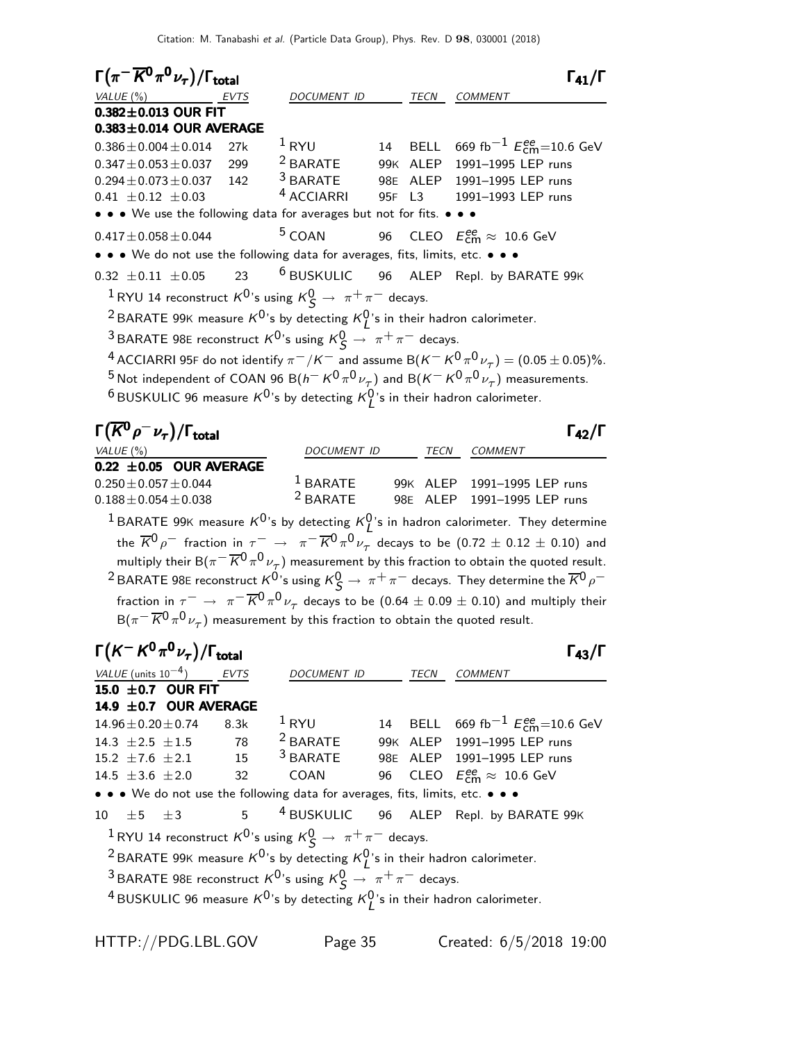### $\Gamma(\pi^- \overline{K}^0 \pi^0 \nu_\tau)/\Gamma_{\text{total}}$ $\Gamma_{41}/\Gamma$

| VALUE (%) | EVTS | DOCUMENT ID | | TECN | COMMENT |
|---|---|---|---|---|---|
| **0.382±0.013 OUR FIT** | | | | | |
| **0.383±0.014 OUR AVERAGE** | | | | | |
| 0.386±0.004±0.014 | 27k | [1] RYU | 14 | BELL | 669 fb$^{-1}$ $E^{ee}_{\text{cm}}$=10.6 GeV |
| 0.347±0.053±0.037 | 299 | [2] BARATE | 99K | ALEP | 1991–1995 LEP runs |
| 0.294±0.073±0.037 | 142 | [3] BARATE | 98E | ALEP | 1991–1995 LEP runs |
| 0.41 ±0.12 ±0.03 | | [4] ACCIARRI | 95F | L3 | 1991–1993 LEP runs |
| • • • We use the following data for averages but not for fits. • • • | | | | | |
| 0.417±0.058±0.044 | | [5] COAN | 96 | CLEO | $E^{ee}_{\text{cm}} \approx$ 10.6 GeV |
| • • • We do not use the following data for averages, fits, limits, etc. • • • | | | | | |
| 0.32 ±0.11 ±0.05 | 23 | [6] BUSKULIC | 96 | ALEP | Repl. by BARATE 99K |

[1] RYU 14 reconstruct $K^0$'s using $K^0_S \rightarrow \pi^+\pi^-$ decays.

[2] BARATE 99K measure $K^0$'s by detecting $K^0_L$'s in their hadron calorimeter.

[3] BARATE 98E reconstruct $K^0$'s using $K^0_S \rightarrow \pi^+\pi^-$ decays.

[4] ACCIARRI 95F do not identify $\pi^-/K^-$ and assume B($K^- K^0 \pi^0 \nu_\tau$) = (0.05 ± 0.05)%.

[5] Not independent of COAN 96 B($h^- K^0 \pi^0 \nu_\tau$) and B($K^- K^0 \pi^0 \nu_\tau$) measurements.

[6] BUSKULIC 96 measure $K^0$'s by detecting $K^0_L$'s in their hadron calorimeter.

### $\Gamma(\overline{K}^0 \rho^- \nu_\tau)/\Gamma_{\text{total}}$ $\Gamma_{42}/\Gamma$

| VALUE (%) | DOCUMENT ID | | TECN | COMMENT |
|---|---|---|---|---|
| **0.22 ±0.05 OUR AVERAGE** | | | | |
| 0.250±0.057±0.044 | [1] BARATE | 99K | ALEP | 1991–1995 LEP runs |
| 0.188±0.054±0.038 | [2] BARATE | 98E | ALEP | 1991–1995 LEP runs |

[1] BARATE 99K measure $K^0$'s by detecting $K^0_L$'s in hadron calorimeter. They determine the $\overline{K}^0 \rho^-$ fraction in $\tau^- \rightarrow \pi^- \overline{K}^0 \pi^0 \nu_\tau$ decays to be (0.72 ± 0.12 ± 0.10) and multiply their B($\pi^- \overline{K}^0 \pi^0 \nu_\tau$) measurement by this fraction to obtain the quoted result.

[2] BARATE 98E reconstruct $K^0$'s using $K^0_S \rightarrow \pi^+\pi^-$ decays. They determine the $\overline{K}^0 \rho^-$ fraction in $\tau^- \rightarrow \pi^- \overline{K}^0 \pi^0 \nu_\tau$ decays to be (0.64 ± 0.09 ± 0.10) and multiply their B($\pi^- \overline{K}^0 \pi^0 \nu_\tau$) measurement by this fraction to obtain the quoted result.

### $\Gamma(K^- K^0 \pi^0 \nu_\tau)/\Gamma_{\text{total}}$ $\Gamma_{43}/\Gamma$

| VALUE (units $10^{-4}$) | EVTS | DOCUMENT ID | | TECN | COMMENT |
|---|---|---|---|---|---|
| **15.0 ±0.7 OUR FIT** | | | | | |
| **14.9 ±0.7 OUR AVERAGE** | | | | | |
| 14.96±0.20±0.74 | 8.3k | [1] RYU | 14 | BELL | 669 fb$^{-1}$ $E^{ee}_{\text{cm}}$=10.6 GeV |
| 14.3 ±2.5 ±1.5 | 78 | [2] BARATE | 99K | ALEP | 1991–1995 LEP runs |
| 15.2 ±7.6 ±2.1 | 15 | [3] BARATE | 98E | ALEP | 1991–1995 LEP runs |
| 14.5 ±3.6 ±2.0 | 32 | COAN | 96 | CLEO | $E^{ee}_{\text{cm}} \approx$ 10.6 GeV |
| • • • We do not use the following data for averages, fits, limits, etc. • • • | | | | | |
| 10 ±5 ±3 | 5 | [4] BUSKULIC | 96 | ALEP | Repl. by BARATE 99K |

[1] RYU 14 reconstruct $K^0$'s using $K^0_S \rightarrow \pi^+\pi^-$ decays.

[2] BARATE 99K measure $K^0$'s by detecting $K^0_L$'s in their hadron calorimeter.

[3] BARATE 98E reconstruct $K^0$'s using $K^0_S \rightarrow \pi^+\pi^-$ decays.

[4] BUSKULIC 96 measure $K^0$'s by detecting $K^0_L$'s in their hadron calorimeter.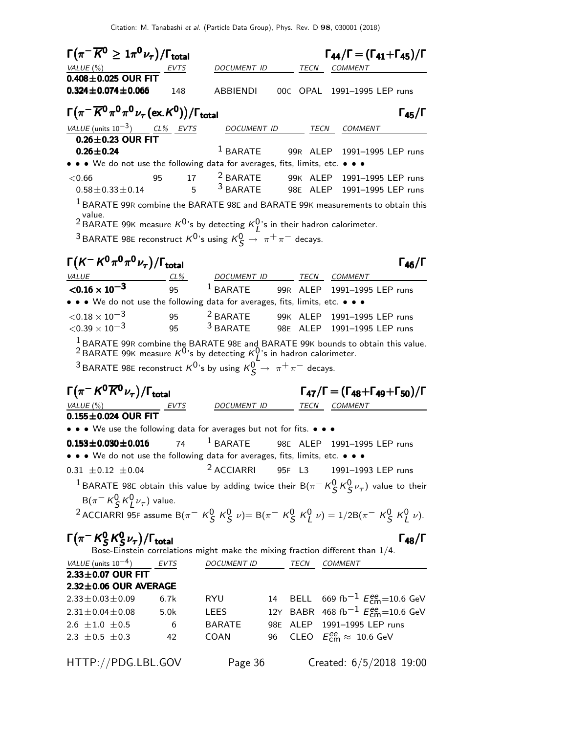## $\Gamma(\pi^- \overline{K}^0 \geq 1\pi^0 \nu_\tau)/\Gamma_{\text{total}}$ $\qquad \Gamma_{44}/\Gamma = (\Gamma_{41}+\Gamma_{45})/\Gamma$

| VALUE (%) | EVTS | DOCUMENT ID | | TECN | COMMENT |
|---|---|---|---|---|---|
| **0.408±0.025 OUR FIT** | | | | | |
| **0.324±0.074±0.066** | 148 | ABBIENDI | 00C | OPAL | 1991–1995 LEP runs |

## $\Gamma(\pi^- \overline{K}^0 \pi^0 \pi^0 \nu_\tau (\text{ex.}K^0))/\Gamma_{\text{total}}$ $\qquad \Gamma_{45}/\Gamma$

| VALUE (units $10^{-3}$) | CL% | EVTS | DOCUMENT ID | | TECN | COMMENT |
|---|---|---|---|---|---|---|
| **0.26±0.23 OUR FIT** | | | | | | |
| **0.26±0.24** | | | [1] BARATE | 99R | ALEP | 1991–1995 LEP runs |
| • • • We do not use the following data for averages, fits, limits, etc. • • • | | | | | | |
| <0.66 | 95 | 17 | [2] BARATE | 99K | ALEP | 1991–1995 LEP runs |
| 0.58±0.33±0.14 | | 5 | [3] BARATE | 98E | ALEP | 1991–1995 LEP runs |

[1] BARATE 99R combine the BARATE 98E and BARATE 99K measurements to obtain this value.
[2] BARATE 99K measure $K^0$'s by detecting $K^0_L$'s in their hadron calorimeter.
[3] BARATE 98E reconstruct $K^0$'s using $K^0_S \to \pi^+\pi^-$ decays.

## $\Gamma(K^- K^0 \pi^0 \pi^0 \nu_\tau)/\Gamma_{\text{total}}$ $\qquad \Gamma_{46}/\Gamma$

| VALUE | CL% | DOCUMENT ID | | TECN | COMMENT |
|---|---|---|---|---|---|
| **<0.16 × 10⁻³** | 95 | [1] BARATE | 99R | ALEP | 1991–1995 LEP runs |
| • • • We do not use the following data for averages, fits, limits, etc. • • • | | | | | |
| $<0.18 \times 10^{-3}$ | 95 | [2] BARATE | 99K | ALEP | 1991–1995 LEP runs |
| $<0.39 \times 10^{-3}$ | 95 | [3] BARATE | 98E | ALEP | 1991–1995 LEP runs |

[1] BARATE 99R combine the BARATE 98E and BARATE 99K bounds to obtain this value.
[2] BARATE 99K measure $K^0$'s by detecting $K^0_L$'s in hadron calorimeter.
[3] BARATE 98E reconstruct $K^0$'s by using $K^0_S \to \pi^+\pi^-$ decays.

## $\Gamma(\pi^- K^0 \overline{K}^0 \nu_\tau)/\Gamma_{\text{total}}$ $\qquad \Gamma_{47}/\Gamma = (\Gamma_{48}+\Gamma_{49}+\Gamma_{50})/\Gamma$

| VALUE (%) | EVTS | DOCUMENT ID | | TECN | COMMENT |
|---|---|---|---|---|---|
| **0.155±0.024 OUR FIT** | | | | | |
| • • • We use the following data for averages but not for fits. • • • | | | | | |
| **0.153±0.030±0.016** | 74 | [1] BARATE | 98E | ALEP | 1991–1995 LEP runs |
| • • • We do not use the following data for averages, fits, limits, etc. • • • | | | | | |
| 0.31 ±0.12 ±0.04 | | [2] ACCIARRI | 95F | L3 | 1991–1993 LEP runs |

[1] BARATE 98E obtain this value by adding twice their $B(\pi^- K^0_S K^0_S \nu_\tau)$ value to their $B(\pi^- K^0_S K^0_L \nu_\tau)$ value.
[2] ACCIARRI 95F assume $B(\pi^- K^0_S K^0_S \nu) = B(\pi^- K^0_S K^0_L \nu) = 1/2 B(\pi^- K^0_S K^0_L \nu)$.

## $\Gamma(\pi^- K^0_S K^0_S \nu_\tau)/\Gamma_{\text{total}}$ $\qquad \Gamma_{48}/\Gamma$

Bose-Einstein correlations might make the mixing fraction different than 1/4.

| VALUE (units $10^{-4}$) | EVTS | DOCUMENT ID | | TECN | COMMENT |
|---|---|---|---|---|---|
| **2.33±0.07 OUR FIT** | | | | | |
| **2.32±0.06 OUR AVERAGE** | | | | | |
| 2.33±0.03±0.09 | 6.7k | RYU | 14 | BELL | 669 fb$^{-1}$ $E^{ee}_{\text{cm}}$=10.6 GeV |
| 2.31±0.04±0.08 | 5.0k | LEES | 12Y | BABR | 468 fb$^{-1}$ $E^{ee}_{\text{cm}}$=10.6 GeV |
| 2.6 ±1.0 ±0.5 | 6 | BARATE | 98E | ALEP | 1991–1995 LEP runs |
| 2.3 ±0.5 ±0.3 | 42 | COAN | 96 | CLEO | $E^{ee}_{\text{cm}} \approx$ 10.6 GeV |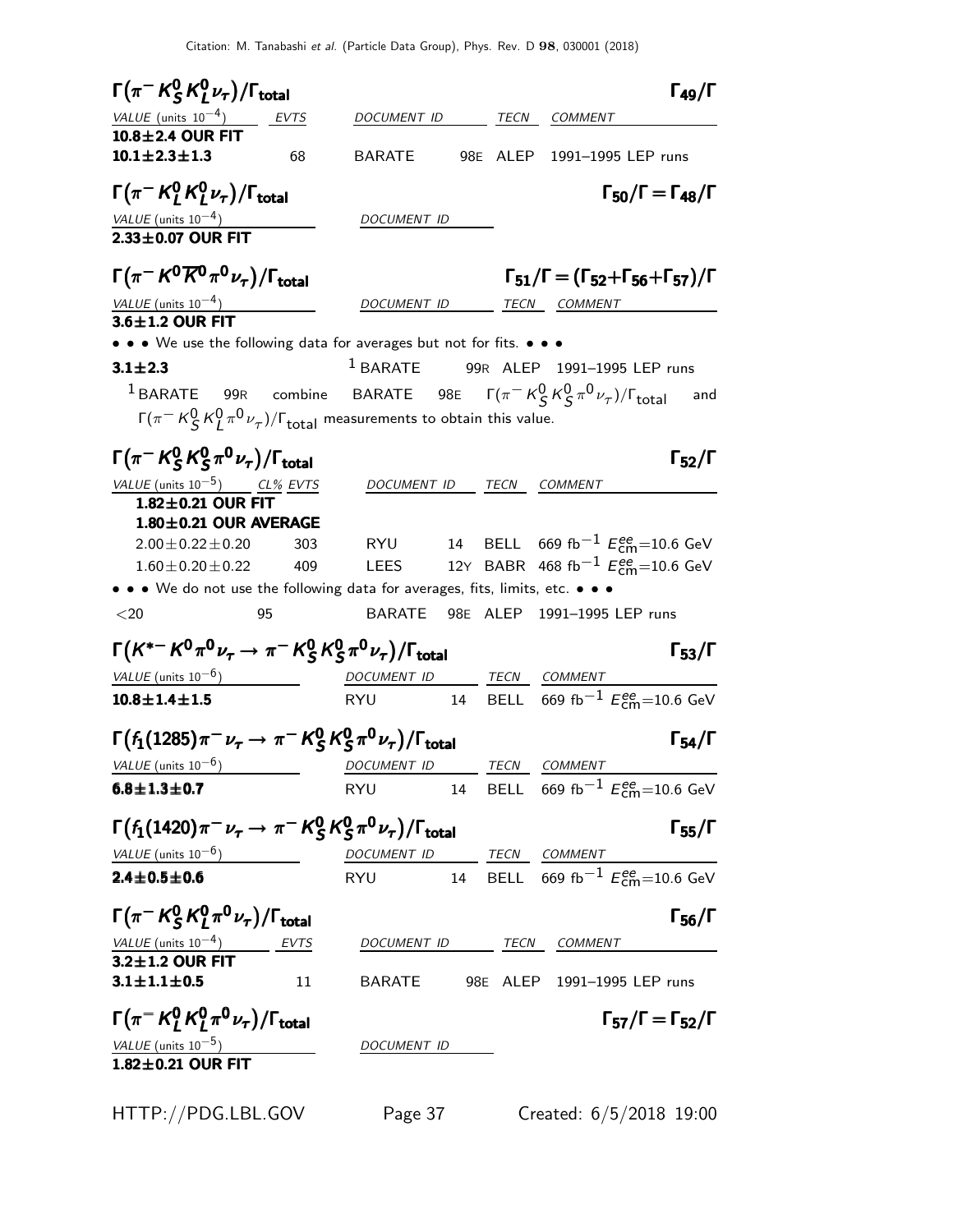### $\Gamma(\pi^- K^0_S K^0_L \nu_\tau)/\Gamma_{\text{total}}$ $\quad\Gamma_{49}/\Gamma$

| VALUE (units $10^{-4}$) | EVTS | DOCUMENT ID | | TECN | COMMENT |
|---|---|---|---|---|---|
| **10.8±2.4 OUR FIT** | | | | | |
| **10.1±2.3±1.3** | 68 | BARATE | 98E | ALEP | 1991–1995 LEP runs |

### $\Gamma(\pi^- K^0_L K^0_L \nu_\tau)/\Gamma_{\text{total}}$ $\quad\Gamma_{50}/\Gamma = \Gamma_{48}/\Gamma$

| VALUE (units $10^{-4}$) | DOCUMENT ID |
|---|---|
| **2.33±0.07 OUR FIT** | |

### $\Gamma(\pi^- K^0 \overline{K}^0 \pi^0 \nu_\tau)/\Gamma_{\text{total}}$ $\quad\Gamma_{51}/\Gamma = (\Gamma_{52}+\Gamma_{56}+\Gamma_{57})/\Gamma$

| VALUE (units $10^{-4}$) | DOCUMENT ID | | TECN | COMMENT |
|---|---|---|---|---|
| **3.6±1.2 OUR FIT** | | | | |
| • • • We use the following data for averages but not for fits. • • • | | | | |
| **3.1±2.3** | [1] BARATE | 99R | ALEP | 1991–1995 LEP runs |

[1] BARATE 99R combine BARATE 98E $\Gamma(\pi^- K^0_S K^0_S \pi^0 \nu_\tau)/\Gamma_{\text{total}}$ and $\Gamma(\pi^- K^0_S K^0_L \pi^0 \nu_\tau)/\Gamma_{\text{total}}$ measurements to obtain this value.

### $\Gamma(\pi^- K^0_S K^0_S \pi^0 \nu_\tau)/\Gamma_{\text{total}}$ $\quad\Gamma_{52}/\Gamma$

| VALUE (units $10^{-5}$) | CL% | EVTS | DOCUMENT ID | | TECN | COMMENT |
|---|---|---|---|---|---|---|
| **1.82±0.21 OUR FIT** | | | | | | |
| **1.80±0.21 OUR AVERAGE** | | | | | | |
| 2.00±0.22±0.20 | | 303 | RYU | 14 | BELL | 669 fb$^{-1}$ $E^{ee}_{\text{cm}}$=10.6 GeV |
| 1.60±0.20±0.22 | | 409 | LEES | 12Y | BABR | 468 fb$^{-1}$ $E^{ee}_{\text{cm}}$=10.6 GeV |
| • • • We do not use the following data for averages, fits, limits, etc. • • • | | | | | | |
| <20 | | 95 | BARATE | 98E | ALEP | 1991–1995 LEP runs |

### $\Gamma(K^{*-} K^0 \pi^0 \nu_\tau \to \pi^- K^0_S K^0_S \pi^0 \nu_\tau)/\Gamma_{\text{total}}$ $\quad\Gamma_{53}/\Gamma$

| VALUE (units $10^{-6}$) | DOCUMENT ID | | TECN | COMMENT |
|---|---|---|---|---|
| **10.8±1.4±1.5** | RYU | 14 | BELL | 669 fb$^{-1}$ $E^{ee}_{\text{cm}}$=10.6 GeV |

### $\Gamma(f_1(1285)\pi^- \nu_\tau \to \pi^- K^0_S K^0_S \pi^0 \nu_\tau)/\Gamma_{\text{total}}$ $\quad\Gamma_{54}/\Gamma$

| VALUE (units $10^{-6}$) | DOCUMENT ID | | TECN | COMMENT |
|---|---|---|---|---|
| **6.8±1.3±0.7** | RYU | 14 | BELL | 669 fb$^{-1}$ $E^{ee}_{\text{cm}}$=10.6 GeV |

### $\Gamma(f_1(1420)\pi^- \nu_\tau \to \pi^- K^0_S K^0_S \pi^0 \nu_\tau)/\Gamma_{\text{total}}$ $\quad\Gamma_{55}/\Gamma$

| VALUE (units $10^{-6}$) | DOCUMENT ID | | TECN | COMMENT |
|---|---|---|---|---|
| **2.4±0.5±0.6** | RYU | 14 | BELL | 669 fb$^{-1}$ $E^{ee}_{\text{cm}}$=10.6 GeV |

### $\Gamma(\pi^- K^0_S K^0_L \pi^0 \nu_\tau)/\Gamma_{\text{total}}$ $\quad\Gamma_{56}/\Gamma$

| VALUE (units $10^{-4}$) | EVTS | DOCUMENT ID | | TECN | COMMENT |
|---|---|---|---|---|---|
| **3.2±1.2 OUR FIT** | | | | | |
| **3.1±1.1±0.5** | 11 | BARATE | 98E | ALEP | 1991–1995 LEP runs |

### $\Gamma(\pi^- K^0_L K^0_L \pi^0 \nu_\tau)/\Gamma_{\text{total}}$ $\quad\Gamma_{57}/\Gamma = \Gamma_{52}/\Gamma$

| VALUE (units $10^{-5}$) | DOCUMENT ID |
|---|---|
| **1.82±0.21 OUR FIT** | |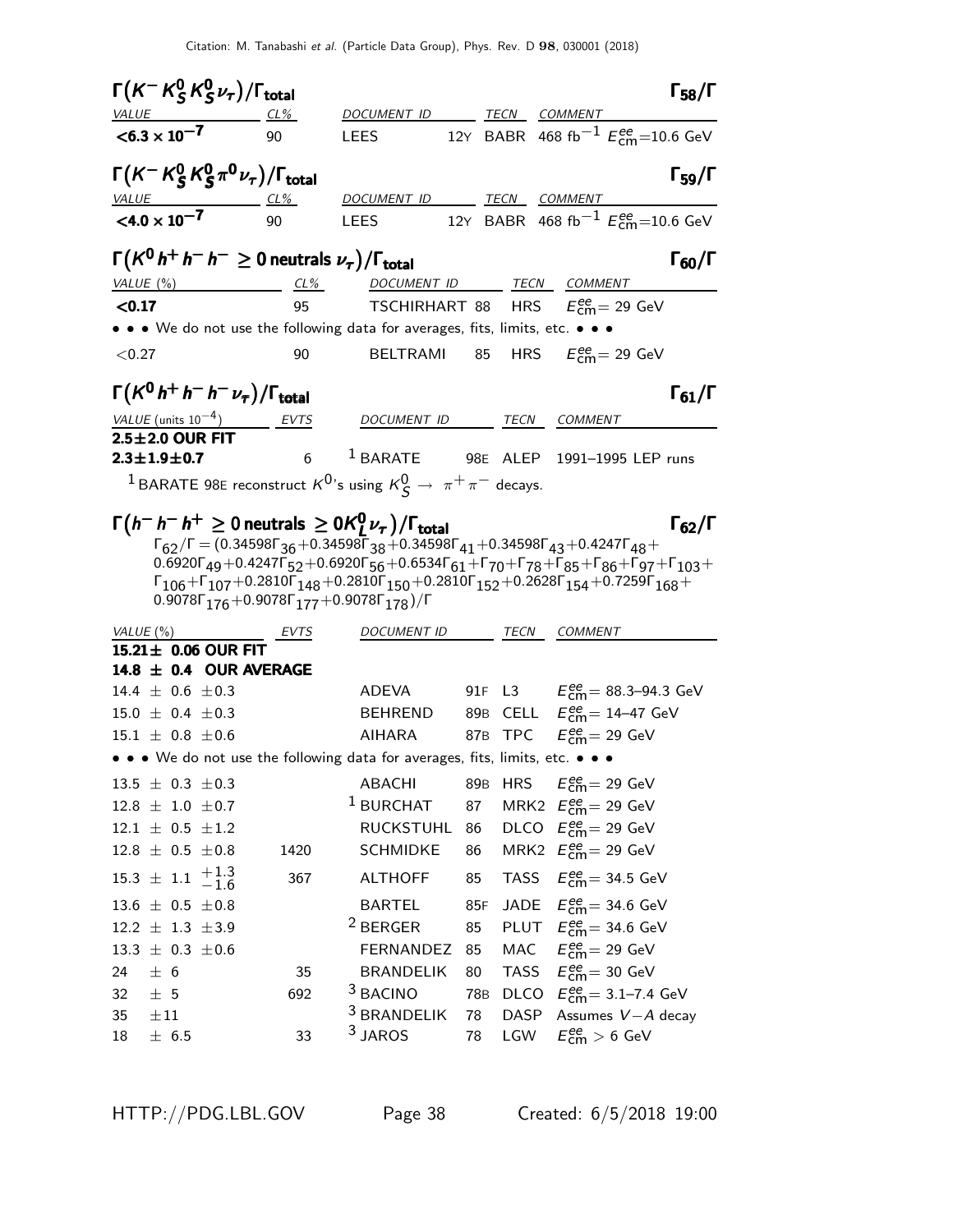### $\Gamma(K^- K^0_S K^0_S \nu_\tau)/\Gamma_{\text{total}}$ $\Gamma_{58}/\Gamma$

| VALUE | CL% | DOCUMENT ID | | TECN | COMMENT |
|---|---|---|---|---|---|
| **$<6.3 \times 10^{-7}$** | 90 | LEES | 12Y | BABR | 468 fb$^{-1}$ $E^{ee}_{\text{cm}}$=10.6 GeV |

### $\Gamma(K^- K^0_S K^0_S \pi^0 \nu_\tau)/\Gamma_{\text{total}}$ $\Gamma_{59}/\Gamma$

| VALUE | CL% | DOCUMENT ID | | TECN | COMMENT |
|---|---|---|---|---|---|
| **$<4.0 \times 10^{-7}$** | 90 | LEES | 12Y | BABR | 468 fb$^{-1}$ $E^{ee}_{\text{cm}}$=10.6 GeV |

### $\Gamma(K^0 h^+ h^- h^- \geq 0 \text{ neutrals } \nu_\tau)/\Gamma_{\text{total}}$ $\Gamma_{60}/\Gamma$

| VALUE (%) | CL% | DOCUMENT ID | | TECN | COMMENT |
|---|---|---|---|---|---|
| **<0.17** | 95 | TSCHIRHART | 88 | HRS | $E^{ee}_{\text{cm}}$= 29 GeV |
| • • • We do not use the following data for averages, fits, limits, etc. • • • | | | | | |
| <0.27 | 90 | BELTRAMI | 85 | HRS | $E^{ee}_{\text{cm}}$= 29 GeV |

### $\Gamma(K^0 h^+ h^- h^- \nu_\tau)/\Gamma_{\text{total}}$ $\Gamma_{61}/\Gamma$

| VALUE (units $10^{-4}$) | EVTS | DOCUMENT ID | | TECN | COMMENT |
|---|---|---|---|---|---|
| **2.5±2.0 OUR FIT** | | | | | |
| **2.3±1.9±0.7** | 6 | [1] BARATE | 98E | ALEP | 1991–1995 LEP runs |

[1] BARATE 98E reconstruct $K^0$'s using $K^0_S \to \pi^+\pi^-$ decays.

### $\Gamma(h^- h^- h^+ \geq 0 \text{ neutrals } \geq 0 K^0_L \nu_\tau)/\Gamma_{\text{total}}$ $\Gamma_{62}/\Gamma$

$\Gamma_{62}/\Gamma = (0.34598\Gamma_{36}+0.34598\Gamma_{38}+0.34598\Gamma_{41}+0.34598\Gamma_{43}+0.4247\Gamma_{48}+0.6920\Gamma_{49}+0.4247\Gamma_{52}+0.6920\Gamma_{56}+0.6534\Gamma_{61}+\Gamma_{70}+\Gamma_{78}+\Gamma_{85}+\Gamma_{86}+\Gamma_{97}+\Gamma_{103}+\Gamma_{106}+\Gamma_{107}+0.2810\Gamma_{148}+0.2810\Gamma_{150}+0.2810\Gamma_{152}+0.2628\Gamma_{154}+0.7259\Gamma_{168}+0.9078\Gamma_{176}+0.9078\Gamma_{177}+0.9078\Gamma_{178})/\Gamma$

| VALUE (%) | EVTS | DOCUMENT ID | | TECN | COMMENT |
|---|---|---|---|---|---|
| **15.21± 0.06 OUR FIT** | | | | | |
| **14.8 ± 0.4 OUR AVERAGE** | | | | | |
| 14.4 ± 0.6 ±0.3 | | ADEVA | 91F | L3 | $E^{ee}_{\text{cm}}$= 88.3–94.3 GeV |
| 15.0 ± 0.4 ±0.3 | | BEHREND | 89B | CELL | $E^{ee}_{\text{cm}}$= 14–47 GeV |
| 15.1 ± 0.8 ±0.6 | | AIHARA | 87B | TPC | $E^{ee}_{\text{cm}}$= 29 GeV |
| • • • We do not use the following data for averages, fits, limits, etc. • • • | | | | | |
| 13.5 ± 0.3 ±0.3 | | ABACHI | 89B | HRS | $E^{ee}_{\text{cm}}$= 29 GeV |
| 12.8 ± 1.0 ±0.7 | | [1] BURCHAT | 87 | MRK2 | $E^{ee}_{\text{cm}}$= 29 GeV |
| 12.1 ± 0.5 ±1.2 | | RUCKSTUHL | 86 | DLCO | $E^{ee}_{\text{cm}}$= 29 GeV |
| 12.8 ± 0.5 ±0.8 | 1420 | SCHMIDKE | 86 | MRK2 | $E^{ee}_{\text{cm}}$= 29 GeV |
| 15.3 ± 1.1 $^{+1.3}_{-1.6}$ | 367 | ALTHOFF | 85 | TASS | $E^{ee}_{\text{cm}}$= 34.5 GeV |
| 13.6 ± 0.5 ±0.8 | | BARTEL | 85F | JADE | $E^{ee}_{\text{cm}}$= 34.6 GeV |
| 12.2 ± 1.3 ±3.9 | | [2] BERGER | 85 | PLUT | $E^{ee}_{\text{cm}}$= 34.6 GeV |
| 13.3 ± 0.3 ±0.6 | | FERNANDEZ | 85 | MAC | $E^{ee}_{\text{cm}}$= 29 GeV |
| 24 ± 6 | 35 | BRANDELIK | 80 | TASS | $E^{ee}_{\text{cm}}$= 30 GeV |
| 32 ± 5 | 692 | [3] BACINO | 78B | DLCO | $E^{ee}_{\text{cm}}$= 3.1–7.4 GeV |
| 35 ±11 | | [3] BRANDELIK | 78 | DASP | Assumes $V-A$ decay |
| 18 ± 6.5 | 33 | [3] JAROS | 78 | LGW | $E^{ee}_{\text{cm}} > 6$ GeV |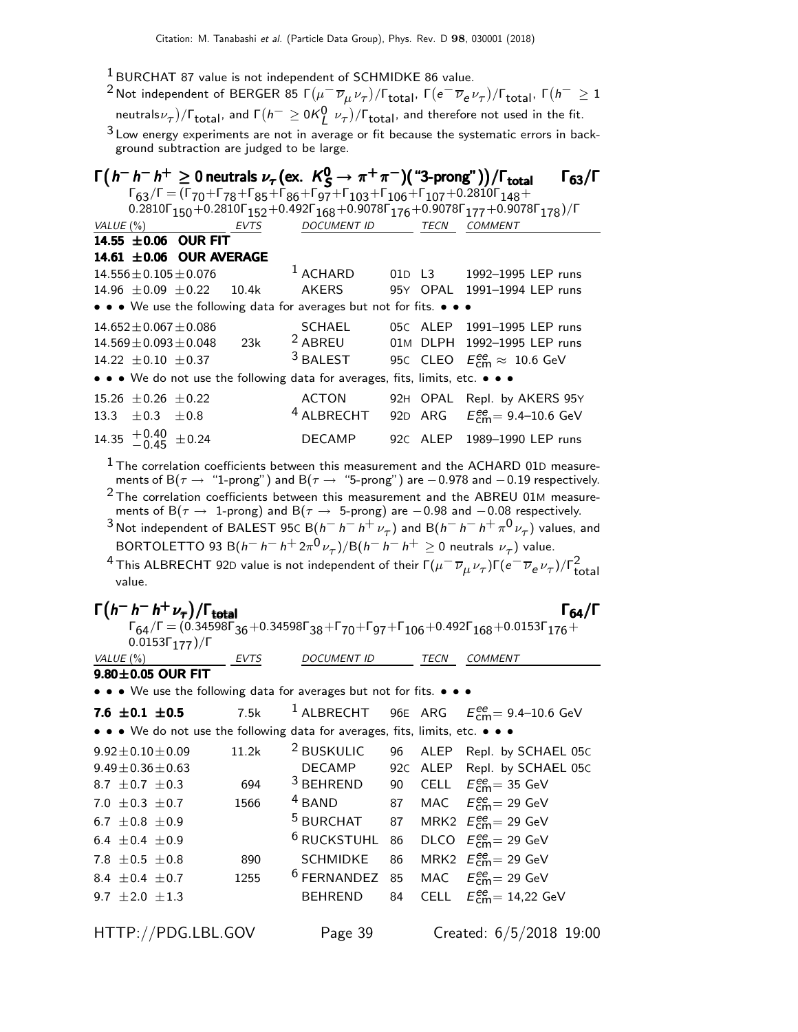[1] BURCHAT 87 value is not independent of SCHMIDKE 86 value.

[2] Not independent of BERGER 85 $\Gamma(\mu^- \overline{\nu}_\mu \nu_\tau)/\Gamma_{\text{total}}$, $\Gamma(e^- \overline{\nu}_e \nu_\tau)/\Gamma_{\text{total}}$, $\Gamma(h^- \geq 1 \text{ neutrals} \nu_\tau)/\Gamma_{\text{total}}$, and $\Gamma(h^- \geq 0 K_L^0 \; \nu_\tau)/\Gamma_{\text{total}}$, and therefore not used in the fit.

[3] Low energy experiments are not in average or fit because the systematic errors in background subtraction are judged to be large.

## $\Gamma\big(h^- h^- h^+ \geq 0 \text{ neutrals } \nu_\tau \text{ (ex. } K_S^0 \to \pi^+\pi^-)(\text{"3-prong"})\big)/\Gamma_{\text{total}}$ — $\Gamma_{63}/\Gamma$

$\Gamma_{63}/\Gamma = (\Gamma_{70}+\Gamma_{78}+\Gamma_{85}+\Gamma_{86}+\Gamma_{97}+\Gamma_{103}+\Gamma_{106}+\Gamma_{107}+0.2810\Gamma_{148}+ 0.2810\Gamma_{150}+0.2810\Gamma_{152}+0.492\Gamma_{168}+0.9078\Gamma_{176}+0.9078\Gamma_{177}+0.9078\Gamma_{178})/\Gamma$

| VALUE (%) | EVTS | DOCUMENT ID | | TECN | COMMENT |
|---|---|---|---|---|---|
| **14.55 ±0.06 OUR FIT** | | | | | |
| **14.61 ±0.06 OUR AVERAGE** | | | | | |
| 14.556±0.105±0.076 | | [1] ACHARD | 01D | L3 | 1992–1995 LEP runs |
| 14.96 ±0.09 ±0.22 | 10.4k | AKERS | 95Y | OPAL | 1991–1994 LEP runs |
| • • • We use the following data for averages but not for fits. • • • | | | | | |
| 14.652±0.067±0.086 | | SCHAEL | 05C | ALEP | 1991–1995 LEP runs |
| 14.569±0.093±0.048 | 23k | [2] ABREU | 01M | DLPH | 1992–1995 LEP runs |
| 14.22 ±0.10 ±0.37 | | [3] BALEST | 95C | CLEO | $E^{ee}_{\text{cm}} \approx$ 10.6 GeV |
| • • • We do not use the following data for averages, fits, limits, etc. • • • | | | | | |
| 15.26 ±0.26 ±0.22 | | ACTON | 92H | OPAL | Repl. by AKERS 95Y |
| 13.3 ±0.3 ±0.8 | | [4] ALBRECHT | 92D | ARG | $E^{ee}_{\text{cm}}$= 9.4–10.6 GeV |
| 14.35 $^{+0.40}_{-0.45}$ ±0.24 | | DECAMP | 92C | ALEP | 1989–1990 LEP runs |

[1] The correlation coefficients between this measurement and the ACHARD 01D measurements of B($\tau \to$ "1-prong") and B($\tau \to$ "5-prong") are −0.978 and −0.19 respectively.

[2] The correlation coefficients between this measurement and the ABREU 01M measurements of B($\tau \to$ 1-prong) and B($\tau \to$ 5-prong) are −0.98 and −0.08 respectively.

[3] Not independent of BALEST 95C B($h^- h^- h^+ \nu_\tau$) and B($h^- h^- h^+ \pi^0 \nu_\tau$) values, and BORTOLETTO 93 B($h^- h^- h^+ 2\pi^0 \nu_\tau$)/B($h^- h^- h^+ \geq 0$ neutrals $\nu_\tau$) value.

[4] This ALBRECHT 92D value is not independent of their $\Gamma(\mu^- \overline{\nu}_\mu \nu_\tau)\Gamma(e^- \overline{\nu}_e \nu_\tau)/\Gamma^2_{\text{total}}$ value.

## $\Gamma\big(h^- h^- h^+ \nu_\tau\big)/\Gamma_{\text{total}}$ — $\Gamma_{64}/\Gamma$

$\Gamma_{64}/\Gamma = (0.34598\Gamma_{36}+0.34598\Gamma_{38}+\Gamma_{70}+\Gamma_{97}+\Gamma_{106}+0.492\Gamma_{168}+0.0153\Gamma_{176}+ 0.0153\Gamma_{177})/\Gamma$

| VALUE (%) | EVTS | DOCUMENT ID | | TECN | COMMENT |
|---|---|---|---|---|---|
| **9.80±0.05 OUR FIT** | | | | | |
| • • • We use the following data for averages but not for fits. • • • | | | | | |
| **7.6 ±0.1 ±0.5** | 7.5k | [1] ALBRECHT | 96E | ARG | $E^{ee}_{\text{cm}}$= 9.4–10.6 GeV |
| • • • We do not use the following data for averages, fits, limits, etc. • • • | | | | | |
| 9.92±0.10±0.09 | 11.2k | [2] BUSKULIC | 96 | ALEP | Repl. by SCHAEL 05C |
| 9.49±0.36±0.63 | | DECAMP | 92C | ALEP | Repl. by SCHAEL 05C |
| 8.7 ±0.7 ±0.3 | 694 | [3] BEHREND | 90 | CELL | $E^{ee}_{\text{cm}}$= 35 GeV |
| 7.0 ±0.3 ±0.7 | 1566 | [4] BAND | 87 | MAC | $E^{ee}_{\text{cm}}$= 29 GeV |
| 6.7 ±0.8 ±0.9 | | [5] BURCHAT | 87 | MRK2 | $E^{ee}_{\text{cm}}$= 29 GeV |
| 6.4 ±0.4 ±0.9 | | [6] RUCKSTUHL | 86 | DLCO | $E^{ee}_{\text{cm}}$= 29 GeV |
| 7.8 ±0.5 ±0.8 | 890 | SCHMIDKE | 86 | MRK2 | $E^{ee}_{\text{cm}}$= 29 GeV |
| 8.4 ±0.4 ±0.7 | 1255 | [6] FERNANDEZ | 85 | MAC | $E^{ee}_{\text{cm}}$= 29 GeV |
| 9.7 ±2.0 ±1.3 | | BEHREND | 84 | CELL | $E^{ee}_{\text{cm}}$= 14,22 GeV |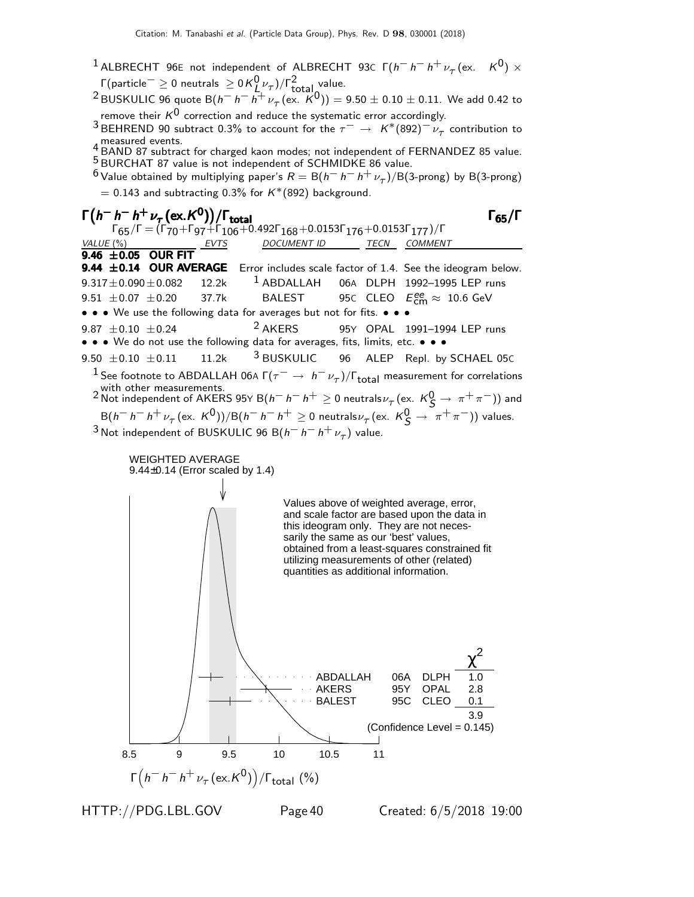[1] ALBRECHT 96E not independent of ALBRECHT 93C $\Gamma(h^- h^- h^+ \nu_\tau (\text{ex.}\ K^0) \times \Gamma(\text{particle}^- \geq 0\ \text{neutrals}\ \geq 0 K_L^0 \nu_\tau)/\Gamma_{\text{total}}^2$ value.

[2] BUSKULIC 96 quote $B(h^- h^- h^+ \nu_\tau (\text{ex.}\ K^0)) = 9.50 \pm 0.10 \pm 0.11$. We add 0.42 to remove their $K^0$ correction and reduce the systematic error accordingly.

[3] BEHREND 90 subtract 0.3% to account for the $\tau^- \rightarrow K^*(892)^- \nu_\tau$ contribution to measured events.

[4] BAND 87 subtract for charged kaon modes; not independent of FERNANDEZ 85 value.

[5] BURCHAT 87 value is not independent of SCHMIDKE 86 value.

[6] Value obtained by multiplying paper's $R = B(h^- h^- h^+ \nu_\tau)/B(\text{3-prong})$ by B(3-prong) = 0.143 and subtracting 0.3% for $K^*(892)$ background.

## $\Gamma(h^- h^- h^+ \nu_\tau (\text{ex.}K^0))/\Gamma_{\text{total}}$ — $\Gamma_{65}/\Gamma$

$\Gamma_{65}/\Gamma = (\Gamma_{70}+\Gamma_{97}+\Gamma_{106}+0.492\Gamma_{168}+0.0153\Gamma_{176}+0.0153\Gamma_{177})/\Gamma$

| VALUE (%) | EVTS | DOCUMENT ID | | TECN | COMMENT |
|---|---|---|---|---|---|
| **9.46 ±0.05 OUR FIT** | | | | | |
| **9.44 ±0.14 OUR AVERAGE** | | Error includes scale factor of 1.4. See the ideogram below. | | | |
| 9.317±0.090±0.082 | 12.2k | [1] ABDALLAH | 06A | DLPH | 1992–1995 LEP runs |
| 9.51 ±0.07 ±0.20 | 37.7k | BALEST | 95C | CLEO | $E_{\text{cm}}^{ee} \approx$ 10.6 GeV |
| • • • We use the following data for averages but not for fits. • • • | | | | | |
| 9.87 ±0.10 ±0.24 | | [2] AKERS | 95Y | OPAL | 1991–1994 LEP runs |
| • • • We do not use the following data for averages, fits, limits, etc. • • • | | | | | |
| 9.50 ±0.10 ±0.11 | 11.2k | [3] BUSKULIC | 96 | ALEP | Repl. by SCHAEL 05C |

[1] See footnote to ABDALLAH 06A $\Gamma(\tau^- \rightarrow h^- \nu_\tau)/\Gamma_{\text{total}}$ measurement for correlations with other measurements.

[2] Not independent of AKERS 95Y $B(h^- h^- h^+ \geq 0\ \text{neutrals}\, \nu_\tau (\text{ex.}\ K_S^0 \rightarrow \pi^+\pi^-))$ and $B(h^- h^- h^+ \nu_\tau (\text{ex.}\ K^0))/B(h^- h^- h^+ \geq 0\ \text{neutrals}\, \nu_\tau (\text{ex.}\ K_S^0 \rightarrow \pi^+\pi^-))$ values.

[3] Not independent of BUSKULIC 96 $B(h^- h^- h^+ \nu_\tau)$ value.

WEIGHTED AVERAGE
9.44±0.14 (Error scaled by 1.4)

Values above of weighted average, error, and scale factor are based upon the data in this ideogram only. They are not necessarily the same as our 'best' values, obtained from a least-squares constrained fit utilizing measurements of other (related) quantities as additional information.

| | | | $\chi^2$ |
|---|---|---|---|
| ABDALLAH | 06A | DLPH | 1.0 |
| AKERS | 95Y | OPAL | 2.8 |
| BALEST | 95C | CLEO | 0.1 |
| | | | 3.9 |

(Confidence Level = 0.145)

$\Gamma(h^- h^- h^+ \nu_\tau (\text{ex.}K^0))/\Gamma_{\text{total}}$ (%)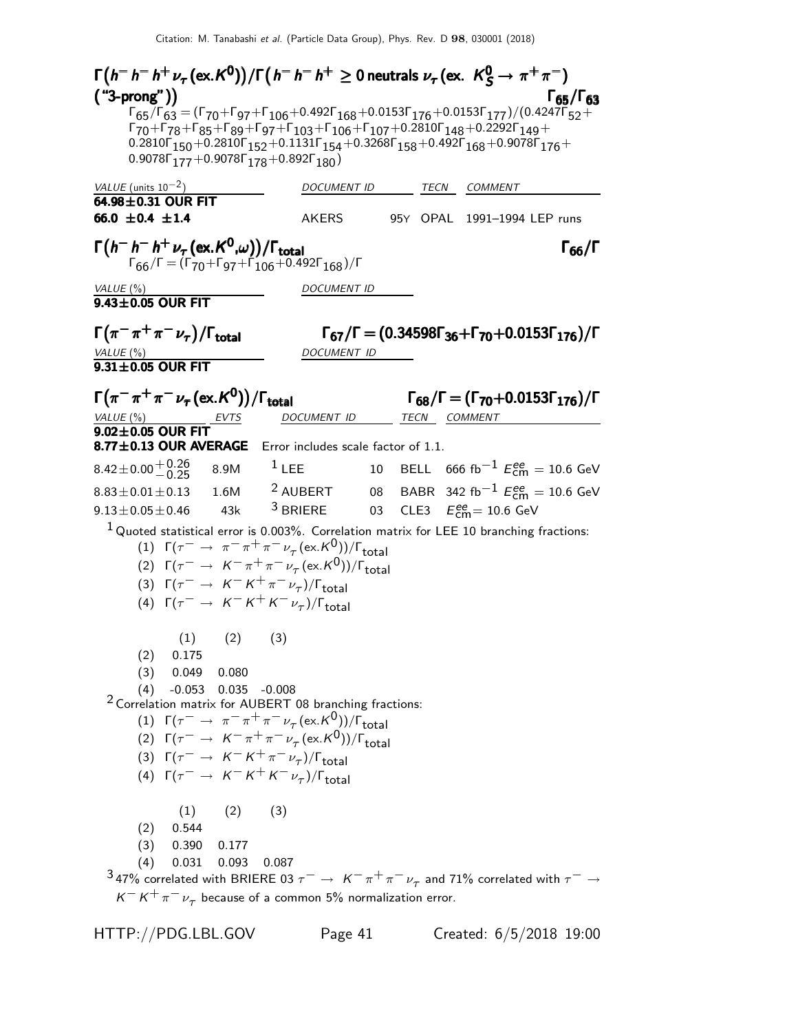### $\Gamma\big(h^- h^- h^+ \nu_\tau (\text{ex.} K^0)\big)/\Gamma\big(h^- h^- h^+ \geq 0 \text{ neutrals } \nu_\tau (\text{ex. } K^0_S \to \pi^+\pi^-) \text{ ("3-prong")}\big)$ $\Gamma_{65}/\Gamma_{63}$

$\Gamma_{65}/\Gamma_{63} = (\Gamma_{70}+\Gamma_{97}+\Gamma_{106}+0.492\Gamma_{168}+0.0153\Gamma_{176}+0.0153\Gamma_{177})/(0.4247\Gamma_{52}+\Gamma_{70}+\Gamma_{78}+\Gamma_{85}+\Gamma_{89}+\Gamma_{97}+\Gamma_{103}+\Gamma_{106}+\Gamma_{107}+0.2810\Gamma_{148}+0.2292\Gamma_{149}+0.2810\Gamma_{150}+0.2810\Gamma_{152}+0.1131\Gamma_{154}+0.3268\Gamma_{158}+0.492\Gamma_{168}+0.9078\Gamma_{176}+0.9078\Gamma_{177}+0.9078\Gamma_{178}+0.892\Gamma_{180})$

| VALUE (units $10^{-2}$) | DOCUMENT ID | | TECN | COMMENT |
|---|---|---|---|---|
| **64.98±0.31 OUR FIT** | | | | |
| **66.0 ±0.4 ±1.4** | AKERS | 95Y | OPAL | 1991–1994 LEP runs |

### $\Gamma\big(h^- h^- h^+ \nu_\tau (\text{ex.} K^0,\omega)\big)/\Gamma_{\text{total}}$ $\Gamma_{66}/\Gamma$

$\Gamma_{66}/\Gamma = (\Gamma_{70}+\Gamma_{97}+\Gamma_{106}+0.492\Gamma_{168})/\Gamma$

| VALUE (%) | DOCUMENT ID |
|---|---|
| **9.43±0.05 OUR FIT** | |

### $\Gamma\big(\pi^-\pi^+\pi^-\nu_\tau\big)/\Gamma_{\text{total}}$ $\Gamma_{67}/\Gamma = (0.34598\Gamma_{36}+\Gamma_{70}+0.0153\Gamma_{176})/\Gamma$

| VALUE (%) | DOCUMENT ID |
|---|---|
| **9.31±0.05 OUR FIT** | |

### $\Gamma\big(\pi^-\pi^+\pi^-\nu_\tau (\text{ex.} K^0)\big)/\Gamma_{\text{total}}$ $\Gamma_{68}/\Gamma = (\Gamma_{70}+0.0153\Gamma_{176})/\Gamma$

| VALUE (%) | EVTS | DOCUMENT ID | | TECN | COMMENT |
|---|---|---|---|---|---|
| **9.02±0.05 OUR FIT** | | | | | |
| **8.77±0.13 OUR AVERAGE** | Error includes scale factor of 1.1. | | | | |
| $8.42\pm0.00^{+0.26}_{-0.25}$ | 8.9M | [1] LEE | 10 | BELL | 666 fb$^{-1}$ $E^{ee}_{\text{cm}} = 10.6$ GeV |
| $8.83\pm0.01\pm0.13$ | 1.6M | [2] AUBERT | 08 | BABR | 342 fb$^{-1}$ $E^{ee}_{\text{cm}} = 10.6$ GeV |
| $9.13\pm0.05\pm0.46$ | 43k | [3] BRIERE | 03 | CLE3 | $E^{ee}_{\text{cm}} = 10.6$ GeV |

[1] Quoted statistical error is 0.003%. Correlation matrix for LEE 10 branching fractions:
(1) $\Gamma(\tau^- \to \pi^-\pi^+\pi^-\nu_\tau(\text{ex.}K^0))/\Gamma_{\text{total}}$
(2) $\Gamma(\tau^- \to K^-\pi^+\pi^-\nu_\tau(\text{ex.}K^0))/\Gamma_{\text{total}}$
(3) $\Gamma(\tau^- \to K^-K^+\pi^-\nu_\tau)/\Gamma_{\text{total}}$
(4) $\Gamma(\tau^- \to K^-K^+K^-\nu_\tau)/\Gamma_{\text{total}}$

| | (1) | (2) | (3) |
|---|---|---|---|
| (2) | 0.175 | | |
| (3) | 0.049 | 0.080 | |
| (4) | -0.053 | 0.035 | -0.008 |

[2] Correlation matrix for AUBERT 08 branching fractions:
(1) $\Gamma(\tau^- \to \pi^-\pi^+\pi^-\nu_\tau(\text{ex.}K^0))/\Gamma_{\text{total}}$
(2) $\Gamma(\tau^- \to K^-\pi^+\pi^-\nu_\tau(\text{ex.}K^0))/\Gamma_{\text{total}}$
(3) $\Gamma(\tau^- \to K^-K^+\pi^-\nu_\tau)/\Gamma_{\text{total}}$
(4) $\Gamma(\tau^- \to K^-K^+K^-\nu_\tau)/\Gamma_{\text{total}}$

| | (1) | (2) | (3) |
|---|---|---|---|
| (2) | 0.544 | | |
| (3) | 0.390 | 0.177 | |
| (4) | 0.031 | 0.093 | 0.087 |

[3] 47% correlated with BRIERE 03 $\tau^- \to K^-\pi^+\pi^-\nu_\tau$ and 71% correlated with $\tau^- \to K^-K^+\pi^-\nu_\tau$ because of a common 5% normalization error.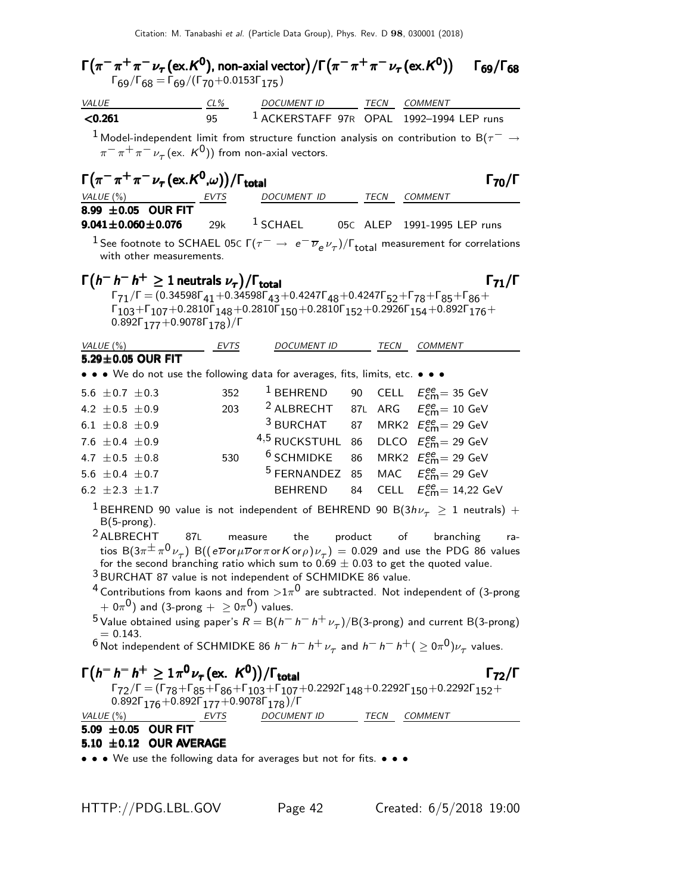### $\Gamma(\pi^- \pi^+ \pi^- \nu_\tau (\text{ex.}K^0), \text{non-axial vector})/\Gamma(\pi^- \pi^+ \pi^- \nu_\tau (\text{ex.}K^0))$ $\Gamma_{69}/\Gamma_{68}$

$\Gamma_{69}/\Gamma_{68} = \Gamma_{69}/(\Gamma_{70}+0.0153\Gamma_{175})$

| VALUE | CL% | DOCUMENT ID | | TECN | COMMENT |
|---|---|---|---|---|---|
| **<0.261** | 95 | [1] ACKERSTAFF | 97R | OPAL | 1992–1994 LEP runs |

[1] Model-independent limit from structure function analysis on contribution to $B(\tau^- \to \pi^- \pi^+ \pi^- \nu_\tau (\text{ex. } K^0))$ from non-axial vectors.

### $\Gamma(\pi^- \pi^+ \pi^- \nu_\tau (\text{ex.}K^0, \omega))/\Gamma_{\text{total}}$ $\Gamma_{70}/\Gamma$

| VALUE (%) | EVTS | DOCUMENT ID | | TECN | COMMENT |
|---|---|---|---|---|---|
| **8.99 ±0.05 OUR FIT** | | | | | |
| **9.041±0.060±0.076** | 29k | [1] SCHAEL | 05C | ALEP | 1991-1995 LEP runs |

[1] See footnote to SCHAEL 05C $\Gamma(\tau^- \to e^- \overline{\nu}_e \nu_\tau)/\Gamma_{\text{total}}$ measurement for correlations with other measurements.

### $\Gamma(h^- h^- h^+ \geq 1 \text{ neutrals } \nu_\tau)/\Gamma_{\text{total}}$ $\Gamma_{71}/\Gamma$

$\Gamma_{71}/\Gamma = (0.34598\Gamma_{41}+0.34598\Gamma_{43}+0.4247\Gamma_{48}+0.4247\Gamma_{52}+\Gamma_{78}+\Gamma_{85}+\Gamma_{86}+\Gamma_{103}+\Gamma_{107}+0.2810\Gamma_{148}+0.2810\Gamma_{150}+0.2810\Gamma_{152}+0.2926\Gamma_{154}+0.892\Gamma_{176}+0.892\Gamma_{177}+0.9078\Gamma_{178})/\Gamma$

| VALUE (%) | EVTS | DOCUMENT ID | | TECN | COMMENT |
|---|---|---|---|---|---|
| **5.29±0.05 OUR FIT** | | | | | |
| • • • We do not use the following data for averages, fits, limits, etc. • • • | | | | | |
| 5.6 ±0.7 ±0.3 | 352 | [1] BEHREND | 90 | CELL | $E^{ee}_{\text{cm}}$= 35 GeV |
| 4.2 ±0.5 ±0.9 | 203 | [2] ALBRECHT | 87L | ARG | $E^{ee}_{\text{cm}}$= 10 GeV |
| 6.1 ±0.8 ±0.9 | | [3] BURCHAT | 87 | MRK2 | $E^{ee}_{\text{cm}}$= 29 GeV |
| 7.6 ±0.4 ±0.9 | | [4,5] RUCKSTUHL | 86 | DLCO | $E^{ee}_{\text{cm}}$= 29 GeV |
| 4.7 ±0.5 ±0.8 | 530 | [6] SCHMIDKE | 86 | MRK2 | $E^{ee}_{\text{cm}}$= 29 GeV |
| 5.6 ±0.4 ±0.7 | | [5] FERNANDEZ | 85 | MAC | $E^{ee}_{\text{cm}}$= 29 GeV |
| 6.2 ±2.3 ±1.7 | | BEHREND | 84 | CELL | $E^{ee}_{\text{cm}}$= 14,22 GeV |

[1] BEHREND 90 value is not independent of BEHREND 90 $B(3h\nu_\tau \geq 1 \text{ neutrals})$ + B(5-prong).

[2] ALBRECHT 87L measure the product of branching ratios $B(3\pi^\pm \pi^0 \nu_\tau)$ $B((e\overline{\nu} \text{or} \mu\overline{\nu} \text{or} \pi \text{or} K \text{or} \rho)\nu_\tau) = 0.029$ and use the PDG 86 values for the second branching ratio which sum to $0.69 \pm 0.03$ to get the quoted value.

[3] BURCHAT 87 value is not independent of SCHMIDKE 86 value.

[4] Contributions from kaons and from $>1\pi^0$ are subtracted. Not independent of (3-prong $+ 0\pi^0$) and (3-prong $+ \geq 0\pi^0$) values.

[5] Value obtained using paper's $R = B(h^- h^- h^+ \nu_\tau)$/B(3-prong) and current B(3-prong) = 0.143.

[6] Not independent of SCHMIDKE 86 $h^- h^- h^+ \nu_\tau$ and $h^- h^- h^+ (\geq 0\pi^0)\nu_\tau$ values.

### $\Gamma(h^- h^- h^+ \geq 1\pi^0 \nu_\tau (\text{ex. } K^0))/\Gamma_{\text{total}}$ $\Gamma_{72}/\Gamma$

$\Gamma_{72}/\Gamma = (\Gamma_{78}+\Gamma_{85}+\Gamma_{86}+\Gamma_{103}+\Gamma_{107}+0.2292\Gamma_{148}+0.2292\Gamma_{150}+0.2292\Gamma_{152}+0.892\Gamma_{176}+0.892\Gamma_{177}+0.9078\Gamma_{178})/\Gamma$

| VALUE (%) | EVTS | DOCUMENT ID | TECN | COMMENT |
|---|---|---|---|---|
| **5.09 ±0.05 OUR FIT** | | | | |
| **5.10 ±0.12 OUR AVERAGE** | | | | |

• • • We use the following data for averages but not for fits. • • •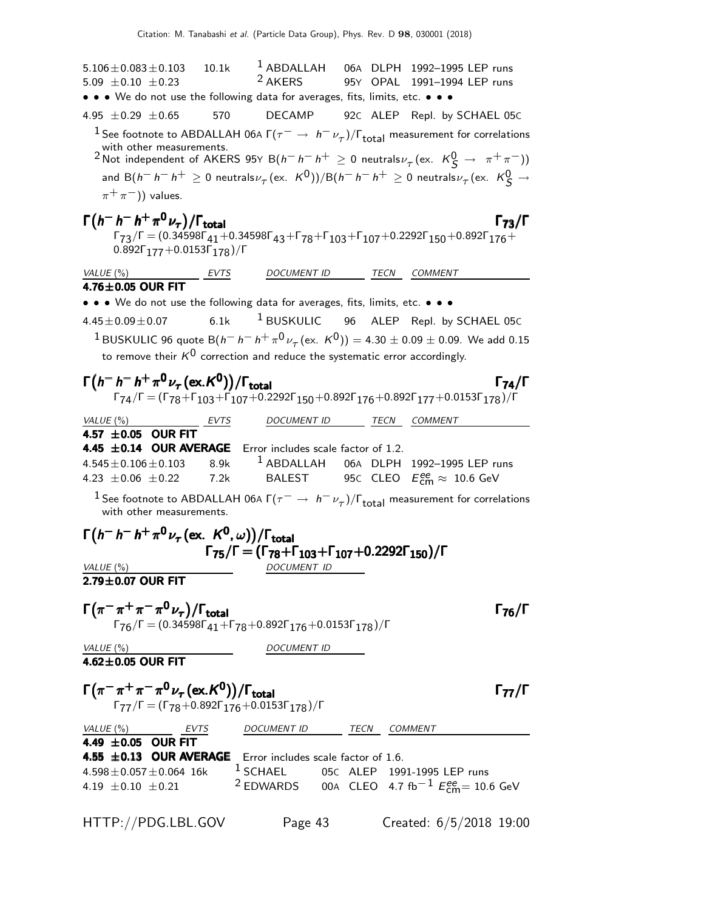| | | | | | |
|---|---|---|---|---|---|
| $5.106 \pm 0.083 \pm 0.103$ | 10.1k | [1] ABDALLAH | 06A | DLPH | 1992–1995 LEP runs |
| $5.09 \pm 0.10 \pm 0.23$ | | [2] AKERS | 95Y | OPAL | 1991–1994 LEP runs |

• • • We do not use the following data for averages, fits, limits, etc. • • •

| | | | | | |
|---|---|---|---|---|---|
| $4.95 \pm 0.29 \pm 0.65$ | 570 | DECAMP | 92C | ALEP | Repl. by SCHAEL 05C |

[1] See footnote to ABDALLAH 06A $\Gamma(\tau^- \to h^- \nu_\tau)/\Gamma_{\rm total}$ measurement for correlations with other measurements.

[2] Not independent of AKERS 95Y $B(h^- h^- h^+ \geq 0 \text{ neutrals} \nu_\tau (\text{ex. } K^0_S \to \pi^+\pi^-))$ and $B(h^- h^- h^+ \geq 0 \text{ neutrals} \nu_\tau (\text{ex. } K^0))/B(h^- h^- h^+ \geq 0 \text{ neutrals} \nu_\tau (\text{ex. } K^0_S \to \pi^+\pi^-))$ values.

## $\Gamma(h^- h^- h^+ \pi^0 \nu_\tau)/\Gamma_{\rm total}$ $\qquad \Gamma_{73}/\Gamma$

$\Gamma_{73}/\Gamma = (0.34598\Gamma_{41} + 0.34598\Gamma_{43} + \Gamma_{78} + \Gamma_{103} + \Gamma_{107} + 0.2292\Gamma_{150} + 0.892\Gamma_{176} + 0.892\Gamma_{177} + 0.0153\Gamma_{178})/\Gamma$

| VALUE (%) | EVTS | DOCUMENT ID | | TECN | COMMENT |
|---|---|---|---|---|---|
| **4.76±0.05 OUR FIT** | | | | | |

• • • We do not use the following data for averages, fits, limits, etc. • • •

| | | | | | |
|---|---|---|---|---|---|
| $4.45 \pm 0.09 \pm 0.07$ | 6.1k | [1] BUSKULIC | 96 | ALEP | Repl. by SCHAEL 05C |

[1] BUSKULIC 96 quote $B(h^- h^- h^+ \pi^0 \nu_\tau (\text{ex. } K^0)) = 4.30 \pm 0.09 \pm 0.09$. We add 0.15 to remove their $K^0$ correction and reduce the systematic error accordingly.

## $\Gamma(h^- h^- h^+ \pi^0 \nu_\tau (\text{ex.} K^0))/\Gamma_{\rm total}$ $\qquad \Gamma_{74}/\Gamma$

$\Gamma_{74}/\Gamma = (\Gamma_{78} + \Gamma_{103} + \Gamma_{107} + 0.2292\Gamma_{150} + 0.892\Gamma_{176} + 0.892\Gamma_{177} + 0.0153\Gamma_{178})/\Gamma$

| VALUE (%) | EVTS | DOCUMENT ID | | TECN | COMMENT |
|---|---|---|---|---|---|
| **4.57 ±0.05 OUR FIT** | | | | | |
| **4.45 ±0.14 OUR AVERAGE** | | Error includes scale factor of 1.2. | | | |
| $4.545 \pm 0.106 \pm 0.103$ | 8.9k | [1] ABDALLAH | 06A | DLPH | 1992–1995 LEP runs |
| $4.23 \pm 0.06 \pm 0.22$ | 7.2k | BALEST | 95C | CLEO | $E^{ee}_{\rm cm} \approx 10.6$ GeV |

[1] See footnote to ABDALLAH 06A $\Gamma(\tau^- \to h^- \nu_\tau)/\Gamma_{\rm total}$ measurement for correlations with other measurements.

## $\Gamma(h^- h^- h^+ \pi^0 \nu_\tau (\text{ex. } K^0, \omega))/\Gamma_{\rm total}$

$\Gamma_{75}/\Gamma = (\Gamma_{78} + \Gamma_{103} + \Gamma_{107} + 0.2292\Gamma_{150})/\Gamma$

| VALUE (%) | DOCUMENT ID |
|---|---|
| **2.79±0.07 OUR FIT** | |

## $\Gamma(\pi^- \pi^+ \pi^- \pi^0 \nu_\tau)/\Gamma_{\rm total}$ $\qquad \Gamma_{76}/\Gamma$

$\Gamma_{76}/\Gamma = (0.34598\Gamma_{41} + \Gamma_{78} + 0.892\Gamma_{176} + 0.0153\Gamma_{178})/\Gamma$

| VALUE (%) | DOCUMENT ID |
|---|---|
| **4.62±0.05 OUR FIT** | |

## $\Gamma(\pi^- \pi^+ \pi^- \pi^0 \nu_\tau (\text{ex.} K^0))/\Gamma_{\rm total}$ $\qquad \Gamma_{77}/\Gamma$

$\Gamma_{77}/\Gamma = (\Gamma_{78} + 0.892\Gamma_{176} + 0.0153\Gamma_{178})/\Gamma$

| VALUE (%) | EVTS | DOCUMENT ID | | TECN | COMMENT |
|---|---|---|---|---|---|
| **4.49 ±0.05 OUR FIT** | | | | | |
| **4.55 ±0.13 OUR AVERAGE** | | Error includes scale factor of 1.6. | | | |
| $4.598 \pm 0.057 \pm 0.064$ | 16k | [1] SCHAEL | 05C | ALEP | 1991-1995 LEP runs |
| $4.19 \pm 0.10 \pm 0.21$ | | [2] EDWARDS | 00A | CLEO | 4.7 fb$^{-1}$ $E^{ee}_{\rm cm}$= 10.6 GeV |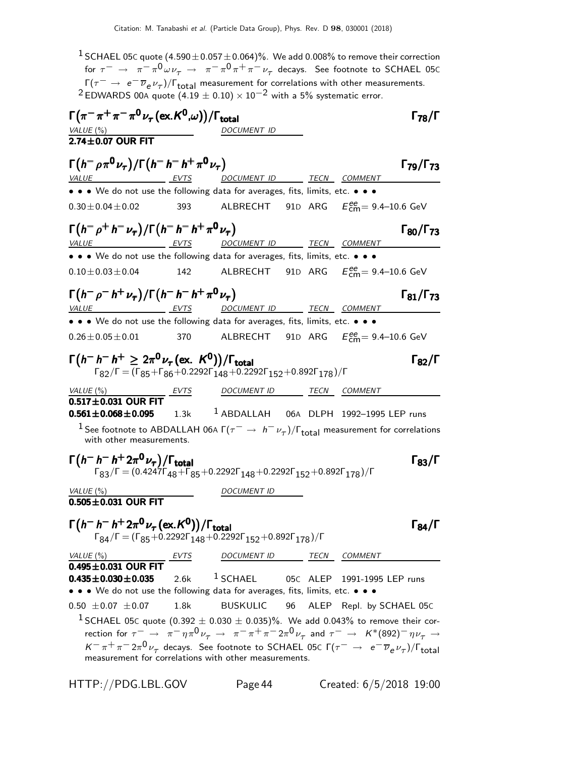[1] SCHAEL 05C quote $(4.590 \pm 0.057 \pm 0.064)\%$. We add 0.008% to remove their correction for $\tau^- \to \pi^- \pi^0 \omega \nu_\tau \to \pi^- \pi^0 \pi^+ \pi^- \nu_\tau$ decays. See footnote to SCHAEL 05C $\Gamma(\tau^- \to e^- \overline{\nu}_e \nu_\tau)/\Gamma_{\text{total}}$ measurement for correlations with other measurements.

[2] EDWARDS 00A quote $(4.19 \pm 0.10) \times 10^{-2}$ with a 5% systematic error.

### $\Gamma(\pi^- \pi^+ \pi^- \pi^0 \nu_\tau (\text{ex.} K^0, \omega))/\Gamma_{\text{total}}$ — $\Gamma_{78}/\Gamma$

| VALUE (%) | DOCUMENT ID |
|---|---|
| **2.74±0.07 OUR FIT** | |

### $\Gamma(h^- \rho \pi^0 \nu_\tau)/\Gamma(h^- h^- h^+ \pi^0 \nu_\tau)$ — $\Gamma_{79}/\Gamma_{73}$

| VALUE | EVTS | DOCUMENT ID | | TECN | COMMENT |
|---|---|---|---|---|---|
| • • • We do not use the following data for averages, fits, limits, etc. • • • | | | | | |
| $0.30 \pm 0.04 \pm 0.02$ | 393 | ALBRECHT | 91D | ARG | $E^{ee}_{\text{cm}}$= 9.4–10.6 GeV |

### $\Gamma(h^- \rho^+ h^- \nu_\tau)/\Gamma(h^- h^- h^+ \pi^0 \nu_\tau)$ — $\Gamma_{80}/\Gamma_{73}$

| VALUE | EVTS | DOCUMENT ID | | TECN | COMMENT |
|---|---|---|---|---|---|
| • • • We do not use the following data for averages, fits, limits, etc. • • • | | | | | |
| $0.10 \pm 0.03 \pm 0.04$ | 142 | ALBRECHT | 91D | ARG | $E^{ee}_{\text{cm}}$= 9.4–10.6 GeV |

### $\Gamma(h^- \rho^- h^+ \nu_\tau)/\Gamma(h^- h^- h^+ \pi^0 \nu_\tau)$ — $\Gamma_{81}/\Gamma_{73}$

| VALUE | EVTS | DOCUMENT ID | | TECN | COMMENT |
|---|---|---|---|---|---|
| • • • We do not use the following data for averages, fits, limits, etc. • • • | | | | | |
| $0.26 \pm 0.05 \pm 0.01$ | 370 | ALBRECHT | 91D | ARG | $E^{ee}_{\text{cm}}$= 9.4–10.6 GeV |

### $\Gamma(h^- h^- h^+ \geq 2\pi^0 \nu_\tau (\text{ex. } K^0))/\Gamma_{\text{total}}$ — $\Gamma_{82}/\Gamma$

$\Gamma_{82}/\Gamma = (\Gamma_{85}+\Gamma_{86}+0.2292\Gamma_{148}+0.2292\Gamma_{152}+0.892\Gamma_{178})/\Gamma$

| VALUE (%) | EVTS | DOCUMENT ID | | TECN | COMMENT |
|---|---|---|---|---|---|
| **0.517±0.031 OUR FIT** | | | | | |
| **0.561±0.068±0.095** | 1.3k | [1] ABDALLAH | 06A | DLPH | 1992–1995 LEP runs |

[1] See footnote to ABDALLAH 06A $\Gamma(\tau^- \to h^- \nu_\tau)/\Gamma_{\text{total}}$ measurement for correlations with other measurements.

### $\Gamma(h^- h^- h^+ 2\pi^0 \nu_\tau)/\Gamma_{\text{total}}$ — $\Gamma_{83}/\Gamma$

$\Gamma_{83}/\Gamma = (0.4247\Gamma_{48}+\Gamma_{85}+0.2292\Gamma_{148}+0.2292\Gamma_{152}+0.892\Gamma_{178})/\Gamma$

| VALUE (%) | DOCUMENT ID |
|---|---|
| **0.505±0.031 OUR FIT** | |

### $\Gamma(h^- h^- h^+ 2\pi^0 \nu_\tau (\text{ex.} K^0))/\Gamma_{\text{total}}$ — $\Gamma_{84}/\Gamma$

$\Gamma_{84}/\Gamma = (\Gamma_{85}+0.2292\Gamma_{148}+0.2292\Gamma_{152}+0.892\Gamma_{178})/\Gamma$

| VALUE (%) | EVTS | DOCUMENT ID | | TECN | COMMENT |
|---|---|---|---|---|---|
| **0.495±0.031 OUR FIT** | | | | | |
| **0.435±0.030±0.035** | 2.6k | [1] SCHAEL | 05C | ALEP | 1991-1995 LEP runs |
| • • • We do not use the following data for averages, fits, limits, etc. • • • | | | | | |
| $0.50 \pm 0.07 \pm 0.07$ | 1.8k | BUSKULIC | 96 | ALEP | Repl. by SCHAEL 05C |

[1] SCHAEL 05C quote $(0.392 \pm 0.030 \pm 0.035)\%$. We add 0.043% to remove their correction for $\tau^- \to \pi^- \eta \pi^0 \nu_\tau \to \pi^- \pi^+ \pi^- 2\pi^0 \nu_\tau$ and $\tau^- \to K^*(892)^- \eta \nu_\tau \to K^- \pi^+ \pi^- 2\pi^0 \nu_\tau$ decays. See footnote to SCHAEL 05C $\Gamma(\tau^- \to e^- \overline{\nu}_e \nu_\tau)/\Gamma_{\text{total}}$ measurement for correlations with other measurements.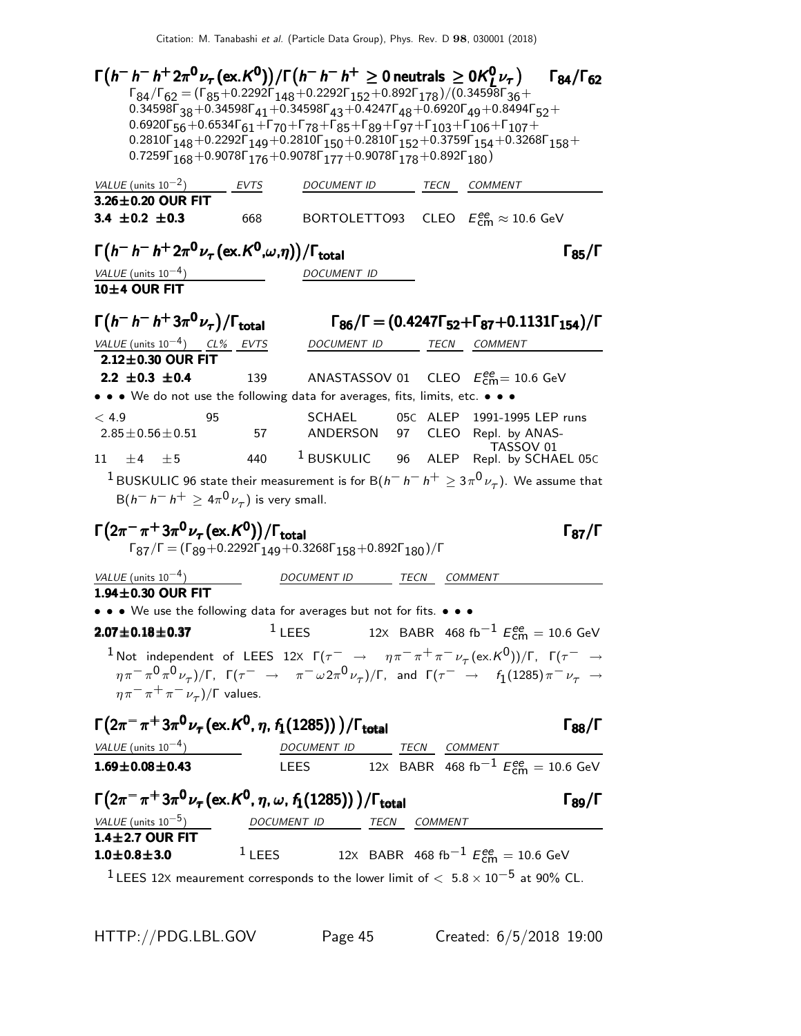### $\Gamma(h^- h^- h^+ 2\pi^0 \nu_\tau (\text{ex.}K^0))/\Gamma(h^- h^- h^+ \geq 0\,\text{neutrals} \geq 0K_L^0 \nu_\tau)$ — $\Gamma_{84}/\Gamma_{62}$

$\Gamma_{84}/\Gamma_{62} = (\Gamma_{85}+0.2292\Gamma_{148}+0.2292\Gamma_{152}+0.892\Gamma_{178})/(0.34598\Gamma_{36}+0.34598\Gamma_{38}+0.34598\Gamma_{41}+0.34598\Gamma_{43}+0.4247\Gamma_{48}+0.6920\Gamma_{49}+0.8494\Gamma_{52}+0.6920\Gamma_{56}+0.6534\Gamma_{61}+\Gamma_{70}+\Gamma_{78}+\Gamma_{85}+\Gamma_{89}+\Gamma_{97}+\Gamma_{103}+\Gamma_{106}+\Gamma_{107}+0.2810\Gamma_{148}+0.2292\Gamma_{149}+0.2810\Gamma_{150}+0.2810\Gamma_{152}+0.3759\Gamma_{154}+0.3268\Gamma_{158}+0.7259\Gamma_{168}+0.9078\Gamma_{176}+0.9078\Gamma_{177}+0.9078\Gamma_{178}+0.892\Gamma_{180})$

| VALUE (units $10^{-2}$) | EVTS | DOCUMENT ID | TECN | COMMENT |
|---|---|---|---|---|
| **3.26±0.20 OUR FIT** | | | | |
| **3.4 ±0.2 ±0.3** | 668 | BORTOLETTO93 | CLEO | $E^{ee}_{\rm cm} \approx 10.6$ GeV |

### $\Gamma(h^- h^- h^+ 2\pi^0 \nu_\tau (\text{ex.}K^0,\omega,\eta))/\Gamma_{\text{total}}$ — $\Gamma_{85}/\Gamma$

| VALUE (units $10^{-4}$) | DOCUMENT ID |
|---|---|
| **10±4 OUR FIT** | |

### $\Gamma(h^- h^- h^+ 3\pi^0 \nu_\tau)/\Gamma_{\text{total}}$ — $\Gamma_{86}/\Gamma = (0.4247\Gamma_{52}+\Gamma_{87}+0.1131\Gamma_{154})/\Gamma$

| VALUE (units $10^{-4}$) | CL% | EVTS | DOCUMENT ID | | TECN | COMMENT |
|---|---|---|---|---|---|---|
| **2.12±0.30 OUR FIT** | | | | | | |
| **2.2 ±0.3 ±0.4** | | 139 | ANASTASSOV | 01 | CLEO | $E^{ee}_{\rm cm}$= 10.6 GeV |
| • • • We do not use the following data for averages, fits, limits, etc. • • • | | | | | | |
| < 4.9 | 95 | | SCHAEL | 05C | ALEP | 1991-1995 LEP runs |
| 2.85±0.56±0.51 | | 57 | ANDERSON | 97 | CLEO | Repl. by ANASTASSOV 01 |
| 11 ±4 ±5 | | 440 | [1] BUSKULIC | 96 | ALEP | Repl. by SCHAEL 05C |

[1] BUSKULIC 96 state their measurement is for B($h^- h^- h^+ \geq 3\pi^0 \nu_\tau$). We assume that B($h^- h^- h^+ \geq 4\pi^0 \nu_\tau$) is very small.

### $\Gamma(2\pi^- \pi^+ 3\pi^0 \nu_\tau (\text{ex.}K^0))/\Gamma_{\text{total}}$ — $\Gamma_{87}/\Gamma$

$\Gamma_{87}/\Gamma = (\Gamma_{89}+0.2292\Gamma_{149}+0.3268\Gamma_{158}+0.892\Gamma_{180})/\Gamma$

| VALUE (units $10^{-4}$) | DOCUMENT ID | | TECN | COMMENT |
|---|---|---|---|---|
| **1.94±0.30 OUR FIT** | | | | |
| • • • We use the following data for averages but not for fits. • • • | | | | |
| **2.07±0.18±0.37** | [1] LEES | 12X | BABR | 468 fb$^{-1}$ $E^{ee}_{\rm cm}$ = 10.6 GeV |

[1] Not independent of LEES 12X $\Gamma(\tau^- \to \eta\pi^-\pi^+\pi^-\nu_\tau(\text{ex.}K^0))/\Gamma$, $\Gamma(\tau^- \to \eta\pi^-\pi^0\pi^0\nu_\tau)/\Gamma$, $\Gamma(\tau^- \to \pi^-\omega 2\pi^0\nu_\tau)/\Gamma$, and $\Gamma(\tau^- \to f_1(1285)\pi^-\nu_\tau \to \eta\pi^-\pi^+\pi^-\nu_\tau)/\Gamma$ values.

### $\Gamma(2\pi^- \pi^+ 3\pi^0 \nu_\tau (\text{ex.}K^0, \eta, f_1(1285)))/\Gamma_{\text{total}}$ — $\Gamma_{88}/\Gamma$

| VALUE (units $10^{-4}$) | DOCUMENT ID | | TECN | COMMENT |
|---|---|---|---|---|
| **1.69±0.08±0.43** | LEES | 12X | BABR | 468 fb$^{-1}$ $E^{ee}_{\rm cm}$ = 10.6 GeV |

### $\Gamma(2\pi^- \pi^+ 3\pi^0 \nu_\tau (\text{ex.}K^0, \eta, \omega, f_1(1285)))/\Gamma_{\text{total}}$ — $\Gamma_{89}/\Gamma$

| VALUE (units $10^{-5}$) | DOCUMENT ID | | TECN | COMMENT |
|---|---|---|---|---|
| **1.4±2.7 OUR FIT** | | | | |
| **1.0±0.8±3.0** | [1] LEES | 12X | BABR | 468 fb$^{-1}$ $E^{ee}_{\rm cm}$ = 10.6 GeV |

[1] LEES 12X meaurement corresponds to the lower limit of $< 5.8 \times 10^{-5}$ at 90% CL.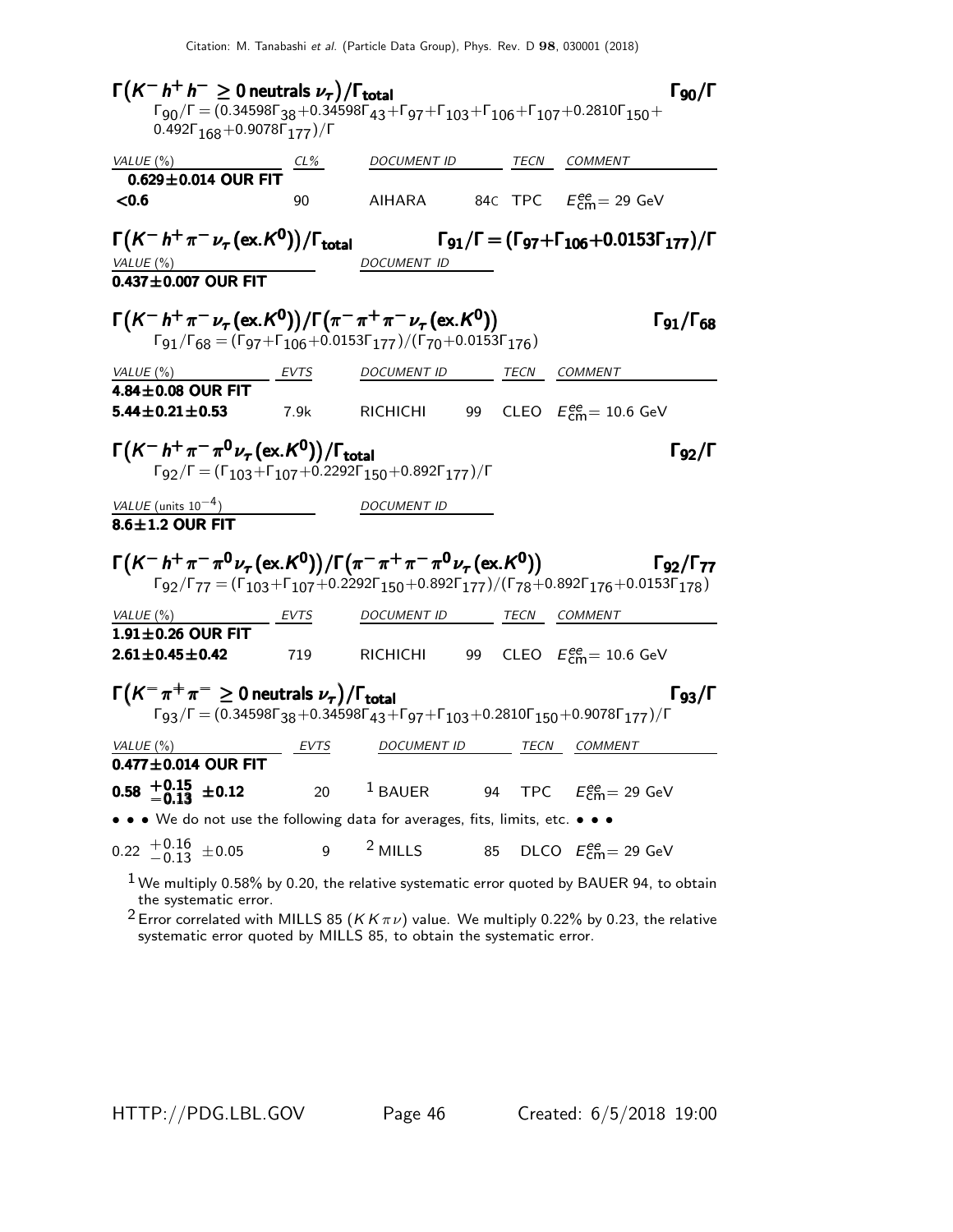### $\Gamma(K^- h^+ h^- \geq 0 \text{ neutrals } \nu_\tau)/\Gamma_{\text{total}}$ $\quad\Gamma_{90}/\Gamma$

$\Gamma_{90}/\Gamma = (0.34598\Gamma_{38}+0.34598\Gamma_{43}+\Gamma_{97}+\Gamma_{103}+\Gamma_{106}+\Gamma_{107}+0.2810\Gamma_{150}+0.492\Gamma_{168}+0.9078\Gamma_{177})/\Gamma$

| VALUE (%) | CL% | DOCUMENT ID | | TECN | COMMENT |
|---|---|---|---|---|---|
| **0.629±0.014 OUR FIT** | | | | | |
| **<0.6** | 90 | AIHARA | 84C | TPC | $E^{ee}_{\text{cm}}$= 29 GeV |

### $\Gamma(K^- h^+ \pi^- \nu_\tau (\text{ex.}K^0))/\Gamma_{\text{total}}$ $\quad\Gamma_{91}/\Gamma = (\Gamma_{97}+\Gamma_{106}+0.0153\Gamma_{177})/\Gamma$

| VALUE (%) | DOCUMENT ID |
|---|---|
| **0.437±0.007 OUR FIT** | |

### $\Gamma(K^- h^+ \pi^- \nu_\tau (\text{ex.}K^0))/\Gamma(\pi^- \pi^+ \pi^- \nu_\tau (\text{ex.}K^0))$ $\quad\Gamma_{91}/\Gamma_{68}$

$\Gamma_{91}/\Gamma_{68} = (\Gamma_{97}+\Gamma_{106}+0.0153\Gamma_{177})/(\Gamma_{70}+0.0153\Gamma_{176})$

| VALUE (%) | EVTS | DOCUMENT ID | | TECN | COMMENT |
|---|---|---|---|---|---|
| **4.84±0.08 OUR FIT** | | | | | |
| **5.44±0.21±0.53** | 7.9k | RICHICHI | 99 | CLEO | $E^{ee}_{\text{cm}}$= 10.6 GeV |

### $\Gamma(K^- h^+ \pi^- \pi^0 \nu_\tau (\text{ex.}K^0))/\Gamma_{\text{total}}$ $\quad\Gamma_{92}/\Gamma$

$\Gamma_{92}/\Gamma = (\Gamma_{103}+\Gamma_{107}+0.2292\Gamma_{150}+0.892\Gamma_{177})/\Gamma$

| VALUE (units $10^{-4}$) | DOCUMENT ID |
|---|---|
| **8.6±1.2 OUR FIT** | |

### $\Gamma(K^- h^+ \pi^- \pi^0 \nu_\tau (\text{ex.}K^0))/\Gamma(\pi^- \pi^+ \pi^- \pi^0 \nu_\tau (\text{ex.}K^0))$ $\quad\Gamma_{92}/\Gamma_{77}$

$\Gamma_{92}/\Gamma_{77} = (\Gamma_{103}+\Gamma_{107}+0.2292\Gamma_{150}+0.892\Gamma_{177})/(\Gamma_{78}+0.892\Gamma_{176}+0.0153\Gamma_{178})$

| VALUE (%) | EVTS | DOCUMENT ID | | TECN | COMMENT |
|---|---|---|---|---|---|
| **1.91±0.26 OUR FIT** | | | | | |
| **2.61±0.45±0.42** | 719 | RICHICHI | 99 | CLEO | $E^{ee}_{\text{cm}}$= 10.6 GeV |

### $\Gamma(K^- \pi^+ \pi^- \geq 0 \text{ neutrals } \nu_\tau)/\Gamma_{\text{total}}$ $\quad\Gamma_{93}/\Gamma$

$\Gamma_{93}/\Gamma = (0.34598\Gamma_{38}+0.34598\Gamma_{43}+\Gamma_{97}+\Gamma_{103}+0.2810\Gamma_{150}+0.9078\Gamma_{177})/\Gamma$

| VALUE (%) | EVTS | DOCUMENT ID | | TECN | COMMENT |
|---|---|---|---|---|---|
| **0.477±0.014 OUR FIT** | | | | | |
| **0.58 $^{+0.15}_{-0.13}$ ±0.12** | 20 | [1] BAUER | 94 | TPC | $E^{ee}_{\text{cm}}$= 29 GeV |
| • • • We do not use the following data for averages, fits, limits, etc. • • • | | | | | |
| 0.22 $^{+0.16}_{-0.13}$ ±0.05 | 9 | [2] MILLS | 85 | DLCO | $E^{ee}_{\text{cm}}$= 29 GeV |

[1] We multiply 0.58% by 0.20, the relative systematic error quoted by BAUER 94, to obtain the systematic error.

[2] Error correlated with MILLS 85 ($K K \pi \nu$) value. We multiply 0.22% by 0.23, the relative systematic error quoted by MILLS 85, to obtain the systematic error.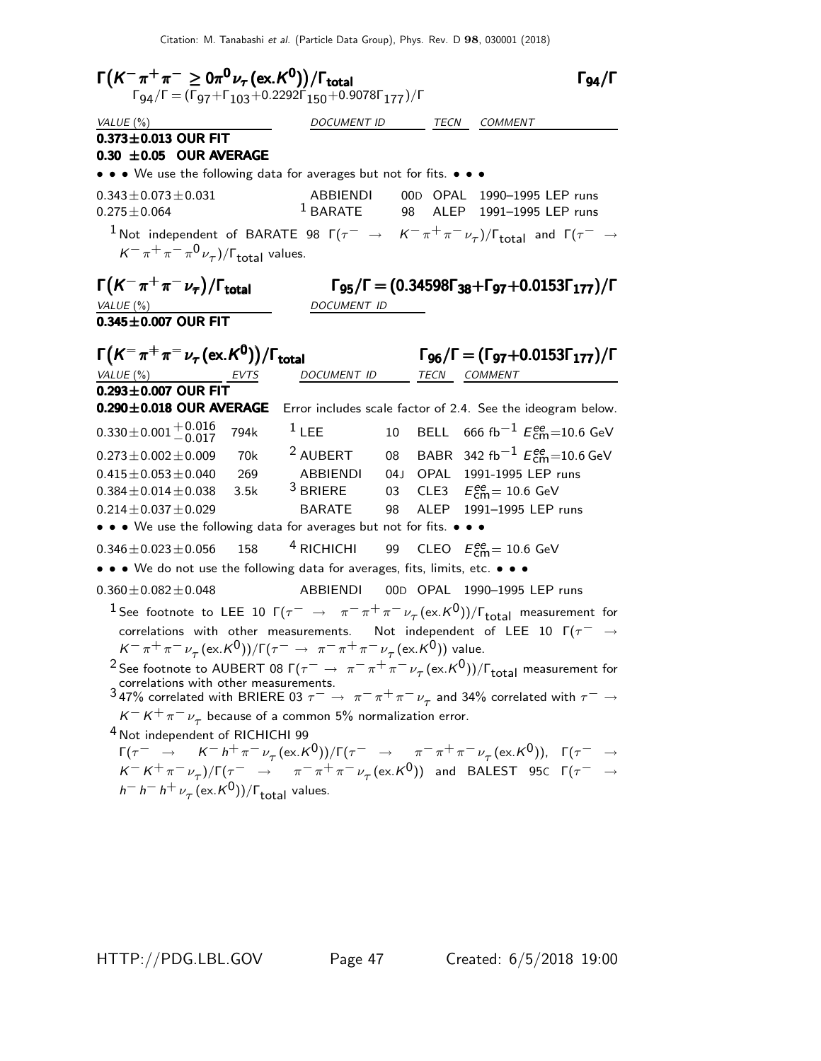### $\Gamma(K^- \pi^+ \pi^- \geq 0\pi^0 \nu_\tau (\text{ex.}K^0))/\Gamma_{\text{total}}$ — $\Gamma_{94}/\Gamma$

$\Gamma_{94}/\Gamma = (\Gamma_{97}+\Gamma_{103}+0.2292\Gamma_{150}+0.9078\Gamma_{177})/\Gamma$

| VALUE (%) | DOCUMENT ID | | TECN | COMMENT |
|---|---|---|---|---|
| **0.373±0.013 OUR FIT** | | | | |
| **0.30 ±0.05 OUR AVERAGE** | | | | |
| • • • We use the following data for averages but not for fits. • • • | | | | |
| $0.343 \pm 0.073 \pm 0.031$ | ABBIENDI | 00D | OPAL | 1990–1995 LEP runs |
| $0.275 \pm 0.064$ | [1] BARATE | 98 | ALEP | 1991–1995 LEP runs |

[1] Not independent of BARATE 98 $\Gamma(\tau^- \to K^- \pi^+ \pi^- \nu_\tau)/\Gamma_{\text{total}}$ and $\Gamma(\tau^- \to K^- \pi^+ \pi^- \pi^0 \nu_\tau)/\Gamma_{\text{total}}$ values.

### $\Gamma(K^- \pi^+ \pi^- \nu_\tau)/\Gamma_{\text{total}}$ — $\Gamma_{95}/\Gamma = (0.34598\Gamma_{38}+\Gamma_{97}+0.0153\Gamma_{177})/\Gamma$

| VALUE (%) | DOCUMENT ID |
|---|---|
| **0.345±0.007 OUR FIT** | |

### $\Gamma(K^- \pi^+ \pi^- \nu_\tau (\text{ex.}K^0))/\Gamma_{\text{total}}$ — $\Gamma_{96}/\Gamma = (\Gamma_{97}+0.0153\Gamma_{177})/\Gamma$

| VALUE (%) | EVTS | DOCUMENT ID | | TECN | COMMENT |
|---|---|---|---|---|---|
| **0.293±0.007 OUR FIT** | | | | | |
| **0.290±0.018 OUR AVERAGE** | | Error includes scale factor of 2.4. See the ideogram below. | | | |
| $0.330 \pm 0.001 ^{+0.016}_{-0.017}$ | 794k | [1] LEE | 10 | BELL | 666 fb$^{-1}$ $E^{ee}_{\text{cm}}$=10.6 GeV |
| $0.273 \pm 0.002 \pm 0.009$ | 70k | [2] AUBERT | 08 | BABR | 342 fb$^{-1}$ $E^{ee}_{\text{cm}}$=10.6 GeV |
| $0.415 \pm 0.053 \pm 0.040$ | 269 | ABBIENDI | 04J | OPAL | 1991-1995 LEP runs |
| $0.384 \pm 0.014 \pm 0.038$ | 3.5k | [3] BRIERE | 03 | CLE3 | $E^{ee}_{\text{cm}}$= 10.6 GeV |
| $0.214 \pm 0.037 \pm 0.029$ | | BARATE | 98 | ALEP | 1991–1995 LEP runs |
| • • • We use the following data for averages but not for fits. • • • | | | | | |
| $0.346 \pm 0.023 \pm 0.056$ | 158 | [4] RICHICHI | 99 | CLEO | $E^{ee}_{\text{cm}}$= 10.6 GeV |
| • • • We do not use the following data for averages, fits, limits, etc. • • • | | | | | |
| $0.360 \pm 0.082 \pm 0.048$ | | ABBIENDI | 00D | OPAL | 1990–1995 LEP runs |

[1] See footnote to LEE 10 $\Gamma(\tau^- \to \pi^- \pi^+ \pi^- \nu_\tau (\text{ex.}K^0))/\Gamma_{\text{total}}$ measurement for correlations with other measurements. Not independent of LEE 10 $\Gamma(\tau^- \to K^- \pi^+ \pi^- \nu_\tau (\text{ex.}K^0))/\Gamma(\tau^- \to \pi^- \pi^+ \pi^- \nu_\tau (\text{ex.}K^0))$ value.

[2] See footnote to AUBERT 08 $\Gamma(\tau^- \to \pi^- \pi^+ \pi^- \nu_\tau (\text{ex.}K^0))/\Gamma_{\text{total}}$ measurement for correlations with other measurements.

[3] 47% correlated with BRIERE 03 $\tau^- \to \pi^- \pi^+ \pi^- \nu_\tau$ and 34% correlated with $\tau^- \to K^- K^+ \pi^- \nu_\tau$ because of a common 5% normalization error.

[4] Not independent of RICHICHI 99 $\Gamma(\tau^- \to K^- h^+ \pi^- \nu_\tau (\text{ex.}K^0))/\Gamma(\tau^- \to \pi^- \pi^+ \pi^- \nu_\tau (\text{ex.}K^0))$, $\Gamma(\tau^- \to K^- K^+ \pi^- \nu_\tau)/\Gamma(\tau^- \to \pi^- \pi^+ \pi^- \nu_\tau (\text{ex.}K^0))$ and BALEST 95C $\Gamma(\tau^- \to h^- h^- h^+ \nu_\tau (\text{ex.}K^0))/\Gamma_{\text{total}}$ values.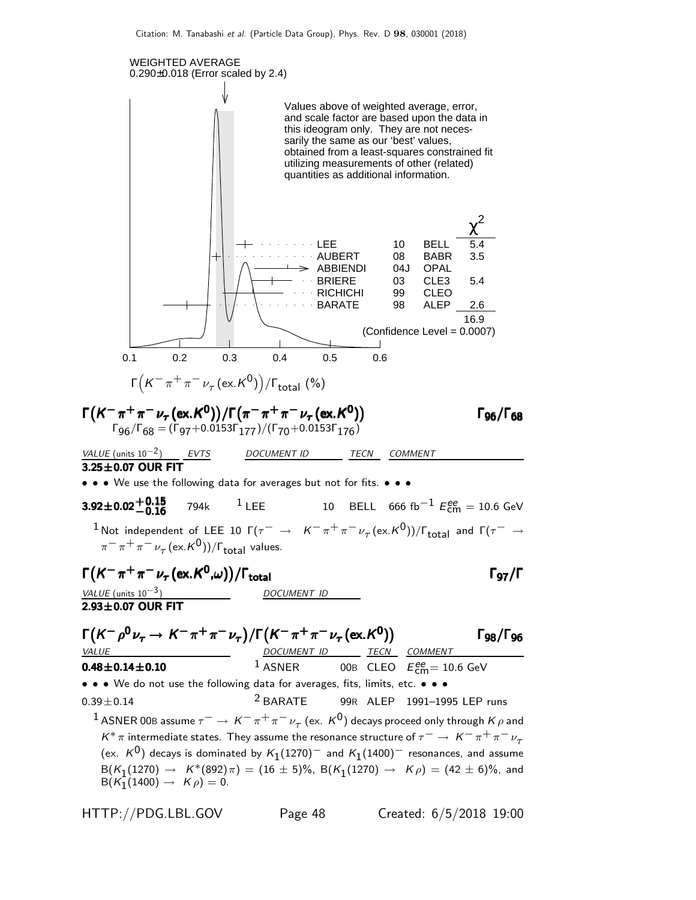WEIGHTED AVERAGE
0.290±0.018 (Error scaled by 2.4)

Values above of weighted average, error, and scale factor are based upon the data in this ideogram only. They are not necessarily the same as our 'best' values, obtained from a least-squares constrained fit utilizing measurements of other (related) quantities as additional information.

| | | | $\chi^2$ |
|---|---|---|---|
| LEE | 10 | BELL | 5.4 |
| AUBERT | 08 | BABR | 3.5 |
| ABBIENDI | 04J | OPAL | |
| BRIERE | 03 | CLE3 | 5.4 |
| RICHICHI | 99 | CLEO | |
| BARATE | 98 | ALEP | 2.6 |
| | | | 16.9 |

(Confidence Level = 0.0007)

$\Gamma\big(K^-\pi^+\pi^-\nu_\tau(\text{ex.}K^0)\big)/\Gamma_{\text{total}}$ (%)

## $\Gamma\big(K^-\pi^+\pi^-\nu_\tau(\text{ex.}K^0)\big)/\Gamma\big(\pi^-\pi^+\pi^-\nu_\tau(\text{ex.}K^0)\big)$ $\quad\Gamma_{96}/\Gamma_{68}$

$\Gamma_{96}/\Gamma_{68} = (\Gamma_{97}+0.0153\Gamma_{177})/(\Gamma_{70}+0.0153\Gamma_{176})$

| VALUE (units $10^{-2}$) | EVTS | DOCUMENT ID | | TECN | COMMENT |
|---|---|---|---|---|---|
| **3.25±0.07 OUR FIT** | | | | | |
| • • • We use the following data for averages but not for fits. • • • | | | | | |
| $\mathbf{3.92\pm0.02^{+0.15}_{-0.16}}$ | 794k | [1] LEE | 10 | BELL | 666 fb$^{-1}$ $E^{ee}_{\text{cm}} = 10.6$ GeV |

[1] Not independent of LEE 10 $\Gamma(\tau^-\to K^-\pi^+\pi^-\nu_\tau(\text{ex.}K^0))/\Gamma_{\text{total}}$ and $\Gamma(\tau^-\to \pi^-\pi^+\pi^-\nu_\tau(\text{ex.}K^0))/\Gamma_{\text{total}}$ values.

## $\Gamma\big(K^-\pi^+\pi^-\nu_\tau(\text{ex.}K^0,\omega)\big)/\Gamma_{\text{total}}$ $\quad\Gamma_{97}/\Gamma$

| VALUE (units $10^{-3}$) | DOCUMENT ID |
|---|---|
| **2.93±0.07 OUR FIT** | |

## $\Gamma\big(K^-\rho^0\nu_\tau \to K^-\pi^+\pi^-\nu_\tau\big)/\Gamma\big(K^-\pi^+\pi^-\nu_\tau(\text{ex.}K^0)\big)$ $\quad\Gamma_{98}/\Gamma_{96}$

| VALUE | DOCUMENT ID | | TECN | COMMENT |
|---|---|---|---|---|
| **0.48±0.14±0.10** | [1] ASNER | 00B | CLEO | $E^{ee}_{\text{cm}} = 10.6$ GeV |
| • • • We do not use the following data for averages, fits, limits, etc. • • • | | | | |
| 0.39±0.14 | [2] BARATE | 99R | ALEP | 1991–1995 LEP runs |

[1] ASNER 00B assume $\tau^-\to K^-\pi^+\pi^-\nu_\tau$ (ex. $K^0$) decays proceed only through $K\rho$ and $K^*\pi$ intermediate states. They assume the resonance structure of $\tau^-\to K^-\pi^+\pi^-\nu_\tau$ (ex. $K^0$) decays is dominated by $K_1(1270)^-$ and $K_1(1400)^-$ resonances, and assume $B(K_1(1270)\to K^*(892)\pi) = (16\pm5)\%$, $B(K_1(1270)\to K\rho) = (42\pm6)\%$, and $B(K_1(1400)\to K\rho) = 0$.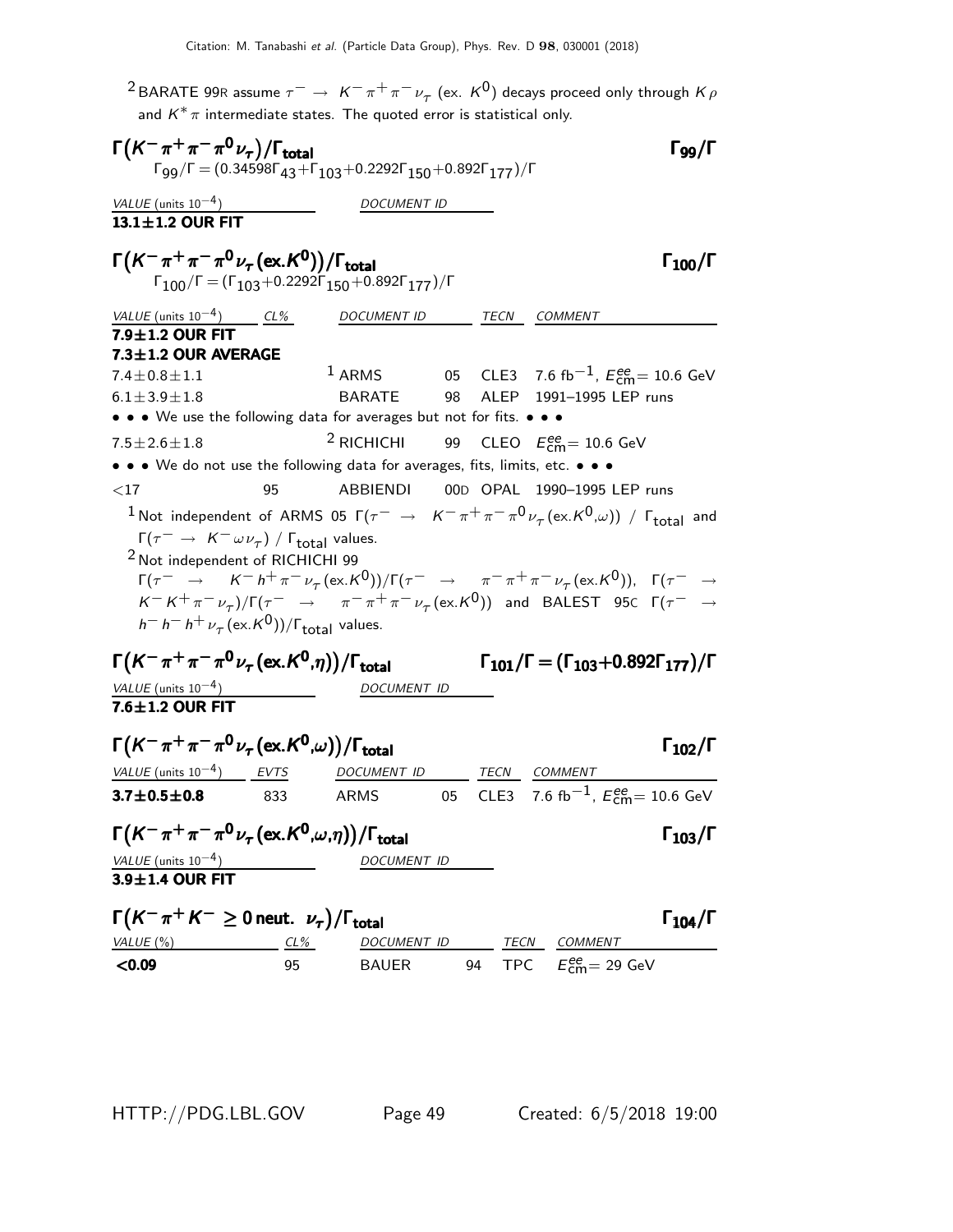[2] BARATE 99R assume $\tau^- \rightarrow K^- \pi^+ \pi^- \nu_\tau$ (ex. $K^0$) decays proceed only through $K\rho$ and $K^*\pi$ intermediate states. The quoted error is statistical only.

### $\Gamma(K^- \pi^+ \pi^- \pi^0 \nu_\tau)/\Gamma_{\text{total}}$ — $\Gamma_{99}/\Gamma$

$\Gamma_{99}/\Gamma = (0.34598\Gamma_{43}+\Gamma_{103}+0.2292\Gamma_{150}+0.892\Gamma_{177})/\Gamma$

| VALUE (units $10^{-4}$) | DOCUMENT ID |
|---|---|
| **13.1±1.2 OUR FIT** | |

### $\Gamma(K^- \pi^+ \pi^- \pi^0 \nu_\tau (\text{ex.}K^0))/\Gamma_{\text{total}}$ — $\Gamma_{100}/\Gamma$

$\Gamma_{100}/\Gamma = (\Gamma_{103}+0.2292\Gamma_{150}+0.892\Gamma_{177})/\Gamma$

| VALUE (units $10^{-4}$) | CL% | DOCUMENT ID | | TECN | COMMENT |
|---|---|---|---|---|---|
| **7.9±1.2 OUR FIT** | | | | | |
| **7.3±1.2 OUR AVERAGE** | | | | | |
| 7.4±0.8±1.1 | | [1] ARMS | 05 | CLE3 | 7.6 fb$^{-1}$, $E^{ee}_{\text{cm}}$= 10.6 GeV |
| 6.1±3.9±1.8 | | BARATE | 98 | ALEP | 1991–1995 LEP runs |
| • • • We use the following data for averages but not for fits. • • • | | | | | |
| 7.5±2.6±1.8 | | [2] RICHICHI | 99 | CLEO | $E^{ee}_{\text{cm}}$= 10.6 GeV |
| • • • We do not use the following data for averages, fits, limits, etc. • • • | | | | | |
| <17 | 95 | ABBIENDI | 00D | OPAL | 1990–1995 LEP runs |

[1] Not independent of ARMS 05 $\Gamma(\tau^- \rightarrow K^- \pi^+ \pi^- \pi^0 \nu_\tau (\text{ex.}K^0,\omega))$ / $\Gamma_{\text{total}}$ and $\Gamma(\tau^- \rightarrow K^- \omega \nu_\tau)$ / $\Gamma_{\text{total}}$ values.

[2] Not independent of RICHICHI 99 $\Gamma(\tau^- \rightarrow K^- h^+ \pi^- \nu_\tau (\text{ex.}K^0))/\Gamma(\tau^- \rightarrow \pi^- \pi^+ \pi^- \nu_\tau (\text{ex.}K^0))$, $\Gamma(\tau^- \rightarrow K^- K^+ \pi^- \nu_\tau)/\Gamma(\tau^- \rightarrow \pi^- \pi^+ \pi^- \nu_\tau (\text{ex.}K^0))$ and BALEST 95C $\Gamma(\tau^- \rightarrow h^- h^- h^+ \nu_\tau (\text{ex.}K^0))/\Gamma_{\text{total}}$ values.

### $\Gamma(K^- \pi^+ \pi^- \pi^0 \nu_\tau (\text{ex.}K^0,\eta))/\Gamma_{\text{total}}$ — $\Gamma_{101}/\Gamma = (\Gamma_{103}+0.892\Gamma_{177})/\Gamma$

| VALUE (units $10^{-4}$) | DOCUMENT ID |
|---|---|
| **7.6±1.2 OUR FIT** | |

### $\Gamma(K^- \pi^+ \pi^- \pi^0 \nu_\tau (\text{ex.}K^0,\omega))/\Gamma_{\text{total}}$ — $\Gamma_{102}/\Gamma$

| VALUE (units $10^{-4}$) | EVTS | DOCUMENT ID | | TECN | COMMENT |
|---|---|---|---|---|---|
| **3.7±0.5±0.8** | 833 | ARMS | 05 | CLE3 | 7.6 fb$^{-1}$, $E^{ee}_{\text{cm}}$= 10.6 GeV |

### $\Gamma(K^- \pi^+ \pi^- \pi^0 \nu_\tau (\text{ex.}K^0,\omega,\eta))/\Gamma_{\text{total}}$ — $\Gamma_{103}/\Gamma$

| VALUE (units $10^{-4}$) | DOCUMENT ID |
|---|---|
| **3.9±1.4 OUR FIT** | |

### $\Gamma(K^- \pi^+ K^- \geq 0 \text{ neut. } \nu_\tau)/\Gamma_{\text{total}}$ — $\Gamma_{104}/\Gamma$

| VALUE (%) | CL% | DOCUMENT ID | | TECN | COMMENT |
|---|---|---|---|---|---|
| **<0.09** | 95 | BAUER | 94 | TPC | $E^{ee}_{\text{cm}}$= 29 GeV |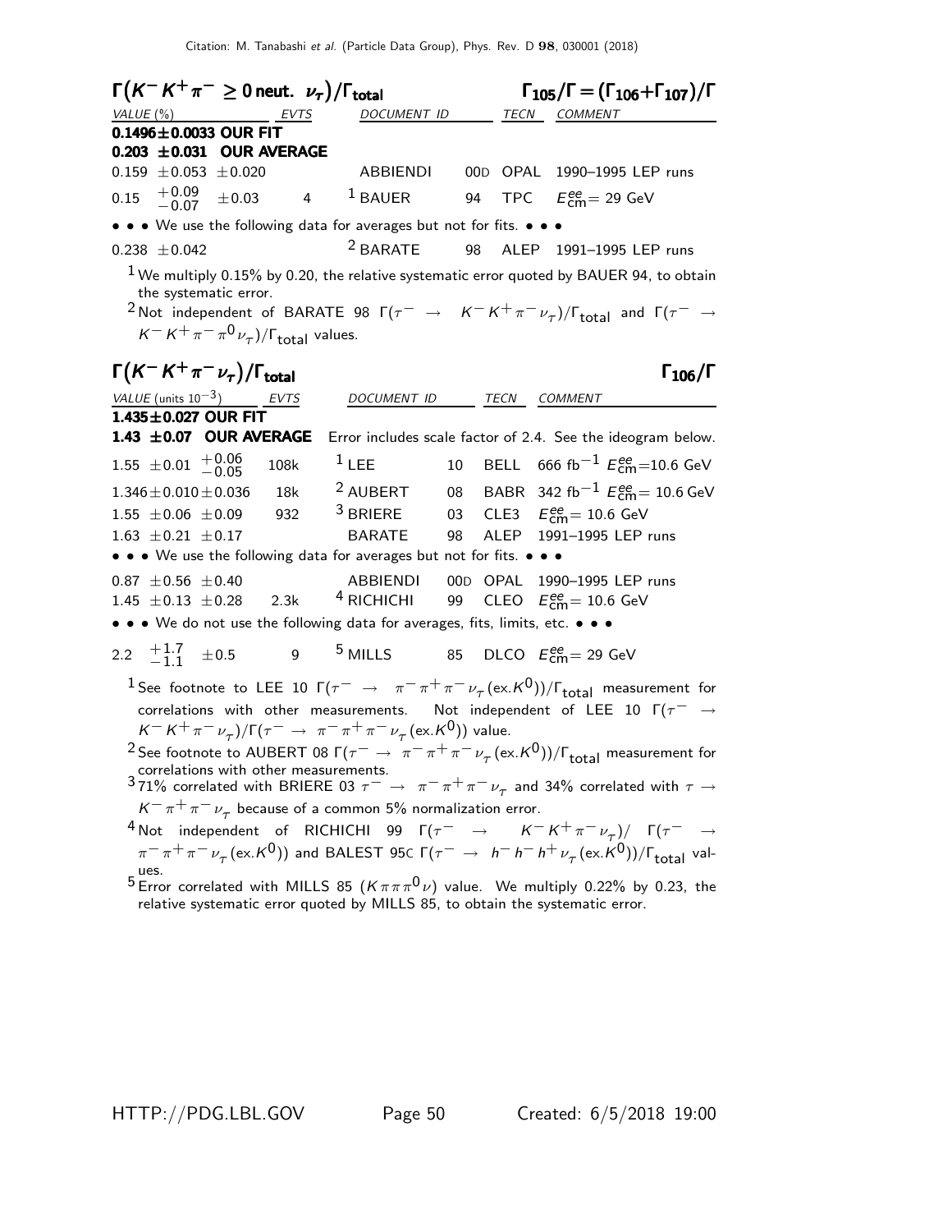### $\Gamma(K^- K^+ \pi^- \geq 0\,\text{neut.}\;\; \nu_\tau)/\Gamma_{\text{total}}$ $\qquad \Gamma_{105}/\Gamma = (\Gamma_{106}+\Gamma_{107})/\Gamma$

| VALUE (%) | EVTS | DOCUMENT ID | | TECN | COMMENT |
|---|---|---|---|---|---|
| **0.1496±0.0033 OUR FIT** | | | | | |
| **0.203 ±0.031 OUR AVERAGE** | | | | | |
| 0.159 ±0.053 ±0.020 | | ABBIENDI | 00D | OPAL | 1990–1995 LEP runs |
| 0.15 $^{+0.09}_{-0.07}$ ±0.03 | 4 | [1] BAUER | 94 | TPC | $E^{ee}_{\text{cm}}$= 29 GeV |
| • • • We use the following data for averages but not for fits. • • • | | | | | |
| 0.238 ±0.042 | | [2] BARATE | 98 | ALEP | 1991–1995 LEP runs |

[1] We multiply 0.15% by 0.20, the relative systematic error quoted by BAUER 94, to obtain the systematic error.

[2] Not independent of BARATE 98 $\Gamma(\tau^- \rightarrow K^- K^+ \pi^- \nu_\tau)/\Gamma_{\text{total}}$ and $\Gamma(\tau^- \rightarrow K^- K^+ \pi^- \pi^0 \nu_\tau)/\Gamma_{\text{total}}$ values.

### $\Gamma(K^- K^+ \pi^- \nu_\tau)/\Gamma_{\text{total}}$ $\qquad \Gamma_{106}/\Gamma$

| VALUE (units $10^{-3}$) | EVTS | DOCUMENT ID | | TECN | COMMENT |
|---|---|---|---|---|---|
| **1.435±0.027 OUR FIT** | | | | | |
| **1.43 ±0.07 OUR AVERAGE** | | Error includes scale factor of 2.4. See the ideogram below. | | | |
| 1.55 ±0.01 $^{+0.06}_{-0.05}$ | 108k | [1] LEE | 10 | BELL | 666 fb$^{-1}$ $E^{ee}_{\text{cm}}$=10.6 GeV |
| 1.346±0.010±0.036 | 18k | [2] AUBERT | 08 | BABR | 342 fb$^{-1}$ $E^{ee}_{\text{cm}}$= 10.6 GeV |
| 1.55 ±0.06 ±0.09 | 932 | [3] BRIERE | 03 | CLE3 | $E^{ee}_{\text{cm}}$= 10.6 GeV |
| 1.63 ±0.21 ±0.17 | | BARATE | 98 | ALEP | 1991–1995 LEP runs |
| • • • We use the following data for averages but not for fits. • • • | | | | | |
| 0.87 ±0.56 ±0.40 | | ABBIENDI | 00D | OPAL | 1990–1995 LEP runs |
| 1.45 ±0.13 ±0.28 | 2.3k | [4] RICHICHI | 99 | CLEO | $E^{ee}_{\text{cm}}$= 10.6 GeV |
| • • • We do not use the following data for averages, fits, limits, etc. • • • | | | | | |
| 2.2 $^{+1.7}_{-1.1}$ ±0.5 | 9 | [5] MILLS | 85 | DLCO | $E^{ee}_{\text{cm}}$= 29 GeV |

[1] See footnote to LEE 10 $\Gamma(\tau^- \rightarrow \pi^- \pi^+ \pi^- \nu_\tau (\text{ex.}K^0))/\Gamma_{\text{total}}$ measurement for correlations with other measurements. Not independent of LEE 10 $\Gamma(\tau^- \rightarrow K^- K^+ \pi^- \nu_\tau)/\Gamma(\tau^- \rightarrow \pi^- \pi^+ \pi^- \nu_\tau (\text{ex.}K^0))$ value.

[2] See footnote to AUBERT 08 $\Gamma(\tau^- \rightarrow \pi^- \pi^+ \pi^- \nu_\tau (\text{ex.}K^0))/\Gamma_{\text{total}}$ measurement for correlations with other measurements.

[3] 71% correlated with BRIERE 03 $\tau^- \rightarrow \pi^- \pi^+ \pi^- \nu_\tau$ and 34% correlated with $\tau \rightarrow K^- \pi^+ \pi^- \nu_\tau$ because of a common 5% normalization error.

[4] Not independent of RICHICHI 99 $\Gamma(\tau^- \rightarrow K^- K^+ \pi^- \nu_\tau)/\Gamma(\tau^- \rightarrow \pi^- \pi^+ \pi^- \nu_\tau (\text{ex.}K^0))$ and BALEST 95C $\Gamma(\tau^- \rightarrow h^- h^- h^+ \nu_\tau (\text{ex.}K^0))/\Gamma_{\text{total}}$ values.

[5] Error correlated with MILLS 85 ($K\pi\pi\pi^0\nu$) value. We multiply 0.22% by 0.23, the relative systematic error quoted by MILLS 85, to obtain the systematic error.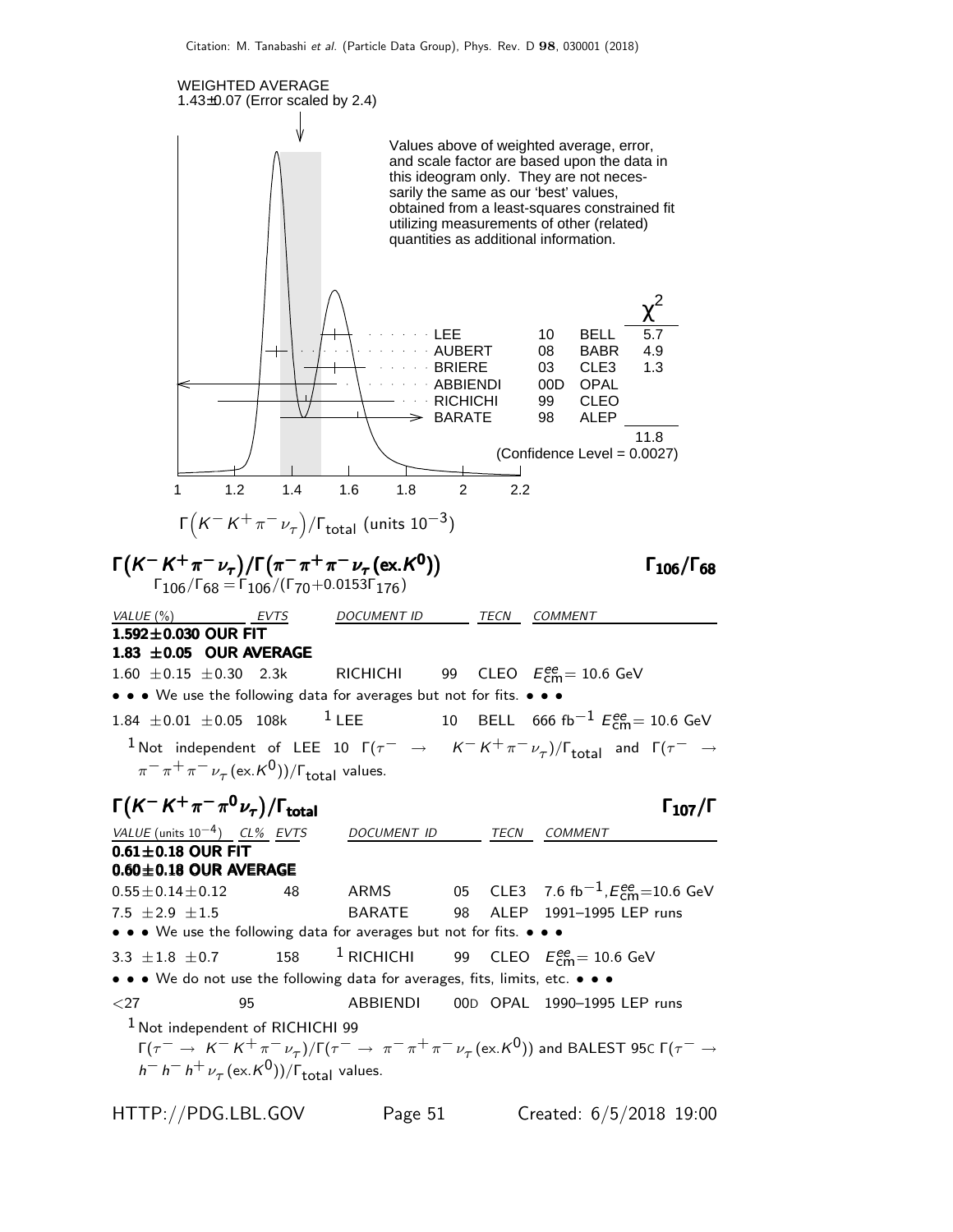WEIGHTED AVERAGE
1.43±0.07 (Error scaled by 2.4)

Values above of weighted average, error, and scale factor are based upon the data in this ideogram only. They are not necessarily the same as our 'best' values, obtained from a least-squares constrained fit utilizing measurements of other (related) quantities as additional information.

| | | | $\chi^2$ |
|---|---|---|---|
| LEE | 10 | BELL | 5.7 |
| AUBERT | 08 | BABR | 4.9 |
| BRIERE | 03 | CLE3 | 1.3 |
| ABBIENDI | 00D | OPAL | |
| RICHICHI | 99 | CLEO | |
| BARATE | 98 | ALEP | |
| | | | 11.8 |

(Confidence Level = 0.0027)

$\Gamma(K^- K^+ \pi^- \nu_\tau)/\Gamma_{total}$ (units $10^{-3}$)

## $\Gamma(K^- K^+ \pi^- \nu_\tau)/\Gamma(\pi^- \pi^+ \pi^- \nu_\tau (\text{ex.}K^0))$ — $\Gamma_{106}/\Gamma_{68}$

$\Gamma_{106}/\Gamma_{68} = \Gamma_{106}/(\Gamma_{70}+0.0153\Gamma_{176})$

| VALUE (%) | EVTS | DOCUMENT ID | | TECN | COMMENT |
|---|---|---|---|---|---|
| **1.592±0.030 OUR FIT** | | | | | |
| **1.83 ±0.05 OUR AVERAGE** | | | | | |
| 1.60 ±0.15 ±0.30 | 2.3k | RICHICHI | 99 | CLEO | $E^{ee}_{cm}$= 10.6 GeV |
| • • • We use the following data for averages but not for fits. • • • | | | | | |
| 1.84 ±0.01 ±0.05 | 108k | [1] LEE | 10 | BELL | 666 fb$^{-1}$ $E^{ee}_{cm}$= 10.6 GeV |

[1] Not independent of LEE 10 $\Gamma(\tau^- \rightarrow K^- K^+ \pi^- \nu_\tau)/\Gamma_{total}$ and $\Gamma(\tau^- \rightarrow \pi^- \pi^+ \pi^- \nu_\tau (\text{ex.}K^0))/\Gamma_{total}$ values.

## $\Gamma(K^- K^+ \pi^- \pi^0 \nu_\tau)/\Gamma_{total}$ — $\Gamma_{107}/\Gamma$

| VALUE (units $10^{-4}$) | CL% | EVTS | DOCUMENT ID | | TECN | COMMENT |
|---|---|---|---|---|---|---|
| **0.61±0.18 OUR FIT** | | | | | | |
| **0.60±0.18 OUR AVERAGE** | | | | | | |
| 0.55±0.14±0.12 | | 48 | ARMS | 05 | CLE3 | 7.6 fb$^{-1}$,$E^{ee}_{cm}$=10.6 GeV |
| 7.5 ±2.9 ±1.5 | | | BARATE | 98 | ALEP | 1991–1995 LEP runs |
| • • • We use the following data for averages but not for fits. • • • | | | | | | |
| 3.3 ±1.8 ±0.7 | | 158 | [1] RICHICHI | 99 | CLEO | $E^{ee}_{cm}$= 10.6 GeV |
| • • • We do not use the following data for averages, fits, limits, etc. • • • | | | | | | |
| <27 | 95 | | ABBIENDI | 00D | OPAL | 1990–1995 LEP runs |

[1] Not independent of RICHICHI 99 $\Gamma(\tau^- \rightarrow K^- K^+ \pi^- \nu_\tau)/\Gamma(\tau^- \rightarrow \pi^- \pi^+ \pi^- \nu_\tau (\text{ex.}K^0))$ and BALEST 95C $\Gamma(\tau^- \rightarrow h^- h^- h^+ \nu_\tau (\text{ex.}K^0))/\Gamma_{total}$ values.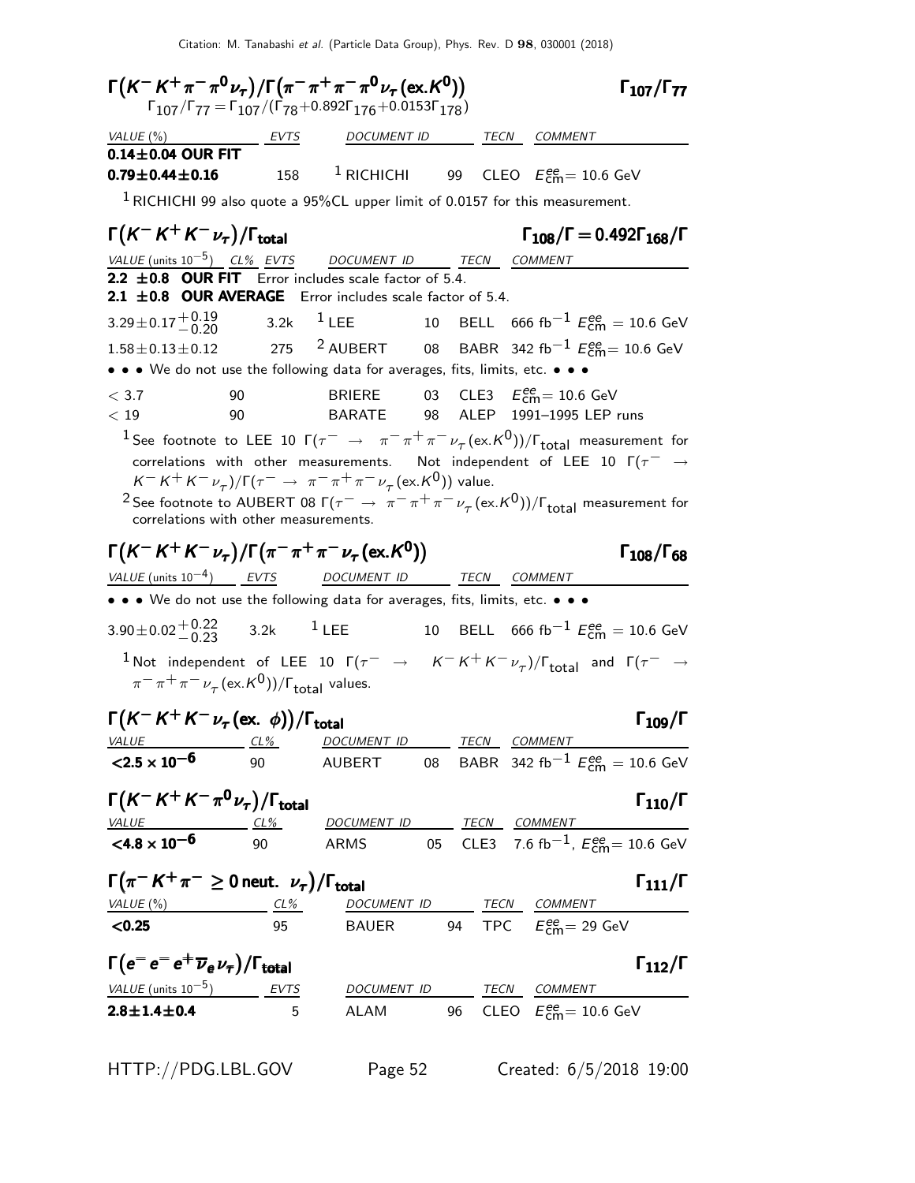### $\Gamma(K^- K^+ \pi^- \pi^0 \nu_\tau)/\Gamma(\pi^- \pi^+ \pi^- \pi^0 \nu_\tau (\text{ex.} K^0))$ — $\Gamma_{107}/\Gamma_{77}$

$\Gamma_{107}/\Gamma_{77} = \Gamma_{107}/(\Gamma_{78}+0.892\Gamma_{176}+0.0153\Gamma_{178})$

| VALUE (%) | EVTS | DOCUMENT ID | | TECN | COMMENT |
|---|---|---|---|---|---|
| **0.14±0.04 OUR FIT** | | | | | |
| **0.79±0.44±0.16** | 158 | [1] RICHICHI | 99 | CLEO | $E^{ee}_{cm}$= 10.6 GeV |

[1] RICHICHI 99 also quote a 95%CL upper limit of 0.0157 for this measurement.

### $\Gamma(K^- K^+ K^- \nu_\tau)/\Gamma_{total}$ — $\Gamma_{108}/\Gamma = 0.492\Gamma_{168}/\Gamma$

| VALUE (units $10^{-5}$) | CL% | EVTS | DOCUMENT ID | | TECN | COMMENT |
|---|---|---|---|---|---|---|
| **2.2 ±0.8 OUR FIT** Error includes scale factor of 5.4. | | | | | | |
| **2.1 ±0.8 OUR AVERAGE** Error includes scale factor of 5.4. | | | | | | |
| $3.29\pm0.17^{+0.19}_{-0.20}$ | | 3.2k | [1] LEE | 10 | BELL | 666 fb$^{-1}$ $E^{ee}_{cm}$ = 10.6 GeV |
| $1.58\pm0.13\pm0.12$ | | 275 | [2] AUBERT | 08 | BABR | 342 fb$^{-1}$ $E^{ee}_{cm}$= 10.6 GeV |
| • • • We do not use the following data for averages, fits, limits, etc. • • • | | | | | | |
| $<3.7$ | 90 | | BRIERE | 03 | CLE3 | $E^{ee}_{cm}$= 10.6 GeV |
| $<19$ | 90 | | BARATE | 98 | ALEP | 1991–1995 LEP runs |

[1] See footnote to LEE 10 $\Gamma(\tau^- \to \pi^- \pi^+ \pi^- \nu_\tau (\text{ex.} K^0))/\Gamma_{total}$ measurement for correlations with other measurements. Not independent of LEE 10 $\Gamma(\tau^- \to K^- K^+ K^- \nu_\tau)/\Gamma(\tau^- \to \pi^- \pi^+ \pi^- \nu_\tau (\text{ex.} K^0))$ value.

[2] See footnote to AUBERT 08 $\Gamma(\tau^- \to \pi^- \pi^+ \pi^- \nu_\tau (\text{ex.} K^0))/\Gamma_{total}$ measurement for correlations with other measurements.

### $\Gamma(K^- K^+ K^- \nu_\tau)/\Gamma(\pi^- \pi^+ \pi^- \nu_\tau (\text{ex.} K^0))$ — $\Gamma_{108}/\Gamma_{68}$

| VALUE (units $10^{-4}$) | EVTS | DOCUMENT ID | | TECN | COMMENT |
|---|---|---|---|---|---|
| • • • We do not use the following data for averages, fits, limits, etc. • • • | | | | | |
| $3.90\pm0.02^{+0.22}_{-0.23}$ | 3.2k | [1] LEE | 10 | BELL | 666 fb$^{-1}$ $E^{ee}_{cm}$ = 10.6 GeV |

[1] Not independent of LEE 10 $\Gamma(\tau^- \to K^- K^+ K^- \nu_\tau)/\Gamma_{total}$ and $\Gamma(\tau^- \to \pi^- \pi^+ \pi^- \nu_\tau (\text{ex.} K^0))/\Gamma_{total}$ values.

### $\Gamma(K^- K^+ K^- \nu_\tau (\text{ex. } \phi))/\Gamma_{total}$ — $\Gamma_{109}/\Gamma$

| VALUE | CL% | DOCUMENT ID | | TECN | COMMENT |
|---|---|---|---|---|---|
| **$<2.5 \times 10^{-6}$** | 90 | AUBERT | 08 | BABR | 342 fb$^{-1}$ $E^{ee}_{cm}$ = 10.6 GeV |

### $\Gamma(K^- K^+ K^- \pi^0 \nu_\tau)/\Gamma_{total}$ — $\Gamma_{110}/\Gamma$

| VALUE | CL% | DOCUMENT ID | | TECN | COMMENT |
|---|---|---|---|---|---|
| **$<4.8 \times 10^{-6}$** | 90 | ARMS | 05 | CLE3 | 7.6 fb$^{-1}$, $E^{ee}_{cm}$= 10.6 GeV |

### $\Gamma(\pi^- K^+ \pi^- \geq 0 \text{ neut. } \nu_\tau)/\Gamma_{total}$ — $\Gamma_{111}/\Gamma$

| VALUE (%) | CL% | DOCUMENT ID | | TECN | COMMENT |
|---|---|---|---|---|---|
| **<0.25** | 95 | BAUER | 94 | TPC | $E^{ee}_{cm}$= 29 GeV |

### $\Gamma(e^- e^- e^+ \overline{\nu}_e \nu_\tau)/\Gamma_{total}$ — $\Gamma_{112}/\Gamma$

| VALUE (units $10^{-5}$) | EVTS | DOCUMENT ID | | TECN | COMMENT |
|---|---|---|---|---|---|
| **2.8±1.4±0.4** | 5 | ALAM | 96 | CLEO | $E^{ee}_{cm}$= 10.6 GeV |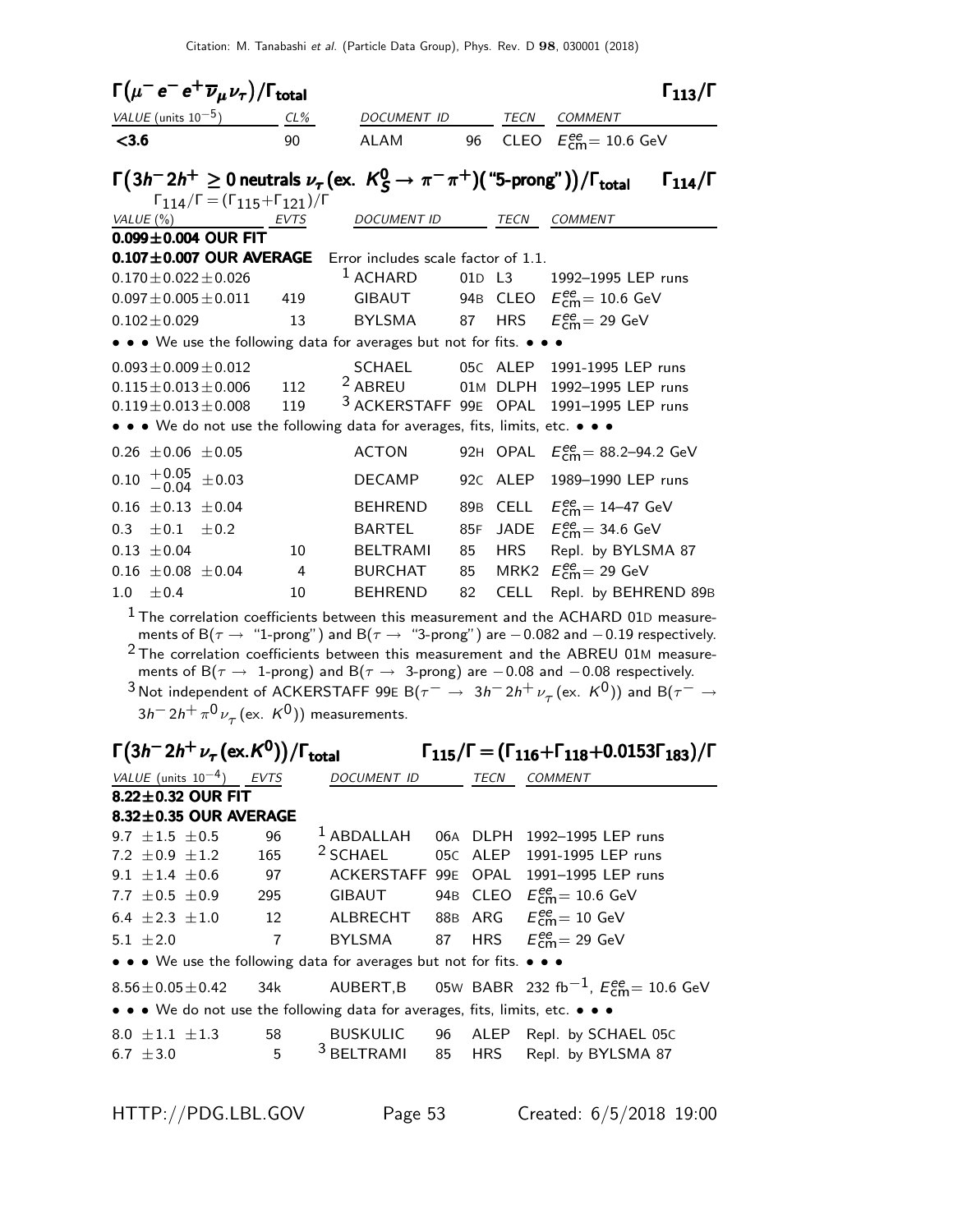### $\Gamma(\mu^- e^- e^+ \overline{\nu}_\mu \nu_\tau)/\Gamma_{\text{total}}$ $\quad\Gamma_{113}/\Gamma$

| VALUE (units $10^{-5}$) | CL% | DOCUMENT ID | | TECN | COMMENT |
|---|---|---|---|---|---|
| **<3.6** | 90 | ALAM | 96 | CLEO | $E^{ee}_{\text{cm}}$= 10.6 GeV |

### $\Gamma(3h^- 2h^+ \geq 0 \text{ neutrals } \nu_\tau (\text{ex. } K^0_S \to \pi^- \pi^+)(\text{"5-prong"}))/\Gamma_{\text{total}}$ $\quad\Gamma_{114}/\Gamma$

$\Gamma_{114}/\Gamma = (\Gamma_{115}+\Gamma_{121})/\Gamma$

| VALUE (%) | EVTS | DOCUMENT ID | | TECN | COMMENT |
|---|---|---|---|---|---|
| **0.099±0.004 OUR FIT** | | | | | |
| **0.107±0.007 OUR AVERAGE** | | Error includes scale factor of 1.1. | | | |
| 0.170±0.022±0.026 | | [1] ACHARD | 01D | L3 | 1992–1995 LEP runs |
| 0.097±0.005±0.011 | 419 | GIBAUT | 94B | CLEO | $E^{ee}_{\text{cm}}$= 10.6 GeV |
| 0.102±0.029 | 13 | BYLSMA | 87 | HRS | $E^{ee}_{\text{cm}}$= 29 GeV |
| • • • We use the following data for averages but not for fits. • • • | | | | | |
| 0.093±0.009±0.012 | | SCHAEL | 05C | ALEP | 1991-1995 LEP runs |
| 0.115±0.013±0.006 | 112 | [2] ABREU | 01M | DLPH | 1992–1995 LEP runs |
| 0.119±0.013±0.008 | 119 | [3] ACKERSTAFF | 99E | OPAL | 1991–1995 LEP runs |
| • • • We do not use the following data for averages, fits, limits, etc. • • • | | | | | |
| 0.26 ±0.06 ±0.05 | | ACTON | 92H | OPAL | $E^{ee}_{\text{cm}}$= 88.2–94.2 GeV |
| 0.10 $^{+0.05}_{-0.04}$ ±0.03 | | DECAMP | 92C | ALEP | 1989–1990 LEP runs |
| 0.16 ±0.13 ±0.04 | | BEHREND | 89B | CELL | $E^{ee}_{\text{cm}}$= 14–47 GeV |
| 0.3 ±0.1 ±0.2 | | BARTEL | 85F | JADE | $E^{ee}_{\text{cm}}$= 34.6 GeV |
| 0.13 ±0.04 | 10 | BELTRAMI | 85 | HRS | Repl. by BYLSMA 87 |
| 0.16 ±0.08 ±0.04 | 4 | BURCHAT | 85 | MRK2 | $E^{ee}_{\text{cm}}$= 29 GeV |
| 1.0 ±0.4 | 10 | BEHREND | 82 | CELL | Repl. by BEHREND 89B |

[1] The correlation coefficients between this measurement and the ACHARD 01D measurements of B($\tau \to$ "1-prong") and B($\tau \to$ "3-prong") are −0.082 and −0.19 respectively.

[2] The correlation coefficients between this measurement and the ABREU 01M measurements of B($\tau \to$ 1-prong) and B($\tau \to$ 3-prong) are −0.08 and −0.08 respectively.

[3] Not independent of ACKERSTAFF 99E B($\tau^- \to 3h^- 2h^+ \nu_\tau$ (ex. $K^0$)) and B($\tau^- \to 3h^- 2h^+ \pi^0 \nu_\tau$ (ex. $K^0$)) measurements.

### $\Gamma(3h^- 2h^+ \nu_\tau (\text{ex.} K^0))/\Gamma_{\text{total}}$ $\quad\Gamma_{115}/\Gamma = (\Gamma_{116}+\Gamma_{118}+0.0153\Gamma_{183})/\Gamma$

| VALUE (units $10^{-4}$) | EVTS | DOCUMENT ID | | TECN | COMMENT |
|---|---|---|---|---|---|
| **8.22±0.32 OUR FIT** | | | | | |
| **8.32±0.35 OUR AVERAGE** | | | | | |
| 9.7 ±1.5 ±0.5 | 96 | [1] ABDALLAH | 06A | DLPH | 1992–1995 LEP runs |
| 7.2 ±0.9 ±1.2 | 165 | [2] SCHAEL | 05C | ALEP | 1991-1995 LEP runs |
| 9.1 ±1.4 ±0.6 | 97 | ACKERSTAFF | 99E | OPAL | 1991–1995 LEP runs |
| 7.7 ±0.5 ±0.9 | 295 | GIBAUT | 94B | CLEO | $E^{ee}_{\text{cm}}$= 10.6 GeV |
| 6.4 ±2.3 ±1.0 | 12 | ALBRECHT | 88B | ARG | $E^{ee}_{\text{cm}}$= 10 GeV |
| 5.1 ±2.0 | 7 | BYLSMA | 87 | HRS | $E^{ee}_{\text{cm}}$= 29 GeV |
| • • • We use the following data for averages but not for fits. • • • | | | | | |
| 8.56±0.05±0.42 | 34k | AUBERT,B | 05W | BABR | 232 fb$^{-1}$, $E^{ee}_{\text{cm}}$= 10.6 GeV |
| • • • We do not use the following data for averages, fits, limits, etc. • • • | | | | | |
| 8.0 ±1.1 ±1.3 | 58 | BUSKULIC | 96 | ALEP | Repl. by SCHAEL 05C |
| 6.7 ±3.0 | 5 | [3] BELTRAMI | 85 | HRS | Repl. by BYLSMA 87 |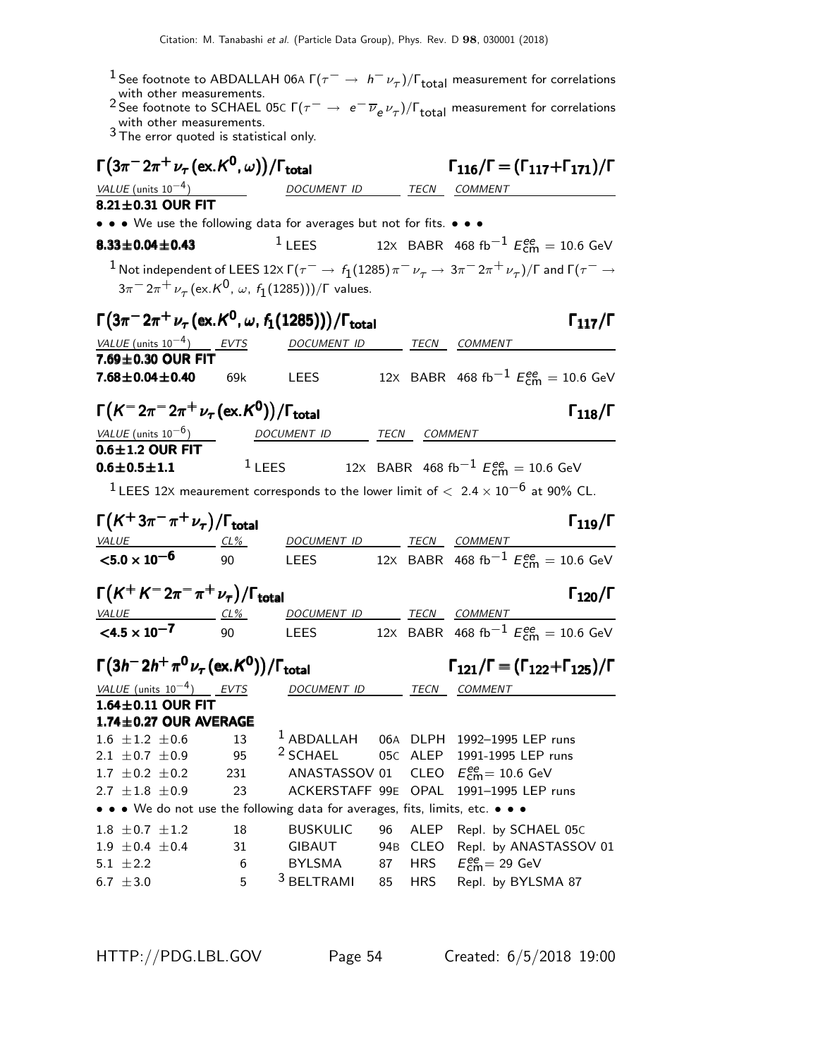[1] See footnote to ABDALLAH 06A $\Gamma(\tau^- \to h^- \nu_\tau)/\Gamma_{\rm total}$ measurement for correlations with other measurements.
[2] See footnote to SCHAEL 05C $\Gamma(\tau^- \to e^- \overline{\nu}_e \nu_\tau)/\Gamma_{\rm total}$ measurement for correlations with other measurements.
[3] The error quoted is statistical only.

### $\Gamma(3\pi^- 2\pi^+ \nu_\tau\,(\text{ex.}K^0, \omega))/\Gamma_{\rm total}$ — $\Gamma_{116}/\Gamma = (\Gamma_{117}+\Gamma_{171})/\Gamma$

| VALUE (units $10^{-4}$) | DOCUMENT ID | TECN | COMMENT |
|---|---|---|---|
| **8.21±0.31 OUR FIT** | | | |
| • • • We use the following data for averages but not for fits. • • • | | | |
| **8.33±0.04±0.43** | [1] LEES 12X | BABR | 468 fb$^{-1}$ $E^{ee}_{\rm cm}$ = 10.6 GeV |

[1] Not independent of LEES 12X $\Gamma(\tau^- \to f_1(1285)\pi^-\nu_\tau \to 3\pi^- 2\pi^+ \nu_\tau)/\Gamma$ and $\Gamma(\tau^- \to 3\pi^- 2\pi^+ \nu_\tau\,(\text{ex.}K^0,\,\omega,\,f_1(1285)))/\Gamma$ values.

### $\Gamma(3\pi^- 2\pi^+ \nu_\tau\,(\text{ex.}K^0, \omega, f_1(1285)))/\Gamma_{\rm total}$ — $\Gamma_{117}/\Gamma$

| VALUE (units $10^{-4}$) | EVTS | DOCUMENT ID | TECN | COMMENT |
|---|---|---|---|---|
| **7.69±0.30 OUR FIT** | | | | |
| **7.68±0.04±0.40** | 69k | LEES 12X | BABR | 468 fb$^{-1}$ $E^{ee}_{\rm cm}$ = 10.6 GeV |

### $\Gamma(K^- 2\pi^- 2\pi^+ \nu_\tau\,(\text{ex.}K^0))/\Gamma_{\rm total}$ — $\Gamma_{118}/\Gamma$

| VALUE (units $10^{-6}$) | DOCUMENT ID | TECN | COMMENT |
|---|---|---|---|
| **0.6±1.2 OUR FIT** | | | |
| **0.6±0.5±1.1** | [1] LEES 12X | BABR | 468 fb$^{-1}$ $E^{ee}_{\rm cm}$ = 10.6 GeV |

[1] LEES 12X meaurement corresponds to the lower limit of $< 2.4 \times 10^{-6}$ at 90% CL.

### $\Gamma(K^+ 3\pi^- \pi^+ \nu_\tau)/\Gamma_{\rm total}$ — $\Gamma_{119}/\Gamma$

| VALUE | CL% | DOCUMENT ID | TECN | COMMENT |
|---|---|---|---|---|
| **<5.0 × 10$^{-6}$** | 90 | LEES 12X | BABR | 468 fb$^{-1}$ $E^{ee}_{\rm cm}$ = 10.6 GeV |

### $\Gamma(K^+ K^- 2\pi^- \pi^+ \nu_\tau)/\Gamma_{\rm total}$ — $\Gamma_{120}/\Gamma$

| VALUE | CL% | DOCUMENT ID | TECN | COMMENT |
|---|---|---|---|---|
| **<4.5 × 10$^{-7}$** | 90 | LEES 12X | BABR | 468 fb$^{-1}$ $E^{ee}_{\rm cm}$ = 10.6 GeV |

### $\Gamma(3h^- 2h^+ \pi^0 \nu_\tau\,(\text{ex.}K^0))/\Gamma_{\rm total}$ — $\Gamma_{121}/\Gamma = (\Gamma_{122}+\Gamma_{125})/\Gamma$

| VALUE (units $10^{-4}$) | EVTS | DOCUMENT ID | TECN | COMMENT |
|---|---|---|---|---|
| **1.64±0.11 OUR FIT** | | | | |
| **1.74±0.27 OUR AVERAGE** | | | | |
| 1.6 ±1.2 ±0.6 | 13 | [1] ABDALLAH 06A | DLPH | 1992–1995 LEP runs |
| 2.1 ±0.7 ±0.9 | 95 | [2] SCHAEL 05C | ALEP | 1991-1995 LEP runs |
| 1.7 ±0.2 ±0.2 | 231 | ANASTASSOV 01 | CLEO | $E^{ee}_{\rm cm}$= 10.6 GeV |
| 2.7 ±1.8 ±0.9 | 23 | ACKERSTAFF 99E | OPAL | 1991–1995 LEP runs |
| • • • We do not use the following data for averages, fits, limits, etc. • • • | | | | |
| 1.8 ±0.7 ±1.2 | 18 | BUSKULIC 96 | ALEP | Repl. by SCHAEL 05C |
| 1.9 ±0.4 ±0.4 | 31 | GIBAUT 94B | CLEO | Repl. by ANASTASSOV 01 |
| 5.1 ±2.2 | 6 | BYLSMA 87 | HRS | $E^{ee}_{\rm cm}$= 29 GeV |
| 6.7 ±3.0 | 5 | [3] BELTRAMI 85 | HRS | Repl. by BYLSMA 87 |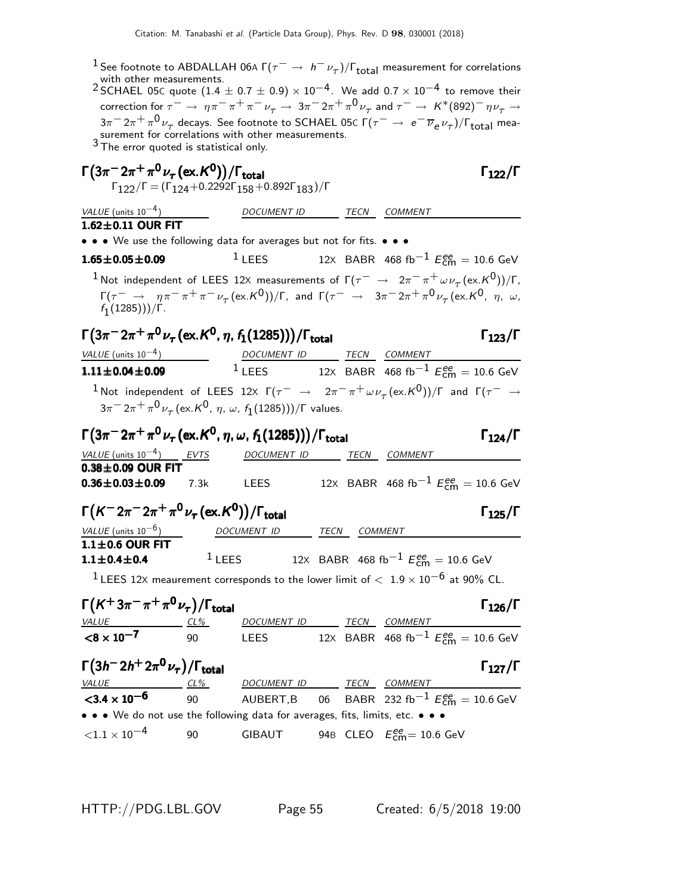[1] See footnote to ABDALLAH 06A $\Gamma(\tau^- \to h^- \nu_\tau)/\Gamma_{\text{total}}$ measurement for correlations with other measurements.

[2] SCHAEL 05C quote $(1.4 \pm 0.7 \pm 0.9) \times 10^{-4}$. We add $0.7 \times 10^{-4}$ to remove their correction for $\tau^- \to \eta\pi^-\pi^+\pi^-\nu_\tau \to 3\pi^-2\pi^+\pi^0\nu_\tau$ and $\tau^- \to K^*(892)^-\eta\nu_\tau \to 3\pi^-2\pi^+\pi^0\nu_\tau$ decays. See footnote to SCHAEL 05C $\Gamma(\tau^- \to e^-\overline{\nu}_e\nu_\tau)/\Gamma_{\text{total}}$ measurement for correlations with other measurements.

[3] The error quoted is statistical only.

## $\Gamma(3\pi^-2\pi^+\pi^0\nu_\tau(\text{ex.}K^0))/\Gamma_{\text{total}}$ — $\Gamma_{122}/\Gamma$

$\Gamma_{122}/\Gamma = (\Gamma_{124}+0.2292\Gamma_{158}+0.892\Gamma_{183})/\Gamma$

| VALUE (units $10^{-4}$) | DOCUMENT ID | TECN | COMMENT |
|---|---|---|---|
| **1.62±0.11 OUR FIT** | | | |
| • • • We use the following data for averages but not for fits. • • • | | | |
| **1.65±0.05±0.09** | [1] LEES 12X | BABR | 468 fb$^{-1}$ $E^{ee}_{\text{cm}}$ = 10.6 GeV |

[1] Not independent of LEES 12X measurements of $\Gamma(\tau^- \to 2\pi^-\pi^+\omega\nu_\tau(\text{ex.}K^0))/\Gamma$, $\Gamma(\tau^- \to \eta\pi^-\pi^+\pi^-\nu_\tau(\text{ex.}K^0))/\Gamma$, and $\Gamma(\tau^- \to 3\pi^-2\pi^+\pi^0\nu_\tau(\text{ex.}K^0,\ \eta,\ \omega,\ f_1(1285)))/\Gamma$.

## $\Gamma(3\pi^-2\pi^+\pi^0\nu_\tau(\text{ex.}K^0, \eta, f_1(1285)))/\Gamma_{\text{total}}$ — $\Gamma_{123}/\Gamma$

| VALUE (units $10^{-4}$) | DOCUMENT ID | TECN | COMMENT |
|---|---|---|---|
| **1.11±0.04±0.09** | [1] LEES 12X | BABR | 468 fb$^{-1}$ $E^{ee}_{\text{cm}}$ = 10.6 GeV |

[1] Not independent of LEES 12X $\Gamma(\tau^- \to 2\pi^-\pi^+\omega\nu_\tau(\text{ex.}K^0))/\Gamma$ and $\Gamma(\tau^- \to 3\pi^-2\pi^+\pi^0\nu_\tau(\text{ex.}K^0,\ \eta,\ \omega,\ f_1(1285)))/\Gamma$ values.

## $\Gamma(3\pi^-2\pi^+\pi^0\nu_\tau(\text{ex.}K^0, \eta, \omega, f_1(1285)))/\Gamma_{\text{total}}$ — $\Gamma_{124}/\Gamma$

| VALUE (units $10^{-4}$) | EVTS | DOCUMENT ID | TECN | COMMENT |
|---|---|---|---|---|
| **0.38±0.09 OUR FIT** | | | | |
| **0.36±0.03±0.09** | 7.3k | LEES 12X | BABR | 468 fb$^{-1}$ $E^{ee}_{\text{cm}}$ = 10.6 GeV |

## $\Gamma(K^-2\pi^-2\pi^+\pi^0\nu_\tau(\text{ex.}K^0))/\Gamma_{\text{total}}$ — $\Gamma_{125}/\Gamma$

| VALUE (units $10^{-6}$) | DOCUMENT ID | TECN | COMMENT |
|---|---|---|---|
| **1.1±0.6 OUR FIT** | | | |
| **1.1±0.4±0.4** | [1] LEES 12X | BABR | 468 fb$^{-1}$ $E^{ee}_{\text{cm}}$ = 10.6 GeV |

[1] LEES 12X meaurement corresponds to the lower limit of $< 1.9 \times 10^{-6}$ at 90% CL.

## $\Gamma(K^+3\pi^-\pi^+\pi^0\nu_\tau)/\Gamma_{\text{total}}$ — $\Gamma_{126}/\Gamma$

| VALUE | CL% | DOCUMENT ID | TECN | COMMENT |
|---|---|---|---|---|
| **$<8 \times 10^{-7}$** | 90 | LEES 12X | BABR | 468 fb$^{-1}$ $E^{ee}_{\text{cm}}$ = 10.6 GeV |

## $\Gamma(3h^-2h^+2\pi^0\nu_\tau)/\Gamma_{\text{total}}$ — $\Gamma_{127}/\Gamma$

| VALUE | CL% | DOCUMENT ID | TECN | COMMENT |
|---|---|---|---|---|
| **$<3.4 \times 10^{-6}$** | 90 | AUBERT,B 06 | BABR | 232 fb$^{-1}$ $E^{ee}_{\text{cm}}$ = 10.6 GeV |
| • • • We do not use the following data for averages, fits, limits, etc. • • • | | | | |
| $<1.1 \times 10^{-4}$ | 90 | GIBAUT 94B | CLEO | $E^{ee}_{\text{cm}}$ = 10.6 GeV |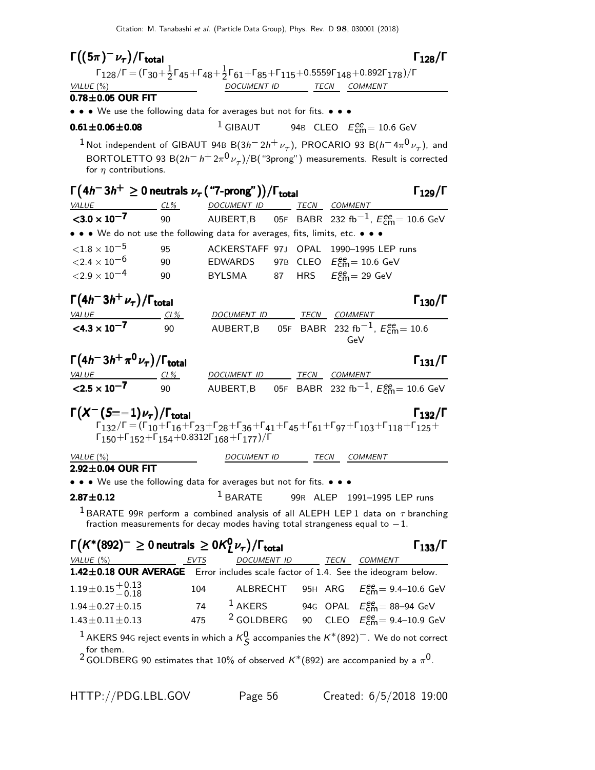## $\Gamma((5\pi)^- \nu_\tau)/\Gamma_{\text{total}}$ $\Gamma_{128}/\Gamma$

$\Gamma_{128}/\Gamma = (\Gamma_{30}+\frac{1}{2}\Gamma_{45}+\Gamma_{48}+\frac{1}{2}\Gamma_{61}+\Gamma_{85}+\Gamma_{115}+0.5559\Gamma_{148}+0.892\Gamma_{178})/\Gamma$

| VALUE (%) | DOCUMENT ID | | TECN | COMMENT |
|---|---|---|---|---|
| **0.78±0.05 OUR FIT** | | | | |
| • • • We use the following data for averages but not for fits. • • • | | | | |
| **0.61±0.06±0.08** | [1] GIBAUT | 94B | CLEO | $E^{ee}_{\text{cm}}$= 10.6 GeV |

[1] Not independent of GIBAUT 94B B($3h^- 2h^+ \nu_\tau$), PROCARIO 93 B($h^- 4\pi^0 \nu_\tau$), and BORTOLETTO 93 B($2h^- h^+ 2\pi^0 \nu_\tau$)/B("3prong") measurements. Result is corrected for $\eta$ contributions.

## $\Gamma(4h^- 3h^+ \geq 0 \text{ neutrals } \nu_\tau \text{ ("7-prong")})/\Gamma_{\text{total}}$ $\Gamma_{129}/\Gamma$

| VALUE | CL% | DOCUMENT ID | | TECN | COMMENT |
|---|---|---|---|---|---|
| **$<3.0 \times 10^{-7}$** | 90 | AUBERT,B | 05F | BABR | 232 fb$^{-1}$, $E^{ee}_{\text{cm}}$= 10.6 GeV |
| • • • We do not use the following data for averages, fits, limits, etc. • • • | | | | | |
| $<1.8 \times 10^{-5}$ | 95 | ACKERSTAFF | 97J | OPAL | 1990–1995 LEP runs |
| $<2.4 \times 10^{-6}$ | 90 | EDWARDS | 97B | CLEO | $E^{ee}_{\text{cm}}$= 10.6 GeV |
| $<2.9 \times 10^{-4}$ | 90 | BYLSMA | 87 | HRS | $E^{ee}_{\text{cm}}$= 29 GeV |

## $\Gamma(4h^- 3h^+ \nu_\tau)/\Gamma_{\text{total}}$ $\Gamma_{130}/\Gamma$

| VALUE | CL% | DOCUMENT ID | | TECN | COMMENT |
|---|---|---|---|---|---|
| **$<4.3 \times 10^{-7}$** | 90 | AUBERT,B | 05F | BABR | 232 fb$^{-1}$, $E^{ee}_{\text{cm}}$= 10.6 GeV |

## $\Gamma(4h^- 3h^+ \pi^0 \nu_\tau)/\Gamma_{\text{total}}$ $\Gamma_{131}/\Gamma$

| VALUE | CL% | DOCUMENT ID | | TECN | COMMENT |
|---|---|---|---|---|---|
| **$<2.5 \times 10^{-7}$** | 90 | AUBERT,B | 05F | BABR | 232 fb$^{-1}$, $E^{ee}_{\text{cm}}$= 10.6 GeV |

## $\Gamma(X^- (S{=}-1) \nu_\tau)/\Gamma_{\text{total}}$ $\Gamma_{132}/\Gamma$

$\Gamma_{132}/\Gamma = (\Gamma_{10}+\Gamma_{16}+\Gamma_{23}+\Gamma_{28}+\Gamma_{36}+\Gamma_{41}+\Gamma_{45}+\Gamma_{61}+\Gamma_{97}+\Gamma_{103}+\Gamma_{118}+\Gamma_{125}+\Gamma_{150}+\Gamma_{152}+\Gamma_{154}+0.8312\Gamma_{168}+\Gamma_{177})/\Gamma$

| VALUE (%) | DOCUMENT ID | | TECN | COMMENT |
|---|---|---|---|---|
| **2.92±0.04 OUR FIT** | | | | |
| • • • We use the following data for averages but not for fits. • • • | | | | |
| **2.87±0.12** | [1] BARATE | 99R | ALEP | 1991–1995 LEP runs |

[1] BARATE 99R perform a combined analysis of all ALEPH LEP 1 data on $\tau$ branching fraction measurements for decay modes having total strangeness equal to $-1$.

## $\Gamma(K^*(892)^- \geq 0 \text{ neutrals } \geq 0 K^0_L \nu_\tau)/\Gamma_{\text{total}}$ $\Gamma_{133}/\Gamma$

| VALUE (%) | EVTS | DOCUMENT ID | | TECN | COMMENT |
|---|---|---|---|---|---|
| **1.42±0.18 OUR AVERAGE** | Error includes scale factor of 1.4. See the ideogram below. | | | | |
| $1.19 \pm 0.15^{+0.13}_{-0.18}$ | 104 | ALBRECHT | 95H | ARG | $E^{ee}_{\text{cm}}$= 9.4–10.6 GeV |
| $1.94 \pm 0.27 \pm 0.15$ | 74 | [1] AKERS | 94G | OPAL | $E^{ee}_{\text{cm}}$= 88–94 GeV |
| $1.43 \pm 0.11 \pm 0.13$ | 475 | [2] GOLDBERG | 90 | CLEO | $E^{ee}_{\text{cm}}$= 9.4–10.9 GeV |

[1] AKERS 94G reject events in which a $K^0_S$ accompanies the $K^*(892)^-$. We do not correct for them.

[2] GOLDBERG 90 estimates that 10% of observed $K^*(892)$ are accompanied by a $\pi^0$.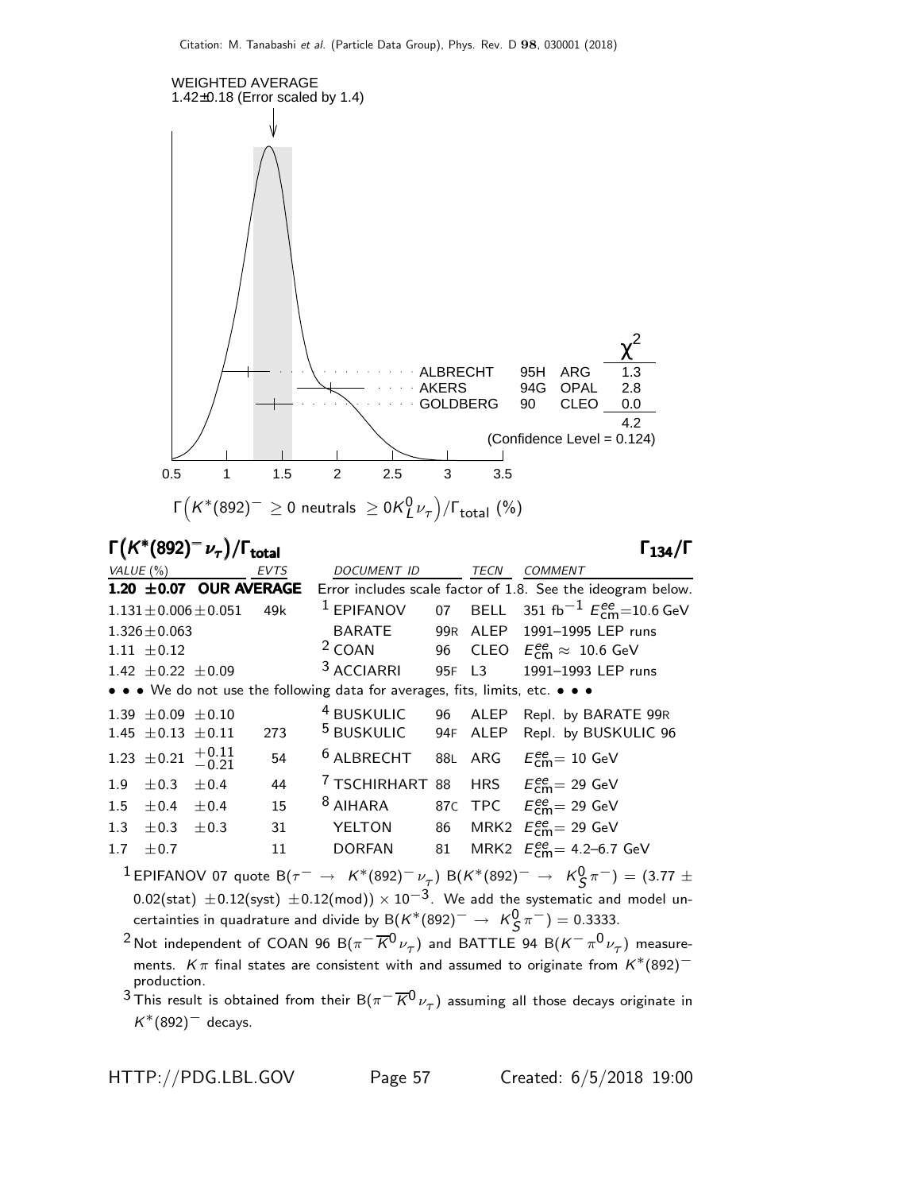WEIGHTED AVERAGE
1.42±0.18 (Error scaled by 1.4)

| | | | $\chi^2$ |
|---|---|---|---|
| ALBRECHT | 95H | ARG | 1.3 |
| AKERS | 94G | OPAL | 2.8 |
| GOLDBERG | 90 | CLEO | 0.0 |
| | | | 4.2 |

(Confidence Level = 0.124)

$\Gamma\left(K^*(892)^- \geq 0 \text{ neutrals } \geq 0K^0_L \nu_\tau\right)/\Gamma_{\text{total}}$ (%)

## $\Gamma\left(K^*(892)^- \nu_\tau\right)/\Gamma_{\text{total}}$ $\qquad\qquad$ $\Gamma_{134}/\Gamma$

| VALUE (%) | EVTS | DOCUMENT ID | | TECN | COMMENT |
|---|---|---|---|---|---|
| **1.20 ±0.07 OUR AVERAGE** | | Error includes scale factor of 1.8. See the ideogram below. | | | |
| $1.131 \pm 0.006 \pm 0.051$ | 49k | [1] EPIFANOV | 07 | BELL | 351 fb$^{-1}$ $E^{ee}_{\text{cm}}$=10.6 GeV |
| $1.326 \pm 0.063$ | | BARATE | 99R | ALEP | 1991–1995 LEP runs |
| $1.11 \pm 0.12$ | | [2] COAN | 96 | CLEO | $E^{ee}_{\text{cm}} \approx$ 10.6 GeV |
| $1.42 \pm 0.22 \pm 0.09$ | | [3] ACCIARRI | 95F | L3 | 1991–1993 LEP runs |
| • • • We do not use the following data for averages, fits, limits, etc. • • • | | | | | |
| $1.39 \pm 0.09 \pm 0.10$ | | [4] BUSKULIC | 96 | ALEP | Repl. by BARATE 99R |
| $1.45 \pm 0.13 \pm 0.11$ | 273 | [5] BUSKULIC | 94F | ALEP | Repl. by BUSKULIC 96 |
| $1.23 \pm 0.21 \,^{+0.11}_{-0.21}$ | 54 | [6] ALBRECHT | 88L | ARG | $E^{ee}_{\text{cm}}$= 10 GeV |
| $1.9 \pm 0.3 \pm 0.4$ | 44 | [7] TSCHIRHART | 88 | HRS | $E^{ee}_{\text{cm}}$= 29 GeV |
| $1.5 \pm 0.4 \pm 0.4$ | 15 | [8] AIHARA | 87C | TPC | $E^{ee}_{\text{cm}}$= 29 GeV |
| $1.3 \pm 0.3 \pm 0.3$ | 31 | YELTON | 86 | MRK2 | $E^{ee}_{\text{cm}}$= 29 GeV |
| $1.7 \pm 0.7$ | 11 | DORFAN | 81 | MRK2 | $E^{ee}_{\text{cm}}$= 4.2–6.7 GeV |

[1] EPIFANOV 07 quote $\text{B}(\tau^- \to K^*(892)^- \nu_\tau)\ \text{B}(K^*(892)^- \to K^0_S \pi^-) = (3.77 \pm 0.02(\text{stat}) \pm 0.12(\text{syst}) \pm 0.12(\text{mod})) \times 10^{-3}$. We add the systematic and model uncertainties in quadrature and divide by $\text{B}(K^*(892)^- \to K^0_S \pi^-) = 0.3333$.

[2] Not independent of COAN 96 $\text{B}(\pi^- \overline{K}^0 \nu_\tau)$ and BATTLE 94 $\text{B}(K^- \pi^0 \nu_\tau)$ measurements. $K\pi$ final states are consistent with and assumed to originate from $K^*(892)^-$ production.

[3] This result is obtained from their $\text{B}(\pi^- \overline{K}^0 \nu_\tau)$ assuming all those decays originate in $K^*(892)^-$ decays.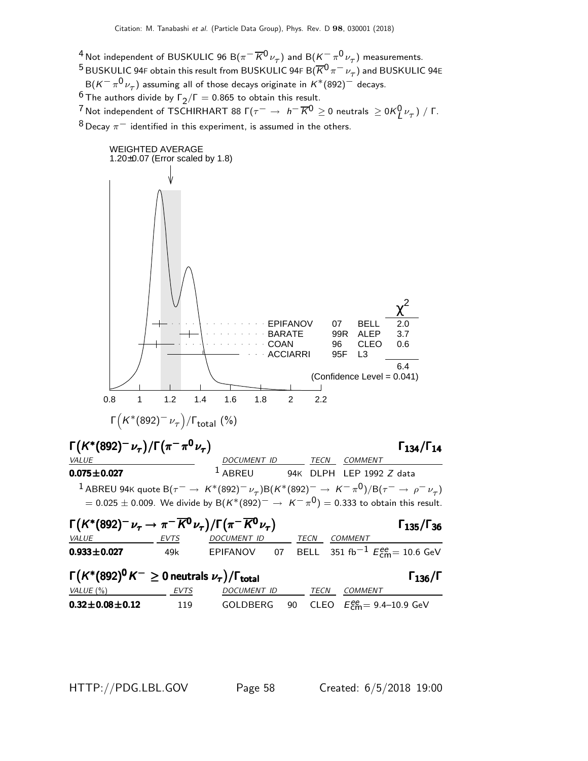[4] Not independent of BUSKULIC 96 $B(\pi^- \overline{K}^0 \nu_\tau)$ and $B(K^- \pi^0 \nu_\tau)$ measurements.

[5] BUSKULIC 94F obtain this result from BUSKULIC 94F $B(\overline{K}^0 \pi^- \nu_\tau)$ and BUSKULIC 94E $B(K^- \pi^0 \nu_\tau)$ assuming all of those decays originate in $K^*(892)^-$ decays.

[6] The authors divide by $\Gamma_2/\Gamma = 0.865$ to obtain this result.

[7] Not independent of TSCHIRHART 88 $\Gamma(\tau^- \to h^- \overline{K}^0 \geq 0 \text{ neutrals } \geq 0 K^0_L \nu_\tau)$ / $\Gamma$.

[8] Decay $\pi^-$ identified in this experiment, is assumed in the others.

WEIGHTED AVERAGE
1.20±0.07 (Error scaled by 1.8)

| | | | $\chi^2$ |
|---|---|---|---|
| EPIFANOV | 07 | BELL | 2.0 |
| BARATE | 99R | ALEP | 3.7 |
| COAN | 96 | CLEO | 0.6 |
| ACCIARRI | 95F | L3 | |
| | | | 6.4 |

(Confidence Level = 0.041)

$\Gamma\left(K^*(892)^- \nu_\tau\right)/\Gamma_{\text{total}}$ (%)

### $\Gamma(K^*(892)^- \nu_\tau)/\Gamma(\pi^- \pi^0 \nu_\tau)$ — $\Gamma_{134}/\Gamma_{14}$

| VALUE | DOCUMENT ID | | TECN | COMMENT |
|---|---|---|---|---|
| **0.075±0.027** | [1] ABREU | 94K | DLPH | LEP 1992 $Z$ data |

[1] ABREU 94K quote $B(\tau^- \to K^*(892)^- \nu_\tau) B(K^*(892)^- \to K^- \pi^0)/B(\tau^- \to \rho^- \nu_\tau) = 0.025 \pm 0.009$. We divide by $B(K^*(892)^- \to K^- \pi^0) = 0.333$ to obtain this result.

### $\Gamma(K^*(892)^- \nu_\tau \to \pi^- \overline{K}^0 \nu_\tau)/\Gamma(\pi^- \overline{K}^0 \nu_\tau)$ — $\Gamma_{135}/\Gamma_{36}$

| VALUE | EVTS | DOCUMENT ID | | TECN | COMMENT |
|---|---|---|---|---|---|
| **0.933±0.027** | 49k | EPIFANOV | 07 | BELL | 351 fb$^{-1}$ $E^{ee}_{\text{cm}}$= 10.6 GeV |

### $\Gamma(K^*(892)^0 K^- \geq 0 \text{ neutrals } \nu_\tau)/\Gamma_{\text{total}}$ — $\Gamma_{136}/\Gamma$

| VALUE (%) | EVTS | DOCUMENT ID | | TECN | COMMENT |
|---|---|---|---|---|---|
| **0.32±0.08±0.12** | 119 | GOLDBERG | 90 | CLEO | $E^{ee}_{\text{cm}}$= 9.4–10.9 GeV |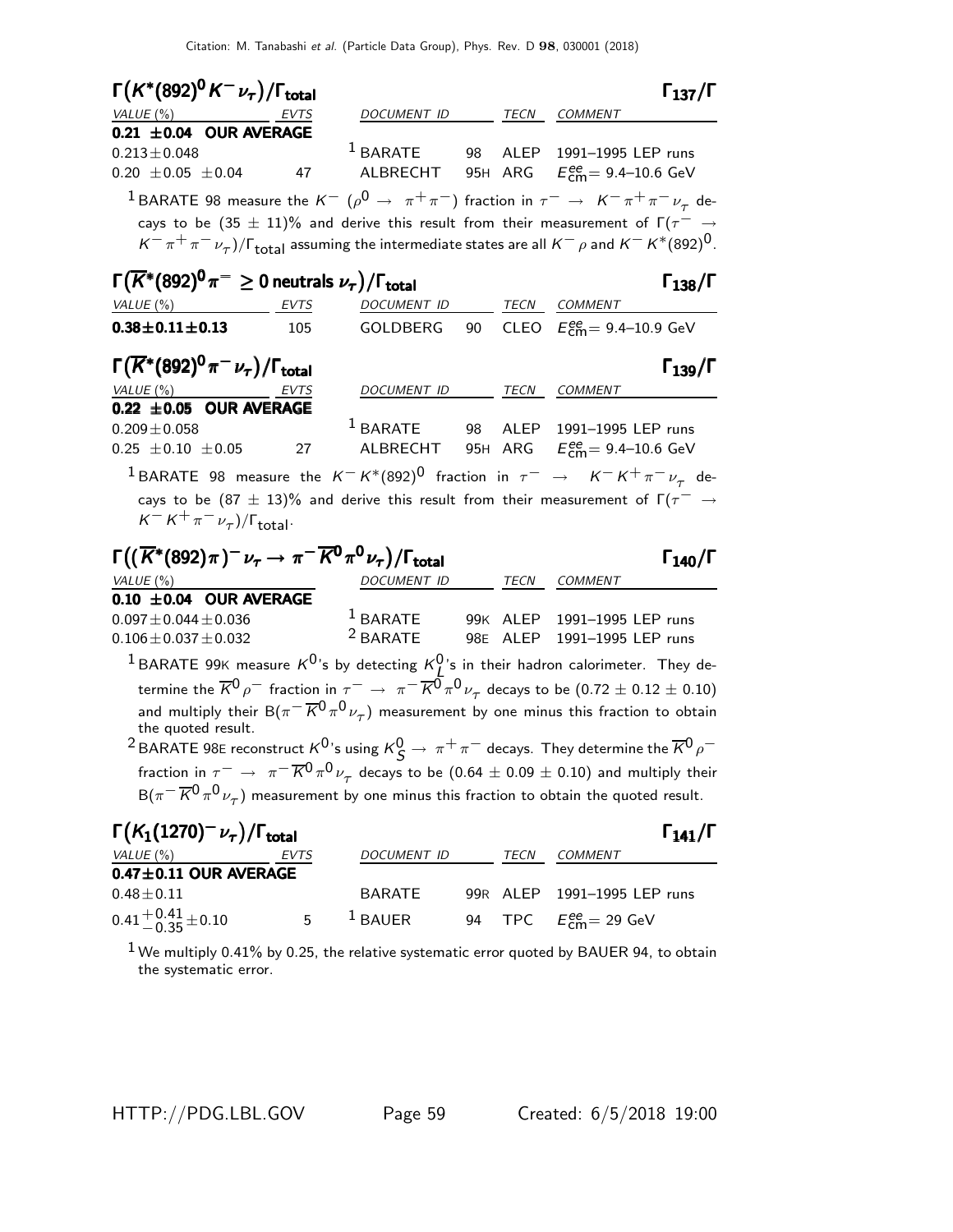### $\Gamma(K^*(892)^0 K^- \nu_\tau)/\Gamma_{\text{total}}$ $\quad\Gamma_{137}/\Gamma$

| VALUE (%) | EVTS | DOCUMENT ID | | TECN | COMMENT |
|---|---|---|---|---|---|
| **0.21 ±0.04 OUR AVERAGE** | | | | | |
| $0.213 \pm 0.048$ | | [1] BARATE | 98 | ALEP | 1991–1995 LEP runs |
| $0.20 \pm 0.05 \pm 0.04$ | 47 | ALBRECHT | 95H | ARG | $E^{ee}_{\text{cm}}$ = 9.4–10.6 GeV |

[1] BARATE 98 measure the $K^-$ ($\rho^0 \to \pi^+\pi^-$) fraction in $\tau^- \to K^-\pi^+\pi^-\nu_\tau$ decays to be $(35 \pm 11)$% and derive this result from their measurement of $\Gamma(\tau^- \to K^-\pi^+\pi^-\nu_\tau)/\Gamma_{\text{total}}$ assuming the intermediate states are all $K^-\rho$ and $K^-K^*(892)^0$.

### $\Gamma(\overline{K}^*(892)^0 \pi^- \geq 0 \text{ neutrals } \nu_\tau)/\Gamma_{\text{total}}$ $\quad\Gamma_{138}/\Gamma$

| VALUE (%) | EVTS | DOCUMENT ID | | TECN | COMMENT |
|---|---|---|---|---|---|
| **0.38±0.11±0.13** | 105 | GOLDBERG | 90 | CLEO | $E^{ee}_{\text{cm}}$ = 9.4–10.9 GeV |

### $\Gamma(\overline{K}^*(892)^0 \pi^- \nu_\tau)/\Gamma_{\text{total}}$ $\quad\Gamma_{139}/\Gamma$

| VALUE (%) | EVTS | DOCUMENT ID | | TECN | COMMENT |
|---|---|---|---|---|---|
| **0.22 ±0.05 OUR AVERAGE** | | | | | |
| $0.209 \pm 0.058$ | | [1] BARATE | 98 | ALEP | 1991–1995 LEP runs |
| $0.25 \pm 0.10 \pm 0.05$ | 27 | ALBRECHT | 95H | ARG | $E^{ee}_{\text{cm}}$ = 9.4–10.6 GeV |

[1] BARATE 98 measure the $K^-K^*(892)^0$ fraction in $\tau^- \to K^-K^+\pi^-\nu_\tau$ decays to be $(87 \pm 13)$% and derive this result from their measurement of $\Gamma(\tau^- \to K^-K^+\pi^-\nu_\tau)/\Gamma_{\text{total}}$.

### $\Gamma((\overline{K}^*(892)\pi)^-\nu_\tau \to \pi^-\overline{K}^0\pi^0\nu_\tau)/\Gamma_{\text{total}}$ $\quad\Gamma_{140}/\Gamma$

| VALUE (%) | DOCUMENT ID | | TECN | COMMENT |
|---|---|---|---|---|
| **0.10 ±0.04 OUR AVERAGE** | | | | |
| $0.097 \pm 0.044 \pm 0.036$ | [1] BARATE | 99K | ALEP | 1991–1995 LEP runs |
| $0.106 \pm 0.037 \pm 0.032$ | [2] BARATE | 98E | ALEP | 1991–1995 LEP runs |

[1] BARATE 99K measure $K^0$'s by detecting $K^0_L$'s in their hadron calorimeter. They determine the $\overline{K}^0\rho^-$ fraction in $\tau^- \to \pi^-\overline{K}^0\pi^0\nu_\tau$ decays to be $(0.72 \pm 0.12 \pm 0.10)$ and multiply their $B(\pi^-\overline{K}^0\pi^0\nu_\tau)$ measurement by one minus this fraction to obtain the quoted result.

[2] BARATE 98E reconstruct $K^0$'s using $K^0_S \to \pi^+\pi^-$ decays. They determine the $\overline{K}^0\rho^-$ fraction in $\tau^- \to \pi^-\overline{K}^0\pi^0\nu_\tau$ decays to be $(0.64 \pm 0.09 \pm 0.10)$ and multiply their $B(\pi^-\overline{K}^0\pi^0\nu_\tau)$ measurement by one minus this fraction to obtain the quoted result.

### $\Gamma(K_1(1270)^-\nu_\tau)/\Gamma_{\text{total}}$ $\quad\Gamma_{141}/\Gamma$

| VALUE (%) | EVTS | DOCUMENT ID | | TECN | COMMENT |
|---|---|---|---|---|---|
| **0.47±0.11 OUR AVERAGE** | | | | | |
| $0.48 \pm 0.11$ | | BARATE | 99R | ALEP | 1991–1995 LEP runs |
| $0.41^{+0.41}_{-0.35} \pm 0.10$ | 5 | [1] BAUER | 94 | TPC | $E^{ee}_{\text{cm}}$ = 29 GeV |

[1] We multiply 0.41% by 0.25, the relative systematic error quoted by BAUER 94, to obtain the systematic error.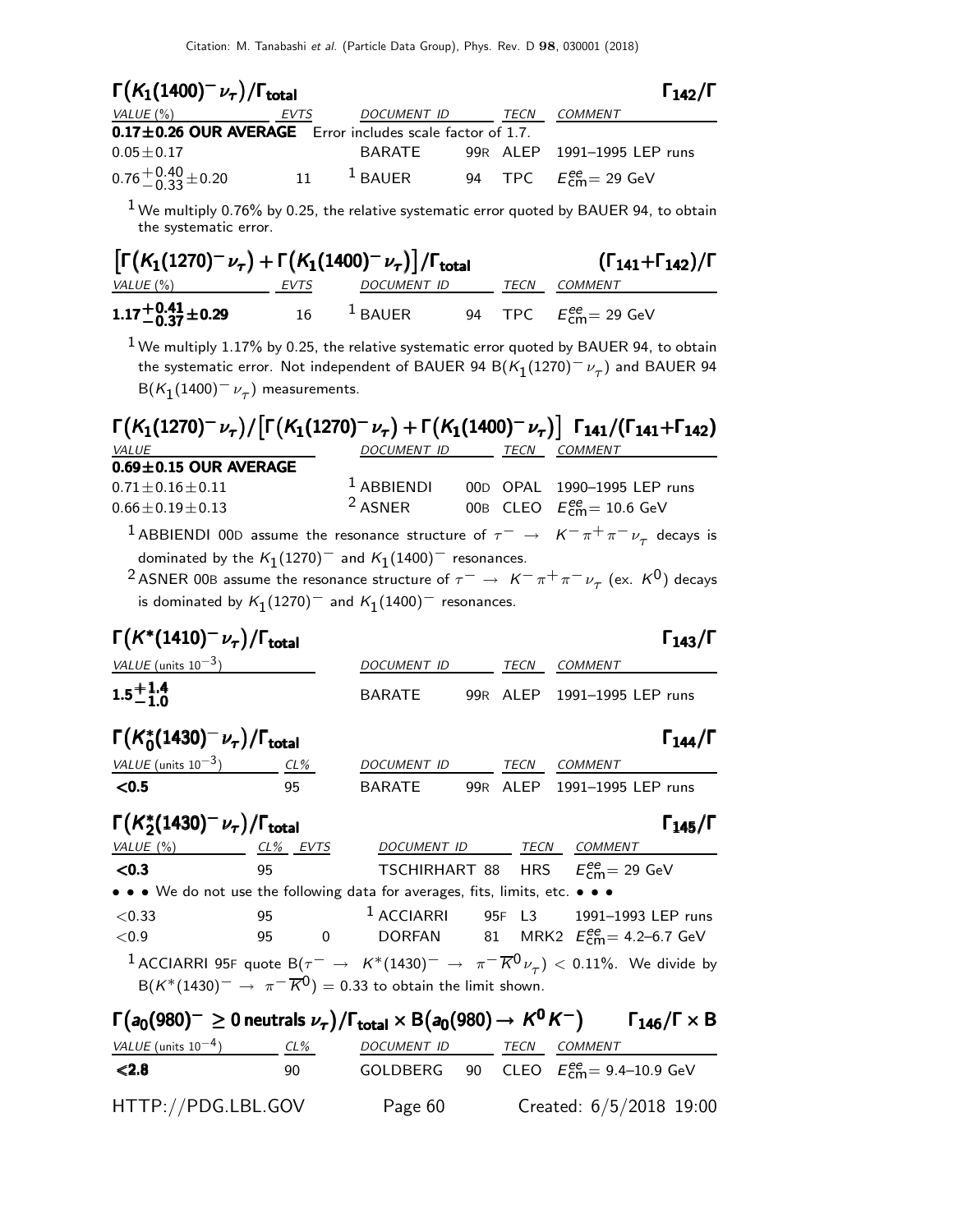### $\Gamma\big(K_1(1400)^- \nu_\tau\big)/\Gamma_{\text{total}}$ $\Gamma_{142}/\Gamma$

| VALUE (%) | EVTS | DOCUMENT ID | | TECN | COMMENT |
|---|---|---|---|---|---|
| **0.17±0.26 OUR AVERAGE** | Error includes scale factor of 1.7. | | | | |
| $0.05\pm0.17$ | | BARATE | 99R | ALEP | 1991–1995 LEP runs |
| $0.76^{+0.40}_{-0.33}\pm0.20$ | 11 | [1] BAUER | 94 | TPC | $E^{ee}_{\text{cm}}$= 29 GeV |

[1] We multiply 0.76% by 0.25, the relative systematic error quoted by BAUER 94, to obtain the systematic error.

### $\big[\Gamma\big(K_1(1270)^- \nu_\tau\big) + \Gamma\big(K_1(1400)^- \nu_\tau\big)\big]/\Gamma_{\text{total}}$ $(\Gamma_{141}+\Gamma_{142})/\Gamma$

| VALUE (%) | EVTS | DOCUMENT ID | | TECN | COMMENT |
|---|---|---|---|---|---|
| $\mathbf{1.17^{+0.41}_{-0.37}\pm0.29}$ | 16 | [1] BAUER | 94 | TPC | $E^{ee}_{\text{cm}}$= 29 GeV |

[1] We multiply 1.17% by 0.25, the relative systematic error quoted by BAUER 94, to obtain the systematic error. Not independent of BAUER 94 $B(K_1(1270)^- \nu_\tau)$ and BAUER 94 $B(K_1(1400)^- \nu_\tau)$ measurements.

### $\Gamma\big(K_1(1270)^- \nu_\tau\big)/\big[\Gamma\big(K_1(1270)^- \nu_\tau\big) + \Gamma\big(K_1(1400)^- \nu_\tau\big)\big]$ $\Gamma_{141}/(\Gamma_{141}+\Gamma_{142})$

| VALUE | DOCUMENT ID | | TECN | COMMENT |
|---|---|---|---|---|
| **0.69±0.15 OUR AVERAGE** | | | | |
| $0.71\pm0.16\pm0.11$ | [1] ABBIENDI | 00D | OPAL | 1990–1995 LEP runs |
| $0.66\pm0.19\pm0.13$ | [2] ASNER | 00B | CLEO | $E^{ee}_{\text{cm}}$= 10.6 GeV |

[1] ABBIENDI 00D assume the resonance structure of $\tau^- \rightarrow K^-\pi^+\pi^-\nu_\tau$ decays is dominated by the $K_1(1270)^-$ and $K_1(1400)^-$ resonances.

[2] ASNER 00B assume the resonance structure of $\tau^- \rightarrow K^-\pi^+\pi^-\nu_\tau$ (ex. $K^0$) decays is dominated by $K_1(1270)^-$ and $K_1(1400)^-$ resonances.

### $\Gamma\big(K^*(1410)^- \nu_\tau\big)/\Gamma_{\text{total}}$ $\Gamma_{143}/\Gamma$

| VALUE (units $10^{-3}$) | DOCUMENT ID | | TECN | COMMENT |
|---|---|---|---|---|
| $\mathbf{1.5^{+1.4}_{-1.0}}$ | BARATE | 99R | ALEP | 1991–1995 LEP runs |

### $\Gamma\big(K^*_0(1430)^- \nu_\tau\big)/\Gamma_{\text{total}}$ $\Gamma_{144}/\Gamma$

| VALUE (units $10^{-3}$) | CL% | DOCUMENT ID | | TECN | COMMENT |
|---|---|---|---|---|---|
| **<0.5** | 95 | BARATE | 99R | ALEP | 1991–1995 LEP runs |

### $\Gamma\big(K^*_2(1430)^- \nu_\tau\big)/\Gamma_{\text{total}}$ $\Gamma_{145}/\Gamma$

| VALUE (%) | CL% | EVTS | DOCUMENT ID | | TECN | COMMENT |
|---|---|---|---|---|---|---|
| **<0.3** | 95 | | TSCHIRHART | 88 | HRS | $E^{ee}_{\text{cm}}$= 29 GeV |
| • • • We do not use the following data for averages, fits, limits, etc. • • • | | | | | | |
| <0.33 | 95 | | [1] ACCIARRI | 95F | L3 | 1991–1993 LEP runs |
| <0.9 | 95 | 0 | DORFAN | 81 | MRK2 | $E^{ee}_{\text{cm}}$= 4.2–6.7 GeV |

[1] ACCIARRI 95F quote $B(\tau^- \rightarrow K^*(1430)^- \rightarrow \pi^-\overline{K}^0\nu_\tau) < 0.11\%$. We divide by $B(K^*(1430)^- \rightarrow \pi^-\overline{K}^0) = 0.33$ to obtain the limit shown.

### $\Gamma\big(a_0(980)^- \geq 0 \text{ neutrals } \nu_\tau\big)/\Gamma_{\text{total}} \times B\big(a_0(980) \rightarrow K^0 K^-\big)$ $\Gamma_{146}/\Gamma \times B$

| VALUE (units $10^{-4}$) | CL% | DOCUMENT ID | | TECN | COMMENT |
|---|---|---|---|---|---|
| **<2.8** | 90 | GOLDBERG | 90 | CLEO | $E^{ee}_{\text{cm}}$= 9.4–10.9 GeV |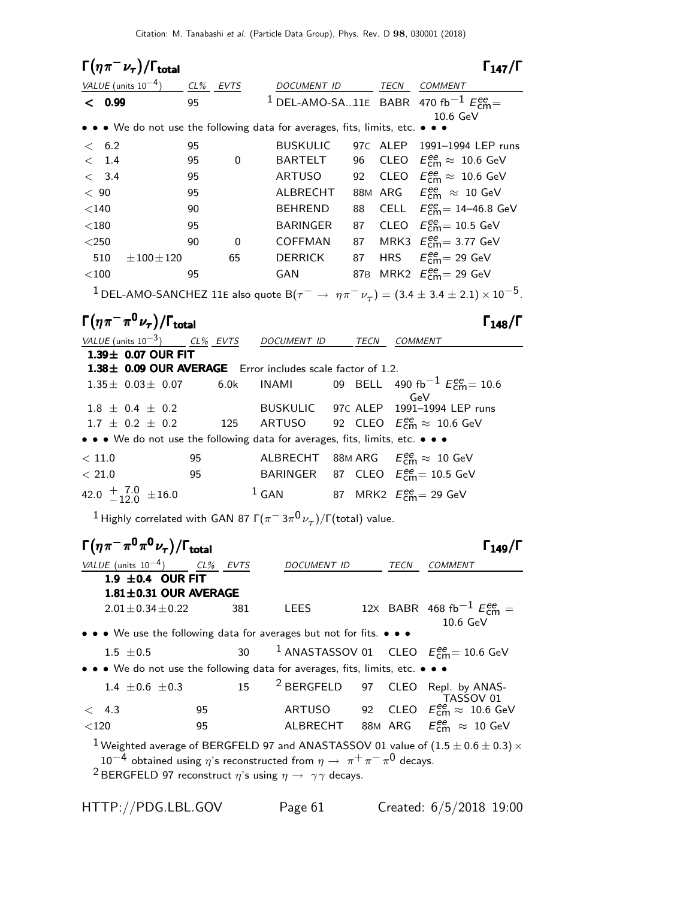## $\Gamma(\eta \pi^- \nu_\tau)/\Gamma_{total}$ $\Gamma_{147}/\Gamma$

| VALUE (units $10^{-4}$) | CL% | EVTS | DOCUMENT ID | | TECN | COMMENT |
|---|---|---|---|---|---|---|
| **< 0.99** | 95 | | [1] DEL-AMO-SA...11E | | BABR | 470 fb$^{-1}$ $E^{ee}_{cm}$= 10.6 GeV |
| • • • We do not use the following data for averages, fits, limits, etc. • • • | | | | | | |
| < 6.2 | 95 | | BUSKULIC | 97C | ALEP | 1991–1994 LEP runs |
| < 1.4 | 95 | 0 | BARTELT | 96 | CLEO | $E^{ee}_{cm} \approx$ 10.6 GeV |
| < 3.4 | 95 | | ARTUSO | 92 | CLEO | $E^{ee}_{cm} \approx$ 10.6 GeV |
| < 90 | 95 | | ALBRECHT | 88M | ARG | $E^{ee}_{cm} \approx$ 10 GeV |
| <140 | 90 | | BEHREND | 88 | CELL | $E^{ee}_{cm}$= 14–46.8 GeV |
| <180 | 95 | | BARINGER | 87 | CLEO | $E^{ee}_{cm}$= 10.5 GeV |
| <250 | 90 | 0 | COFFMAN | 87 | MRK3 | $E^{ee}_{cm}$= 3.77 GeV |
| 510 $\pm 100 \pm 120$ | | 65 | DERRICK | 87 | HRS | $E^{ee}_{cm}$= 29 GeV |
| <100 | 95 | | GAN | 87B | MRK2 | $E^{ee}_{cm}$= 29 GeV |

[1] DEL-AMO-SANCHEZ 11E also quote $B(\tau^- \to \eta \pi^- \nu_\tau) = (3.4 \pm 3.4 \pm 2.1) \times 10^{-5}$.

## $\Gamma(\eta \pi^- \pi^0 \nu_\tau)/\Gamma_{total}$ $\Gamma_{148}/\Gamma$

| VALUE (units $10^{-3}$) | CL% | EVTS | DOCUMENT ID | | TECN | COMMENT |
|---|---|---|---|---|---|---|
| **1.39± 0.07 OUR FIT** | | | | | | |
| **1.38± 0.09 OUR AVERAGE** Error includes scale factor of 1.2. | | | | | | |
| 1.35± 0.03± 0.07 | | 6.0k | INAMI | 09 | BELL | 490 fb$^{-1}$ $E^{ee}_{cm}$= 10.6 GeV |
| 1.8 ± 0.4 ± 0.2 | | | BUSKULIC | 97C | ALEP | 1991–1994 LEP runs |
| 1.7 ± 0.2 ± 0.2 | | 125 | ARTUSO | 92 | CLEO | $E^{ee}_{cm} \approx$ 10.6 GeV |
| • • • We do not use the following data for averages, fits, limits, etc. • • • | | | | | | |
| < 11.0 | 95 | | ALBRECHT | 88M | ARG | $E^{ee}_{cm} \approx$ 10 GeV |
| < 21.0 | 95 | | BARINGER | 87 | CLEO | $E^{ee}_{cm}$= 10.5 GeV |
| 42.0 $^{+7.0}_{-12.0}$ ±16.0 | | | [1] GAN | 87 | MRK2 | $E^{ee}_{cm}$= 29 GeV |

[1] Highly correlated with GAN 87 $\Gamma(\pi^- 3\pi^0 \nu_\tau)/\Gamma$(total) value.

## $\Gamma(\eta \pi^- \pi^0 \pi^0 \nu_\tau)/\Gamma_{total}$ $\Gamma_{149}/\Gamma$

| VALUE (units $10^{-4}$) | CL% | EVTS | DOCUMENT ID | | TECN | COMMENT |
|---|---|---|---|---|---|---|
| **1.9 ±0.4 OUR FIT** | | | | | | |
| **1.81±0.31 OUR AVERAGE** | | | | | | |
| 2.01±0.34±0.22 | | 381 | LEES | 12X | BABR | 468 fb$^{-1}$ $E^{ee}_{cm}$ = 10.6 GeV |
| • • • We use the following data for averages but not for fits. • • • | | | | | | |
| 1.5 ±0.5 | | 30 | [1] ANASTASSOV | 01 | CLEO | $E^{ee}_{cm}$= 10.6 GeV |
| • • • We do not use the following data for averages, fits, limits, etc. • • • | | | | | | |
| 1.4 ±0.6 ±0.3 | | 15 | [2] BERGFELD | 97 | CLEO | Repl. by ANASTASSOV 01 |
| < 4.3 | 95 | | ARTUSO | 92 | CLEO | $E^{ee}_{cm} \approx$ 10.6 GeV |
| <120 | 95 | | ALBRECHT | 88M | ARG | $E^{ee}_{cm} \approx$ 10 GeV |

[1] Weighted average of BERGFELD 97 and ANASTASSOV 01 value of $(1.5 \pm 0.6 \pm 0.3) \times 10^{-4}$ obtained using $\eta$'s reconstructed from $\eta \to \pi^+ \pi^- \pi^0$ decays.

[2] BERGFELD 97 reconstruct $\eta$'s using $\eta \to \gamma\gamma$ decays.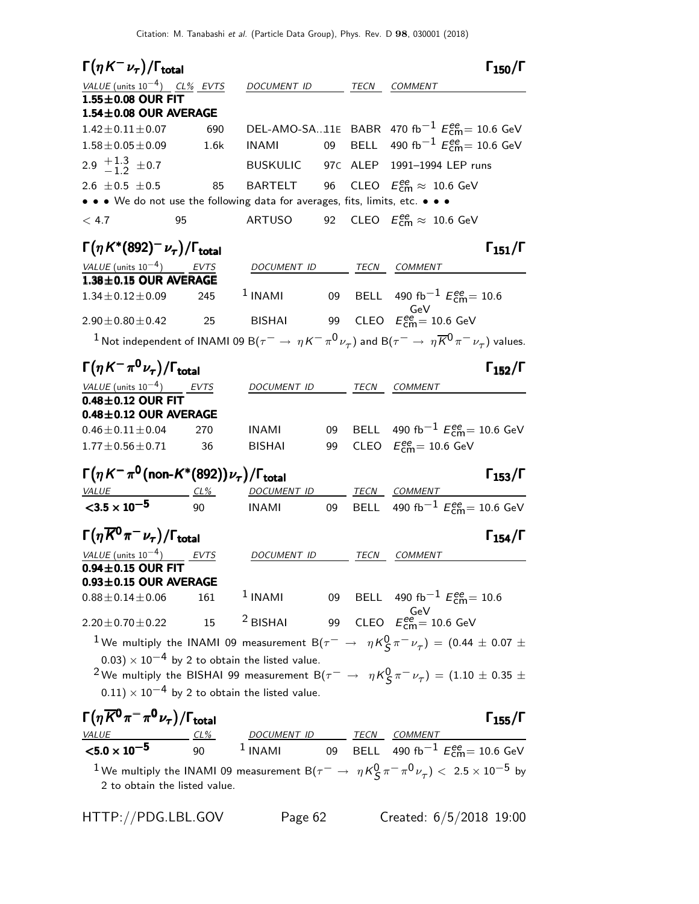## $\Gamma(\eta K^- \nu_\tau)/\Gamma_{\text{total}}$ $\qquad\qquad\qquad\qquad\qquad\qquad\qquad\qquad\qquad\qquad\qquad \Gamma_{150}/\Gamma$

| VALUE (units $10^{-4}$) | CL% | EVTS | DOCUMENT ID | | TECN | COMMENT |
|---|---|---|---|---|---|---|
| **1.55±0.08 OUR FIT** | | | | | | |
| **1.54±0.08 OUR AVERAGE** | | | | | | |
| $1.42\pm0.11\pm0.07$ | | 690 | DEL-AMO-SA...11E | | BABR | 470 fb$^{-1}$ $E^{ee}_{\text{cm}}$= 10.6 GeV |
| $1.58\pm0.05\pm0.09$ | | 1.6k | INAMI | 09 | BELL | 490 fb$^{-1}$ $E^{ee}_{\text{cm}}$= 10.6 GeV |
| $2.9\ ^{+1.3}_{-1.2}\ \pm0.7$ | | | BUSKULIC | 97C | ALEP | 1991–1994 LEP runs |
| $2.6\ \pm0.5\ \pm0.5$ | | 85 | BARTELT | 96 | CLEO | $E^{ee}_{\text{cm}}\approx$ 10.6 GeV |
| • • • We do not use the following data for averages, fits, limits, etc. • • • | | | | | | |
| $<4.7$ | 95 | | ARTUSO | 92 | CLEO | $E^{ee}_{\text{cm}}\approx$ 10.6 GeV |

## $\Gamma(\eta K^*(892)^- \nu_\tau)/\Gamma_{\text{total}}$ $\qquad\qquad\qquad\qquad\qquad\qquad\qquad\qquad\qquad \Gamma_{151}/\Gamma$

| VALUE (units $10^{-4}$) | EVTS | DOCUMENT ID | | TECN | COMMENT |
|---|---|---|---|---|---|
| **1.38±0.15 OUR AVERAGE** | | | | | |
| $1.34\pm0.12\pm0.09$ | 245 | INAMI [1] | 09 | BELL | 490 fb$^{-1}$ $E^{ee}_{\text{cm}}$= 10.6 GeV |
| $2.90\pm0.80\pm0.42$ | 25 | BISHAI | 99 | CLEO | $E^{ee}_{\text{cm}}$= 10.6 GeV |

[1] Not independent of INAMI 09 B($\tau^- \to \eta K^- \pi^0 \nu_\tau$) and B($\tau^- \to \eta \overline{K}^0 \pi^- \nu_\tau$) values.

## $\Gamma(\eta K^- \pi^0 \nu_\tau)/\Gamma_{\text{total}}$ $\qquad\qquad\qquad\qquad\qquad\qquad\qquad\qquad\qquad \Gamma_{152}/\Gamma$

| VALUE (units $10^{-4}$) | EVTS | DOCUMENT ID | | TECN | COMMENT |
|---|---|---|---|---|---|
| **0.48±0.12 OUR FIT** | | | | | |
| **0.48±0.12 OUR AVERAGE** | | | | | |
| $0.46\pm0.11\pm0.04$ | 270 | INAMI | 09 | BELL | 490 fb$^{-1}$ $E^{ee}_{\text{cm}}$= 10.6 GeV |
| $1.77\pm0.56\pm0.71$ | 36 | BISHAI | 99 | CLEO | $E^{ee}_{\text{cm}}$= 10.6 GeV |

## $\Gamma(\eta K^- \pi^0 (\text{non-}K^*(892)) \nu_\tau)/\Gamma_{\text{total}}$ $\qquad\qquad\qquad\qquad\qquad\qquad \Gamma_{153}/\Gamma$

| VALUE | CL% | DOCUMENT ID | | TECN | COMMENT |
|---|---|---|---|---|---|
| **$<3.5\times10^{-5}$** | 90 | INAMI | 09 | BELL | 490 fb$^{-1}$ $E^{ee}_{\text{cm}}$= 10.6 GeV |

## $\Gamma(\eta \overline{K}^0 \pi^- \nu_\tau)/\Gamma_{\text{total}}$ $\qquad\qquad\qquad\qquad\qquad\qquad\qquad\qquad\qquad \Gamma_{154}/\Gamma$

| VALUE (units $10^{-4}$) | EVTS | DOCUMENT ID | | TECN | COMMENT |
|---|---|---|---|---|---|
| **0.94±0.15 OUR FIT** | | | | | |
| **0.93±0.15 OUR AVERAGE** | | | | | |
| $0.88\pm0.14\pm0.06$ | 161 | INAMI [1] | 09 | BELL | 490 fb$^{-1}$ $E^{ee}_{\text{cm}}$= 10.6 GeV |
| $2.20\pm0.70\pm0.22$ | 15 | BISHAI [2] | 99 | CLEO | $E^{ee}_{\text{cm}}$= 10.6 GeV |

[1] We multiply the INAMI 09 measurement B($\tau^- \to \eta K^0_S \pi^- \nu_\tau$) = ($0.44 \pm 0.07 \pm 0.03) \times 10^{-4}$ by 2 to obtain the listed value.

[2] We multiply the BISHAI 99 measurement B($\tau^- \to \eta K^0_S \pi^- \nu_\tau$) = ($1.10 \pm 0.35 \pm 0.11) \times 10^{-4}$ by 2 to obtain the listed value.

## $\Gamma(\eta \overline{K}^0 \pi^- \pi^0 \nu_\tau)/\Gamma_{\text{total}}$ $\qquad\qquad\qquad\qquad\qquad\qquad\qquad\qquad \Gamma_{155}/\Gamma$

| VALUE | CL% | DOCUMENT ID | | TECN | COMMENT |
|---|---|---|---|---|---|
| **$<5.0\times10^{-5}$** | 90 | INAMI [1] | 09 | BELL | 490 fb$^{-1}$ $E^{ee}_{\text{cm}}$= 10.6 GeV |

[1] We multiply the INAMI 09 measurement B($\tau^- \to \eta K^0_S \pi^- \pi^0 \nu_\tau$) $< 2.5 \times 10^{-5}$ by 2 to obtain the listed value.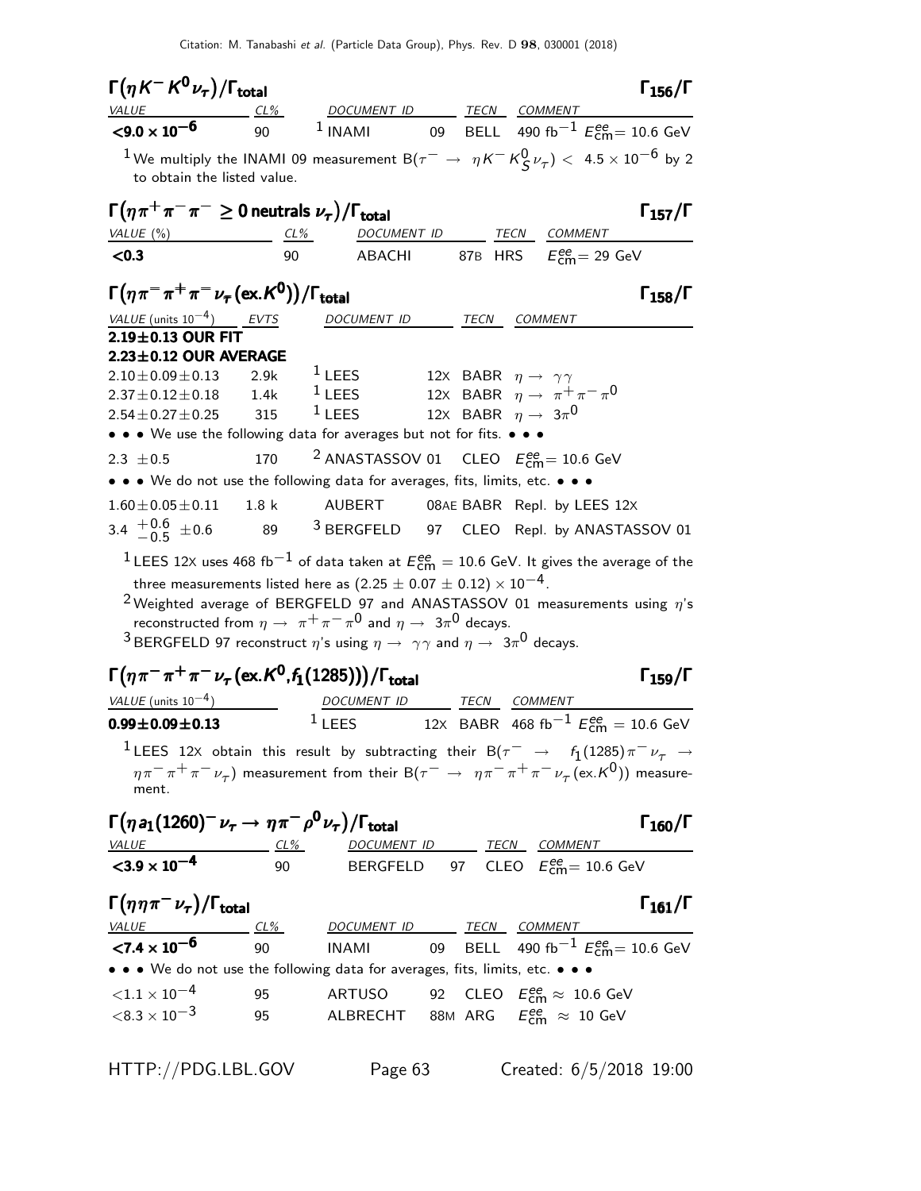### $\Gamma(\eta K^- K^0 \nu_\tau)/\Gamma_{\text{total}}$ $\Gamma_{156}/\Gamma$

| VALUE | CL% | DOCUMENT ID | | TECN | COMMENT |
|---|---|---|---|---|---|
| **$<9.0 \times 10^{-6}$** | 90 | [1] INAMI | 09 | BELL | 490 fb$^{-1}$ $E^{ee}_{\text{cm}}$= 10.6 GeV |

[1] We multiply the INAMI 09 measurement $B(\tau^- \rightarrow \eta K^- K^0_S \nu_\tau) < 4.5 \times 10^{-6}$ by 2 to obtain the listed value.

### $\Gamma(\eta \pi^+ \pi^- \pi^- \geq 0 \text{ neutrals } \nu_\tau)/\Gamma_{\text{total}}$ $\Gamma_{157}/\Gamma$

| VALUE (%) | CL% | DOCUMENT ID | | TECN | COMMENT |
|---|---|---|---|---|---|
| **<0.3** | 90 | ABACHI | 87B | HRS | $E^{ee}_{\text{cm}}$= 29 GeV |

### $\Gamma(\eta \pi^- \pi^+ \pi^- \nu_\tau (\text{ex.} K^0))/\Gamma_{\text{total}}$ $\Gamma_{158}/\Gamma$

| VALUE (units $10^{-4}$) | EVTS | DOCUMENT ID | | TECN | COMMENT |
|---|---|---|---|---|---|
| **2.19±0.13 OUR FIT** | | | | | |
| **2.23±0.12 OUR AVERAGE** | | | | | |
| $2.10 \pm 0.09 \pm 0.13$ | 2.9k | [1] LEES | 12X | BABR | $\eta \rightarrow \gamma\gamma$ |
| $2.37 \pm 0.12 \pm 0.18$ | 1.4k | [1] LEES | 12X | BABR | $\eta \rightarrow \pi^+ \pi^- \pi^0$ |
| $2.54 \pm 0.27 \pm 0.25$ | 315 | [1] LEES | 12X | BABR | $\eta \rightarrow 3\pi^0$ |
| • • • We use the following data for averages but not for fits. • • • | | | | | |
| $2.3 \pm 0.5$ | 170 | [2] ANASTASSOV | 01 | CLEO | $E^{ee}_{\text{cm}}$= 10.6 GeV |
| • • • We do not use the following data for averages, fits, limits, etc. • • • | | | | | |
| $1.60 \pm 0.05 \pm 0.11$ | 1.8 k | AUBERT | 08AE | BABR | Repl. by LEES 12X |
| $3.4\ ^{+0.6}_{-0.5} \pm 0.6$ | 89 | [3] BERGFELD | 97 | CLEO | Repl. by ANASTASSOV 01 |

[1] LEES 12X uses 468 fb$^{-1}$ of data taken at $E^{ee}_{\text{cm}} = 10.6$ GeV. It gives the average of the three measurements listed here as $(2.25 \pm 0.07 \pm 0.12) \times 10^{-4}$.

[2] Weighted average of BERGFELD 97 and ANASTASSOV 01 measurements using $\eta$'s reconstructed from $\eta \rightarrow \pi^+ \pi^- \pi^0$ and $\eta \rightarrow 3\pi^0$ decays.

[3] BERGFELD 97 reconstruct $\eta$'s using $\eta \rightarrow \gamma\gamma$ and $\eta \rightarrow 3\pi^0$ decays.

### $\Gamma(\eta \pi^- \pi^+ \pi^- \nu_\tau (\text{ex.} K^0, f_1(1285)))/\Gamma_{\text{total}}$ $\Gamma_{159}/\Gamma$

| VALUE (units $10^{-4}$) | DOCUMENT ID | | TECN | COMMENT |
|---|---|---|---|---|
| **0.99±0.09±0.13** | [1] LEES | 12X | BABR | 468 fb$^{-1}$ $E^{ee}_{\text{cm}}$ = 10.6 GeV |

[1] LEES 12X obtain this result by subtracting their $B(\tau^- \rightarrow f_1(1285)\pi^- \nu_\tau \rightarrow \eta \pi^- \pi^+ \pi^- \nu_\tau)$ measurement from their $B(\tau^- \rightarrow \eta \pi^- \pi^+ \pi^- \nu_\tau (\text{ex.} K^0))$ measurement.

### $\Gamma(\eta a_1(1260)^- \nu_\tau \rightarrow \eta \pi^- \rho^0 \nu_\tau)/\Gamma_{\text{total}}$ $\Gamma_{160}/\Gamma$

| VALUE | CL% | DOCUMENT ID | | TECN | COMMENT |
|---|---|---|---|---|---|
| **$<3.9 \times 10^{-4}$** | 90 | BERGFELD | 97 | CLEO | $E^{ee}_{\text{cm}}$= 10.6 GeV |

### $\Gamma(\eta \eta \pi^- \nu_\tau)/\Gamma_{\text{total}}$ $\Gamma_{161}/\Gamma$

| VALUE | CL% | DOCUMENT ID | | TECN | COMMENT |
|---|---|---|---|---|---|
| **$<7.4 \times 10^{-6}$** | 90 | INAMI | 09 | BELL | 490 fb$^{-1}$ $E^{ee}_{\text{cm}}$= 10.6 GeV |
| • • • We do not use the following data for averages, fits, limits, etc. • • • | | | | | |
| $<1.1 \times 10^{-4}$ | 95 | ARTUSO | 92 | CLEO | $E^{ee}_{\text{cm}} \approx$ 10.6 GeV |
| $<8.3 \times 10^{-3}$ | 95 | ALBRECHT | 88M | ARG | $E^{ee}_{\text{cm}} \approx$ 10 GeV |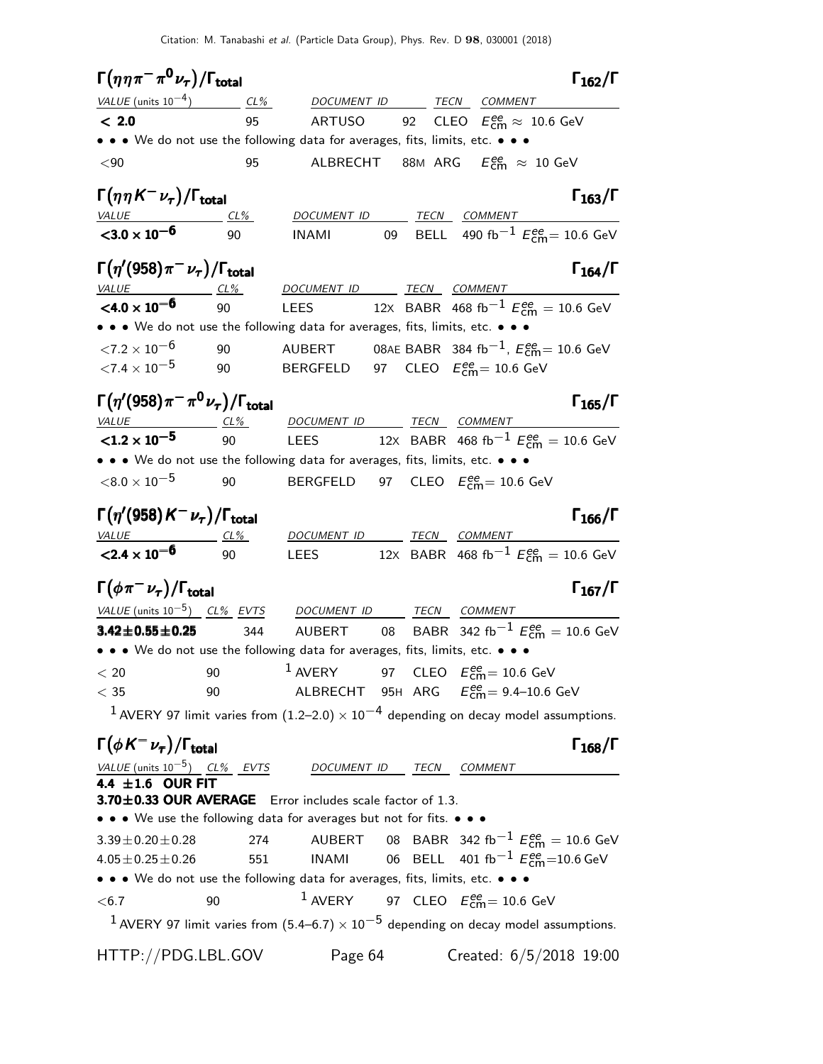### $\Gamma(\eta\eta\pi^-\pi^0\nu_\tau)/\Gamma_{total}$ — $\Gamma_{162}/\Gamma$

| VALUE (units $10^{-4}$) | CL% | DOCUMENT ID | | TECN | COMMENT |
|---|---|---|---|---|---|
| **< 2.0** | 95 | ARTUSO | 92 | CLEO | $E^{ee}_{cm} \approx$ 10.6 GeV |
| • • • We do not use the following data for averages, fits, limits, etc. • • • | | | | | |
| <90 | 95 | ALBRECHT | 88M | ARG | $E^{ee}_{cm} \approx$ 10 GeV |

### $\Gamma(\eta\eta K^-\nu_\tau)/\Gamma_{total}$ — $\Gamma_{163}/\Gamma$

| VALUE | CL% | DOCUMENT ID | | TECN | COMMENT |
|---|---|---|---|---|---|
| **$<3.0 \times 10^{-6}$** | 90 | INAMI | 09 | BELL | 490 fb$^{-1}$ $E^{ee}_{cm}$= 10.6 GeV |

### $\Gamma(\eta'(958)\pi^-\nu_\tau)/\Gamma_{total}$ — $\Gamma_{164}/\Gamma$

| VALUE | CL% | DOCUMENT ID | | TECN | COMMENT |
|---|---|---|---|---|---|
| **$<4.0 \times 10^{-6}$** | 90 | LEES | 12X | BABR | 468 fb$^{-1}$ $E^{ee}_{cm}$ = 10.6 GeV |
| • • • We do not use the following data for averages, fits, limits, etc. • • • | | | | | |
| $<7.2 \times 10^{-6}$ | 90 | AUBERT | 08AE | BABR | 384 fb$^{-1}$, $E^{ee}_{cm}$= 10.6 GeV |
| $<7.4 \times 10^{-5}$ | 90 | BERGFELD | 97 | CLEO | $E^{ee}_{cm}$= 10.6 GeV |

### $\Gamma(\eta'(958)\pi^-\pi^0\nu_\tau)/\Gamma_{total}$ — $\Gamma_{165}/\Gamma$

| VALUE | CL% | DOCUMENT ID | | TECN | COMMENT |
|---|---|---|---|---|---|
| **$<1.2 \times 10^{-5}$** | 90 | LEES | 12X | BABR | 468 fb$^{-1}$ $E^{ee}_{cm}$ = 10.6 GeV |
| • • • We do not use the following data for averages, fits, limits, etc. • • • | | | | | |
| $<8.0 \times 10^{-5}$ | 90 | BERGFELD | 97 | CLEO | $E^{ee}_{cm}$= 10.6 GeV |

### $\Gamma(\eta'(958)K^-\nu_\tau)/\Gamma_{total}$ — $\Gamma_{166}/\Gamma$

| VALUE | CL% | DOCUMENT ID | | TECN | COMMENT |
|---|---|---|---|---|---|
| **$<2.4 \times 10^{-6}$** | 90 | LEES | 12X | BABR | 468 fb$^{-1}$ $E^{ee}_{cm}$ = 10.6 GeV |

### $\Gamma(\phi\pi^-\nu_\tau)/\Gamma_{total}$ — $\Gamma_{167}/\Gamma$

| VALUE (units $10^{-5}$) | CL% | EVTS | DOCUMENT ID | | TECN | COMMENT |
|---|---|---|---|---|---|---|
| **3.42±0.55±0.25** | | 344 | AUBERT | 08 | BABR | 342 fb$^{-1}$ $E^{ee}_{cm}$ = 10.6 GeV |
| • • • We do not use the following data for averages, fits, limits, etc. • • • | | | | | | |
| < 20 | 90 | | AVERY [1] | 97 | CLEO | $E^{ee}_{cm}$= 10.6 GeV |
| < 35 | 90 | | ALBRECHT | 95H | ARG | $E^{ee}_{cm}$= 9.4–10.6 GeV |

[1] AVERY 97 limit varies from $(1.2–2.0) \times 10^{-4}$ depending on decay model assumptions.

### $\Gamma(\phi K^-\nu_\tau)/\Gamma_{total}$ — $\Gamma_{168}/\Gamma$

| VALUE (units $10^{-5}$) | CL% | EVTS | DOCUMENT ID | | TECN | COMMENT |
|---|---|---|---|---|---|---|
| **4.4 ±1.6 OUR FIT** | | | | | | |
| **3.70±0.33 OUR AVERAGE** Error includes scale factor of 1.3. | | | | | | |
| • • • We use the following data for averages but not for fits. • • • | | | | | | |
| 3.39±0.20±0.28 | | 274 | AUBERT | 08 | BABR | 342 fb$^{-1}$ $E^{ee}_{cm}$ = 10.6 GeV |
| 4.05±0.25±0.26 | | 551 | INAMI | 06 | BELL | 401 fb$^{-1}$ $E^{ee}_{cm}$=10.6 GeV |
| • • • We do not use the following data for averages, fits, limits, etc. • • • | | | | | | |
| <6.7 | 90 | | AVERY [1] | 97 | CLEO | $E^{ee}_{cm}$= 10.6 GeV |

[1] AVERY 97 limit varies from $(5.4–6.7) \times 10^{-5}$ depending on decay model assumptions.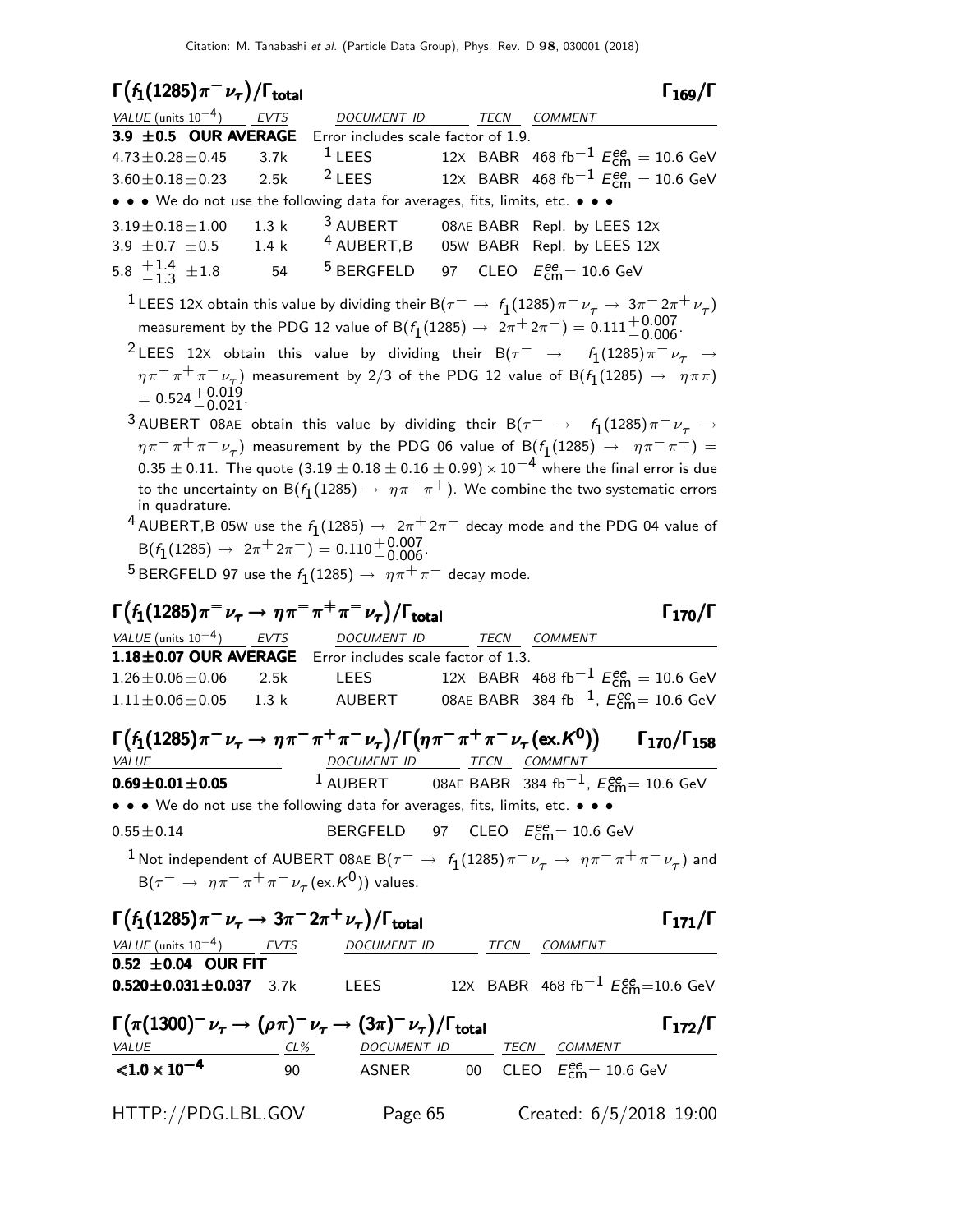### $\Gamma\big(f_1(1285)\pi^-\nu_\tau\big)/\Gamma_{\text{total}}$ $\Gamma_{169}/\Gamma$

| VALUE (units $10^{-4}$) | EVTS | DOCUMENT ID | | TECN | COMMENT |
|---|---|---|---|---|---|
| **3.9 ±0.5 OUR AVERAGE** | Error includes scale factor of 1.9. | | | | |
| $4.73\pm0.28\pm0.45$ | 3.7k | [1] LEES | 12X | BABR | 468 fb$^{-1}$ $E^{ee}_{\text{cm}}$ = 10.6 GeV |
| $3.60\pm0.18\pm0.23$ | 2.5k | [2] LEES | 12X | BABR | 468 fb$^{-1}$ $E^{ee}_{\text{cm}}$ = 10.6 GeV |
| • • • We do not use the following data for averages, fits, limits, etc. • • • | | | | | |
| $3.19\pm0.18\pm1.00$ | 1.3 k | [3] AUBERT | 08AE | BABR | Repl. by LEES 12X |
| $3.9\ \pm0.7\ \pm0.5$ | 1.4 k | [4] AUBERT,B | 05W | BABR | Repl. by LEES 12X |
| $5.8\ ^{+1.4}_{-1.3}\ \pm1.8$ | 54 | [5] BERGFELD | 97 | CLEO | $E^{ee}_{\text{cm}}$= 10.6 GeV |

[1] LEES 12X obtain this value by dividing their B($\tau^- \rightarrow f_1(1285)\pi^-\nu_\tau \rightarrow 3\pi^-2\pi^+\nu_\tau$) measurement by the PDG 12 value of B($f_1(1285) \rightarrow 2\pi^+2\pi^-$) = $0.111^{+0.007}_{-0.006}$.

[2] LEES 12X obtain this value by dividing their B($\tau^- \rightarrow f_1(1285)\pi^-\nu_\tau \rightarrow \eta\pi^-\pi^+\pi^-\nu_\tau$) measurement by 2/3 of the PDG 12 value of B($f_1(1285) \rightarrow \eta\pi\pi$) = $0.524^{+0.019}_{-0.021}$.

[3] AUBERT 08AE obtain this value by dividing their B($\tau^- \rightarrow f_1(1285)\pi^-\nu_\tau \rightarrow \eta\pi^-\pi^+\pi^-\nu_\tau$) measurement by the PDG 06 value of B($f_1(1285) \rightarrow \eta\pi^-\pi^+$) = $0.35 \pm 0.11$. The quote $(3.19 \pm 0.18 \pm 0.16 \pm 0.99) \times 10^{-4}$ where the final error is due to the uncertainty on B($f_1(1285) \rightarrow \eta\pi^-\pi^+$). We combine the two systematic errors in quadrature.

[4] AUBERT,B 05W use the $f_1(1285) \rightarrow 2\pi^+2\pi^-$ decay mode and the PDG 04 value of B($f_1(1285) \rightarrow 2\pi^+2\pi^-$) = $0.110^{+0.007}_{-0.006}$.

[5] BERGFELD 97 use the $f_1(1285) \rightarrow \eta\pi^+\pi^-$ decay mode.

### $\Gamma\big(f_1(1285)\pi^-\nu_\tau \rightarrow \eta\pi^-\pi^+\pi^-\nu_\tau\big)/\Gamma_{\text{total}}$ $\Gamma_{170}/\Gamma$

| VALUE (units $10^{-4}$) | EVTS | DOCUMENT ID | | TECN | COMMENT |
|---|---|---|---|---|---|
| **1.18±0.07 OUR AVERAGE** | Error includes scale factor of 1.3. | | | | |
| $1.26\pm0.06\pm0.06$ | 2.5k | LEES | 12X | BABR | 468 fb$^{-1}$ $E^{ee}_{\text{cm}}$ = 10.6 GeV |
| $1.11\pm0.06\pm0.05$ | 1.3 k | AUBERT | 08AE | BABR | 384 fb$^{-1}$, $E^{ee}_{\text{cm}}$= 10.6 GeV |

### $\Gamma\big(f_1(1285)\pi^-\nu_\tau \rightarrow \eta\pi^-\pi^+\pi^-\nu_\tau\big)/\Gamma\big(\eta\pi^-\pi^+\pi^-\nu_\tau(\text{ex.}K^0)\big)$ $\Gamma_{170}/\Gamma_{158}$

| VALUE | DOCUMENT ID | | TECN | COMMENT |
|---|---|---|---|---|
| **0.69±0.01±0.05** | [1] AUBERT | 08AE | BABR | 384 fb$^{-1}$, $E^{ee}_{\text{cm}}$= 10.6 GeV |
| • • • We do not use the following data for averages, fits, limits, etc. • • • | | | | |
| $0.55\pm0.14$ | BERGFELD | 97 | CLEO | $E^{ee}_{\text{cm}}$= 10.6 GeV |

[1] Not independent of AUBERT 08AE B($\tau^- \rightarrow f_1(1285)\pi^-\nu_\tau \rightarrow \eta\pi^-\pi^+\pi^-\nu_\tau$) and B($\tau^- \rightarrow \eta\pi^-\pi^+\pi^-\nu_\tau(\text{ex.}K^0)$) values.

### $\Gamma\big(f_1(1285)\pi^-\nu_\tau \rightarrow 3\pi^-2\pi^+\nu_\tau\big)/\Gamma_{\text{total}}$ $\Gamma_{171}/\Gamma$

| VALUE (units $10^{-4}$) | EVTS | DOCUMENT ID | | TECN | COMMENT |
|---|---|---|---|---|---|
| **0.52 ±0.04 OUR FIT** | | | | | |
| **0.520±0.031±0.037** | 3.7k | LEES | 12X | BABR | 468 fb$^{-1}$ $E^{ee}_{\text{cm}}$=10.6 GeV |

### $\Gamma\big(\pi(1300)^-\nu_\tau \rightarrow (\rho\pi)^-\nu_\tau \rightarrow (3\pi)^-\nu_\tau\big)/\Gamma_{\text{total}}$ $\Gamma_{172}/\Gamma$

| VALUE | CL% | DOCUMENT ID | | TECN | COMMENT |
|---|---|---|---|---|---|
| **<1.0 × 10$^{-4}$** | 90 | ASNER | 00 | CLEO | $E^{ee}_{\text{cm}}$= 10.6 GeV |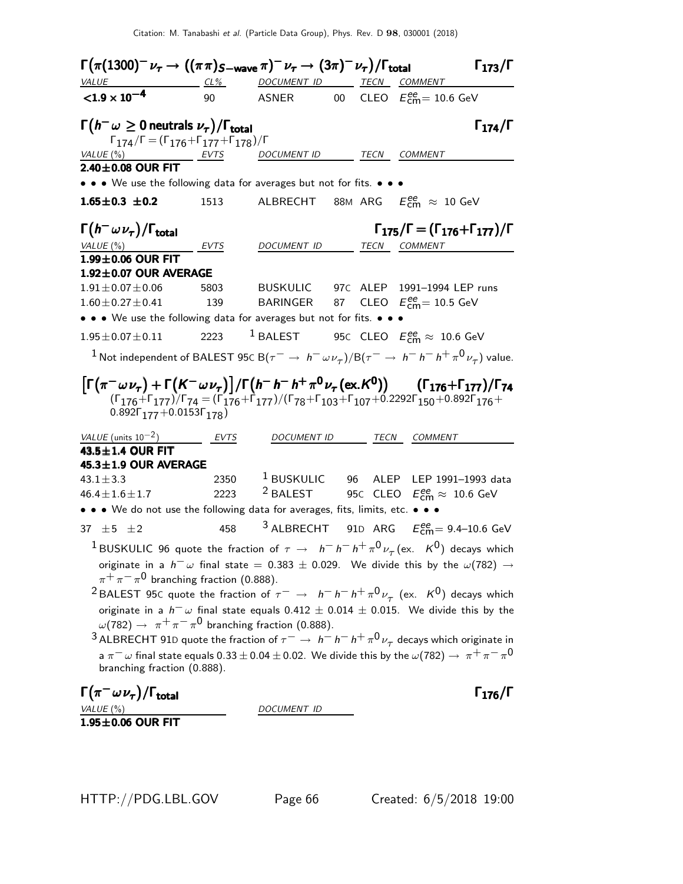### $\Gamma\big(\pi(1300)^- \nu_\tau \to ((\pi\pi)_{S-\text{wave}}\pi)^- \nu_\tau \to (3\pi)^- \nu_\tau\big)/\Gamma_{\text{total}}$ $\Gamma_{173}/\Gamma$

| VALUE | CL% | DOCUMENT ID | | TECN | COMMENT |
|---|---|---|---|---|---|
| **$<1.9 \times 10^{-4}$** | 90 | ASNER | 00 | CLEO | $E^{ee}_{\text{cm}}$= 10.6 GeV |

### $\Gamma(h^- \omega \geq 0 \text{ neutrals } \nu_\tau)/\Gamma_{\text{total}}$ $\Gamma_{174}/\Gamma$

$\Gamma_{174}/\Gamma = (\Gamma_{176}+\Gamma_{177}+\Gamma_{178})/\Gamma$

| VALUE (%) | EVTS | DOCUMENT ID | | TECN | COMMENT |
|---|---|---|---|---|---|
| **2.40±0.08 OUR FIT** | | | | | |
| • • • We use the following data for averages but not for fits. • • • | | | | | |
| **1.65±0.3 ±0.2** | 1513 | ALBRECHT | 88M | ARG | $E^{ee}_{\text{cm}} \approx$ 10 GeV |

### $\Gamma(h^- \omega \nu_\tau)/\Gamma_{\text{total}}$ $\Gamma_{175}/\Gamma = (\Gamma_{176}+\Gamma_{177})/\Gamma$

| VALUE (%) | EVTS | DOCUMENT ID | | TECN | COMMENT |
|---|---|---|---|---|---|
| **1.99±0.06 OUR FIT** | | | | | |
| **1.92±0.07 OUR AVERAGE** | | | | | |
| 1.91±0.07±0.06 | 5803 | BUSKULIC | 97C | ALEP | 1991–1994 LEP runs |
| 1.60±0.27±0.41 | 139 | BARINGER | 87 | CLEO | $E^{ee}_{\text{cm}}$= 10.5 GeV |
| • • • We use the following data for averages but not for fits. • • • | | | | | |
| 1.95±0.07±0.11 | 2223 | [1] BALEST | 95C | CLEO | $E^{ee}_{\text{cm}} \approx$ 10.6 GeV |

[1] Not independent of BALEST 95C $B(\tau^- \to h^- \omega \nu_\tau)/B(\tau^- \to h^- h^- h^+ \pi^0 \nu_\tau)$ value.

### $\big[\Gamma(\pi^- \omega \nu_\tau) + \Gamma(K^- \omega \nu_\tau)\big]/\Gamma\big(h^- h^- h^+ \pi^0 \nu_\tau (\text{ex.}K^0)\big)$ $(\Gamma_{176}+\Gamma_{177})/\Gamma_{74}$

$(\Gamma_{176}+\Gamma_{177})/\Gamma_{74} = (\Gamma_{176}+\Gamma_{177})/(\Gamma_{78}+\Gamma_{103}+\Gamma_{107}+0.2292\Gamma_{150}+0.892\Gamma_{176}+0.892\Gamma_{177}+0.0153\Gamma_{178})$

| VALUE (units $10^{-2}$) | EVTS | DOCUMENT ID | | TECN | COMMENT |
|---|---|---|---|---|---|
| **43.5±1.4 OUR FIT** | | | | | |
| **45.3±1.9 OUR AVERAGE** | | | | | |
| 43.1±3.3 | 2350 | [1] BUSKULIC | 96 | ALEP | LEP 1991–1993 data |
| 46.4±1.6±1.7 | 2223 | [2] BALEST | 95C | CLEO | $E^{ee}_{\text{cm}} \approx$ 10.6 GeV |
| • • • We do not use the following data for averages, fits, limits, etc. • • • | | | | | |
| 37 ±5 ±2 | 458 | [3] ALBRECHT | 91D | ARG | $E^{ee}_{\text{cm}}$= 9.4–10.6 GeV |

[1] BUSKULIC 96 quote the fraction of $\tau \to h^- h^- h^+ \pi^0 \nu_\tau (\text{ex. } K^0)$ decays which originate in a $h^- \omega$ final state = 0.383 ± 0.029. We divide this by the $\omega(782) \to \pi^+ \pi^- \pi^0$ branching fraction (0.888).

[2] BALEST 95C quote the fraction of $\tau^- \to h^- h^- h^+ \pi^0 \nu_\tau$ (ex. $K^0$) decays which originate in a $h^- \omega$ final state equals 0.412 ± 0.014 ± 0.015. We divide this by the $\omega(782) \to \pi^+ \pi^- \pi^0$ branching fraction (0.888).

[3] ALBRECHT 91D quote the fraction of $\tau^- \to h^- h^- h^+ \pi^0 \nu_\tau$ decays which originate in a $\pi^- \omega$ final state equals 0.33 ± 0.04 ± 0.02. We divide this by the $\omega(782) \to \pi^+ \pi^- \pi^0$ branching fraction (0.888).

### $\Gamma(\pi^- \omega \nu_\tau)/\Gamma_{\text{total}}$ $\Gamma_{176}/\Gamma$

| VALUE (%) | DOCUMENT ID |
|---|---|
| **1.95±0.06 OUR FIT** | |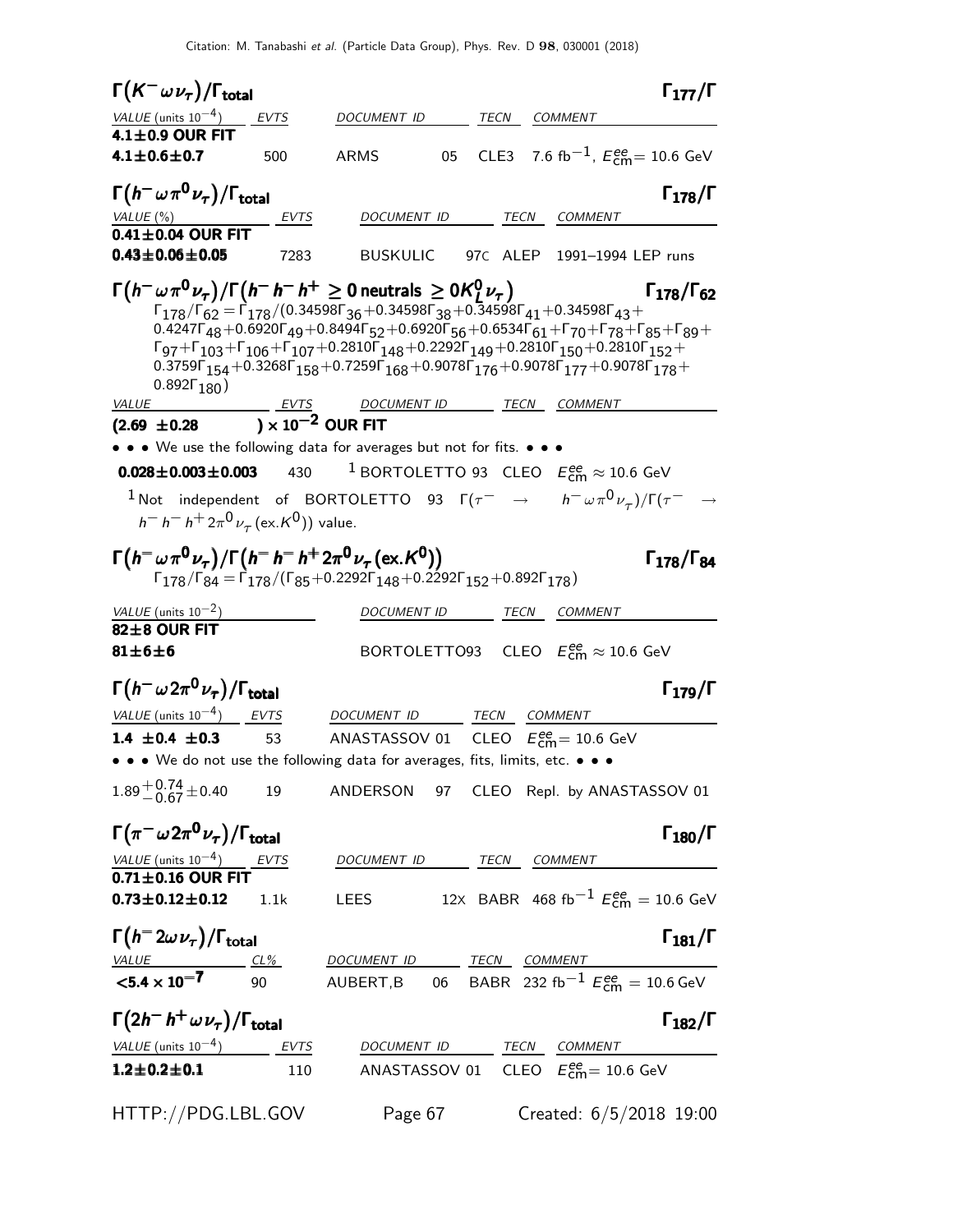## $\Gamma(K^- \omega \nu_\tau)/\Gamma_{\text{total}}$ — $\Gamma_{177}/\Gamma$

| VALUE (units $10^{-4}$) | EVTS | DOCUMENT ID | | TECN | COMMENT |
|---|---|---|---|---|---|
| **4.1±0.9 OUR FIT** | | | | | |
| **4.1±0.6±0.7** | 500 | ARMS | 05 | CLE3 | 7.6 fb$^{-1}$, $E^{ee}_{\text{cm}}$= 10.6 GeV |

## $\Gamma(h^- \omega \pi^0 \nu_\tau)/\Gamma_{\text{total}}$ — $\Gamma_{178}/\Gamma$

| VALUE (%) | EVTS | DOCUMENT ID | | TECN | COMMENT |
|---|---|---|---|---|---|
| **0.41±0.04 OUR FIT** | | | | | |
| **0.43±0.06±0.05** | 7283 | BUSKULIC | 97C | ALEP | 1991–1994 LEP runs |

## $\Gamma(h^- \omega \pi^0 \nu_\tau)/\Gamma(h^- h^- h^+ \geq 0 \text{ neutrals} \geq 0K^0_L \nu_\tau)$ — $\Gamma_{178}/\Gamma_{62}$

$\Gamma_{178}/\Gamma_{62} = \Gamma_{178}/(0.34598\Gamma_{36}+0.34598\Gamma_{38}+0.34598\Gamma_{41}+0.34598\Gamma_{43}+0.4247\Gamma_{48}+0.6920\Gamma_{49}+0.8494\Gamma_{52}+0.6920\Gamma_{56}+0.6534\Gamma_{61}+\Gamma_{70}+\Gamma_{78}+\Gamma_{85}+\Gamma_{89}+\Gamma_{97}+\Gamma_{103}+\Gamma_{106}+\Gamma_{107}+0.2810\Gamma_{148}+0.2292\Gamma_{149}+0.2810\Gamma_{150}+0.2810\Gamma_{152}+0.3759\Gamma_{154}+0.3268\Gamma_{158}+0.7259\Gamma_{168}+0.9078\Gamma_{176}+0.9078\Gamma_{177}+0.9078\Gamma_{178}+0.892\Gamma_{180})$

| VALUE | EVTS | DOCUMENT ID | | TECN | COMMENT |
|---|---|---|---|---|---|
| **(2.69 ±0.28 ) × 10$^{-2}$ OUR FIT** | | | | | |
| • • • We use the following data for averages but not for fits. • • • | | | | | |
| **0.028±0.003±0.003** | 430 | [1] BORTOLETTO | 93 | CLEO | $E^{ee}_{\text{cm}} \approx$ 10.6 GeV |

[1] Not independent of BORTOLETTO 93 $\Gamma(\tau^- \rightarrow h^- \omega \pi^0 \nu_\tau)/\Gamma(\tau^- \rightarrow h^- h^- h^+ 2\pi^0 \nu_\tau (\text{ex.}K^0))$ value.

## $\Gamma(h^- \omega \pi^0 \nu_\tau)/\Gamma(h^- h^- h^+ 2\pi^0 \nu_\tau (\text{ex.}K^0))$ — $\Gamma_{178}/\Gamma_{84}$

$\Gamma_{178}/\Gamma_{84} = \Gamma_{178}/(\Gamma_{85}+0.2292\Gamma_{148}+0.2292\Gamma_{152}+0.892\Gamma_{178})$

| VALUE (units $10^{-2}$) | DOCUMENT ID | TECN | COMMENT |
|---|---|---|---|
| **82±8 OUR FIT** | | | |
| **81±6±6** | BORTOLETTO93 | CLEO | $E^{ee}_{\text{cm}} \approx$ 10.6 GeV |

## $\Gamma(h^- \omega 2\pi^0 \nu_\tau)/\Gamma_{\text{total}}$ — $\Gamma_{179}/\Gamma$

| VALUE (units $10^{-4}$) | EVTS | DOCUMENT ID | | TECN | COMMENT |
|---|---|---|---|---|---|
| **1.4 ±0.4 ±0.3** | 53 | ANASTASSOV | 01 | CLEO | $E^{ee}_{\text{cm}}$= 10.6 GeV |
| • • • We do not use the following data for averages, fits, limits, etc. • • • | | | | | |
| $1.89^{+0.74}_{-0.67}\pm0.40$ | 19 | ANDERSON | 97 | CLEO | Repl. by ANASTASSOV 01 |

## $\Gamma(\pi^- \omega 2\pi^0 \nu_\tau)/\Gamma_{\text{total}}$ — $\Gamma_{180}/\Gamma$

| VALUE (units $10^{-4}$) | EVTS | DOCUMENT ID | | TECN | COMMENT |
|---|---|---|---|---|---|
| **0.71±0.16 OUR FIT** | | | | | |
| **0.73±0.12±0.12** | 1.1k | LEES | 12X | BABR | 468 fb$^{-1}$ $E^{ee}_{\text{cm}}$ = 10.6 GeV |

## $\Gamma(h^- 2\omega \nu_\tau)/\Gamma_{\text{total}}$ — $\Gamma_{181}/\Gamma$

| VALUE | CL% | DOCUMENT ID | | TECN | COMMENT |
|---|---|---|---|---|---|
| **<5.4 × 10$^{-7}$** | 90 | AUBERT,B | 06 | BABR | 232 fb$^{-1}$ $E^{ee}_{\text{cm}}$ = 10.6 GeV |

## $\Gamma(2h^- h^+ \omega \nu_\tau)/\Gamma_{\text{total}}$ — $\Gamma_{182}/\Gamma$

| VALUE (units $10^{-4}$) | EVTS | DOCUMENT ID | | TECN | COMMENT |
|---|---|---|---|---|---|
| **1.2±0.2±0.1** | 110 | ANASTASSOV | 01 | CLEO | $E^{ee}_{\text{cm}}$= 10.6 GeV |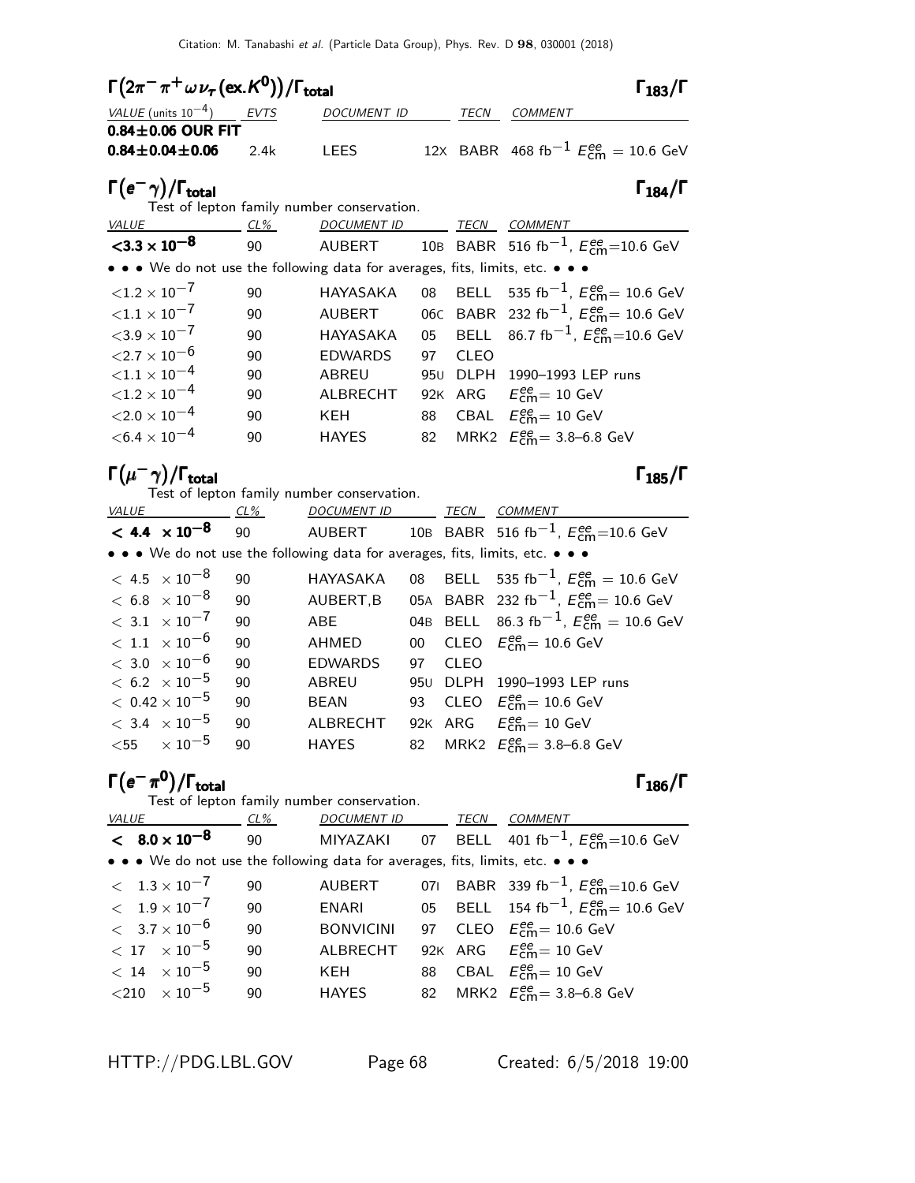### $\Gamma(2\pi^-\pi^+\omega\nu_\tau(\text{ex.}K^0))/\Gamma_{\text{total}}$ — $\Gamma_{183}/\Gamma$

| VALUE (units $10^{-4}$) | EVTS | DOCUMENT ID | | TECN | COMMENT |
|---|---|---|---|---|---|
| **0.84±0.06 OUR FIT** | | | | | |
| **0.84±0.04±0.06** | 2.4k | LEES | 12X | BABR | 468 fb$^{-1}$ $E^{ee}_{\text{cm}}$ = 10.6 GeV |

### $\Gamma(e^-\gamma)/\Gamma_{\text{total}}$ — $\Gamma_{184}/\Gamma$

Test of lepton family number conservation.

| VALUE | CL% | DOCUMENT ID | | TECN | COMMENT |
|---|---|---|---|---|---|
| **$<3.3\times10^{-8}$** | 90 | AUBERT | 10B | BABR | 516 fb$^{-1}$, $E^{ee}_{\text{cm}}$=10.6 GeV |
| • • • We do not use the following data for averages, fits, limits, etc. • • • | | | | | |
| $<1.2\times10^{-7}$ | 90 | HAYASAKA | 08 | BELL | 535 fb$^{-1}$, $E^{ee}_{\text{cm}}$= 10.6 GeV |
| $<1.1\times10^{-7}$ | 90 | AUBERT | 06C | BABR | 232 fb$^{-1}$, $E^{ee}_{\text{cm}}$= 10.6 GeV |
| $<3.9\times10^{-7}$ | 90 | HAYASAKA | 05 | BELL | 86.7 fb$^{-1}$, $E^{ee}_{\text{cm}}$=10.6 GeV |
| $<2.7\times10^{-6}$ | 90 | EDWARDS | 97 | CLEO | |
| $<1.1\times10^{-4}$ | 90 | ABREU | 95U | DLPH | 1990–1993 LEP runs |
| $<1.2\times10^{-4}$ | 90 | ALBRECHT | 92K | ARG | $E^{ee}_{\text{cm}}$= 10 GeV |
| $<2.0\times10^{-4}$ | 90 | KEH | 88 | CBAL | $E^{ee}_{\text{cm}}$= 10 GeV |
| $<6.4\times10^{-4}$ | 90 | HAYES | 82 | MRK2 | $E^{ee}_{\text{cm}}$= 3.8–6.8 GeV |

### $\Gamma(\mu^-\gamma)/\Gamma_{\text{total}}$ — $\Gamma_{185}/\Gamma$

Test of lepton family number conservation.

| VALUE | CL% | DOCUMENT ID | | TECN | COMMENT |
|---|---|---|---|---|---|
| **$<4.4\times10^{-8}$** | 90 | AUBERT | 10B | BABR | 516 fb$^{-1}$, $E^{ee}_{\text{cm}}$=10.6 GeV |
| • • • We do not use the following data for averages, fits, limits, etc. • • • | | | | | |
| $<4.5\times10^{-8}$ | 90 | HAYASAKA | 08 | BELL | 535 fb$^{-1}$, $E^{ee}_{\text{cm}}$ = 10.6 GeV |
| $<6.8\times10^{-8}$ | 90 | AUBERT,B | 05A | BABR | 232 fb$^{-1}$, $E^{ee}_{\text{cm}}$= 10.6 GeV |
| $<3.1\times10^{-7}$ | 90 | ABE | 04B | BELL | 86.3 fb$^{-1}$, $E^{ee}_{\text{cm}}$ = 10.6 GeV |
| $<1.1\times10^{-6}$ | 90 | AHMED | 00 | CLEO | $E^{ee}_{\text{cm}}$= 10.6 GeV |
| $<3.0\times10^{-6}$ | 90 | EDWARDS | 97 | CLEO | |
| $<6.2\times10^{-5}$ | 90 | ABREU | 95U | DLPH | 1990–1993 LEP runs |
| $<0.42\times10^{-5}$ | 90 | BEAN | 93 | CLEO | $E^{ee}_{\text{cm}}$= 10.6 GeV |
| $<3.4\times10^{-5}$ | 90 | ALBRECHT | 92K | ARG | $E^{ee}_{\text{cm}}$= 10 GeV |
| $<55\times10^{-5}$ | 90 | HAYES | 82 | MRK2 | $E^{ee}_{\text{cm}}$= 3.8–6.8 GeV |

### $\Gamma(e^-\pi^0)/\Gamma_{\text{total}}$ — $\Gamma_{186}/\Gamma$

Test of lepton family number conservation.

| VALUE | CL% | DOCUMENT ID | | TECN | COMMENT |
|---|---|---|---|---|---|
| **$<8.0\times10^{-8}$** | 90 | MIYAZAKI | 07 | BELL | 401 fb$^{-1}$, $E^{ee}_{\text{cm}}$=10.6 GeV |
| • • • We do not use the following data for averages, fits, limits, etc. • • • | | | | | |
| $<1.3\times10^{-7}$ | 90 | AUBERT | 07I | BABR | 339 fb$^{-1}$, $E^{ee}_{\text{cm}}$=10.6 GeV |
| $<1.9\times10^{-7}$ | 90 | ENARI | 05 | BELL | 154 fb$^{-1}$, $E^{ee}_{\text{cm}}$= 10.6 GeV |
| $<3.7\times10^{-6}$ | 90 | BONVICINI | 97 | CLEO | $E^{ee}_{\text{cm}}$= 10.6 GeV |
| $<17\times10^{-5}$ | 90 | ALBRECHT | 92K | ARG | $E^{ee}_{\text{cm}}$= 10 GeV |
| $<14\times10^{-5}$ | 90 | KEH | 88 | CBAL | $E^{ee}_{\text{cm}}$= 10 GeV |
| $<210\times10^{-5}$ | 90 | HAYES | 82 | MRK2 | $E^{ee}_{\text{cm}}$= 3.8–6.8 GeV |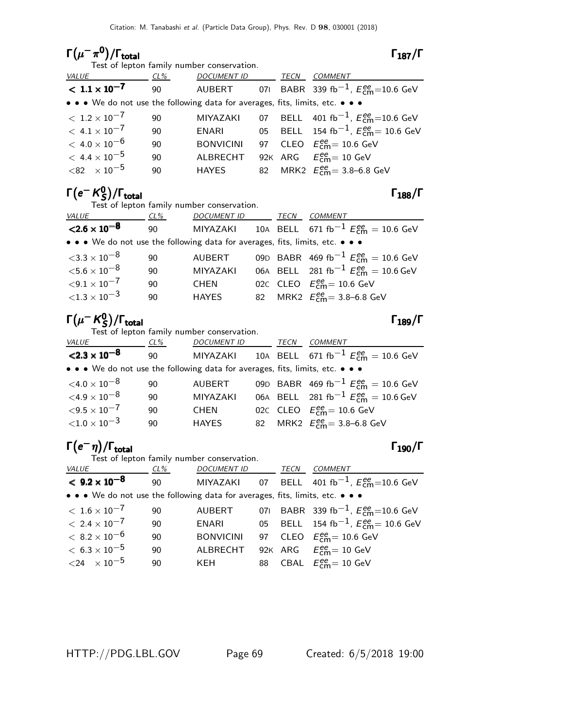## $\Gamma(\mu^- \pi^0)/\Gamma_{total}$ $\Gamma_{187}/\Gamma$

Test of lepton family number conservation.

| VALUE | CL% | DOCUMENT ID | | TECN | COMMENT |
|---|---|---|---|---|---|
| **$< 1.1 \times 10^{-7}$** | 90 | AUBERT | 07I | BABR | 339 fb$^{-1}$, $E^{ee}_{cm}$=10.6 GeV |
| • • • We do not use the following data for averages, fits, limits, etc. • • • | | | | | |
| $< 1.2 \times 10^{-7}$ | 90 | MIYAZAKI | 07 | BELL | 401 fb$^{-1}$, $E^{ee}_{cm}$=10.6 GeV |
| $< 4.1 \times 10^{-7}$ | 90 | ENARI | 05 | BELL | 154 fb$^{-1}$, $E^{ee}_{cm}$= 10.6 GeV |
| $< 4.0 \times 10^{-6}$ | 90 | BONVICINI | 97 | CLEO | $E^{ee}_{cm}$= 10.6 GeV |
| $< 4.4 \times 10^{-5}$ | 90 | ALBRECHT | 92K | ARG | $E^{ee}_{cm}$= 10 GeV |
| $<82 \times 10^{-5}$ | 90 | HAYES | 82 | MRK2 | $E^{ee}_{cm}$= 3.8–6.8 GeV |

## $\Gamma(e^- K^0_S)/\Gamma_{total}$ $\Gamma_{188}/\Gamma$

Test of lepton family number conservation.

| VALUE | CL% | DOCUMENT ID | | TECN | COMMENT |
|---|---|---|---|---|---|
| **$<2.6 \times 10^{-8}$** | 90 | MIYAZAKI | 10A | BELL | 671 fb$^{-1}$ $E^{ee}_{cm}$ = 10.6 GeV |
| • • • We do not use the following data for averages, fits, limits, etc. • • • | | | | | |
| $<3.3 \times 10^{-8}$ | 90 | AUBERT | 09D | BABR | 469 fb$^{-1}$ $E^{ee}_{cm}$ = 10.6 GeV |
| $<5.6 \times 10^{-8}$ | 90 | MIYAZAKI | 06A | BELL | 281 fb$^{-1}$ $E^{ee}_{cm}$ = 10.6 GeV |
| $<9.1 \times 10^{-7}$ | 90 | CHEN | 02C | CLEO | $E^{ee}_{cm}$= 10.6 GeV |
| $<1.3 \times 10^{-3}$ | 90 | HAYES | 82 | MRK2 | $E^{ee}_{cm}$= 3.8–6.8 GeV |

## $\Gamma(\mu^- K^0_S)/\Gamma_{total}$ $\Gamma_{189}/\Gamma$

Test of lepton family number conservation.

| VALUE | CL% | DOCUMENT ID | | TECN | COMMENT |
|---|---|---|---|---|---|
| **$<2.3 \times 10^{-8}$** | 90 | MIYAZAKI | 10A | BELL | 671 fb$^{-1}$ $E^{ee}_{cm}$ = 10.6 GeV |
| • • • We do not use the following data for averages, fits, limits, etc. • • • | | | | | |
| $<4.0 \times 10^{-8}$ | 90 | AUBERT | 09D | BABR | 469 fb$^{-1}$ $E^{ee}_{cm}$ = 10.6 GeV |
| $<4.9 \times 10^{-8}$ | 90 | MIYAZAKI | 06A | BELL | 281 fb$^{-1}$ $E^{ee}_{cm}$ = 10.6 GeV |
| $<9.5 \times 10^{-7}$ | 90 | CHEN | 02C | CLEO | $E^{ee}_{cm}$= 10.6 GeV |
| $<1.0 \times 10^{-3}$ | 90 | HAYES | 82 | MRK2 | $E^{ee}_{cm}$= 3.8–6.8 GeV |

## $\Gamma(e^- \eta)/\Gamma_{total}$ $\Gamma_{190}/\Gamma$

Test of lepton family number conservation.

| VALUE | CL% | DOCUMENT ID | | TECN | COMMENT |
|---|---|---|---|---|---|
| **$< 9.2 \times 10^{-8}$** | 90 | MIYAZAKI | 07 | BELL | 401 fb$^{-1}$, $E^{ee}_{cm}$=10.6 GeV |
| • • • We do not use the following data for averages, fits, limits, etc. • • • | | | | | |
| $< 1.6 \times 10^{-7}$ | 90 | AUBERT | 07I | BABR | 339 fb$^{-1}$, $E^{ee}_{cm}$=10.6 GeV |
| $< 2.4 \times 10^{-7}$ | 90 | ENARI | 05 | BELL | 154 fb$^{-1}$, $E^{ee}_{cm}$= 10.6 GeV |
| $< 8.2 \times 10^{-6}$ | 90 | BONVICINI | 97 | CLEO | $E^{ee}_{cm}$= 10.6 GeV |
| $< 6.3 \times 10^{-5}$ | 90 | ALBRECHT | 92K | ARG | $E^{ee}_{cm}$= 10 GeV |
| $<24 \times 10^{-5}$ | 90 | KEH | 88 | CBAL | $E^{ee}_{cm}$= 10 GeV |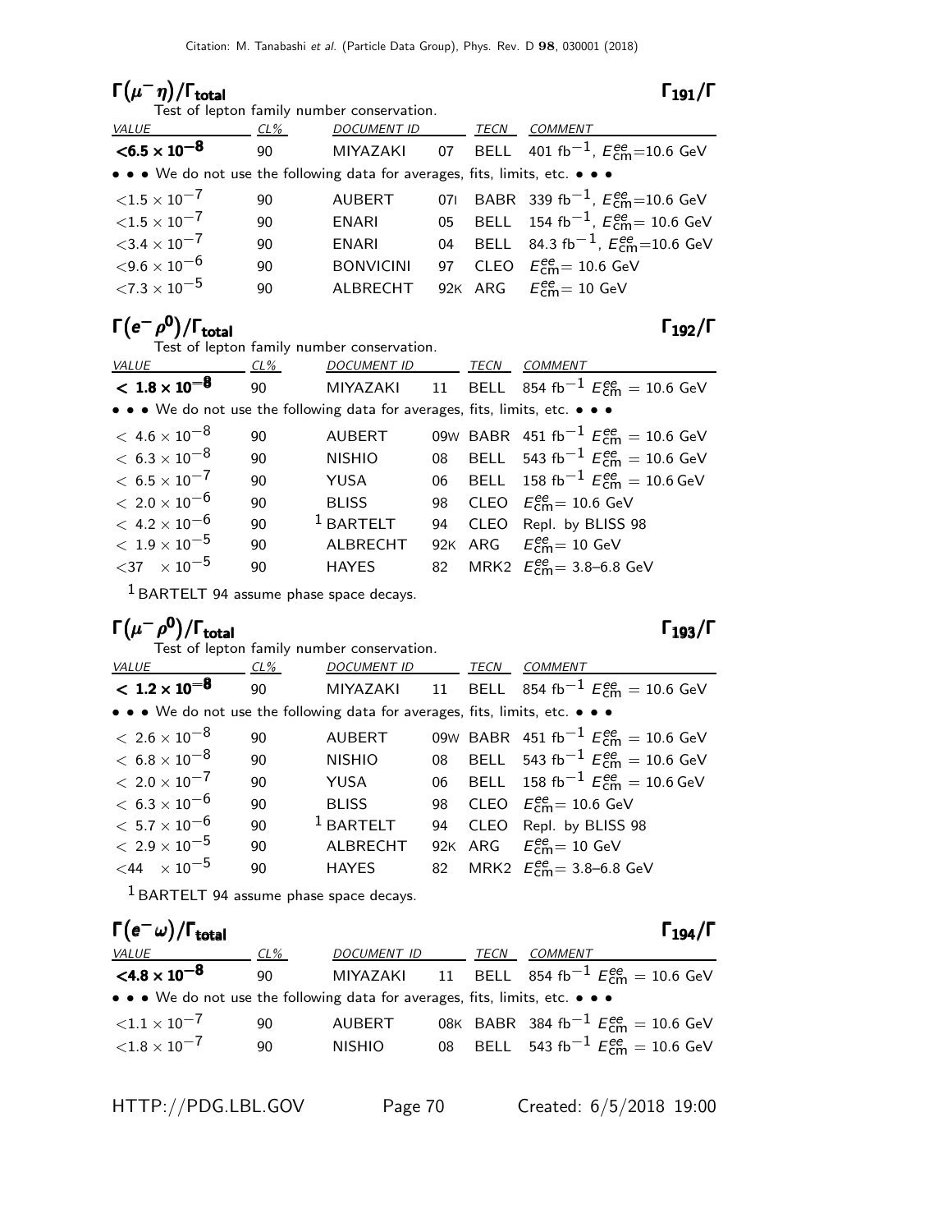## $\Gamma(\mu^-\eta)/\Gamma_{\text{total}}$ $\Gamma_{191}/\Gamma$

Test of lepton family number conservation.

| VALUE | CL% | DOCUMENT ID | | TECN | COMMENT |
|---|---|---|---|---|---|
| **$<6.5 \times 10^{-8}$** | 90 | MIYAZAKI | 07 | BELL | 401 fb$^{-1}$, $E^{ee}_{\text{cm}}$=10.6 GeV |
| • • • We do not use the following data for averages, fits, limits, etc. • • • | | | | | |
| $<1.5 \times 10^{-7}$ | 90 | AUBERT | 07I | BABR | 339 fb$^{-1}$, $E^{ee}_{\text{cm}}$=10.6 GeV |
| $<1.5 \times 10^{-7}$ | 90 | ENARI | 05 | BELL | 154 fb$^{-1}$, $E^{ee}_{\text{cm}}$= 10.6 GeV |
| $<3.4 \times 10^{-7}$ | 90 | ENARI | 04 | BELL | 84.3 fb$^{-1}$, $E^{ee}_{\text{cm}}$=10.6 GeV |
| $<9.6 \times 10^{-6}$ | 90 | BONVICINI | 97 | CLEO | $E^{ee}_{\text{cm}}$= 10.6 GeV |
| $<7.3 \times 10^{-5}$ | 90 | ALBRECHT | 92K | ARG | $E^{ee}_{\text{cm}}$= 10 GeV |

## $\Gamma(e^-\rho^0)/\Gamma_{\text{total}}$ $\Gamma_{192}/\Gamma$

Test of lepton family number conservation.

| VALUE | CL% | DOCUMENT ID | | TECN | COMMENT |
|---|---|---|---|---|---|
| **$< 1.8 \times 10^{-8}$** | 90 | MIYAZAKI | 11 | BELL | 854 fb$^{-1}$ $E^{ee}_{\text{cm}}$ = 10.6 GeV |
| • • • We do not use the following data for averages, fits, limits, etc. • • • | | | | | |
| $< 4.6 \times 10^{-8}$ | 90 | AUBERT | 09W | BABR | 451 fb$^{-1}$ $E^{ee}_{\text{cm}}$ = 10.6 GeV |
| $< 6.3 \times 10^{-8}$ | 90 | NISHIO | 08 | BELL | 543 fb$^{-1}$ $E^{ee}_{\text{cm}}$ = 10.6 GeV |
| $< 6.5 \times 10^{-7}$ | 90 | YUSA | 06 | BELL | 158 fb$^{-1}$ $E^{ee}_{\text{cm}}$ = 10.6 GeV |
| $< 2.0 \times 10^{-6}$ | 90 | BLISS | 98 | CLEO | $E^{ee}_{\text{cm}}$= 10.6 GeV |
| $< 4.2 \times 10^{-6}$ | 90 | [1] BARTELT | 94 | CLEO | Repl. by BLISS 98 |
| $< 1.9 \times 10^{-5}$ | 90 | ALBRECHT | 92K | ARG | $E^{ee}_{\text{cm}}$= 10 GeV |
| $<37 \times 10^{-5}$ | 90 | HAYES | 82 | MRK2 | $E^{ee}_{\text{cm}}$= 3.8–6.8 GeV |

[1] BARTELT 94 assume phase space decays.

## $\Gamma(\mu^-\rho^0)/\Gamma_{\text{total}}$ $\Gamma_{193}/\Gamma$

Test of lepton family number conservation.

| VALUE | CL% | DOCUMENT ID | | TECN | COMMENT |
|---|---|---|---|---|---|
| **$< 1.2 \times 10^{-8}$** | 90 | MIYAZAKI | 11 | BELL | 854 fb$^{-1}$ $E^{ee}_{\text{cm}}$ = 10.6 GeV |
| • • • We do not use the following data for averages, fits, limits, etc. • • • | | | | | |
| $< 2.6 \times 10^{-8}$ | 90 | AUBERT | 09W | BABR | 451 fb$^{-1}$ $E^{ee}_{\text{cm}}$ = 10.6 GeV |
| $< 6.8 \times 10^{-8}$ | 90 | NISHIO | 08 | BELL | 543 fb$^{-1}$ $E^{ee}_{\text{cm}}$ = 10.6 GeV |
| $< 2.0 \times 10^{-7}$ | 90 | YUSA | 06 | BELL | 158 fb$^{-1}$ $E^{ee}_{\text{cm}}$ = 10.6 GeV |
| $< 6.3 \times 10^{-6}$ | 90 | BLISS | 98 | CLEO | $E^{ee}_{\text{cm}}$= 10.6 GeV |
| $< 5.7 \times 10^{-6}$ | 90 | [1] BARTELT | 94 | CLEO | Repl. by BLISS 98 |
| $< 2.9 \times 10^{-5}$ | 90 | ALBRECHT | 92K | ARG | $E^{ee}_{\text{cm}}$= 10 GeV |
| $<44 \times 10^{-5}$ | 90 | HAYES | 82 | MRK2 | $E^{ee}_{\text{cm}}$= 3.8–6.8 GeV |

[1] BARTELT 94 assume phase space decays.

## $\Gamma(e^-\omega)/\Gamma_{\text{total}}$ $\Gamma_{194}/\Gamma$

| VALUE | CL% | DOCUMENT ID | | TECN | COMMENT |
|---|---|---|---|---|---|
| **$<4.8 \times 10^{-8}$** | 90 | MIYAZAKI | 11 | BELL | 854 fb$^{-1}$ $E^{ee}_{\text{cm}}$ = 10.6 GeV |
| • • • We do not use the following data for averages, fits, limits, etc. • • • | | | | | |
| $<1.1 \times 10^{-7}$ | 90 | AUBERT | 08K | BABR | 384 fb$^{-1}$ $E^{ee}_{\text{cm}}$ = 10.6 GeV |
| $<1.8 \times 10^{-7}$ | 90 | NISHIO | 08 | BELL | 543 fb$^{-1}$ $E^{ee}_{\text{cm}}$ = 10.6 GeV |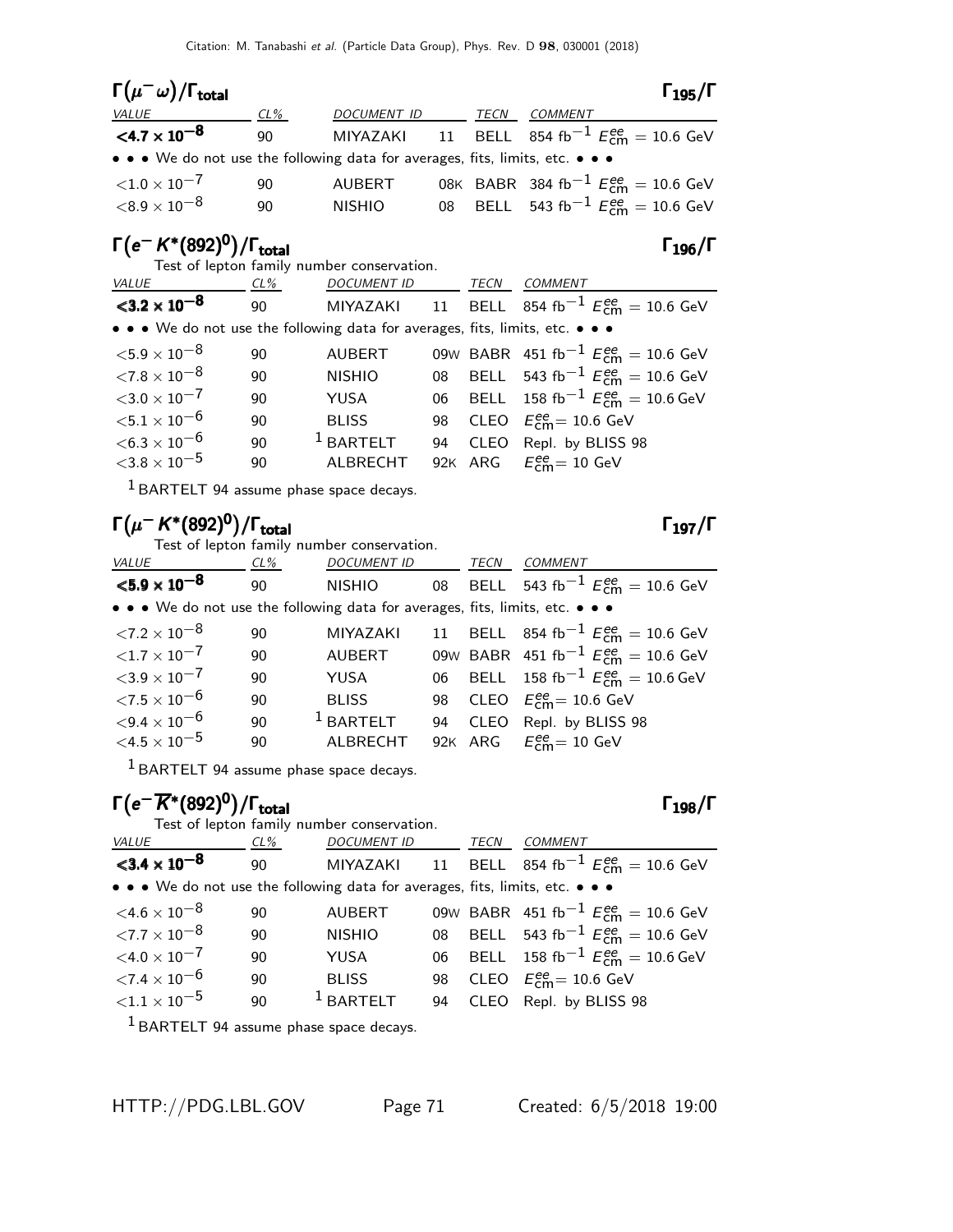### $\Gamma(\mu^- \omega)/\Gamma_{\text{total}}$ $\Gamma_{195}/\Gamma$

| VALUE | CL% | DOCUMENT ID | | TECN | COMMENT |
|---|---|---|---|---|---|
| **$<4.7 \times 10^{-8}$** | 90 | MIYAZAKI | 11 | BELL | 854 $\text{fb}^{-1}$ $E^{ee}_{\text{cm}} = 10.6$ GeV |
| • • • We do not use the following data for averages, fits, limits, etc. • • • | | | | | |
| $<1.0 \times 10^{-7}$ | 90 | AUBERT | 08K | BABR | 384 $\text{fb}^{-1}$ $E^{ee}_{\text{cm}} = 10.6$ GeV |
| $<8.9 \times 10^{-8}$ | 90 | NISHIO | 08 | BELL | 543 $\text{fb}^{-1}$ $E^{ee}_{\text{cm}} = 10.6$ GeV |

### $\Gamma(e^- K^*(892)^0)/\Gamma_{\text{total}}$ $\Gamma_{196}/\Gamma$

Test of lepton family number conservation.

| VALUE | CL% | DOCUMENT ID | | TECN | COMMENT |
|---|---|---|---|---|---|
| **$<3.2 \times 10^{-8}$** | 90 | MIYAZAKI | 11 | BELL | 854 $\text{fb}^{-1}$ $E^{ee}_{\text{cm}} = 10.6$ GeV |
| • • • We do not use the following data for averages, fits, limits, etc. • • • | | | | | |
| $<5.9 \times 10^{-8}$ | 90 | AUBERT | 09W | BABR | 451 $\text{fb}^{-1}$ $E^{ee}_{\text{cm}} = 10.6$ GeV |
| $<7.8 \times 10^{-8}$ | 90 | NISHIO | 08 | BELL | 543 $\text{fb}^{-1}$ $E^{ee}_{\text{cm}} = 10.6$ GeV |
| $<3.0 \times 10^{-7}$ | 90 | YUSA | 06 | BELL | 158 $\text{fb}^{-1}$ $E^{ee}_{\text{cm}} = 10.6$ GeV |
| $<5.1 \times 10^{-6}$ | 90 | BLISS | 98 | CLEO | $E^{ee}_{\text{cm}} = 10.6$ GeV |
| $<6.3 \times 10^{-6}$ | 90 | [1] BARTELT | 94 | CLEO | Repl. by BLISS 98 |
| $<3.8 \times 10^{-5}$ | 90 | ALBRECHT | 92K | ARG | $E^{ee}_{\text{cm}} = 10$ GeV |

[1] BARTELT 94 assume phase space decays.

### $\Gamma(\mu^- K^*(892)^0)/\Gamma_{\text{total}}$ $\Gamma_{197}/\Gamma$

Test of lepton family number conservation.

| VALUE | CL% | DOCUMENT ID | | TECN | COMMENT |
|---|---|---|---|---|---|
| **$<5.9 \times 10^{-8}$** | 90 | NISHIO | 08 | BELL | 543 $\text{fb}^{-1}$ $E^{ee}_{\text{cm}} = 10.6$ GeV |
| • • • We do not use the following data for averages, fits, limits, etc. • • • | | | | | |
| $<7.2 \times 10^{-8}$ | 90 | MIYAZAKI | 11 | BELL | 854 $\text{fb}^{-1}$ $E^{ee}_{\text{cm}} = 10.6$ GeV |
| $<1.7 \times 10^{-7}$ | 90 | AUBERT | 09W | BABR | 451 $\text{fb}^{-1}$ $E^{ee}_{\text{cm}} = 10.6$ GeV |
| $<3.9 \times 10^{-7}$ | 90 | YUSA | 06 | BELL | 158 $\text{fb}^{-1}$ $E^{ee}_{\text{cm}} = 10.6$ GeV |
| $<7.5 \times 10^{-6}$ | 90 | BLISS | 98 | CLEO | $E^{ee}_{\text{cm}} = 10.6$ GeV |
| $<9.4 \times 10^{-6}$ | 90 | [1] BARTELT | 94 | CLEO | Repl. by BLISS 98 |
| $<4.5 \times 10^{-5}$ | 90 | ALBRECHT | 92K | ARG | $E^{ee}_{\text{cm}} = 10$ GeV |

[1] BARTELT 94 assume phase space decays.

### $\Gamma(e^- \overline{K}^*(892)^0)/\Gamma_{\text{total}}$ $\Gamma_{198}/\Gamma$

Test of lepton family number conservation.

| VALUE | CL% | DOCUMENT ID | | TECN | COMMENT |
|---|---|---|---|---|---|
| **$<3.4 \times 10^{-8}$** | 90 | MIYAZAKI | 11 | BELL | 854 $\text{fb}^{-1}$ $E^{ee}_{\text{cm}} = 10.6$ GeV |
| • • • We do not use the following data for averages, fits, limits, etc. • • • | | | | | |
| $<4.6 \times 10^{-8}$ | 90 | AUBERT | 09W | BABR | 451 $\text{fb}^{-1}$ $E^{ee}_{\text{cm}} = 10.6$ GeV |
| $<7.7 \times 10^{-8}$ | 90 | NISHIO | 08 | BELL | 543 $\text{fb}^{-1}$ $E^{ee}_{\text{cm}} = 10.6$ GeV |
| $<4.0 \times 10^{-7}$ | 90 | YUSA | 06 | BELL | 158 $\text{fb}^{-1}$ $E^{ee}_{\text{cm}} = 10.6$ GeV |
| $<7.4 \times 10^{-6}$ | 90 | BLISS | 98 | CLEO | $E^{ee}_{\text{cm}} = 10.6$ GeV |
| $<1.1 \times 10^{-5}$ | 90 | [1] BARTELT | 94 | CLEO | Repl. by BLISS 98 |

[1] BARTELT 94 assume phase space decays.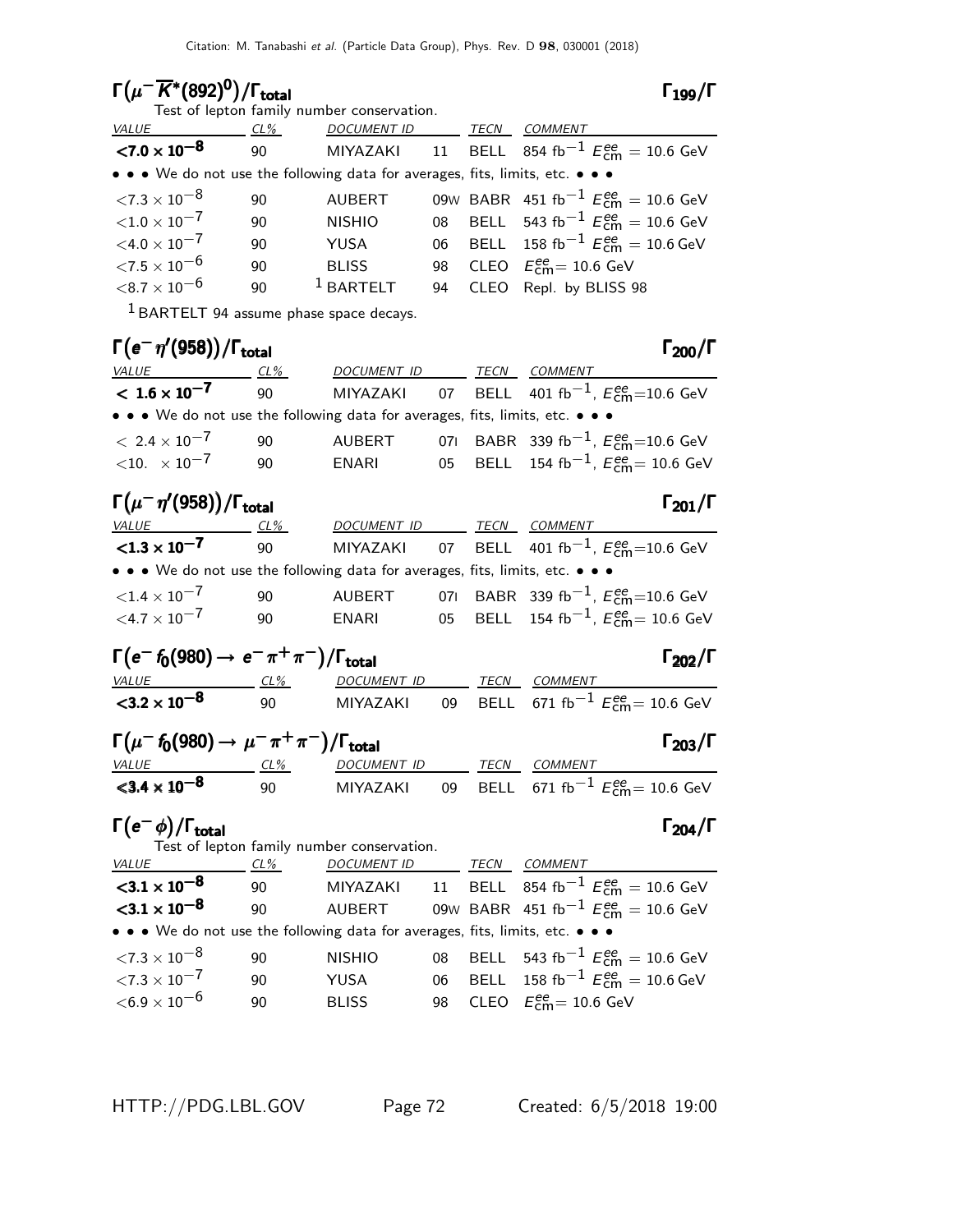### $\Gamma(\mu^- \overline{K}^*(892)^0)/\Gamma_{\text{total}}$ $\Gamma_{199}/\Gamma$

Test of lepton family number conservation.

| VALUE | CL% | DOCUMENT ID | | TECN | COMMENT |
|---|---|---|---|---|---|
| **$<7.0 \times 10^{-8}$** | 90 | MIYAZAKI | 11 | BELL | 854 fb$^{-1}$ $E^{ee}_{\text{cm}}$ = 10.6 GeV |
| • • • We do not use the following data for averages, fits, limits, etc. • • • | | | | | |
| $<7.3 \times 10^{-8}$ | 90 | AUBERT | 09W | BABR | 451 fb$^{-1}$ $E^{ee}_{\text{cm}}$ = 10.6 GeV |
| $<1.0 \times 10^{-7}$ | 90 | NISHIO | 08 | BELL | 543 fb$^{-1}$ $E^{ee}_{\text{cm}}$ = 10.6 GeV |
| $<4.0 \times 10^{-7}$ | 90 | YUSA | 06 | BELL | 158 fb$^{-1}$ $E^{ee}_{\text{cm}}$ = 10.6 GeV |
| $<7.5 \times 10^{-6}$ | 90 | BLISS | 98 | CLEO | $E^{ee}_{\text{cm}}$= 10.6 GeV |
| $<8.7 \times 10^{-6}$ | 90 | [1] BARTELT | 94 | CLEO | Repl. by BLISS 98 |

[1] BARTELT 94 assume phase space decays.

### $\Gamma(e^- \eta'(958))/\Gamma_{\text{total}}$ $\Gamma_{200}/\Gamma$

| VALUE | CL% | DOCUMENT ID | | TECN | COMMENT |
|---|---|---|---|---|---|
| **$< 1.6 \times 10^{-7}$** | 90 | MIYAZAKI | 07 | BELL | 401 fb$^{-1}$, $E^{ee}_{\text{cm}}$=10.6 GeV |
| • • • We do not use the following data for averages, fits, limits, etc. • • • | | | | | |
| $< 2.4 \times 10^{-7}$ | 90 | AUBERT | 07I | BABR | 339 fb$^{-1}$, $E^{ee}_{\text{cm}}$=10.6 GeV |
| $<10. \times 10^{-7}$ | 90 | ENARI | 05 | BELL | 154 fb$^{-1}$, $E^{ee}_{\text{cm}}$= 10.6 GeV |

### $\Gamma(\mu^- \eta'(958))/\Gamma_{\text{total}}$ $\Gamma_{201}/\Gamma$

| VALUE | CL% | DOCUMENT ID | | TECN | COMMENT |
|---|---|---|---|---|---|
| **$<1.3 \times 10^{-7}$** | 90 | MIYAZAKI | 07 | BELL | 401 fb$^{-1}$, $E^{ee}_{\text{cm}}$=10.6 GeV |
| • • • We do not use the following data for averages, fits, limits, etc. • • • | | | | | |
| $<1.4 \times 10^{-7}$ | 90 | AUBERT | 07I | BABR | 339 fb$^{-1}$, $E^{ee}_{\text{cm}}$=10.6 GeV |
| $<4.7 \times 10^{-7}$ | 90 | ENARI | 05 | BELL | 154 fb$^{-1}$, $E^{ee}_{\text{cm}}$= 10.6 GeV |

### $\Gamma(e^- f_0(980) \to e^- \pi^+ \pi^-)/\Gamma_{\text{total}}$ $\Gamma_{202}/\Gamma$

| VALUE | CL% | DOCUMENT ID | | TECN | COMMENT |
|---|---|---|---|---|---|
| **$<3.2 \times 10^{-8}$** | 90 | MIYAZAKI | 09 | BELL | 671 fb$^{-1}$ $E^{ee}_{\text{cm}}$= 10.6 GeV |

### $\Gamma(\mu^- f_0(980) \to \mu^- \pi^+ \pi^-)/\Gamma_{\text{total}}$ $\Gamma_{203}/\Gamma$

| VALUE | CL% | DOCUMENT ID | | TECN | COMMENT |
|---|---|---|---|---|---|
| **$<3.4 \times 10^{-8}$** | 90 | MIYAZAKI | 09 | BELL | 671 fb$^{-1}$ $E^{ee}_{\text{cm}}$= 10.6 GeV |

### $\Gamma(e^- \phi)/\Gamma_{\text{total}}$ $\Gamma_{204}/\Gamma$

Test of lepton family number conservation.

| VALUE | CL% | DOCUMENT ID | | TECN | COMMENT |
|---|---|---|---|---|---|
| **$<3.1 \times 10^{-8}$** | 90 | MIYAZAKI | 11 | BELL | 854 fb$^{-1}$ $E^{ee}_{\text{cm}}$ = 10.6 GeV |
| **$<3.1 \times 10^{-8}$** | 90 | AUBERT | 09W | BABR | 451 fb$^{-1}$ $E^{ee}_{\text{cm}}$ = 10.6 GeV |
| • • • We do not use the following data for averages, fits, limits, etc. • • • | | | | | |
| $<7.3 \times 10^{-8}$ | 90 | NISHIO | 08 | BELL | 543 fb$^{-1}$ $E^{ee}_{\text{cm}}$ = 10.6 GeV |
| $<7.3 \times 10^{-7}$ | 90 | YUSA | 06 | BELL | 158 fb$^{-1}$ $E^{ee}_{\text{cm}}$ = 10.6 GeV |
| $<6.9 \times 10^{-6}$ | 90 | BLISS | 98 | CLEO | $E^{ee}_{\text{cm}}$= 10.6 GeV |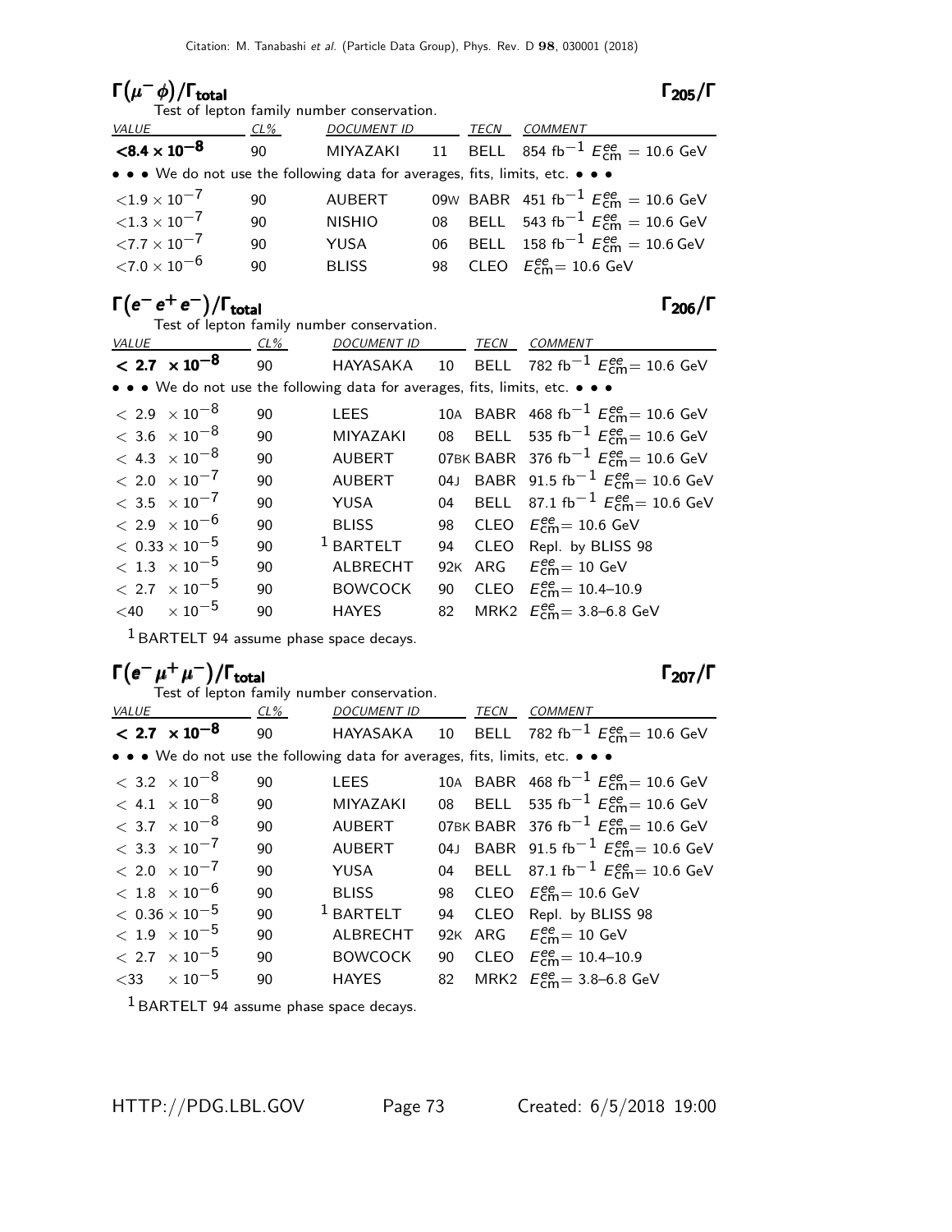## $\Gamma(\mu^- \phi)/\Gamma_{\text{total}}$ $\Gamma_{205}/\Gamma$

Test of lepton family number conservation.

| VALUE | CL% | DOCUMENT ID | | TECN | COMMENT |
|---|---|---|---|---|---|
| **$<8.4 \times 10^{-8}$** | 90 | MIYAZAKI | 11 | BELL | 854 fb$^{-1}$ $E^{ee}_{\text{cm}}$ = 10.6 GeV |
| • • • We do not use the following data for averages, fits, limits, etc. • • • | | | | | |
| $<1.9 \times 10^{-7}$ | 90 | AUBERT | 09W | BABR | 451 fb$^{-1}$ $E^{ee}_{\text{cm}}$ = 10.6 GeV |
| $<1.3 \times 10^{-7}$ | 90 | NISHIO | 08 | BELL | 543 fb$^{-1}$ $E^{ee}_{\text{cm}}$ = 10.6 GeV |
| $<7.7 \times 10^{-7}$ | 90 | YUSA | 06 | BELL | 158 fb$^{-1}$ $E^{ee}_{\text{cm}}$ = 10.6 GeV |
| $<7.0 \times 10^{-6}$ | 90 | BLISS | 98 | CLEO | $E^{ee}_{\text{cm}}$= 10.6 GeV |

## $\Gamma(e^- e^+ e^-)/\Gamma_{\text{total}}$ $\Gamma_{206}/\Gamma$

Test of lepton family number conservation.

| VALUE | CL% | DOCUMENT ID | | TECN | COMMENT |
|---|---|---|---|---|---|
| **$< 2.7 \times 10^{-8}$** | 90 | HAYASAKA | 10 | BELL | 782 fb$^{-1}$ $E^{ee}_{\text{cm}}$= 10.6 GeV |
| • • • We do not use the following data for averages, fits, limits, etc. • • • | | | | | |
| $< 2.9 \times 10^{-8}$ | 90 | LEES | 10A | BABR | 468 fb$^{-1}$ $E^{ee}_{\text{cm}}$= 10.6 GeV |
| $< 3.6 \times 10^{-8}$ | 90 | MIYAZAKI | 08 | BELL | 535 fb$^{-1}$ $E^{ee}_{\text{cm}}$= 10.6 GeV |
| $< 4.3 \times 10^{-8}$ | 90 | AUBERT | 07BK | BABR | 376 fb$^{-1}$ $E^{ee}_{\text{cm}}$= 10.6 GeV |
| $< 2.0 \times 10^{-7}$ | 90 | AUBERT | 04J | BABR | 91.5 fb$^{-1}$ $E^{ee}_{\text{cm}}$= 10.6 GeV |
| $< 3.5 \times 10^{-7}$ | 90 | YUSA | 04 | BELL | 87.1 fb$^{-1}$ $E^{ee}_{\text{cm}}$= 10.6 GeV |
| $< 2.9 \times 10^{-6}$ | 90 | BLISS | 98 | CLEO | $E^{ee}_{\text{cm}}$= 10.6 GeV |
| $< 0.33 \times 10^{-5}$ | 90 | [1] BARTELT | 94 | CLEO | Repl. by BLISS 98 |
| $< 1.3 \times 10^{-5}$ | 90 | ALBRECHT | 92K | ARG | $E^{ee}_{\text{cm}}$= 10 GeV |
| $< 2.7 \times 10^{-5}$ | 90 | BOWCOCK | 90 | CLEO | $E^{ee}_{\text{cm}}$= 10.4–10.9 |
| $<40 \times 10^{-5}$ | 90 | HAYES | 82 | MRK2 | $E^{ee}_{\text{cm}}$= 3.8–6.8 GeV |

[1] BARTELT 94 assume phase space decays.

## $\Gamma(e^- \mu^+ \mu^-)/\Gamma_{\text{total}}$ $\Gamma_{207}/\Gamma$

Test of lepton family number conservation.

| VALUE | CL% | DOCUMENT ID | | TECN | COMMENT |
|---|---|---|---|---|---|
| **$< 2.7 \times 10^{-8}$** | 90 | HAYASAKA | 10 | BELL | 782 fb$^{-1}$ $E^{ee}_{\text{cm}}$= 10.6 GeV |
| • • • We do not use the following data for averages, fits, limits, etc. • • • | | | | | |
| $< 3.2 \times 10^{-8}$ | 90 | LEES | 10A | BABR | 468 fb$^{-1}$ $E^{ee}_{\text{cm}}$= 10.6 GeV |
| $< 4.1 \times 10^{-8}$ | 90 | MIYAZAKI | 08 | BELL | 535 fb$^{-1}$ $E^{ee}_{\text{cm}}$= 10.6 GeV |
| $< 3.7 \times 10^{-8}$ | 90 | AUBERT | 07BK | BABR | 376 fb$^{-1}$ $E^{ee}_{\text{cm}}$= 10.6 GeV |
| $< 3.3 \times 10^{-7}$ | 90 | AUBERT | 04J | BABR | 91.5 fb$^{-1}$ $E^{ee}_{\text{cm}}$= 10.6 GeV |
| $< 2.0 \times 10^{-7}$ | 90 | YUSA | 04 | BELL | 87.1 fb$^{-1}$ $E^{ee}_{\text{cm}}$= 10.6 GeV |
| $< 1.8 \times 10^{-6}$ | 90 | BLISS | 98 | CLEO | $E^{ee}_{\text{cm}}$= 10.6 GeV |
| $< 0.36 \times 10^{-5}$ | 90 | [1] BARTELT | 94 | CLEO | Repl. by BLISS 98 |
| $< 1.9 \times 10^{-5}$ | 90 | ALBRECHT | 92K | ARG | $E^{ee}_{\text{cm}}$= 10 GeV |
| $< 2.7 \times 10^{-5}$ | 90 | BOWCOCK | 90 | CLEO | $E^{ee}_{\text{cm}}$= 10.4–10.9 |
| $<33 \times 10^{-5}$ | 90 | HAYES | 82 | MRK2 | $E^{ee}_{\text{cm}}$= 3.8–6.8 GeV |

[1] BARTELT 94 assume phase space decays.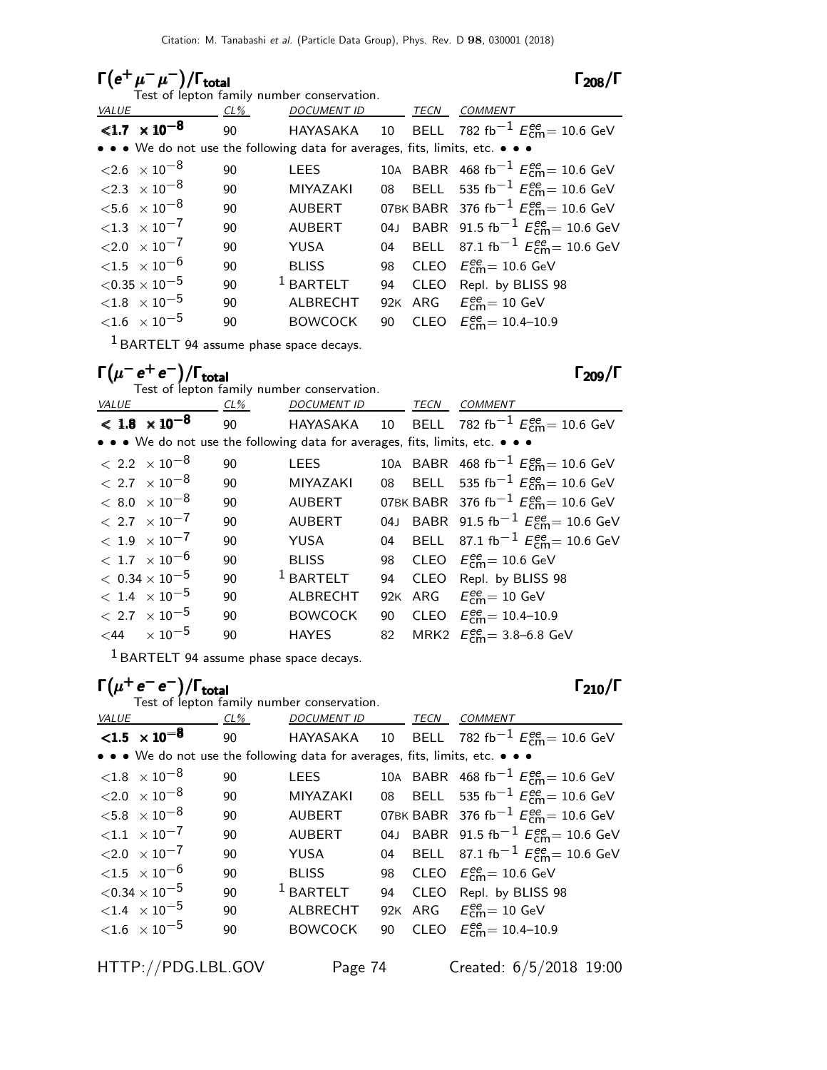## $\Gamma(e^+\mu^-\mu^-)/\Gamma_{\rm total}$ $\Gamma_{208}/\Gamma$

Test of lepton family number conservation.

| VALUE | CL% | DOCUMENT ID | | TECN | COMMENT |
|---|---|---|---|---|---|
| **<1.7 $\times 10^{-8}$** | 90 | HAYASAKA | 10 | BELL | 782 fb$^{-1}$ $E^{ee}_{\rm cm}$= 10.6 GeV |
| • • • We do not use the following data for averages, fits, limits, etc. • • • | | | | | |
| <2.6 $\times 10^{-8}$ | 90 | LEES | 10A | BABR | 468 fb$^{-1}$ $E^{ee}_{\rm cm}$= 10.6 GeV |
| <2.3 $\times 10^{-8}$ | 90 | MIYAZAKI | 08 | BELL | 535 fb$^{-1}$ $E^{ee}_{\rm cm}$= 10.6 GeV |
| <5.6 $\times 10^{-8}$ | 90 | AUBERT | 07BK | BABR | 376 fb$^{-1}$ $E^{ee}_{\rm cm}$= 10.6 GeV |
| <1.3 $\times 10^{-7}$ | 90 | AUBERT | 04J | BABR | 91.5 fb$^{-1}$ $E^{ee}_{\rm cm}$= 10.6 GeV |
| <2.0 $\times 10^{-7}$ | 90 | YUSA | 04 | BELL | 87.1 fb$^{-1}$ $E^{ee}_{\rm cm}$= 10.6 GeV |
| <1.5 $\times 10^{-6}$ | 90 | BLISS | 98 | CLEO | $E^{ee}_{\rm cm}$= 10.6 GeV |
| <0.35 $\times 10^{-5}$ | 90 | [1] BARTELT | 94 | CLEO | Repl. by BLISS 98 |
| <1.8 $\times 10^{-5}$ | 90 | ALBRECHT | 92K | ARG | $E^{ee}_{\rm cm}$= 10 GeV |
| <1.6 $\times 10^{-5}$ | 90 | BOWCOCK | 90 | CLEO | $E^{ee}_{\rm cm}$= 10.4–10.9 |

[1] BARTELT 94 assume phase space decays.

## $\Gamma(\mu^-e^+e^-)/\Gamma_{\rm total}$ $\Gamma_{209}/\Gamma$

Test of lepton family number conservation.

| VALUE | CL% | DOCUMENT ID | | TECN | COMMENT |
|---|---|---|---|---|---|
| **< 1.8 $\times 10^{-8}$** | 90 | HAYASAKA | 10 | BELL | 782 fb$^{-1}$ $E^{ee}_{\rm cm}$= 10.6 GeV |
| • • • We do not use the following data for averages, fits, limits, etc. • • • | | | | | |
| < 2.2 $\times 10^{-8}$ | 90 | LEES | 10A | BABR | 468 fb$^{-1}$ $E^{ee}_{\rm cm}$= 10.6 GeV |
| < 2.7 $\times 10^{-8}$ | 90 | MIYAZAKI | 08 | BELL | 535 fb$^{-1}$ $E^{ee}_{\rm cm}$= 10.6 GeV |
| < 8.0 $\times 10^{-8}$ | 90 | AUBERT | 07BK | BABR | 376 fb$^{-1}$ $E^{ee}_{\rm cm}$= 10.6 GeV |
| < 2.7 $\times 10^{-7}$ | 90 | AUBERT | 04J | BABR | 91.5 fb$^{-1}$ $E^{ee}_{\rm cm}$= 10.6 GeV |
| < 1.9 $\times 10^{-7}$ | 90 | YUSA | 04 | BELL | 87.1 fb$^{-1}$ $E^{ee}_{\rm cm}$= 10.6 GeV |
| < 1.7 $\times 10^{-6}$ | 90 | BLISS | 98 | CLEO | $E^{ee}_{\rm cm}$= 10.6 GeV |
| < 0.34 $\times 10^{-5}$ | 90 | [1] BARTELT | 94 | CLEO | Repl. by BLISS 98 |
| < 1.4 $\times 10^{-5}$ | 90 | ALBRECHT | 92K | ARG | $E^{ee}_{\rm cm}$= 10 GeV |
| < 2.7 $\times 10^{-5}$ | 90 | BOWCOCK | 90 | CLEO | $E^{ee}_{\rm cm}$= 10.4–10.9 |
| <44 $\times 10^{-5}$ | 90 | HAYES | 82 | MRK2 | $E^{ee}_{\rm cm}$= 3.8–6.8 GeV |

[1] BARTELT 94 assume phase space decays.

## $\Gamma(\mu^+e^-e^-)/\Gamma_{\rm total}$ $\Gamma_{210}/\Gamma$

Test of lepton family number conservation.

| VALUE | CL% | DOCUMENT ID | | TECN | COMMENT |
|---|---|---|---|---|---|
| **<1.5 $\times 10^{-8}$** | 90 | HAYASAKA | 10 | BELL | 782 fb$^{-1}$ $E^{ee}_{\rm cm}$= 10.6 GeV |
| • • • We do not use the following data for averages, fits, limits, etc. • • • | | | | | |
| <1.8 $\times 10^{-8}$ | 90 | LEES | 10A | BABR | 468 fb$^{-1}$ $E^{ee}_{\rm cm}$= 10.6 GeV |
| <2.0 $\times 10^{-8}$ | 90 | MIYAZAKI | 08 | BELL | 535 fb$^{-1}$ $E^{ee}_{\rm cm}$= 10.6 GeV |
| <5.8 $\times 10^{-8}$ | 90 | AUBERT | 07BK | BABR | 376 fb$^{-1}$ $E^{ee}_{\rm cm}$= 10.6 GeV |
| <1.1 $\times 10^{-7}$ | 90 | AUBERT | 04J | BABR | 91.5 fb$^{-1}$ $E^{ee}_{\rm cm}$= 10.6 GeV |
| <2.0 $\times 10^{-7}$ | 90 | YUSA | 04 | BELL | 87.1 fb$^{-1}$ $E^{ee}_{\rm cm}$= 10.6 GeV |
| <1.5 $\times 10^{-6}$ | 90 | BLISS | 98 | CLEO | $E^{ee}_{\rm cm}$= 10.6 GeV |
| <0.34 $\times 10^{-5}$ | 90 | [1] BARTELT | 94 | CLEO | Repl. by BLISS 98 |
| <1.4 $\times 10^{-5}$ | 90 | ALBRECHT | 92K | ARG | $E^{ee}_{\rm cm}$= 10 GeV |
| <1.6 $\times 10^{-5}$ | 90 | BOWCOCK | 90 | CLEO | $E^{ee}_{\rm cm}$= 10.4–10.9 |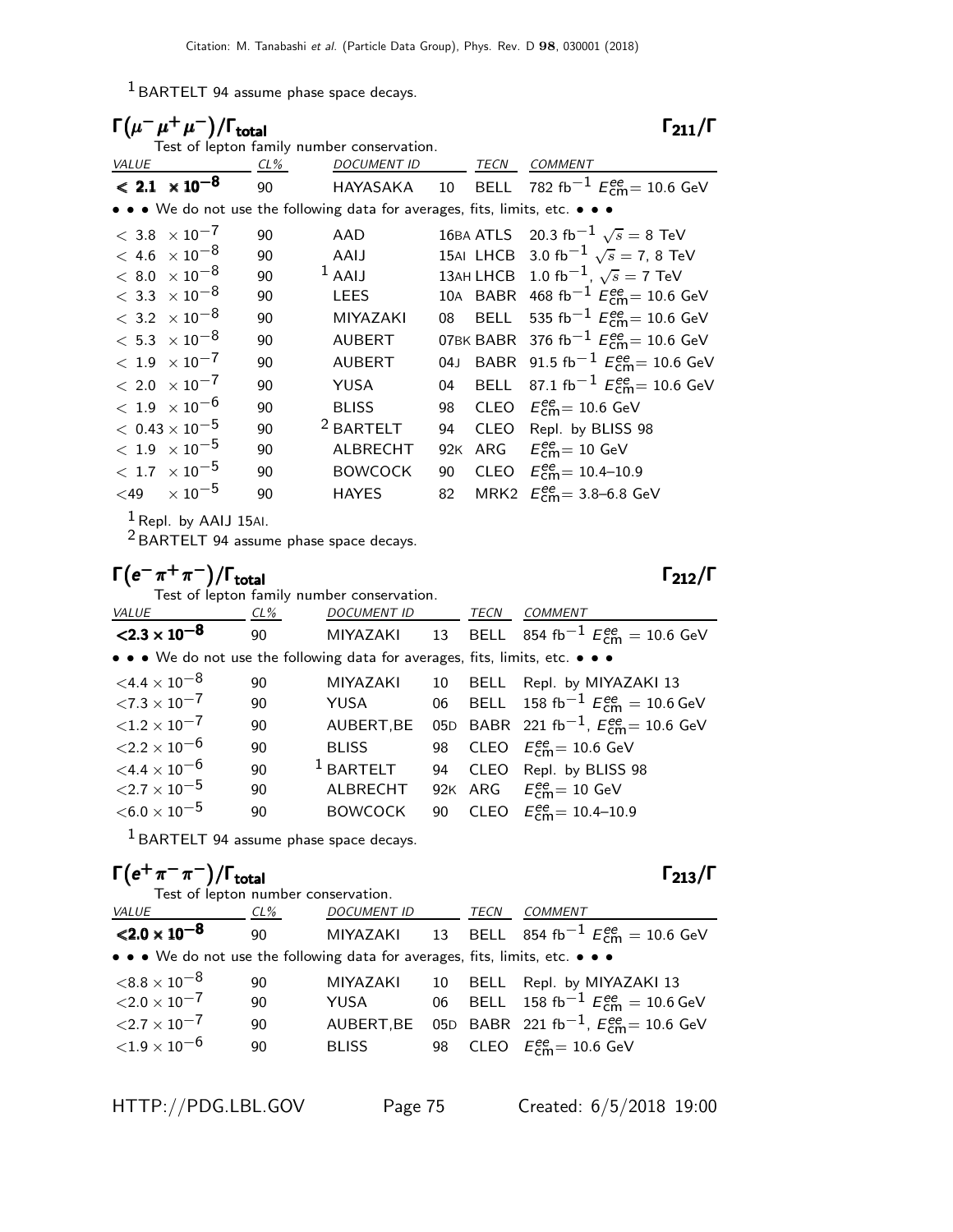[1] BARTELT 94 assume phase space decays.

### $\Gamma(\mu^- \mu^+ \mu^-)/\Gamma_{\text{total}}$ $\Gamma_{211}/\Gamma$

Test of lepton family number conservation.

| VALUE | CL% | DOCUMENT ID | | TECN | COMMENT |
|---|---|---|---|---|---|
| **$< 2.1 \times 10^{-8}$** | 90 | HAYASAKA | 10 | BELL | 782 fb$^{-1}$ $E^{ee}_{\text{cm}}$= 10.6 GeV |
| • • • We do not use the following data for averages, fits, limits, etc. • • • | | | | | |
| $< 3.8 \times 10^{-7}$ | 90 | AAD | 16BA | ATLS | 20.3 fb$^{-1}$ $\sqrt{s}$ = 8 TeV |
| $< 4.6 \times 10^{-8}$ | 90 | AAIJ | 15AI | LHCB | 3.0 fb$^{-1}$ $\sqrt{s}$ = 7, 8 TeV |
| $< 8.0 \times 10^{-8}$ | 90 | [1] AAIJ | 13AH | LHCB | 1.0 fb$^{-1}$, $\sqrt{s}$ = 7 TeV |
| $< 3.3 \times 10^{-8}$ | 90 | LEES | 10A | BABR | 468 fb$^{-1}$ $E^{ee}_{\text{cm}}$= 10.6 GeV |
| $< 3.2 \times 10^{-8}$ | 90 | MIYAZAKI | 08 | BELL | 535 fb$^{-1}$ $E^{ee}_{\text{cm}}$= 10.6 GeV |
| $< 5.3 \times 10^{-8}$ | 90 | AUBERT | 07BK | BABR | 376 fb$^{-1}$ $E^{ee}_{\text{cm}}$= 10.6 GeV |
| $< 1.9 \times 10^{-7}$ | 90 | AUBERT | 04J | BABR | 91.5 fb$^{-1}$ $E^{ee}_{\text{cm}}$= 10.6 GeV |
| $< 2.0 \times 10^{-7}$ | 90 | YUSA | 04 | BELL | 87.1 fb$^{-1}$ $E^{ee}_{\text{cm}}$= 10.6 GeV |
| $< 1.9 \times 10^{-6}$ | 90 | BLISS | 98 | CLEO | $E^{ee}_{\text{cm}}$= 10.6 GeV |
| $< 0.43 \times 10^{-5}$ | 90 | [2] BARTELT | 94 | CLEO | Repl. by BLISS 98 |
| $< 1.9 \times 10^{-5}$ | 90 | ALBRECHT | 92K | ARG | $E^{ee}_{\text{cm}}$= 10 GeV |
| $< 1.7 \times 10^{-5}$ | 90 | BOWCOCK | 90 | CLEO | $E^{ee}_{\text{cm}}$= 10.4–10.9 |
| $< 49 \times 10^{-5}$ | 90 | HAYES | 82 | MRK2 | $E^{ee}_{\text{cm}}$= 3.8–6.8 GeV |

[1] Repl. by AAIJ 15AI.
[2] BARTELT 94 assume phase space decays.

### $\Gamma(e^- \pi^+ \pi^-)/\Gamma_{\text{total}}$ $\Gamma_{212}/\Gamma$

Test of lepton family number conservation.

| VALUE | CL% | DOCUMENT ID | | TECN | COMMENT |
|---|---|---|---|---|---|
| **$< 2.3 \times 10^{-8}$** | 90 | MIYAZAKI | 13 | BELL | 854 fb$^{-1}$ $E^{ee}_{\text{cm}}$ = 10.6 GeV |
| • • • We do not use the following data for averages, fits, limits, etc. • • • | | | | | |
| $< 4.4 \times 10^{-8}$ | 90 | MIYAZAKI | 10 | BELL | Repl. by MIYAZAKI 13 |
| $< 7.3 \times 10^{-7}$ | 90 | YUSA | 06 | BELL | 158 fb$^{-1}$ $E^{ee}_{\text{cm}}$ = 10.6 GeV |
| $< 1.2 \times 10^{-7}$ | 90 | AUBERT,BE | 05D | BABR | 221 fb$^{-1}$, $E^{ee}_{\text{cm}}$= 10.6 GeV |
| $< 2.2 \times 10^{-6}$ | 90 | BLISS | 98 | CLEO | $E^{ee}_{\text{cm}}$= 10.6 GeV |
| $< 4.4 \times 10^{-6}$ | 90 | [1] BARTELT | 94 | CLEO | Repl. by BLISS 98 |
| $< 2.7 \times 10^{-5}$ | 90 | ALBRECHT | 92K | ARG | $E^{ee}_{\text{cm}}$= 10 GeV |
| $< 6.0 \times 10^{-5}$ | 90 | BOWCOCK | 90 | CLEO | $E^{ee}_{\text{cm}}$= 10.4–10.9 |

[1] BARTELT 94 assume phase space decays.

### $\Gamma(e^+ \pi^- \pi^-)/\Gamma_{\text{total}}$ $\Gamma_{213}/\Gamma$

Test of lepton number conservation.

| VALUE | CL% | DOCUMENT ID | | TECN | COMMENT |
|---|---|---|---|---|---|
| **$< 2.0 \times 10^{-8}$** | 90 | MIYAZAKI | 13 | BELL | 854 fb$^{-1}$ $E^{ee}_{\text{cm}}$ = 10.6 GeV |
| • • • We do not use the following data for averages, fits, limits, etc. • • • | | | | | |
| $< 8.8 \times 10^{-8}$ | 90 | MIYAZAKI | 10 | BELL | Repl. by MIYAZAKI 13 |
| $< 2.0 \times 10^{-7}$ | 90 | YUSA | 06 | BELL | 158 fb$^{-1}$ $E^{ee}_{\text{cm}}$ = 10.6 GeV |
| $< 2.7 \times 10^{-7}$ | 90 | AUBERT,BE | 05D | BABR | 221 fb$^{-1}$, $E^{ee}_{\text{cm}}$= 10.6 GeV |
| $< 1.9 \times 10^{-6}$ | 90 | BLISS | 98 | CLEO | $E^{ee}_{\text{cm}}$= 10.6 GeV |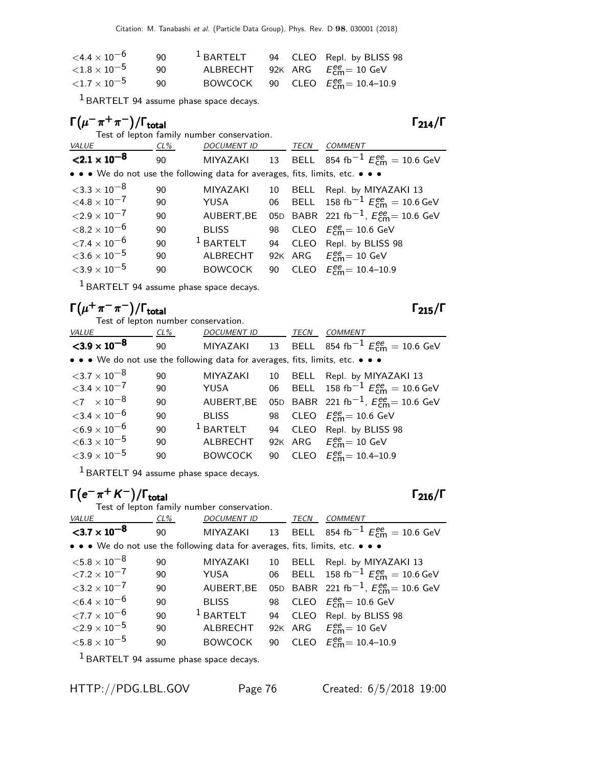| VALUE | CL% | DOCUMENT ID | | TECN | COMMENT |
|---|---|---|---|---|---|
| $<4.4 \times 10^{-6}$ | 90 | [1] BARTELT | 94 | CLEO | Repl. by BLISS 98 |
| $<1.8 \times 10^{-5}$ | 90 | ALBRECHT | 92K | ARG | $E^{ee}_{cm}$= 10 GeV |
| $<1.7 \times 10^{-5}$ | 90 | BOWCOCK | 90 | CLEO | $E^{ee}_{cm}$= 10.4–10.9 |

[1] BARTELT 94 assume phase space decays.

## $\Gamma(\mu^-\pi^+\pi^-)/\Gamma_{total}$ — $\Gamma_{214}/\Gamma$

Test of lepton family number conservation.

| VALUE | CL% | DOCUMENT ID | | TECN | COMMENT |
|---|---|---|---|---|---|
| **$<2.1 \times 10^{-8}$** | 90 | MIYAZAKI | 13 | BELL | 854 fb$^{-1}$ $E^{ee}_{cm}$ = 10.6 GeV |
| • • • We do not use the following data for averages, fits, limits, etc. • • • | | | | | |
| $<3.3 \times 10^{-8}$ | 90 | MIYAZAKI | 10 | BELL | Repl. by MIYAZAKI 13 |
| $<4.8 \times 10^{-7}$ | 90 | YUSA | 06 | BELL | 158 fb$^{-1}$ $E^{ee}_{cm}$ = 10.6 GeV |
| $<2.9 \times 10^{-7}$ | 90 | AUBERT,BE | 05D | BABR | 221 fb$^{-1}$, $E^{ee}_{cm}$= 10.6 GeV |
| $<8.2 \times 10^{-6}$ | 90 | BLISS | 98 | CLEO | $E^{ee}_{cm}$= 10.6 GeV |
| $<7.4 \times 10^{-6}$ | 90 | [1] BARTELT | 94 | CLEO | Repl. by BLISS 98 |
| $<3.6 \times 10^{-5}$ | 90 | ALBRECHT | 92K | ARG | $E^{ee}_{cm}$= 10 GeV |
| $<3.9 \times 10^{-5}$ | 90 | BOWCOCK | 90 | CLEO | $E^{ee}_{cm}$= 10.4–10.9 |

[1] BARTELT 94 assume phase space decays.

## $\Gamma(\mu^+\pi^-\pi^-)/\Gamma_{total}$ — $\Gamma_{215}/\Gamma$

Test of lepton number conservation.

| VALUE | CL% | DOCUMENT ID | | TECN | COMMENT |
|---|---|---|---|---|---|
| **$<3.9 \times 10^{-8}$** | 90 | MIYAZAKI | 13 | BELL | 854 fb$^{-1}$ $E^{ee}_{cm}$ = 10.6 GeV |
| • • • We do not use the following data for averages, fits, limits, etc. • • • | | | | | |
| $<3.7 \times 10^{-8}$ | 90 | MIYAZAKI | 10 | BELL | Repl. by MIYAZAKI 13 |
| $<3.4 \times 10^{-7}$ | 90 | YUSA | 06 | BELL | 158 fb$^{-1}$ $E^{ee}_{cm}$ = 10.6 GeV |
| $<7 \times 10^{-8}$ | 90 | AUBERT,BE | 05D | BABR | 221 fb$^{-1}$, $E^{ee}_{cm}$= 10.6 GeV |
| $<3.4 \times 10^{-6}$ | 90 | BLISS | 98 | CLEO | $E^{ee}_{cm}$= 10.6 GeV |
| $<6.9 \times 10^{-6}$ | 90 | [1] BARTELT | 94 | CLEO | Repl. by BLISS 98 |
| $<6.3 \times 10^{-5}$ | 90 | ALBRECHT | 92K | ARG | $E^{ee}_{cm}$= 10 GeV |
| $<3.9 \times 10^{-5}$ | 90 | BOWCOCK | 90 | CLEO | $E^{ee}_{cm}$= 10.4–10.9 |

[1] BARTELT 94 assume phase space decays.

## $\Gamma(e^-\pi^+K^-)/\Gamma_{total}$ — $\Gamma_{216}/\Gamma$

Test of lepton family number conservation.

| VALUE | CL% | DOCUMENT ID | | TECN | COMMENT |
|---|---|---|---|---|---|
| **$<3.7 \times 10^{-8}$** | 90 | MIYAZAKI | 13 | BELL | 854 fb$^{-1}$ $E^{ee}_{cm}$ = 10.6 GeV |
| • • • We do not use the following data for averages, fits, limits, etc. • • • | | | | | |
| $<5.8 \times 10^{-8}$ | 90 | MIYAZAKI | 10 | BELL | Repl. by MIYAZAKI 13 |
| $<7.2 \times 10^{-7}$ | 90 | YUSA | 06 | BELL | 158 fb$^{-1}$ $E^{ee}_{cm}$ = 10.6 GeV |
| $<3.2 \times 10^{-7}$ | 90 | AUBERT,BE | 05D | BABR | 221 fb$^{-1}$, $E^{ee}_{cm}$= 10.6 GeV |
| $<6.4 \times 10^{-6}$ | 90 | BLISS | 98 | CLEO | $E^{ee}_{cm}$= 10.6 GeV |
| $<7.7 \times 10^{-6}$ | 90 | [1] BARTELT | 94 | CLEO | Repl. by BLISS 98 |
| $<2.9 \times 10^{-5}$ | 90 | ALBRECHT | 92K | ARG | $E^{ee}_{cm}$= 10 GeV |
| $<5.8 \times 10^{-5}$ | 90 | BOWCOCK | 90 | CLEO | $E^{ee}_{cm}$= 10.4–10.9 |

[1] BARTELT 94 assume phase space decays.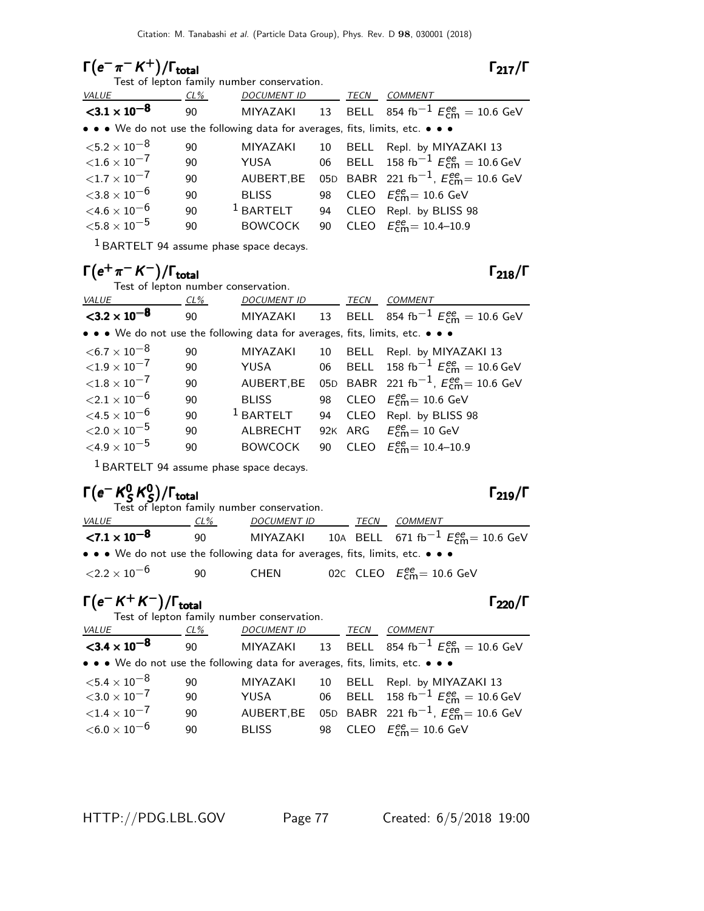## $\Gamma(e^- \pi^- K^+)/\Gamma_{\text{total}}$ $\Gamma_{217}/\Gamma$

Test of lepton family number conservation.

| VALUE | CL% | DOCUMENT ID | | TECN | COMMENT |
|---|---|---|---|---|---|
| **<3.1 × 10$^{-8}$** | 90 | MIYAZAKI | 13 | BELL | 854 fb$^{-1}$ $E^{ee}_{\text{cm}}$ = 10.6 GeV |
| • • • We do not use the following data for averages, fits, limits, etc. • • • | | | | | |
| <5.2 × 10$^{-8}$ | 90 | MIYAZAKI | 10 | BELL | Repl. by MIYAZAKI 13 |
| <1.6 × 10$^{-7}$ | 90 | YUSA | 06 | BELL | 158 fb$^{-1}$ $E^{ee}_{\text{cm}}$ = 10.6 GeV |
| <1.7 × 10$^{-7}$ | 90 | AUBERT,BE | 05D | BABR | 221 fb$^{-1}$, $E^{ee}_{\text{cm}}$ = 10.6 GeV |
| <3.8 × 10$^{-6}$ | 90 | BLISS | 98 | CLEO | $E^{ee}_{\text{cm}}$ = 10.6 GeV |
| <4.6 × 10$^{-6}$ | 90 | [1] BARTELT | 94 | CLEO | Repl. by BLISS 98 |
| <5.8 × 10$^{-5}$ | 90 | BOWCOCK | 90 | CLEO | $E^{ee}_{\text{cm}}$ = 10.4–10.9 |

[1] BARTELT 94 assume phase space decays.

## $\Gamma(e^+ \pi^- K^-)/\Gamma_{\text{total}}$ $\Gamma_{218}/\Gamma$

Test of lepton number conservation.

| VALUE | CL% | DOCUMENT ID | | TECN | COMMENT |
|---|---|---|---|---|---|
| **<3.2 × 10$^{-8}$** | 90 | MIYAZAKI | 13 | BELL | 854 fb$^{-1}$ $E^{ee}_{\text{cm}}$ = 10.6 GeV |
| • • • We do not use the following data for averages, fits, limits, etc. • • • | | | | | |
| <6.7 × 10$^{-8}$ | 90 | MIYAZAKI | 10 | BELL | Repl. by MIYAZAKI 13 |
| <1.9 × 10$^{-7}$ | 90 | YUSA | 06 | BELL | 158 fb$^{-1}$ $E^{ee}_{\text{cm}}$ = 10.6 GeV |
| <1.8 × 10$^{-7}$ | 90 | AUBERT,BE | 05D | BABR | 221 fb$^{-1}$, $E^{ee}_{\text{cm}}$ = 10.6 GeV |
| <2.1 × 10$^{-6}$ | 90 | BLISS | 98 | CLEO | $E^{ee}_{\text{cm}}$ = 10.6 GeV |
| <4.5 × 10$^{-6}$ | 90 | [1] BARTELT | 94 | CLEO | Repl. by BLISS 98 |
| <2.0 × 10$^{-5}$ | 90 | ALBRECHT | 92K | ARG | $E^{ee}_{\text{cm}}$ = 10 GeV |
| <4.9 × 10$^{-5}$ | 90 | BOWCOCK | 90 | CLEO | $E^{ee}_{\text{cm}}$ = 10.4–10.9 |

[1] BARTELT 94 assume phase space decays.

## $\Gamma(e^- K^0_S K^0_S)/\Gamma_{\text{total}}$ $\Gamma_{219}/\Gamma$

Test of lepton family number conservation.

| VALUE | CL% | DOCUMENT ID | | TECN | COMMENT |
|---|---|---|---|---|---|
| **<7.1 × 10$^{-8}$** | 90 | MIYAZAKI | 10A | BELL | 671 fb$^{-1}$ $E^{ee}_{\text{cm}}$ = 10.6 GeV |
| • • • We do not use the following data for averages, fits, limits, etc. • • • | | | | | |
| <2.2 × 10$^{-6}$ | 90 | CHEN | 02C | CLEO | $E^{ee}_{\text{cm}}$ = 10.6 GeV |

## $\Gamma(e^- K^+ K^-)/\Gamma_{\text{total}}$ $\Gamma_{220}/\Gamma$

Test of lepton family number conservation.

| VALUE | CL% | DOCUMENT ID | | TECN | COMMENT |
|---|---|---|---|---|---|
| **<3.4 × 10$^{-8}$** | 90 | MIYAZAKI | 13 | BELL | 854 fb$^{-1}$ $E^{ee}_{\text{cm}}$ = 10.6 GeV |
| • • • We do not use the following data for averages, fits, limits, etc. • • • | | | | | |
| <5.4 × 10$^{-8}$ | 90 | MIYAZAKI | 10 | BELL | Repl. by MIYAZAKI 13 |
| <3.0 × 10$^{-7}$ | 90 | YUSA | 06 | BELL | 158 fb$^{-1}$ $E^{ee}_{\text{cm}}$ = 10.6 GeV |
| <1.4 × 10$^{-7}$ | 90 | AUBERT,BE | 05D | BABR | 221 fb$^{-1}$, $E^{ee}_{\text{cm}}$ = 10.6 GeV |
| <6.0 × 10$^{-6}$ | 90 | BLISS | 98 | CLEO | $E^{ee}_{\text{cm}}$ = 10.6 GeV |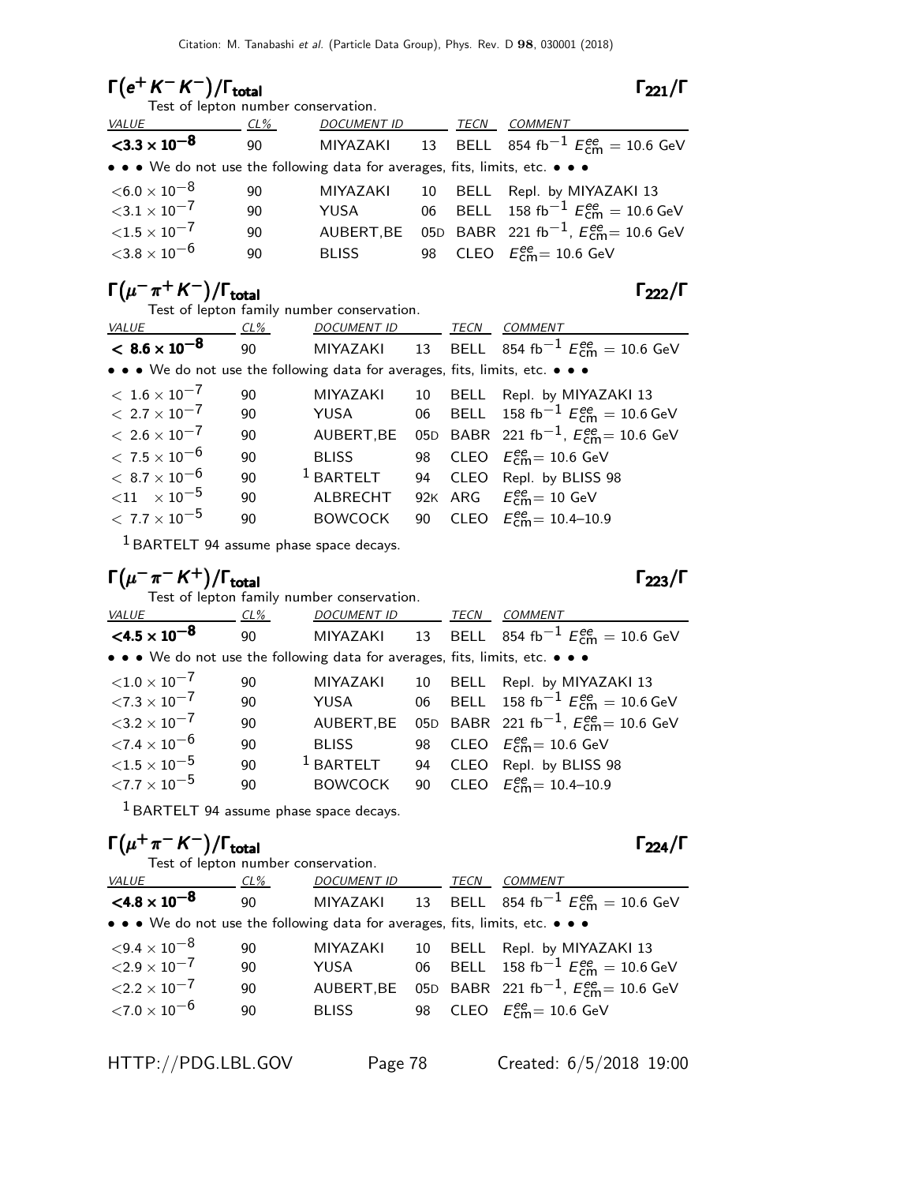## $\Gamma(e^+ K^- K^-)/\Gamma_{total}$ — $\Gamma_{221}/\Gamma$

Test of lepton number conservation.

| VALUE | CL% | DOCUMENT ID | | TECN | COMMENT |
|---|---|---|---|---|---|
| **$<3.3 \times 10^{-8}$** | 90 | MIYAZAKI | 13 | BELL | 854 fb$^{-1}$ $E^{ee}_{cm}$ = 10.6 GeV |
| • • • We do not use the following data for averages, fits, limits, etc. • • • | | | | | |
| $<6.0 \times 10^{-8}$ | 90 | MIYAZAKI | 10 | BELL | Repl. by MIYAZAKI 13 |
| $<3.1 \times 10^{-7}$ | 90 | YUSA | 06 | BELL | 158 fb$^{-1}$ $E^{ee}_{cm}$ = 10.6 GeV |
| $<1.5 \times 10^{-7}$ | 90 | AUBERT,BE | 05D | BABR | 221 fb$^{-1}$, $E^{ee}_{cm}$= 10.6 GeV |
| $<3.8 \times 10^{-6}$ | 90 | BLISS | 98 | CLEO | $E^{ee}_{cm}$= 10.6 GeV |

## $\Gamma(\mu^- \pi^+ K^-)/\Gamma_{total}$ — $\Gamma_{222}/\Gamma$

Test of lepton family number conservation.

| VALUE | CL% | DOCUMENT ID | | TECN | COMMENT |
|---|---|---|---|---|---|
| **$< 8.6 \times 10^{-8}$** | 90 | MIYAZAKI | 13 | BELL | 854 fb$^{-1}$ $E^{ee}_{cm}$ = 10.6 GeV |
| • • • We do not use the following data for averages, fits, limits, etc. • • • | | | | | |
| $< 1.6 \times 10^{-7}$ | 90 | MIYAZAKI | 10 | BELL | Repl. by MIYAZAKI 13 |
| $< 2.7 \times 10^{-7}$ | 90 | YUSA | 06 | BELL | 158 fb$^{-1}$ $E^{ee}_{cm}$ = 10.6 GeV |
| $< 2.6 \times 10^{-7}$ | 90 | AUBERT,BE | 05D | BABR | 221 fb$^{-1}$, $E^{ee}_{cm}$= 10.6 GeV |
| $< 7.5 \times 10^{-6}$ | 90 | BLISS | 98 | CLEO | $E^{ee}_{cm}$= 10.6 GeV |
| $< 8.7 \times 10^{-6}$ | 90 | [1] BARTELT | 94 | CLEO | Repl. by BLISS 98 |
| $<11 \quad \times 10^{-5}$ | 90 | ALBRECHT | 92K | ARG | $E^{ee}_{cm}$= 10 GeV |
| $< 7.7 \times 10^{-5}$ | 90 | BOWCOCK | 90 | CLEO | $E^{ee}_{cm}$= 10.4–10.9 |

[1] BARTELT 94 assume phase space decays.

## $\Gamma(\mu^- \pi^- K^+)/\Gamma_{total}$ — $\Gamma_{223}/\Gamma$

Test of lepton family number conservation.

| VALUE | CL% | DOCUMENT ID | | TECN | COMMENT |
|---|---|---|---|---|---|
| **$<4.5 \times 10^{-8}$** | 90 | MIYAZAKI | 13 | BELL | 854 fb$^{-1}$ $E^{ee}_{cm}$ = 10.6 GeV |
| • • • We do not use the following data for averages, fits, limits, etc. • • • | | | | | |
| $<1.0 \times 10^{-7}$ | 90 | MIYAZAKI | 10 | BELL | Repl. by MIYAZAKI 13 |
| $<7.3 \times 10^{-7}$ | 90 | YUSA | 06 | BELL | 158 fb$^{-1}$ $E^{ee}_{cm}$ = 10.6 GeV |
| $<3.2 \times 10^{-7}$ | 90 | AUBERT,BE | 05D | BABR | 221 fb$^{-1}$, $E^{ee}_{cm}$= 10.6 GeV |
| $<7.4 \times 10^{-6}$ | 90 | BLISS | 98 | CLEO | $E^{ee}_{cm}$= 10.6 GeV |
| $<1.5 \times 10^{-5}$ | 90 | [1] BARTELT | 94 | CLEO | Repl. by BLISS 98 |
| $<7.7 \times 10^{-5}$ | 90 | BOWCOCK | 90 | CLEO | $E^{ee}_{cm}$= 10.4–10.9 |

[1] BARTELT 94 assume phase space decays.

## $\Gamma(\mu^+ \pi^- K^-)/\Gamma_{total}$ — $\Gamma_{224}/\Gamma$

Test of lepton number conservation.

| VALUE | CL% | DOCUMENT ID | | TECN | COMMENT |
|---|---|---|---|---|---|
| **$<4.8 \times 10^{-8}$** | 90 | MIYAZAKI | 13 | BELL | 854 fb$^{-1}$ $E^{ee}_{cm}$ = 10.6 GeV |
| • • • We do not use the following data for averages, fits, limits, etc. • • • | | | | | |
| $<9.4 \times 10^{-8}$ | 90 | MIYAZAKI | 10 | BELL | Repl. by MIYAZAKI 13 |
| $<2.9 \times 10^{-7}$ | 90 | YUSA | 06 | BELL | 158 fb$^{-1}$ $E^{ee}_{cm}$ = 10.6 GeV |
| $<2.2 \times 10^{-7}$ | 90 | AUBERT,BE | 05D | BABR | 221 fb$^{-1}$, $E^{ee}_{cm}$= 10.6 GeV |
| $<7.0 \times 10^{-6}$ | 90 | BLISS | 98 | CLEO | $E^{ee}_{cm}$= 10.6 GeV |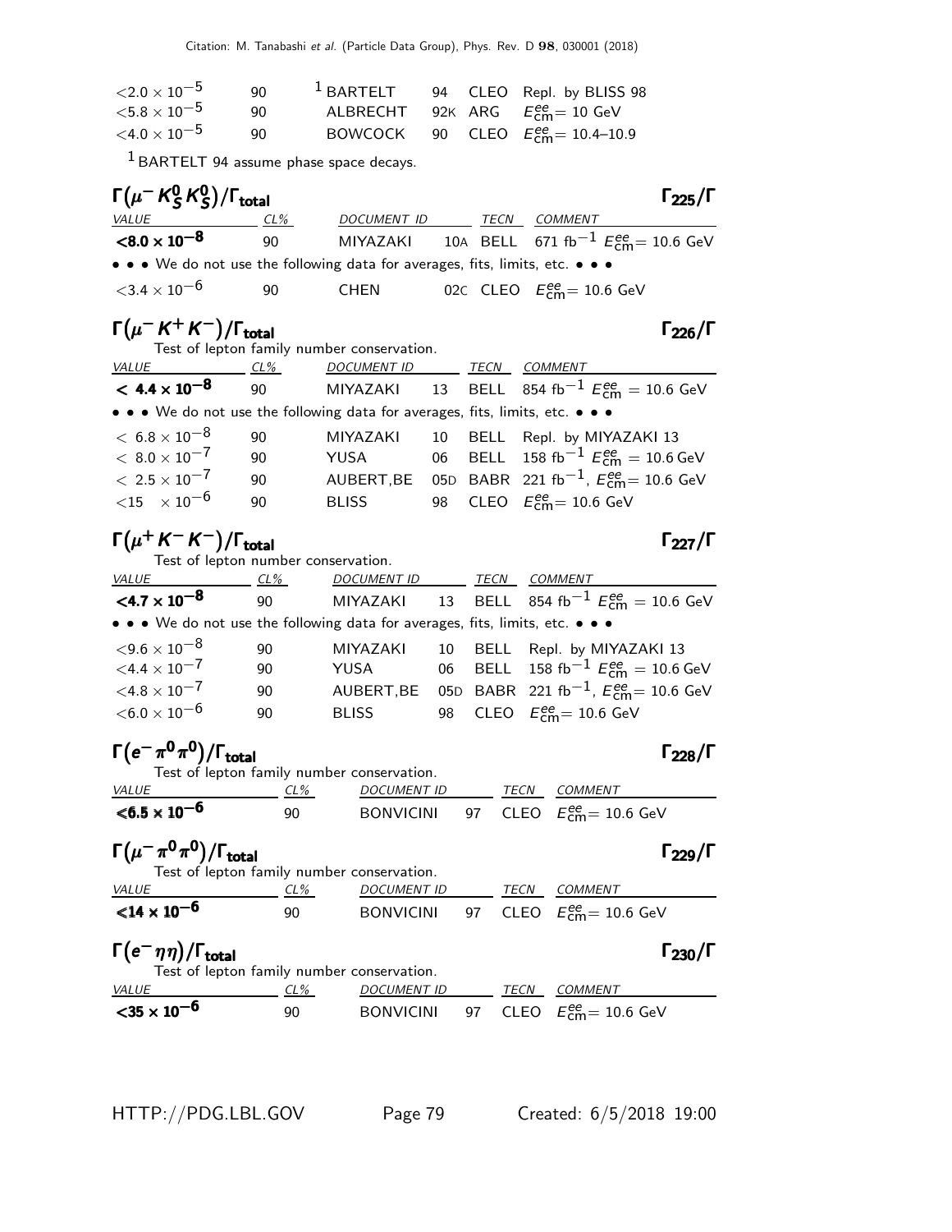| | | | | | |
|---|---|---|---|---|---|
| $<2.0 \times 10^{-5}$ | 90 | [1] BARTELT | 94 | CLEO | Repl. by BLISS 98 |
| $<5.8 \times 10^{-5}$ | 90 | ALBRECHT | 92K | ARG | $E^{ee}_{\rm cm}$= 10 GeV |
| $<4.0 \times 10^{-5}$ | 90 | BOWCOCK | 90 | CLEO | $E^{ee}_{\rm cm}$= 10.4–10.9 |

[1] BARTELT 94 assume phase space decays.

### $\Gamma(\mu^- K^0_S K^0_S)/\Gamma_{\rm total}$ $\Gamma_{225}/\Gamma$

| VALUE | CL% | DOCUMENT ID | | TECN | COMMENT |
|---|---|---|---|---|---|
| **$<8.0 \times 10^{-8}$** | 90 | MIYAZAKI | 10A | BELL | 671 fb$^{-1}$ $E^{ee}_{\rm cm}$= 10.6 GeV |
| • • • We do not use the following data for averages, fits, limits, etc. • • • | | | | | |
| $<3.4 \times 10^{-6}$ | 90 | CHEN | 02C | CLEO | $E^{ee}_{\rm cm}$= 10.6 GeV |

### $\Gamma(\mu^- K^+ K^-)/\Gamma_{\rm total}$ $\Gamma_{226}/\Gamma$

Test of lepton family number conservation.

| VALUE | CL% | DOCUMENT ID | | TECN | COMMENT |
|---|---|---|---|---|---|
| **$< 4.4 \times 10^{-8}$** | 90 | MIYAZAKI | 13 | BELL | 854 fb$^{-1}$ $E^{ee}_{\rm cm}$ = 10.6 GeV |
| • • • We do not use the following data for averages, fits, limits, etc. • • • | | | | | |
| $< 6.8 \times 10^{-8}$ | 90 | MIYAZAKI | 10 | BELL | Repl. by MIYAZAKI 13 |
| $< 8.0 \times 10^{-7}$ | 90 | YUSA | 06 | BELL | 158 fb$^{-1}$ $E^{ee}_{\rm cm}$ = 10.6 GeV |
| $< 2.5 \times 10^{-7}$ | 90 | AUBERT,BE | 05D | BABR | 221 fb$^{-1}$, $E^{ee}_{\rm cm}$= 10.6 GeV |
| $<15 \quad \times 10^{-6}$ | 90 | BLISS | 98 | CLEO | $E^{ee}_{\rm cm}$= 10.6 GeV |

### $\Gamma(\mu^+ K^- K^-)/\Gamma_{\rm total}$ $\Gamma_{227}/\Gamma$

Test of lepton number conservation.

| VALUE | CL% | DOCUMENT ID | | TECN | COMMENT |
|---|---|---|---|---|---|
| **$<4.7 \times 10^{-8}$** | 90 | MIYAZAKI | 13 | BELL | 854 fb$^{-1}$ $E^{ee}_{\rm cm}$ = 10.6 GeV |
| • • • We do not use the following data for averages, fits, limits, etc. • • • | | | | | |
| $<9.6 \times 10^{-8}$ | 90 | MIYAZAKI | 10 | BELL | Repl. by MIYAZAKI 13 |
| $<4.4 \times 10^{-7}$ | 90 | YUSA | 06 | BELL | 158 fb$^{-1}$ $E^{ee}_{\rm cm}$ = 10.6 GeV |
| $<4.8 \times 10^{-7}$ | 90 | AUBERT,BE | 05D | BABR | 221 fb$^{-1}$, $E^{ee}_{\rm cm}$= 10.6 GeV |
| $<6.0 \times 10^{-6}$ | 90 | BLISS | 98 | CLEO | $E^{ee}_{\rm cm}$= 10.6 GeV |

### $\Gamma(e^- \pi^0 \pi^0)/\Gamma_{\rm total}$ $\Gamma_{228}/\Gamma$

Test of lepton family number conservation.

| VALUE | CL% | DOCUMENT ID | | TECN | COMMENT |
|---|---|---|---|---|---|
| **$<6.5 \times 10^{-6}$** | 90 | BONVICINI | 97 | CLEO | $E^{ee}_{\rm cm}$= 10.6 GeV |

### $\Gamma(\mu^- \pi^0 \pi^0)/\Gamma_{\rm total}$ $\Gamma_{229}/\Gamma$

Test of lepton family number conservation.

| VALUE | CL% | DOCUMENT ID | | TECN | COMMENT |
|---|---|---|---|---|---|
| **$<14 \times 10^{-6}$** | 90 | BONVICINI | 97 | CLEO | $E^{ee}_{\rm cm}$= 10.6 GeV |

### $\Gamma(e^- \eta \eta)/\Gamma_{\rm total}$ $\Gamma_{230}/\Gamma$

Test of lepton family number conservation.

| VALUE | CL% | DOCUMENT ID | | TECN | COMMENT |
|---|---|---|---|---|---|
| **$<35 \times 10^{-6}$** | 90 | BONVICINI | 97 | CLEO | $E^{ee}_{\rm cm}$= 10.6 GeV |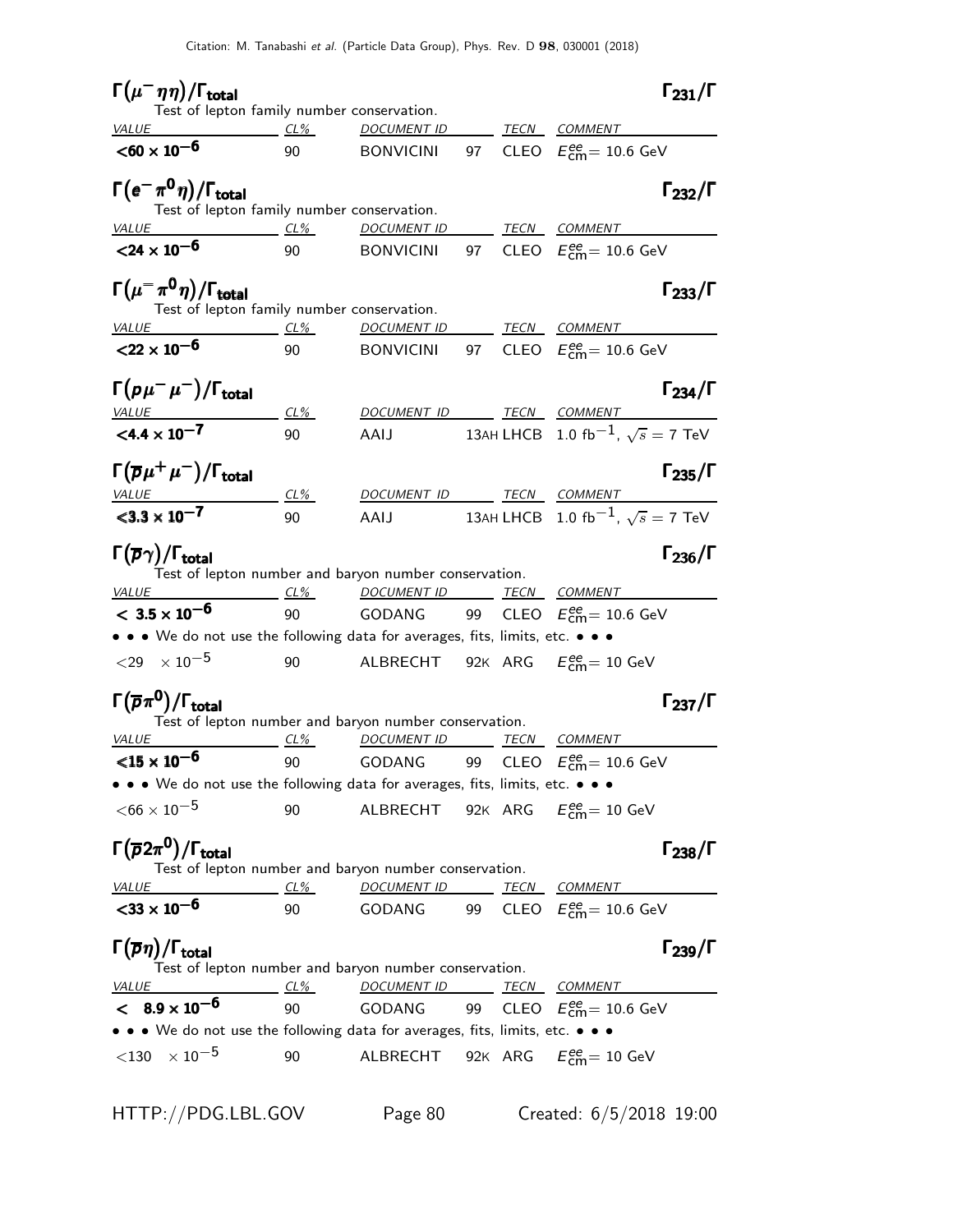### $\Gamma(\mu^- \eta\eta)/\Gamma_{\text{total}}$ $\Gamma_{231}/\Gamma$

Test of lepton family number conservation.

| VALUE | CL% | DOCUMENT ID | | TECN | COMMENT |
|---|---|---|---|---|---|
| **$<60 \times 10^{-6}$** | 90 | BONVICINI | 97 | CLEO | $E^{ee}_{\text{cm}} = 10.6$ GeV |

### $\Gamma(e^- \pi^0 \eta)/\Gamma_{\text{total}}$ $\Gamma_{232}/\Gamma$

Test of lepton family number conservation.

| VALUE | CL% | DOCUMENT ID | | TECN | COMMENT |
|---|---|---|---|---|---|
| **$<24 \times 10^{-6}$** | 90 | BONVICINI | 97 | CLEO | $E^{ee}_{\text{cm}} = 10.6$ GeV |

### $\Gamma(\mu^- \pi^0 \eta)/\Gamma_{\text{total}}$ $\Gamma_{233}/\Gamma$

Test of lepton family number conservation.

| VALUE | CL% | DOCUMENT ID | | TECN | COMMENT |
|---|---|---|---|---|---|
| **$<22 \times 10^{-6}$** | 90 | BONVICINI | 97 | CLEO | $E^{ee}_{\text{cm}} = 10.6$ GeV |

### $\Gamma(p \mu^- \mu^-)/\Gamma_{\text{total}}$ $\Gamma_{234}/\Gamma$

| VALUE | CL% | DOCUMENT ID | | TECN | COMMENT |
|---|---|---|---|---|---|
| **$<4.4 \times 10^{-7}$** | 90 | AAIJ | 13AH | LHCB | 1.0 fb$^{-1}$, $\sqrt{s} = 7$ TeV |

### $\Gamma(\overline{p} \mu^+ \mu^-)/\Gamma_{\text{total}}$ $\Gamma_{235}/\Gamma$

| VALUE | CL% | DOCUMENT ID | | TECN | COMMENT |
|---|---|---|---|---|---|
| **$<3.3 \times 10^{-7}$** | 90 | AAIJ | 13AH | LHCB | 1.0 fb$^{-1}$, $\sqrt{s} = 7$ TeV |

### $\Gamma(\overline{p} \gamma)/\Gamma_{\text{total}}$ $\Gamma_{236}/\Gamma$

Test of lepton number and baryon number conservation.

| VALUE | CL% | DOCUMENT ID | | TECN | COMMENT |
|---|---|---|---|---|---|
| **$< 3.5 \times 10^{-6}$** | 90 | GODANG | 99 | CLEO | $E^{ee}_{\text{cm}} = 10.6$ GeV |
| • • • We do not use the following data for averages, fits, limits, etc. • • • | | | | | |
| $<29 \quad \times 10^{-5}$ | 90 | ALBRECHT | 92K | ARG | $E^{ee}_{\text{cm}} = 10$ GeV |

### $\Gamma(\overline{p} \pi^0)/\Gamma_{\text{total}}$ $\Gamma_{237}/\Gamma$

Test of lepton number and baryon number conservation.

| VALUE | CL% | DOCUMENT ID | | TECN | COMMENT |
|---|---|---|---|---|---|
| **$<15 \times 10^{-6}$** | 90 | GODANG | 99 | CLEO | $E^{ee}_{\text{cm}} = 10.6$ GeV |
| • • • We do not use the following data for averages, fits, limits, etc. • • • | | | | | |
| $<66 \times 10^{-5}$ | 90 | ALBRECHT | 92K | ARG | $E^{ee}_{\text{cm}} = 10$ GeV |

### $\Gamma(\overline{p} 2\pi^0)/\Gamma_{\text{total}}$ $\Gamma_{238}/\Gamma$

Test of lepton number and baryon number conservation.

| VALUE | CL% | DOCUMENT ID | | TECN | COMMENT |
|---|---|---|---|---|---|
| **$<33 \times 10^{-6}$** | 90 | GODANG | 99 | CLEO | $E^{ee}_{\text{cm}} = 10.6$ GeV |

### $\Gamma(\overline{p} \eta)/\Gamma_{\text{total}}$ $\Gamma_{239}/\Gamma$

Test of lepton number and baryon number conservation.

| VALUE | CL% | DOCUMENT ID | | TECN | COMMENT |
|---|---|---|---|---|---|
| **$< 8.9 \times 10^{-6}$** | 90 | GODANG | 99 | CLEO | $E^{ee}_{\text{cm}} = 10.6$ GeV |
| • • • We do not use the following data for averages, fits, limits, etc. • • • | | | | | |
| $<130 \quad \times 10^{-5}$ | 90 | ALBRECHT | 92K | ARG | $E^{ee}_{\text{cm}} = 10$ GeV |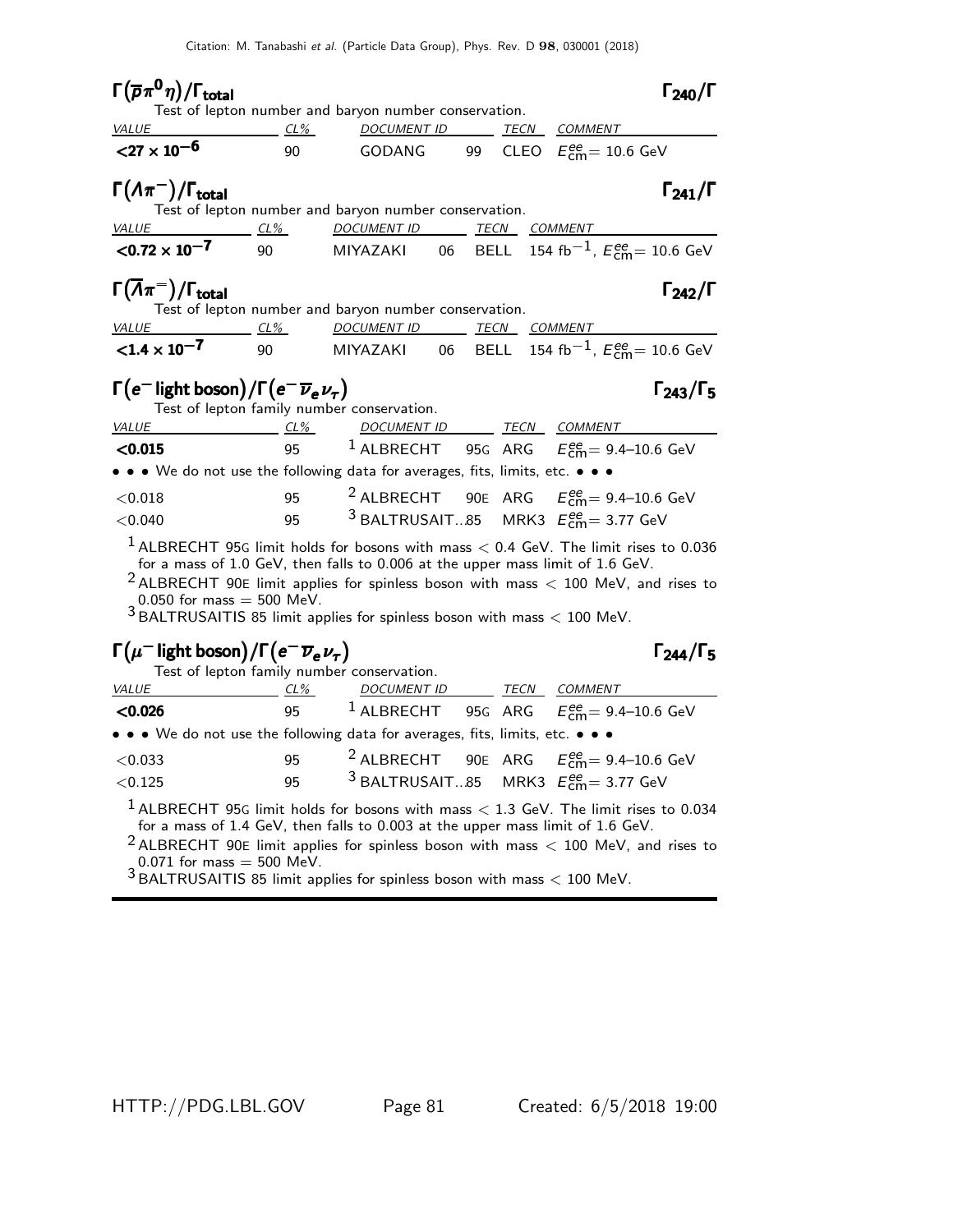### $\Gamma(\overline{p}\pi^0\eta)/\Gamma_{\text{total}}$ $\Gamma_{240}/\Gamma$

Test of lepton number and baryon number conservation.

| VALUE | CL% | DOCUMENT ID | | TECN | COMMENT |
|---|---|---|---|---|---|
| **$<27 \times 10^{-6}$** | 90 | GODANG | 99 | CLEO | $E^{ee}_{\text{cm}}$= 10.6 GeV |

### $\Gamma(\Lambda\pi^-)/\Gamma_{\text{total}}$ $\Gamma_{241}/\Gamma$

Test of lepton number and baryon number conservation.

| VALUE | CL% | DOCUMENT ID | | TECN | COMMENT |
|---|---|---|---|---|---|
| **$<0.72 \times 10^{-7}$** | 90 | MIYAZAKI | 06 | BELL | 154 fb$^{-1}$, $E^{ee}_{\text{cm}}$= 10.6 GeV |

### $\Gamma(\overline{\Lambda}\pi^-)/\Gamma_{\text{total}}$ $\Gamma_{242}/\Gamma$

Test of lepton number and baryon number conservation.

| VALUE | CL% | DOCUMENT ID | | TECN | COMMENT |
|---|---|---|---|---|---|
| **$<1.4 \times 10^{-7}$** | 90 | MIYAZAKI | 06 | BELL | 154 fb$^{-1}$, $E^{ee}_{\text{cm}}$= 10.6 GeV |

### $\Gamma(e^- \text{ light boson})/\Gamma(e^-\overline{\nu}_e\nu_\tau)$ $\Gamma_{243}/\Gamma_5$

Test of lepton family number conservation.

| VALUE | CL% | DOCUMENT ID | | TECN | COMMENT |
|---|---|---|---|---|---|
| **<0.015** | 95 | [1] ALBRECHT | 95G | ARG | $E^{ee}_{\text{cm}}$= 9.4–10.6 GeV |
| • • • We do not use the following data for averages, fits, limits, etc. • • • | | | | | |
| <0.018 | 95 | [2] ALBRECHT | 90E | ARG | $E^{ee}_{\text{cm}}$= 9.4–10.6 GeV |
| <0.040 | 95 | [3] BALTRUSAIT...85 | | MRK3 | $E^{ee}_{\text{cm}}$= 3.77 GeV |

[1] ALBRECHT 95G limit holds for bosons with mass < 0.4 GeV. The limit rises to 0.036 for a mass of 1.0 GeV, then falls to 0.006 at the upper mass limit of 1.6 GeV.

[2] ALBRECHT 90E limit applies for spinless boson with mass < 100 MeV, and rises to 0.050 for mass = 500 MeV.

[3] BALTRUSAITIS 85 limit applies for spinless boson with mass < 100 MeV.

### $\Gamma(\mu^- \text{ light boson})/\Gamma(e^-\overline{\nu}_e\nu_\tau)$ $\Gamma_{244}/\Gamma_5$

Test of lepton family number conservation.

| VALUE | CL% | DOCUMENT ID | | TECN | COMMENT |
|---|---|---|---|---|---|
| **<0.026** | 95 | [1] ALBRECHT | 95G | ARG | $E^{ee}_{\text{cm}}$= 9.4–10.6 GeV |
| • • • We do not use the following data for averages, fits, limits, etc. • • • | | | | | |
| <0.033 | 95 | [2] ALBRECHT | 90E | ARG | $E^{ee}_{\text{cm}}$= 9.4–10.6 GeV |
| <0.125 | 95 | [3] BALTRUSAIT...85 | | MRK3 | $E^{ee}_{\text{cm}}$= 3.77 GeV |

[1] ALBRECHT 95G limit holds for bosons with mass < 1.3 GeV. The limit rises to 0.034 for a mass of 1.4 GeV, then falls to 0.003 at the upper mass limit of 1.6 GeV.

[2] ALBRECHT 90E limit applies for spinless boson with mass < 100 MeV, and rises to 0.071 for mass = 500 MeV.

[3] BALTRUSAITIS 85 limit applies for spinless boson with mass < 100 MeV.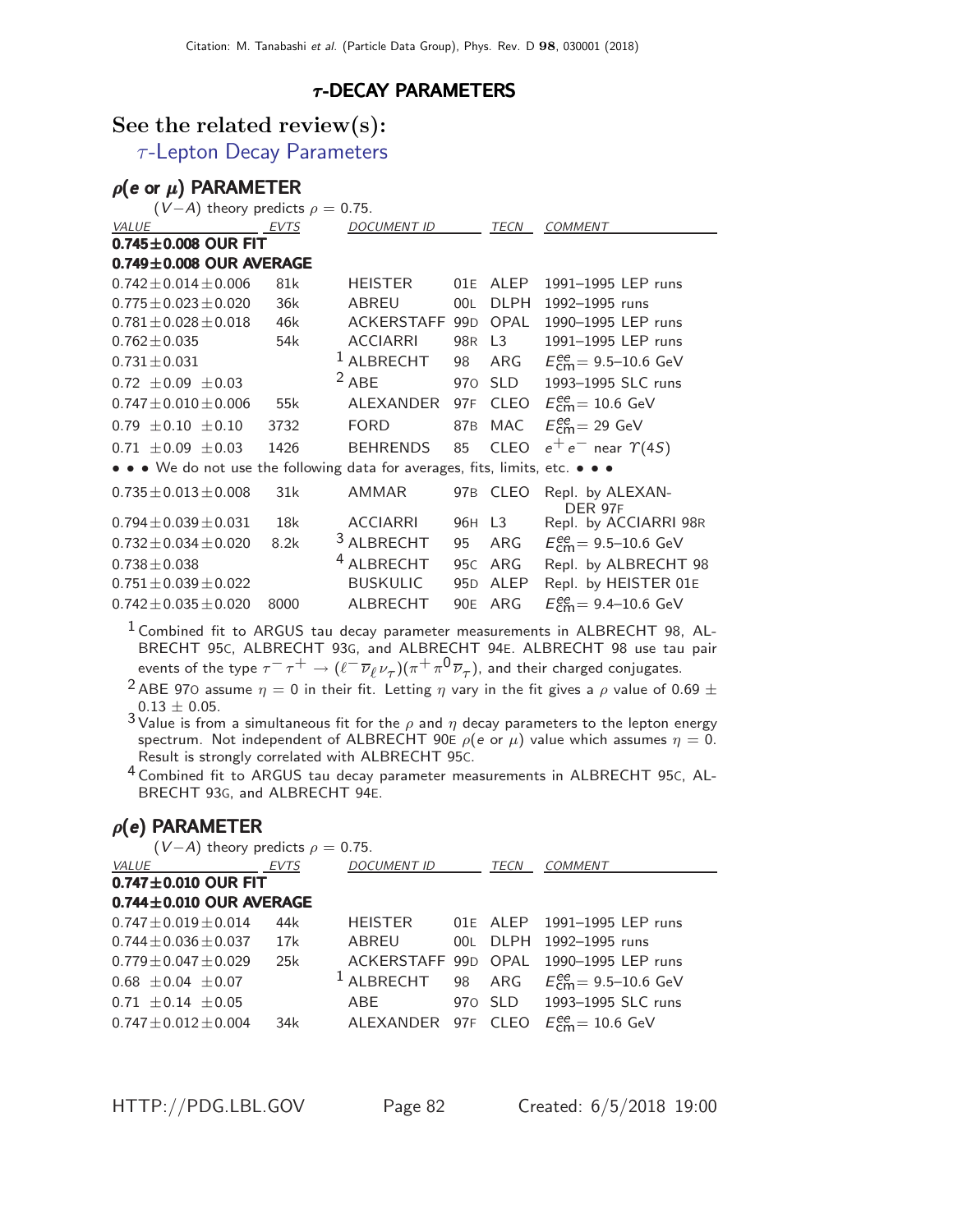Citation: M. Tanabashi *et al.* (Particle Data Group), Phys. Rev. D **98**, 030001 (2018)

# $\tau$-DECAY PARAMETERS

## See the related review(s):

$\tau$-Lepton Decay Parameters

## $\rho(e$ or $\mu)$ PARAMETER

$(V-A)$ theory predicts $\rho = 0.75$.

| VALUE | EVTS | DOCUMENT ID | | TECN | COMMENT |
|---|---|---|---|---|---|
| **0.745±0.008 OUR FIT** | | | | | |
| **0.749±0.008 OUR AVERAGE** | | | | | |
| 0.742±0.014±0.006 | 81k | HEISTER | 01E | ALEP | 1991–1995 LEP runs |
| 0.775±0.023±0.020 | 36k | ABREU | 00L | DLPH | 1992–1995 runs |
| 0.781±0.028±0.018 | 46k | ACKERSTAFF | 99D | OPAL | 1990–1995 LEP runs |
| 0.762±0.035 | 54k | ACCIARRI | 98R | L3 | 1991–1995 LEP runs |
| 0.731±0.031 | | [1] ALBRECHT | 98 | ARG | $E^{ee}_{cm}$= 9.5–10.6 GeV |
| 0.72 ±0.09 ±0.03 | | [2] ABE | 97O | SLD | 1993–1995 SLC runs |
| 0.747±0.010±0.006 | 55k | ALEXANDER | 97F | CLEO | $E^{ee}_{cm}$= 10.6 GeV |
| 0.79 ±0.10 ±0.10 | 3732 | FORD | 87B | MAC | $E^{ee}_{cm}$= 29 GeV |
| 0.71 ±0.09 ±0.03 | 1426 | BEHRENDS | 85 | CLEO | $e^+e^-$ near $\Upsilon(4S)$ |
| • • • We do not use the following data for averages, fits, limits, etc. • • • | | | | | |
| 0.735±0.013±0.008 | 31k | AMMAR | 97B | CLEO | Repl. by ALEXANDER 97F |
| 0.794±0.039±0.031 | 18k | ACCIARRI | 96H | L3 | Repl. by ACCIARRI 98R |
| 0.732±0.034±0.020 | 8.2k | [3] ALBRECHT | 95 | ARG | $E^{ee}_{cm}$= 9.5–10.6 GeV |
| 0.738±0.038 | | [4] ALBRECHT | 95C | ARG | Repl. by ALBRECHT 98 |
| 0.751±0.039±0.022 | | BUSKULIC | 95D | ALEP | Repl. by HEISTER 01E |
| 0.742±0.035±0.020 | 8000 | ALBRECHT | 90E | ARG | $E^{ee}_{cm}$= 9.4–10.6 GeV |

[1] Combined fit to ARGUS tau decay parameter measurements in ALBRECHT 98, ALBRECHT 95C, ALBRECHT 93G, and ALBRECHT 94E. ALBRECHT 98 use tau pair events of the type $\tau^-\tau^+ \rightarrow (\ell^-\overline{\nu}_\ell\nu_\tau)(\pi^+\pi^0\overline{\nu}_\tau)$, and their charged conjugates.

[2] ABE 97O assume $\eta = 0$ in their fit. Letting $\eta$ vary in the fit gives a $\rho$ value of 0.69 ± 0.13 ± 0.05.

[3] Value is from a simultaneous fit for the $\rho$ and $\eta$ decay parameters to the lepton energy spectrum. Not independent of ALBRECHT 90E $\rho(e$ or $\mu)$ value which assumes $\eta = 0$. Result is strongly correlated with ALBRECHT 95C.

[4] Combined fit to ARGUS tau decay parameter measurements in ALBRECHT 95C, ALBRECHT 93G, and ALBRECHT 94E.

## $\rho(e)$ PARAMETER

$(V-A)$ theory predicts $\rho = 0.75$.

| VALUE | EVTS | DOCUMENT ID | | TECN | COMMENT |
|---|---|---|---|---|---|
| **0.747±0.010 OUR FIT** | | | | | |
| **0.744±0.010 OUR AVERAGE** | | | | | |
| 0.747±0.019±0.014 | 44k | HEISTER | 01E | ALEP | 1991–1995 LEP runs |
| 0.744±0.036±0.037 | 17k | ABREU | 00L | DLPH | 1992–1995 runs |
| 0.779±0.047±0.029 | 25k | ACKERSTAFF | 99D | OPAL | 1990–1995 LEP runs |
| 0.68 ±0.04 ±0.07 | | [1] ALBRECHT | 98 | ARG | $E^{ee}_{cm}$= 9.5–10.6 GeV |
| 0.71 ±0.14 ±0.05 | | ABE | 97O | SLD | 1993–1995 SLC runs |
| 0.747±0.012±0.004 | 34k | ALEXANDER | 97F | CLEO | $E^{ee}_{cm}$= 10.6 GeV |

HTTP://PDG.LBL.GOV Created: 6/5/2018 19:00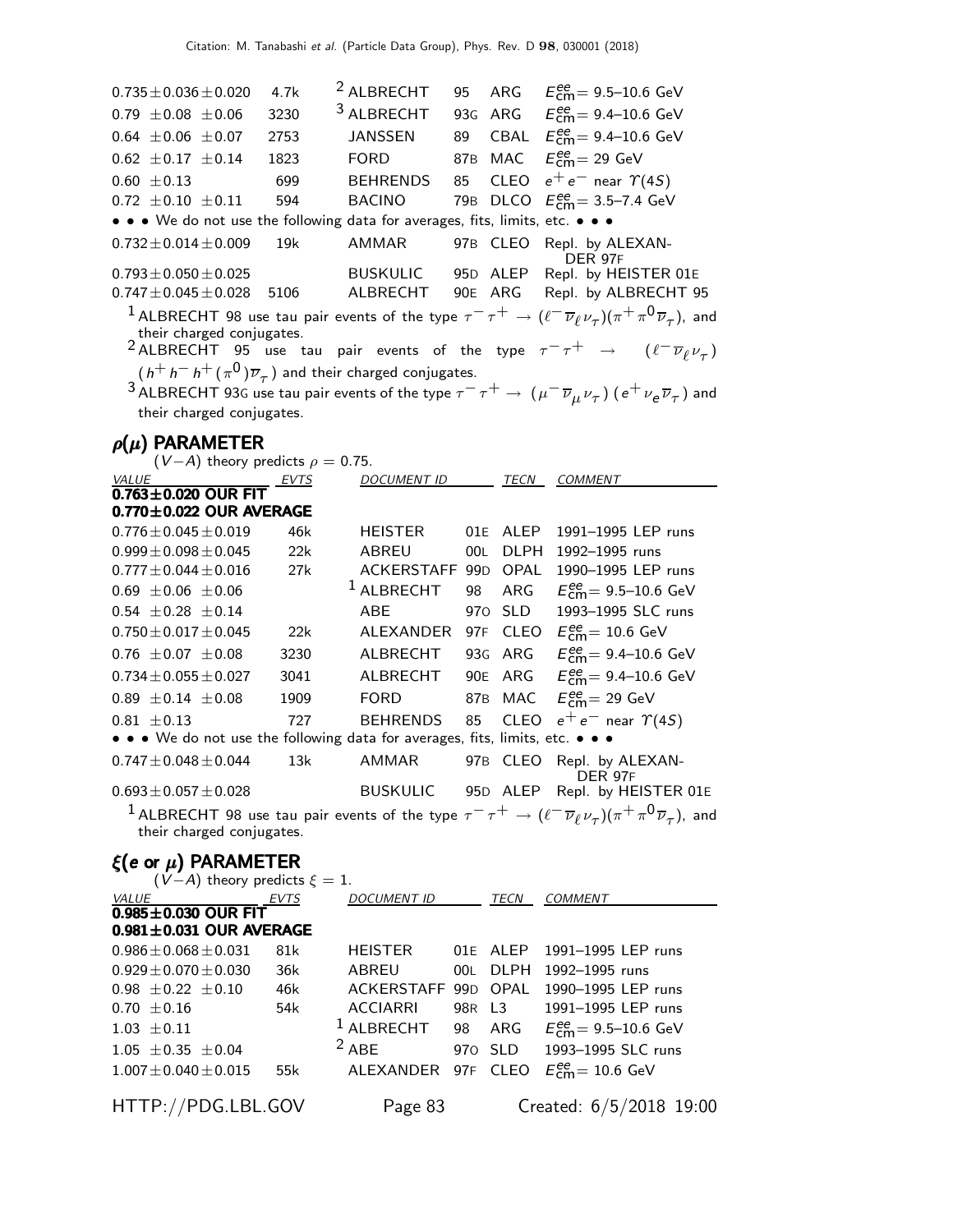| VALUE | EVTS | DOCUMENT ID | | TECN | COMMENT |
|---|---|---|---|---|---|
| $0.735 \pm 0.036 \pm 0.020$ | 4.7k | [2] ALBRECHT | 95 | ARG | $E^{ee}_{cm}$= 9.5–10.6 GeV |
| $0.79 \pm 0.08 \pm 0.06$ | 3230 | [3] ALBRECHT | 93G | ARG | $E^{ee}_{cm}$= 9.4–10.6 GeV |
| $0.64 \pm 0.06 \pm 0.07$ | 2753 | JANSSEN | 89 | CBAL | $E^{ee}_{cm}$= 9.4–10.6 GeV |
| $0.62 \pm 0.17 \pm 0.14$ | 1823 | FORD | 87B | MAC | $E^{ee}_{cm}$= 29 GeV |
| $0.60 \pm 0.13$ | 699 | BEHRENDS | 85 | CLEO | $e^+e^-$ near $\Upsilon(4S)$ |
| $0.72 \pm 0.10 \pm 0.11$ | 594 | BACINO | 79B | DLCO | $E^{ee}_{cm}$= 3.5–7.4 GeV |
| • • • We do not use the following data for averages, fits, limits, etc. • • • | | | | | |
| $0.732 \pm 0.014 \pm 0.009$ | 19k | AMMAR | 97B | CLEO | Repl. by ALEXANDER 97F |
| $0.793 \pm 0.050 \pm 0.025$ | | BUSKULIC | 95D | ALEP | Repl. by HEISTER 01E |
| $0.747 \pm 0.045 \pm 0.028$ | 5106 | ALBRECHT | 90E | ARG | Repl. by ALBRECHT 95 |

[1] ALBRECHT 98 use tau pair events of the type $\tau^-\tau^+ \rightarrow (\ell^-\overline{\nu}_\ell\nu_\tau)(\pi^+\pi^0\overline{\nu}_\tau)$, and their charged conjugates.

[2] ALBRECHT 95 use tau pair events of the type $\tau^-\tau^+ \rightarrow (\ell^-\overline{\nu}_\ell\nu_\tau)(h^+h^-h^+(\pi^0)\overline{\nu}_\tau)$ and their charged conjugates.

[3] ALBRECHT 93G use tau pair events of the type $\tau^-\tau^+ \rightarrow (\mu^-\overline{\nu}_\mu\nu_\tau)(e^+\nu_e\overline{\nu}_\tau)$ and their charged conjugates.

## $\rho(\mu)$ PARAMETER

($V-A$) theory predicts $\rho = 0.75$.

| VALUE | EVTS | DOCUMENT ID | | TECN | COMMENT |
|---|---|---|---|---|---|
| **$0.763 \pm 0.020$ OUR FIT** | | | | | |
| **$0.770 \pm 0.022$ OUR AVERAGE** | | | | | |
| $0.776 \pm 0.045 \pm 0.019$ | 46k | HEISTER | 01E | ALEP | 1991–1995 LEP runs |
| $0.999 \pm 0.098 \pm 0.045$ | 22k | ABREU | 00L | DLPH | 1992–1995 runs |
| $0.777 \pm 0.044 \pm 0.016$ | 27k | ACKERSTAFF | 99D | OPAL | 1990–1995 LEP runs |
| $0.69 \pm 0.06 \pm 0.06$ | | [1] ALBRECHT | 98 | ARG | $E^{ee}_{cm}$= 9.5–10.6 GeV |
| $0.54 \pm 0.28 \pm 0.14$ | | ABE | 97O | SLD | 1993–1995 SLC runs |
| $0.750 \pm 0.017 \pm 0.045$ | 22k | ALEXANDER | 97F | CLEO | $E^{ee}_{cm}$= 10.6 GeV |
| $0.76 \pm 0.07 \pm 0.08$ | 3230 | ALBRECHT | 93G | ARG | $E^{ee}_{cm}$= 9.4–10.6 GeV |
| $0.734 \pm 0.055 \pm 0.027$ | 3041 | ALBRECHT | 90E | ARG | $E^{ee}_{cm}$= 9.4–10.6 GeV |
| $0.89 \pm 0.14 \pm 0.08$ | 1909 | FORD | 87B | MAC | $E^{ee}_{cm}$= 29 GeV |
| $0.81 \pm 0.13$ | 727 | BEHRENDS | 85 | CLEO | $e^+e^-$ near $\Upsilon(4S)$ |
| • • • We do not use the following data for averages, fits, limits, etc. • • • | | | | | |
| $0.747 \pm 0.048 \pm 0.044$ | 13k | AMMAR | 97B | CLEO | Repl. by ALEXANDER 97F |
| $0.693 \pm 0.057 \pm 0.028$ | | BUSKULIC | 95D | ALEP | Repl. by HEISTER 01E |

[1] ALBRECHT 98 use tau pair events of the type $\tau^-\tau^+ \rightarrow (\ell^-\overline{\nu}_\ell\nu_\tau)(\pi^+\pi^0\overline{\nu}_\tau)$, and their charged conjugates.

## $\xi$(e or $\mu$) PARAMETER

($V-A$) theory predicts $\xi = 1$.

| VALUE | EVTS | DOCUMENT ID | | TECN | COMMENT |
|---|---|---|---|---|---|
| **$0.985 \pm 0.030$ OUR FIT** | | | | | |
| **$0.981 \pm 0.031$ OUR AVERAGE** | | | | | |
| $0.986 \pm 0.068 \pm 0.031$ | 81k | HEISTER | 01E | ALEP | 1991–1995 LEP runs |
| $0.929 \pm 0.070 \pm 0.030$ | 36k | ABREU | 00L | DLPH | 1992–1995 runs |
| $0.98 \pm 0.22 \pm 0.10$ | 46k | ACKERSTAFF | 99D | OPAL | 1990–1995 LEP runs |
| $0.70 \pm 0.16$ | 54k | ACCIARRI | 98R | L3 | 1991–1995 LEP runs |
| $1.03 \pm 0.11$ | | [1] ALBRECHT | 98 | ARG | $E^{ee}_{cm}$= 9.5–10.6 GeV |
| $1.05 \pm 0.35 \pm 0.04$ | | [2] ABE | 97O | SLD | 1993–1995 SLC runs |
| $1.007 \pm 0.040 \pm 0.015$ | 55k | ALEXANDER | 97F | CLEO | $E^{ee}_{cm}$= 10.6 GeV |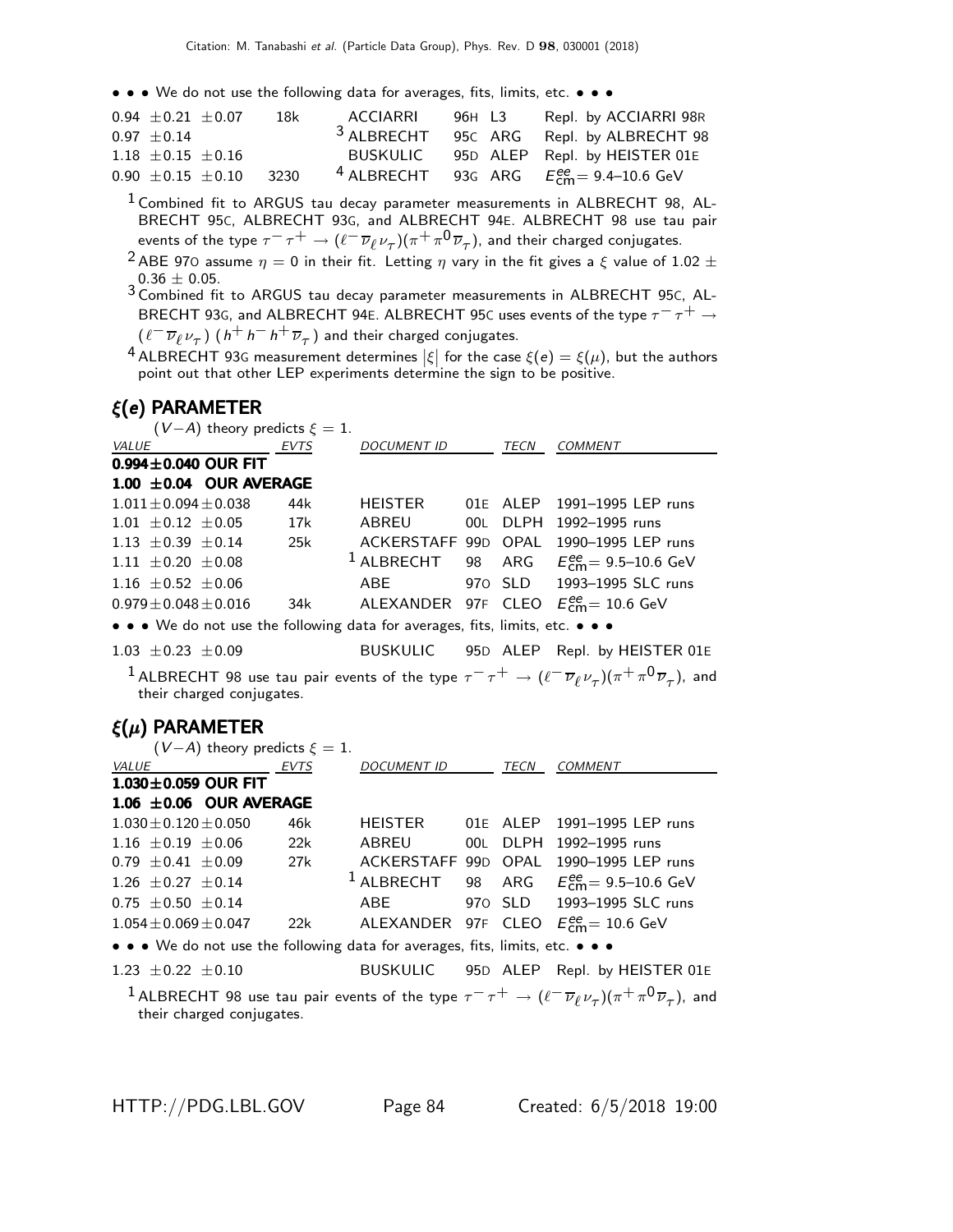• • • We do not use the following data for averages, fits, limits, etc. • • •

| | | | | | |
|---|---|---|---|---|---|
| $0.94 \pm 0.21 \pm 0.07$ | 18k | ACCIARRI | 96H | L3 | Repl. by ACCIARRI 98R |
| $0.97 \pm 0.14$ | | [3] ALBRECHT | 95C | ARG | Repl. by ALBRECHT 98 |
| $1.18 \pm 0.15 \pm 0.16$ | | BUSKULIC | 95D | ALEP | Repl. by HEISTER 01E |
| $0.90 \pm 0.15 \pm 0.10$ | 3230 | [4] ALBRECHT | 93G | ARG | $E^{ee}_{cm}$= 9.4–10.6 GeV |

[1] Combined fit to ARGUS tau decay parameter measurements in ALBRECHT 98, ALBRECHT 95C, ALBRECHT 93G, and ALBRECHT 94E. ALBRECHT 98 use tau pair events of the type $\tau^- \tau^+ \rightarrow (\ell^- \overline{\nu}_\ell \nu_\tau)(\pi^+ \pi^0 \overline{\nu}_\tau)$, and their charged conjugates.

[2] ABE 97O assume $\eta = 0$ in their fit. Letting $\eta$ vary in the fit gives a $\xi$ value of $1.02 \pm 0.36 \pm 0.05$.

[3] Combined fit to ARGUS tau decay parameter measurements in ALBRECHT 95C, ALBRECHT 93G, and ALBRECHT 94E. ALBRECHT 95C uses events of the type $\tau^- \tau^+ \rightarrow (\ell^- \overline{\nu}_\ell \nu_\tau)\ (h^+ h^- h^+ \overline{\nu}_\tau)$ and their charged conjugates.

[4] ALBRECHT 93G measurement determines $|\xi|$ for the case $\xi(e) = \xi(\mu)$, but the authors point out that other LEP experiments determine the sign to be positive.

## $\xi(e)$ PARAMETER

$(V-A)$ theory predicts $\xi = 1$.

| *VALUE* | *EVTS* | *DOCUMENT ID* | | *TECN* | *COMMENT* |
|---|---|---|---|---|---|
| **0.994±0.040 OUR FIT** | | | | | |
| **1.00 ±0.04 OUR AVERAGE** | | | | | |
| $1.011 \pm 0.094 \pm 0.038$ | 44k | HEISTER | 01E | ALEP | 1991–1995 LEP runs |
| $1.01 \pm 0.12 \pm 0.05$ | 17k | ABREU | 00L | DLPH | 1992–1995 runs |
| $1.13 \pm 0.39 \pm 0.14$ | 25k | ACKERSTAFF | 99D | OPAL | 1990–1995 LEP runs |
| $1.11 \pm 0.20 \pm 0.08$ | | [1] ALBRECHT | 98 | ARG | $E^{ee}_{cm}$= 9.5–10.6 GeV |
| $1.16 \pm 0.52 \pm 0.06$ | | ABE | 97O | SLD | 1993–1995 SLC runs |
| $0.979 \pm 0.048 \pm 0.016$ | 34k | ALEXANDER | 97F | CLEO | $E^{ee}_{cm}$= 10.6 GeV |
| • • • We do not use the following data for averages, fits, limits, etc. • • • | | | | | |
| $1.03 \pm 0.23 \pm 0.09$ | | BUSKULIC | 95D | ALEP | Repl. by HEISTER 01E |

[1] ALBRECHT 98 use tau pair events of the type $\tau^- \tau^+ \rightarrow (\ell^- \overline{\nu}_\ell \nu_\tau)(\pi^+ \pi^0 \overline{\nu}_\tau)$, and their charged conjugates.

## $\xi(\mu)$ PARAMETER

$(V-A)$ theory predicts $\xi = 1$.

| *VALUE* | *EVTS* | *DOCUMENT ID* | | *TECN* | *COMMENT* |
|---|---|---|---|---|---|
| **1.030±0.059 OUR FIT** | | | | | |
| **1.06 ±0.06 OUR AVERAGE** | | | | | |
| $1.030 \pm 0.120 \pm 0.050$ | 46k | HEISTER | 01E | ALEP | 1991–1995 LEP runs |
| $1.16 \pm 0.19 \pm 0.06$ | 22k | ABREU | 00L | DLPH | 1992–1995 runs |
| $0.79 \pm 0.41 \pm 0.09$ | 27k | ACKERSTAFF | 99D | OPAL | 1990–1995 LEP runs |
| $1.26 \pm 0.27 \pm 0.14$ | | [1] ALBRECHT | 98 | ARG | $E^{ee}_{cm}$= 9.5–10.6 GeV |
| $0.75 \pm 0.50 \pm 0.14$ | | ABE | 97O | SLD | 1993–1995 SLC runs |
| $1.054 \pm 0.069 \pm 0.047$ | 22k | ALEXANDER | 97F | CLEO | $E^{ee}_{cm}$= 10.6 GeV |
| • • • We do not use the following data for averages, fits, limits, etc. • • • | | | | | |
| $1.23 \pm 0.22 \pm 0.10$ | | BUSKULIC | 95D | ALEP | Repl. by HEISTER 01E |

[1] ALBRECHT 98 use tau pair events of the type $\tau^- \tau^+ \rightarrow (\ell^- \overline{\nu}_\ell \nu_\tau)(\pi^+ \pi^0 \overline{\nu}_\tau)$, and their charged conjugates.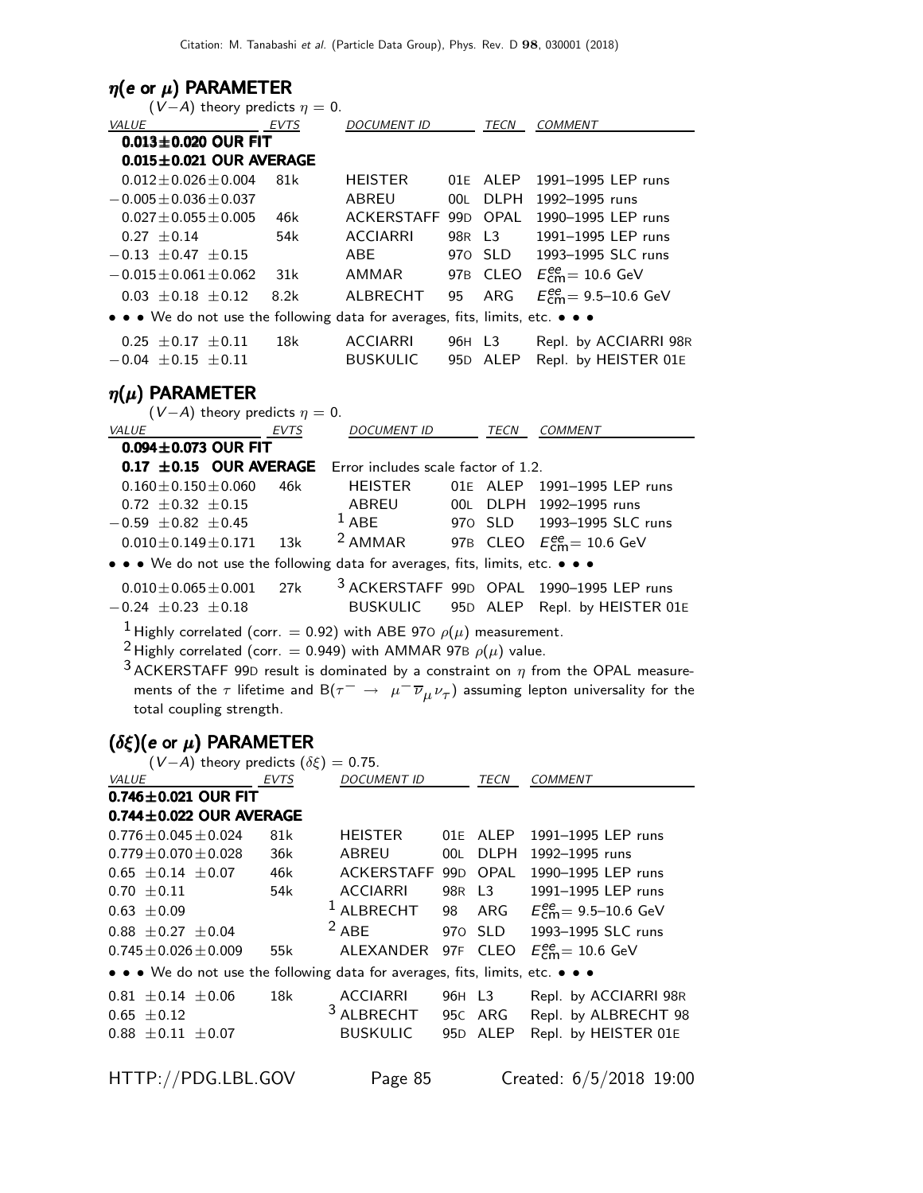## $\eta$(e or $\mu$) PARAMETER

$(V-A)$ theory predicts $\eta = 0$.

| VALUE | EVTS | DOCUMENT ID | | TECN | COMMENT |
|---|---|---|---|---|---|
| **0.013±0.020 OUR FIT** | | | | | |
| **0.015±0.021 OUR AVERAGE** | | | | | |
| $0.012 \pm 0.026 \pm 0.004$ | 81k | HEISTER | 01E | ALEP | 1991–1995 LEP runs |
| $-0.005 \pm 0.036 \pm 0.037$ | | ABREU | 00L | DLPH | 1992–1995 runs |
| $0.027 \pm 0.055 \pm 0.005$ | 46k | ACKERSTAFF | 99D | OPAL | 1990–1995 LEP runs |
| $0.27 \pm 0.14$ | 54k | ACCIARRI | 98R | L3 | 1991–1995 LEP runs |
| $-0.13 \pm 0.47 \pm 0.15$ | | ABE | 97O | SLD | 1993–1995 SLC runs |
| $-0.015 \pm 0.061 \pm 0.062$ | 31k | AMMAR | 97B | CLEO | $E^{ee}_{\rm cm}$= 10.6 GeV |
| $0.03 \pm 0.18 \pm 0.12$ | 8.2k | ALBRECHT | 95 | ARG | $E^{ee}_{\rm cm}$= 9.5–10.6 GeV |

• • • We do not use the following data for averages, fits, limits, etc. • • •

| VALUE | EVTS | DOCUMENT ID | | TECN | COMMENT |
|---|---|---|---|---|---|
| $0.25 \pm 0.17 \pm 0.11$ | 18k | ACCIARRI | 96H | L3 | Repl. by ACCIARRI 98R |
| $-0.04 \pm 0.15 \pm 0.11$ | | BUSKULIC | 95D | ALEP | Repl. by HEISTER 01E |

## $\eta(\mu)$ PARAMETER

$(V-A)$ theory predicts $\eta = 0$.

| VALUE | EVTS | DOCUMENT ID | | TECN | COMMENT |
|---|---|---|---|---|---|
| **0.094±0.073 OUR FIT** | | | | | |
| **0.17 ±0.15 OUR AVERAGE** | | Error includes scale factor of 1.2. | | | |
| $0.160 \pm 0.150 \pm 0.060$ | 46k | HEISTER | 01E | ALEP | 1991–1995 LEP runs |
| $0.72 \pm 0.32 \pm 0.15$ | | ABREU | 00L | DLPH | 1992–1995 runs |
| $-0.59 \pm 0.82 \pm 0.45$ | | [1] ABE | 97O | SLD | 1993–1995 SLC runs |
| $0.010 \pm 0.149 \pm 0.171$ | 13k | [2] AMMAR | 97B | CLEO | $E^{ee}_{\rm cm}$= 10.6 GeV |

• • • We do not use the following data for averages, fits, limits, etc. • • •

| VALUE | EVTS | DOCUMENT ID | | TECN | COMMENT |
|---|---|---|---|---|---|
| $0.010 \pm 0.065 \pm 0.001$ | 27k | [3] ACKERSTAFF | 99D | OPAL | 1990–1995 LEP runs |
| $-0.24 \pm 0.23 \pm 0.18$ | | BUSKULIC | 95D | ALEP | Repl. by HEISTER 01E |

[1] Highly correlated (corr. = 0.92) with ABE 97O $\rho(\mu)$ measurement.

[2] Highly correlated (corr. = 0.949) with AMMAR 97B $\rho(\mu)$ value.

[3] ACKERSTAFF 99D result is dominated by a constraint on $\eta$ from the OPAL measurements of the $\tau$ lifetime and B($\tau^- \to \mu^- \overline{\nu}_\mu \nu_\tau$) assuming lepton universality for the total coupling strength.

## $(\delta\xi)$(e or $\mu$) PARAMETER

$(V-A)$ theory predicts $(\delta\xi) = 0.75$.

| VALUE | EVTS | DOCUMENT ID | | TECN | COMMENT |
|---|---|---|---|---|---|
| **0.746±0.021 OUR FIT** | | | | | |
| **0.744±0.022 OUR AVERAGE** | | | | | |
| $0.776 \pm 0.045 \pm 0.024$ | 81k | HEISTER | 01E | ALEP | 1991–1995 LEP runs |
| $0.779 \pm 0.070 \pm 0.028$ | 36k | ABREU | 00L | DLPH | 1992–1995 runs |
| $0.65 \pm 0.14 \pm 0.07$ | 46k | ACKERSTAFF | 99D | OPAL | 1990–1995 LEP runs |
| $0.70 \pm 0.11$ | 54k | ACCIARRI | 98R | L3 | 1991–1995 LEP runs |
| $0.63 \pm 0.09$ | | [1] ALBRECHT | 98 | ARG | $E^{ee}_{\rm cm}$= 9.5–10.6 GeV |
| $0.88 \pm 0.27 \pm 0.04$ | | [2] ABE | 97O | SLD | 1993–1995 SLC runs |
| $0.745 \pm 0.026 \pm 0.009$ | 55k | ALEXANDER | 97F | CLEO | $E^{ee}_{\rm cm}$= 10.6 GeV |

• • • We do not use the following data for averages, fits, limits, etc. • • •

| VALUE | EVTS | DOCUMENT ID | | TECN | COMMENT |
|---|---|---|---|---|---|
| $0.81 \pm 0.14 \pm 0.06$ | 18k | ACCIARRI | 96H | L3 | Repl. by ACCIARRI 98R |
| $0.65 \pm 0.12$ | | [3] ALBRECHT | 95C | ARG | Repl. by ALBRECHT 98 |
| $0.88 \pm 0.11 \pm 0.07$ | | BUSKULIC | 95D | ALEP | Repl. by HEISTER 01E |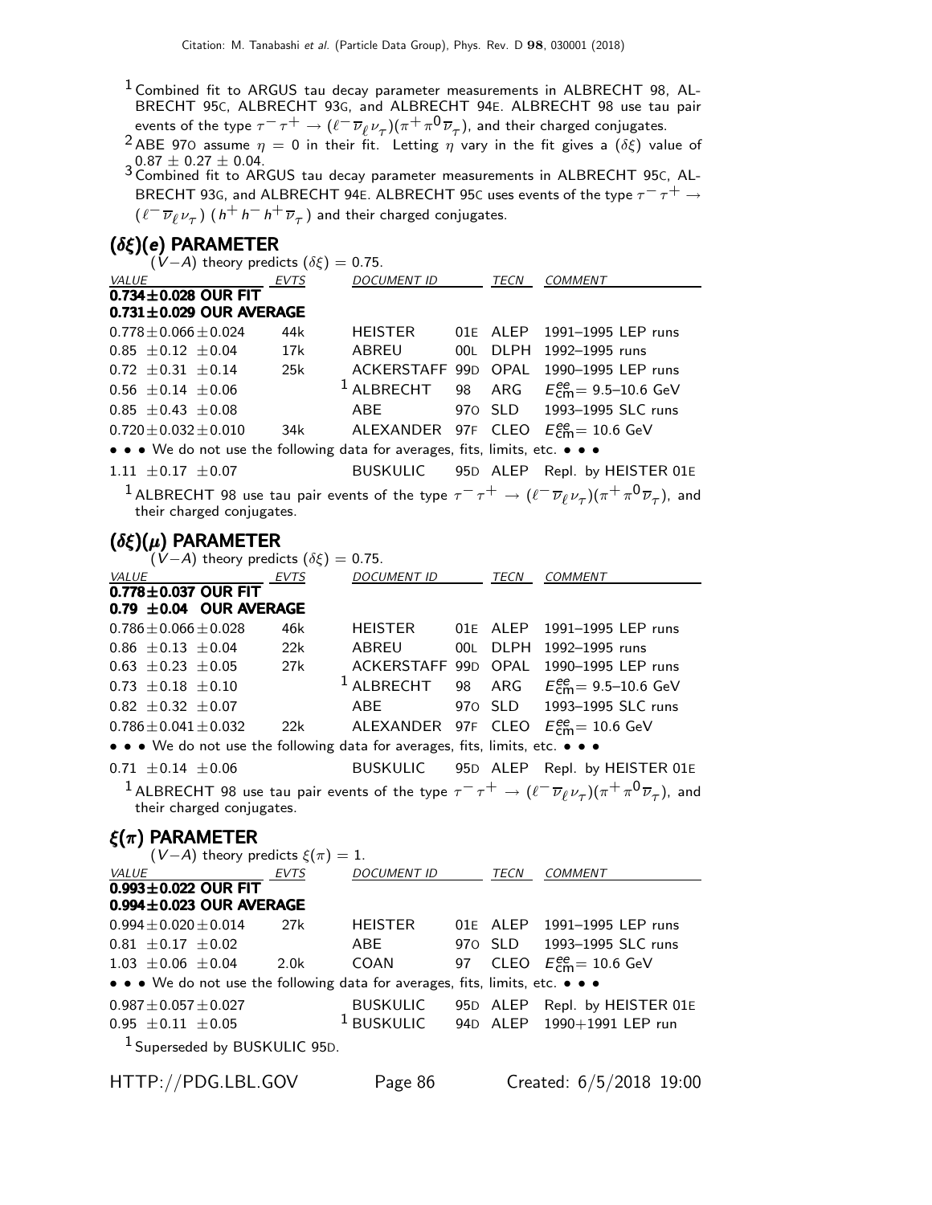[1] Combined fit to ARGUS tau decay parameter measurements in ALBRECHT 98, ALBRECHT 95C, ALBRECHT 93G, and ALBRECHT 94E. ALBRECHT 98 use tau pair events of the type $\tau^- \tau^+ \rightarrow (\ell^- \overline{\nu}_\ell \nu_\tau)(\pi^+ \pi^0 \overline{\nu}_\tau)$, and their charged conjugates.

[2] ABE 97O assume $\eta = 0$ in their fit. Letting $\eta$ vary in the fit gives a $(\delta\xi)$ value of $0.87 \pm 0.27 \pm 0.04$.

[3] Combined fit to ARGUS tau decay parameter measurements in ALBRECHT 95C, ALBRECHT 93G, and ALBRECHT 94E. ALBRECHT 95C uses events of the type $\tau^- \tau^+ \rightarrow (\ell^- \overline{\nu}_\ell \nu_\tau)(h^+ h^- h^+ \overline{\nu}_\tau)$ and their charged conjugates.

## $(\delta\xi)(e)$ PARAMETER

$(V-A)$ theory predicts $(\delta\xi) = 0.75$.

| VALUE | EVTS | DOCUMENT ID | | TECN | COMMENT |
|---|---|---|---|---|---|
| **0.734±0.028 OUR FIT** | | | | | |
| **0.731±0.029 OUR AVERAGE** | | | | | |
| 0.778±0.066±0.024 | 44k | HEISTER | 01E | ALEP | 1991–1995 LEP runs |
| 0.85 ±0.12 ±0.04 | 17k | ABREU | 00L | DLPH | 1992–1995 runs |
| 0.72 ±0.31 ±0.14 | 25k | ACKERSTAFF | 99D | OPAL | 1990–1995 LEP runs |
| 0.56 ±0.14 ±0.06 | | [1] ALBRECHT | 98 | ARG | $E^{ee}_{cm}$= 9.5–10.6 GeV |
| 0.85 ±0.43 ±0.08 | | ABE | 97O | SLD | 1993–1995 SLC runs |
| 0.720±0.032±0.010 | 34k | ALEXANDER | 97F | CLEO | $E^{ee}_{cm}$= 10.6 GeV |
| • • • We do not use the following data for averages, fits, limits, etc. • • • | | | | | |
| 1.11 ±0.17 ±0.07 | | BUSKULIC | 95D | ALEP | Repl. by HEISTER 01E |

[1] ALBRECHT 98 use tau pair events of the type $\tau^- \tau^+ \rightarrow (\ell^- \overline{\nu}_\ell \nu_\tau)(\pi^+ \pi^0 \overline{\nu}_\tau)$, and their charged conjugates.

## $(\delta\xi)(\mu)$ PARAMETER

$(V-A)$ theory predicts $(\delta\xi) = 0.75$.

| VALUE | EVTS | DOCUMENT ID | | TECN | COMMENT |
|---|---|---|---|---|---|
| **0.778±0.037 OUR FIT** | | | | | |
| **0.79 ±0.04 OUR AVERAGE** | | | | | |
| 0.786±0.066±0.028 | 46k | HEISTER | 01E | ALEP | 1991–1995 LEP runs |
| 0.86 ±0.13 ±0.04 | 22k | ABREU | 00L | DLPH | 1992–1995 runs |
| 0.63 ±0.23 ±0.05 | 27k | ACKERSTAFF | 99D | OPAL | 1990–1995 LEP runs |
| 0.73 ±0.18 ±0.10 | | [1] ALBRECHT | 98 | ARG | $E^{ee}_{cm}$= 9.5–10.6 GeV |
| 0.82 ±0.32 ±0.07 | | ABE | 97O | SLD | 1993–1995 SLC runs |
| 0.786±0.041±0.032 | 22k | ALEXANDER | 97F | CLEO | $E^{ee}_{cm}$= 10.6 GeV |
| • • • We do not use the following data for averages, fits, limits, etc. • • • | | | | | |
| 0.71 ±0.14 ±0.06 | | BUSKULIC | 95D | ALEP | Repl. by HEISTER 01E |

[1] ALBRECHT 98 use tau pair events of the type $\tau^- \tau^+ \rightarrow (\ell^- \overline{\nu}_\ell \nu_\tau)(\pi^+ \pi^0 \overline{\nu}_\tau)$, and their charged conjugates.

## $\xi(\pi)$ PARAMETER

$(V-A)$ theory predicts $\xi(\pi) = 1$.

| VALUE | EVTS | DOCUMENT ID | | TECN | COMMENT |
|---|---|---|---|---|---|
| **0.993±0.022 OUR FIT** | | | | | |
| **0.994±0.023 OUR AVERAGE** | | | | | |
| 0.994±0.020±0.014 | 27k | HEISTER | 01E | ALEP | 1991–1995 LEP runs |
| 0.81 ±0.17 ±0.02 | | ABE | 97O | SLD | 1993–1995 SLC runs |
| 1.03 ±0.06 ±0.04 | 2.0k | COAN | 97 | CLEO | $E^{ee}_{cm}$= 10.6 GeV |
| • • • We do not use the following data for averages, fits, limits, etc. • • • | | | | | |
| 0.987±0.057±0.027 | | BUSKULIC | 95D | ALEP | Repl. by HEISTER 01E |
| 0.95 ±0.11 ±0.05 | | [1] BUSKULIC | 94D | ALEP | 1990+1991 LEP run |

[1] Superseded by BUSKULIC 95D.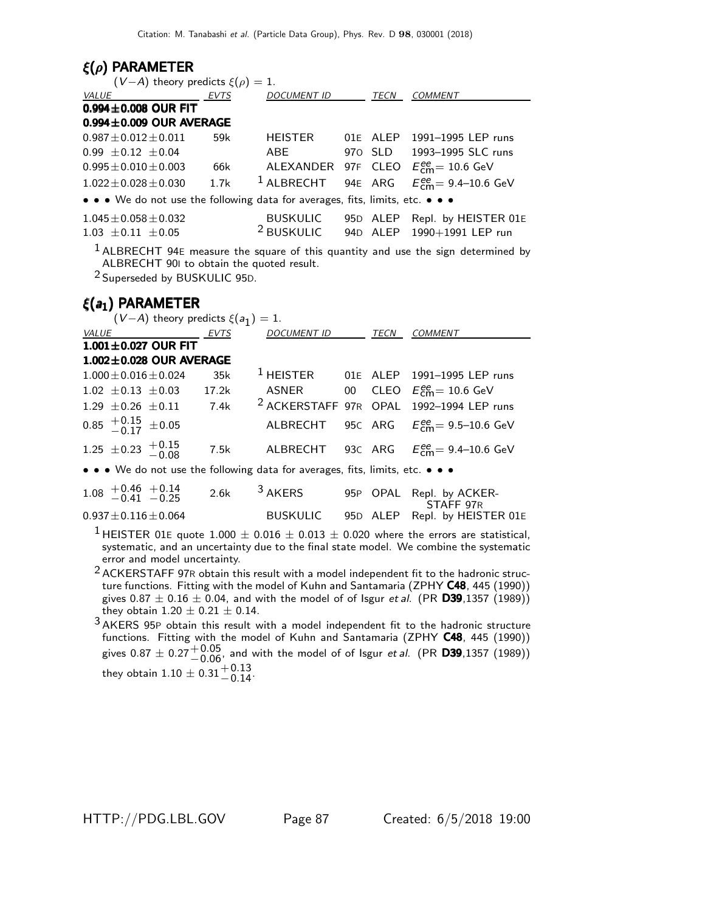## $\xi(\rho)$ PARAMETER

$(V-A)$ theory predicts $\xi(\rho) = 1$.

| VALUE | EVTS | DOCUMENT ID | | TECN | COMMENT |
|---|---|---|---|---|---|
| **0.994±0.008 OUR FIT** | | | | | |
| **0.994±0.009 OUR AVERAGE** | | | | | |
| $0.987 \pm 0.012 \pm 0.011$ | 59k | HEISTER | 01E | ALEP | 1991–1995 LEP runs |
| $0.99 \pm 0.12 \pm 0.04$ | | ABE | 97O | SLD | 1993–1995 SLC runs |
| $0.995 \pm 0.010 \pm 0.003$ | 66k | ALEXANDER | 97F | CLEO | $E^{ee}_{\rm cm}$= 10.6 GeV |
| $1.022 \pm 0.028 \pm 0.030$ | 1.7k | [1] ALBRECHT | 94E | ARG | $E^{ee}_{\rm cm}$= 9.4–10.6 GeV |
| • • • We do not use the following data for averages, fits, limits, etc. • • • | | | | | |
| $1.045 \pm 0.058 \pm 0.032$ | | BUSKULIC | 95D | ALEP | Repl. by HEISTER 01E |
| $1.03 \pm 0.11 \pm 0.05$ | | [2] BUSKULIC | 94D | ALEP | 1990+1991 LEP run |

[1] ALBRECHT 94E measure the square of this quantity and use the sign determined by ALBRECHT 90I to obtain the quoted result.

[2] Superseded by BUSKULIC 95D.

## $\xi(a_1)$ PARAMETER

$(V-A)$ theory predicts $\xi(a_1) = 1$.

| VALUE | EVTS | DOCUMENT ID | | TECN | COMMENT |
|---|---|---|---|---|---|
| **1.001±0.027 OUR FIT** | | | | | |
| **1.002±0.028 OUR AVERAGE** | | | | | |
| $1.000 \pm 0.016 \pm 0.024$ | 35k | [1] HEISTER | 01E | ALEP | 1991–1995 LEP runs |
| $1.02 \pm 0.13 \pm 0.03$ | 17.2k | ASNER | 00 | CLEO | $E^{ee}_{\rm cm}$= 10.6 GeV |
| $1.29 \pm 0.26 \pm 0.11$ | 7.4k | [2] ACKERSTAFF | 97R | OPAL | 1992–1994 LEP runs |
| $0.85\ ^{+0.15}_{-0.17} \pm 0.05$ | | ALBRECHT | 95C | ARG | $E^{ee}_{\rm cm}$= 9.5–10.6 GeV |
| $1.25 \pm 0.23\ ^{+0.15}_{-0.08}$ | 7.5k | ALBRECHT | 93C | ARG | $E^{ee}_{\rm cm}$= 9.4–10.6 GeV |
| • • • We do not use the following data for averages, fits, limits, etc. • • • | | | | | |
| $1.08\ ^{+0.46}_{-0.41}\ ^{+0.14}_{-0.25}$ | 2.6k | [3] AKERS | 95P | OPAL | Repl. by ACKERSTAFF 97R |
| $0.937 \pm 0.116 \pm 0.064$ | | BUSKULIC | 95D | ALEP | Repl. by HEISTER 01E |

[1] HEISTER 01E quote $1.000 \pm 0.016 \pm 0.013 \pm 0.020$ where the errors are statistical, systematic, and an uncertainty due to the final state model. We combine the systematic error and model uncertainty.

[2] ACKERSTAFF 97R obtain this result with a model independent fit to the hadronic structure functions. Fitting with the model of Kuhn and Santamaria (ZPHY **C48**, 445 (1990)) gives $0.87 \pm 0.16 \pm 0.04$, and with the model of of Isgur *et al.* (PR **D39**,1357 (1989)) they obtain $1.20 \pm 0.21 \pm 0.14$.

[3] AKERS 95P obtain this result with a model independent fit to the hadronic structure functions. Fitting with the model of Kuhn and Santamaria (ZPHY **C48**, 445 (1990)) gives $0.87 \pm 0.27\ ^{+0.05}_{-0.06}$, and with the model of of Isgur *et al.* (PR **D39**,1357 (1989)) they obtain $1.10 \pm 0.31\ ^{+0.13}_{-0.14}$.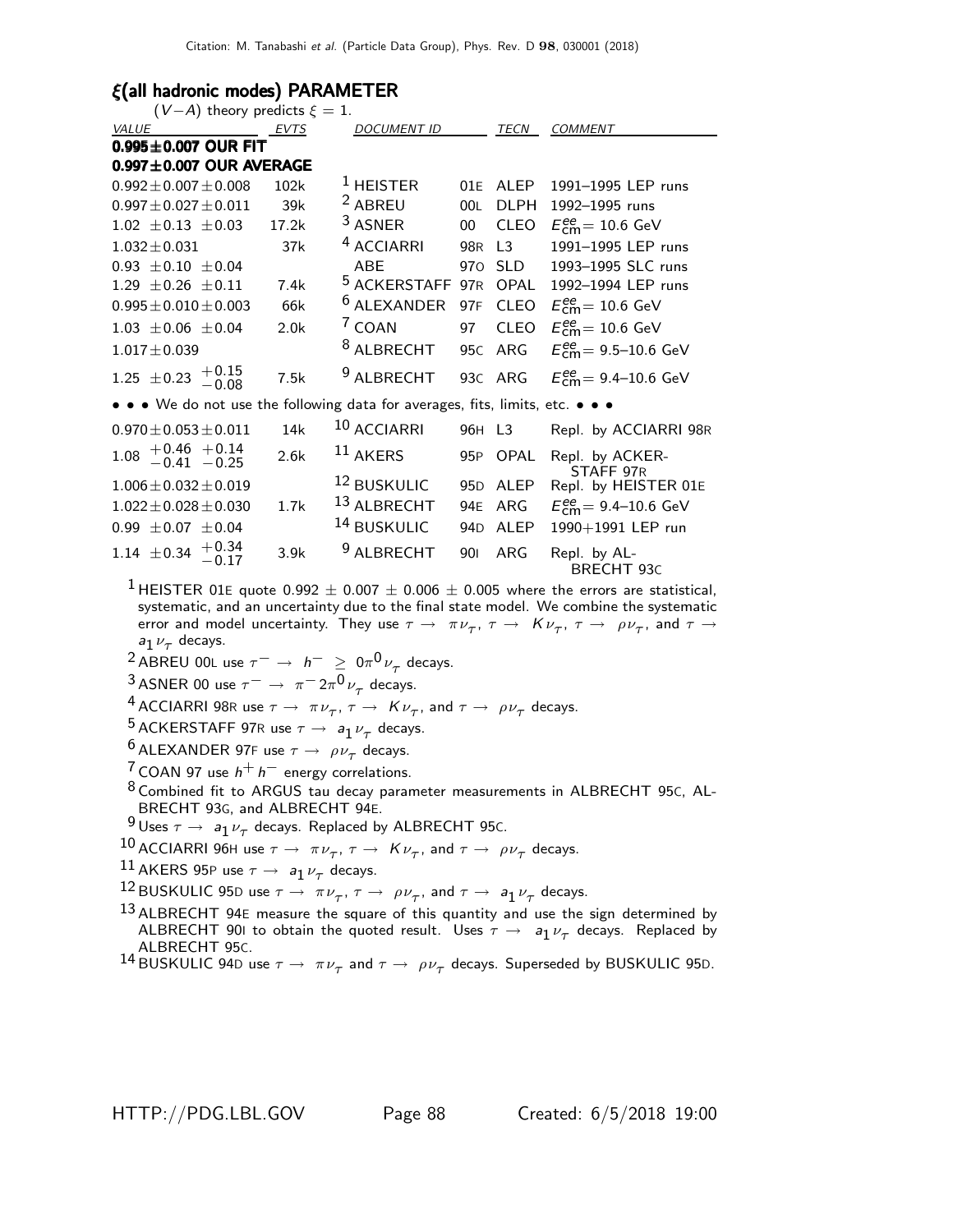## $\xi$(all hadronic modes) PARAMETER

$(V-A)$ theory predicts $\xi = 1$.

| VALUE | EVTS | DOCUMENT ID | | TECN | COMMENT |
|---|---|---|---|---|---|
| **0.995±0.007 OUR FIT** | | | | | |
| **0.997±0.007 OUR AVERAGE** | | | | | |
| $0.992 \pm 0.007 \pm 0.008$ | 102k | [1] HEISTER | 01E | ALEP | 1991–1995 LEP runs |
| $0.997 \pm 0.027 \pm 0.011$ | 39k | [2] ABREU | 00L | DLPH | 1992–1995 runs |
| $1.02 \pm 0.13 \pm 0.03$ | 17.2k | [3] ASNER | 00 | CLEO | $E^{ee}_{\rm cm} = 10.6$ GeV |
| $1.032 \pm 0.031$ | 37k | [4] ACCIARRI | 98R | L3 | 1991–1995 LEP runs |
| $0.93 \pm 0.10 \pm 0.04$ | | ABE | 97O | SLD | 1993–1995 SLC runs |
| $1.29 \pm 0.26 \pm 0.11$ | 7.4k | [5] ACKERSTAFF | 97R | OPAL | 1992–1994 LEP runs |
| $0.995 \pm 0.010 \pm 0.003$ | 66k | [6] ALEXANDER | 97F | CLEO | $E^{ee}_{\rm cm} = 10.6$ GeV |
| $1.03 \pm 0.06 \pm 0.04$ | 2.0k | [7] COAN | 97 | CLEO | $E^{ee}_{\rm cm} = 10.6$ GeV |
| $1.017 \pm 0.039$ | | [8] ALBRECHT | 95C | ARG | $E^{ee}_{\rm cm} = 9.5$–$10.6$ GeV |
| $1.25 \pm 0.23 \ {}^{+0.15}_{-0.08}$ | 7.5k | [9] ALBRECHT | 93C | ARG | $E^{ee}_{\rm cm} = 9.4$–$10.6$ GeV |
| • • • We do not use the following data for averages, fits, limits, etc. • • • | | | | | |
| $0.970 \pm 0.053 \pm 0.011$ | 14k | [10] ACCIARRI | 96H | L3 | Repl. by ACCIARRI 98R |
| $1.08 \ {}^{+0.46}_{-0.41} \ {}^{+0.14}_{-0.25}$ | 2.6k | [11] AKERS | 95P | OPAL | Repl. by ACKERSTAFF 97R |
| $1.006 \pm 0.032 \pm 0.019$ | | [12] BUSKULIC | 95D | ALEP | Repl. by HEISTER 01E |
| $1.022 \pm 0.028 \pm 0.030$ | 1.7k | [13] ALBRECHT | 94E | ARG | $E^{ee}_{\rm cm} = 9.4$–$10.6$ GeV |
| $0.99 \pm 0.07 \pm 0.04$ | | [14] BUSKULIC | 94D | ALEP | 1990+1991 LEP run |
| $1.14 \pm 0.34 \ {}^{+0.34}_{-0.17}$ | 3.9k | [9] ALBRECHT | 90I | ARG | Repl. by ALBRECHT 93C |

[1] HEISTER 01E quote $0.992 \pm 0.007 \pm 0.006 \pm 0.005$ where the errors are statistical, systematic, and an uncertainty due to the final state model. We combine the systematic error and model uncertainty. They use $\tau \rightarrow \pi \nu_\tau$, $\tau \rightarrow K \nu_\tau$, $\tau \rightarrow \rho \nu_\tau$, and $\tau \rightarrow a_1 \nu_\tau$ decays.

[2] ABREU 00L use $\tau^- \rightarrow h^- \geq 0\pi^0 \nu_\tau$ decays.

[3] ASNER 00 use $\tau^- \rightarrow \pi^- 2\pi^0 \nu_\tau$ decays.

[4] ACCIARRI 98R use $\tau \rightarrow \pi \nu_\tau$, $\tau \rightarrow K \nu_\tau$, and $\tau \rightarrow \rho \nu_\tau$ decays.

[5] ACKERSTAFF 97R use $\tau \rightarrow a_1 \nu_\tau$ decays.

[6] ALEXANDER 97F use $\tau \rightarrow \rho \nu_\tau$ decays.

[7] COAN 97 use $h^+ h^-$ energy correlations.

[8] Combined fit to ARGUS tau decay parameter measurements in ALBRECHT 95C, ALBRECHT 93G, and ALBRECHT 94E.

[9] Uses $\tau \rightarrow a_1 \nu_\tau$ decays. Replaced by ALBRECHT 95C.

[10] ACCIARRI 96H use $\tau \rightarrow \pi \nu_\tau$, $\tau \rightarrow K \nu_\tau$, and $\tau \rightarrow \rho \nu_\tau$ decays.

[11] AKERS 95P use $\tau \rightarrow a_1 \nu_\tau$ decays.

[12] BUSKULIC 95D use $\tau \rightarrow \pi \nu_\tau$, $\tau \rightarrow \rho \nu_\tau$, and $\tau \rightarrow a_1 \nu_\tau$ decays.

[13] ALBRECHT 94E measure the square of this quantity and use the sign determined by ALBRECHT 90I to obtain the quoted result. Uses $\tau \rightarrow a_1 \nu_\tau$ decays. Replaced by ALBRECHT 95C.

[14] BUSKULIC 94D use $\tau \rightarrow \pi \nu_\tau$ and $\tau \rightarrow \rho \nu_\tau$ decays. Superseded by BUSKULIC 95D.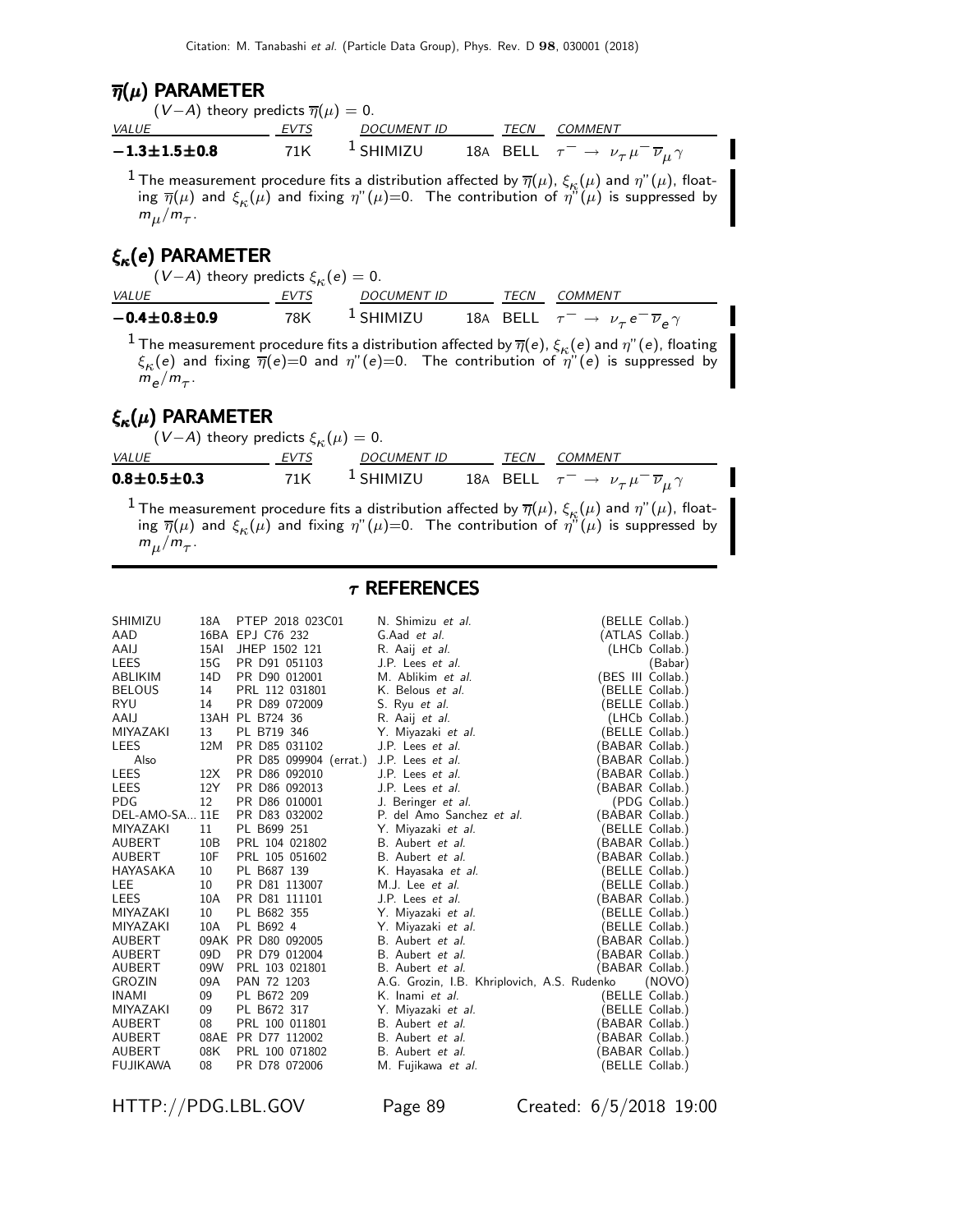## $\overline{\eta}(\mu)$ PARAMETER

$(V-A)$ theory predicts $\overline{\eta}(\mu) = 0$.

| VALUE | EVTS | DOCUMENT ID | | TECN | COMMENT |
|---|---|---|---|---|---|
| **$-1.3\pm1.5\pm0.8$** | 71K | [1] SHIMIZU | 18A | BELL | $\tau^- \to \nu_\tau \mu^- \overline{\nu}_\mu \gamma$ |

[1] The measurement procedure fits a distribution affected by $\overline{\eta}(\mu)$, $\xi_\kappa(\mu)$ and $\eta''(\mu)$, floating $\overline{\eta}(\mu)$ and $\xi_\kappa(\mu)$ and fixing $\eta''(\mu)$=0. The contribution of $\eta''(\mu)$ is suppressed by $m_\mu/m_\tau$.

## $\xi_\kappa(e)$ PARAMETER

$(V-A)$ theory predicts $\xi_\kappa(e) = 0$.

| VALUE | EVTS | DOCUMENT ID | | TECN | COMMENT |
|---|---|---|---|---|---|
| **$-0.4\pm0.8\pm0.9$** | 78K | [1] SHIMIZU | 18A | BELL | $\tau^- \to \nu_\tau e^- \overline{\nu}_e \gamma$ |

[1] The measurement procedure fits a distribution affected by $\overline{\eta}(e)$, $\xi_\kappa(e)$ and $\eta''(e)$, floating $\xi_\kappa(e)$ and fixing $\overline{\eta}(e)$=0 and $\eta''(e)$=0. The contribution of $\eta''(e)$ is suppressed by $m_e/m_\tau$.

## $\xi_\kappa(\mu)$ PARAMETER

$(V-A)$ theory predicts $\xi_\kappa(\mu) = 0$.

| VALUE | EVTS | DOCUMENT ID | | TECN | COMMENT |
|---|---|---|---|---|---|
| **$0.8\pm0.5\pm0.3$** | 71K | [1] SHIMIZU | 18A | BELL | $\tau^- \to \nu_\tau \mu^- \overline{\nu}_\mu \gamma$ |

[1] The measurement procedure fits a distribution affected by $\overline{\eta}(\mu)$, $\xi_\kappa(\mu)$ and $\eta''(\mu)$, floating $\overline{\eta}(\mu)$ and $\xi_\kappa(\mu)$ and fixing $\eta''(\mu)$=0. The contribution of $\eta''(\mu)$ is suppressed by $m_\mu/m_\tau$.

## $\tau$ REFERENCES

| | | | | |
|---|---|---|---|---|
| SHIMIZU | 18A | PTEP 2018 023C01 | N. Shimizu *et al.* | (BELLE Collab.) |
| AAD | 16BA | EPJ C76 232 | G.Aad *et al.* | (ATLAS Collab.) |
| AAIJ | 15AI | JHEP 1502 121 | R. Aaij *et al.* | (LHCb Collab.) |
| LEES | 15G | PR D91 051103 | J.P. Lees *et al.* | (Babar) |
| ABLIKIM | 14D | PR D90 012001 | M. Ablikim *et al.* | (BES III Collab.) |
| BELOUS | 14 | PRL 112 031801 | K. Belous *et al.* | (BELLE Collab.) |
| RYU | 14 | PR D89 072009 | S. Ryu *et al.* | (BELLE Collab.) |
| AAIJ | 13AH | PL B724 36 | R. Aaij *et al.* | (LHCb Collab.) |
| MIYAZAKI | 13 | PL B719 346 | Y. Miyazaki *et al.* | (BELLE Collab.) |
| LEES | 12M | PR D85 031102 | J.P. Lees *et al.* | (BABAR Collab.) |
| Also | | PR D85 099904 (errat.) | J.P. Lees *et al.* | (BABAR Collab.) |
| LEES | 12X | PR D86 092010 | J.P. Lees *et al.* | (BABAR Collab.) |
| LEES | 12Y | PR D86 092013 | J.P. Lees *et al.* | (BABAR Collab.) |
| PDG | 12 | PR D86 010001 | J. Beringer *et al.* | (PDG Collab.) |
| DEL-AMO-SA... | 11E | PR D83 032002 | P. del Amo Sanchez *et al.* | (BABAR Collab.) |
| MIYAZAKI | 11 | PL B699 251 | Y. Miyazaki *et al.* | (BELLE Collab.) |
| AUBERT | 10B | PRL 104 021802 | B. Aubert *et al.* | (BABAR Collab.) |
| AUBERT | 10F | PRL 105 051602 | B. Aubert *et al.* | (BABAR Collab.) |
| HAYASAKA | 10 | PL B687 139 | K. Hayasaka *et al.* | (BELLE Collab.) |
| LEE | 10 | PR D81 113007 | M.J. Lee *et al.* | (BELLE Collab.) |
| LEES | 10A | PR D81 111101 | J.P. Lees *et al.* | (BABAR Collab.) |
| MIYAZAKI | 10 | PL B682 355 | Y. Miyazaki *et al.* | (BELLE Collab.) |
| MIYAZAKI | 10A | PL B692 4 | Y. Miyazaki *et al.* | (BELLE Collab.) |
| AUBERT | 09AK | PR D80 092005 | B. Aubert *et al.* | (BABAR Collab.) |
| AUBERT | 09D | PR D79 012004 | B. Aubert *et al.* | (BABAR Collab.) |
| AUBERT | 09W | PRL 103 021801 | B. Aubert *et al.* | (BABAR Collab.) |
| GROZIN | 09A | PAN 72 1203 | A.G. Grozin, I.B. Khriplovich, A.S. Rudenko | (NOVO) |
| INAMI | 09 | PL B672 209 | K. Inami *et al.* | (BELLE Collab.) |
| MIYAZAKI | 09 | PL B672 317 | Y. Miyazaki *et al.* | (BELLE Collab.) |
| AUBERT | 08 | PRL 100 011801 | B. Aubert *et al.* | (BABAR Collab.) |
| AUBERT | 08AE | PR D77 112002 | B. Aubert *et al.* | (BABAR Collab.) |
| AUBERT | 08K | PRL 100 071802 | B. Aubert *et al.* | (BABAR Collab.) |
| FUJIKAWA | 08 | PR D78 072006 | M. Fujikawa *et al.* | (BELLE Collab.) |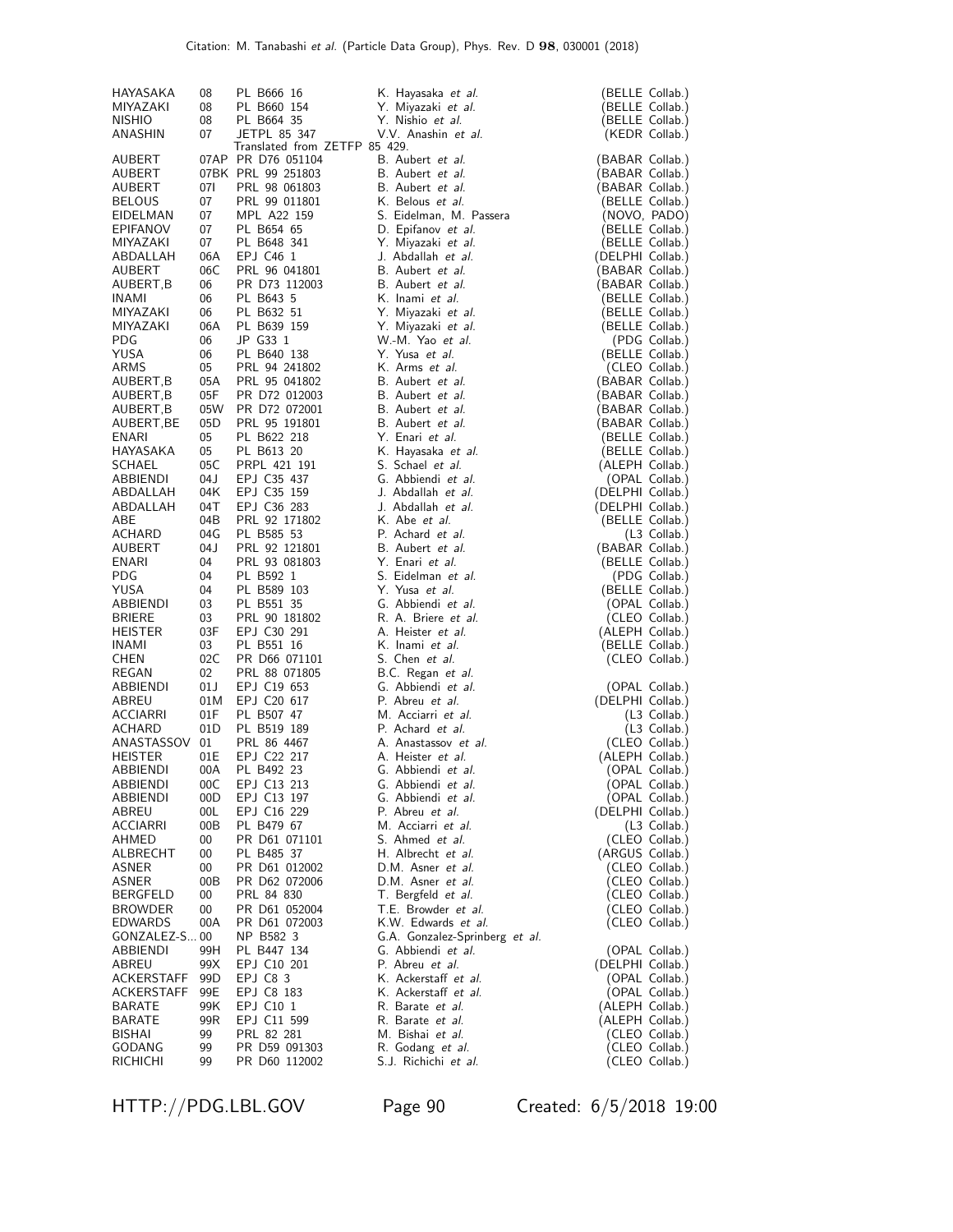| | | | | |
|---|---|---|---|---|
| HAYASAKA | 08 | PL B666 16 | K. Hayasaka *et al.* | (BELLE Collab.) |
| MIYAZAKI | 08 | PL B660 154 | Y. Miyazaki *et al.* | (BELLE Collab.) |
| NISHIO | 08 | PL B664 35 | Y. Nishio *et al.* | (BELLE Collab.) |
| ANASHIN | 07 | JETPL 85 347 | V.V. Anashin *et al.* | (KEDR Collab.) |
| | | Translated from ZETFP 85 429. | | |
| AUBERT | 07AP | PR D76 051104 | B. Aubert *et al.* | (BABAR Collab.) |
| AUBERT | 07BK | PRL 99 251803 | B. Aubert *et al.* | (BABAR Collab.) |
| AUBERT | 07I | PRL 98 061803 | B. Aubert *et al.* | (BABAR Collab.) |
| BELOUS | 07 | PRL 99 011801 | K. Belous *et al.* | (BELLE Collab.) |
| EIDELMAN | 07 | MPL A22 159 | S. Eidelman, M. Passera | (NOVO, PADO) |
| EPIFANOV | 07 | PL B654 65 | D. Epifanov *et al.* | (BELLE Collab.) |
| MIYAZAKI | 07 | PL B648 341 | Y. Miyazaki *et al.* | (BELLE Collab.) |
| ABDALLAH | 06A | EPJ C46 1 | J. Abdallah *et al.* | (DELPHI Collab.) |
| AUBERT | 06C | PRL 96 041801 | B. Aubert *et al.* | (BABAR Collab.) |
| AUBERT,B | 06 | PR D73 112003 | B. Aubert *et al.* | (BABAR Collab.) |
| INAMI | 06 | PL B643 5 | K. Inami *et al.* | (BELLE Collab.) |
| MIYAZAKI | 06 | PL B632 51 | Y. Miyazaki *et al.* | (BELLE Collab.) |
| MIYAZAKI | 06A | PL B639 159 | Y. Miyazaki *et al.* | (BELLE Collab.) |
| PDG | 06 | JP G33 1 | W.-M. Yao *et al.* | (PDG Collab.) |
| YUSA | 06 | PL B640 138 | Y. Yusa *et al.* | (BELLE Collab.) |
| ARMS | 05 | PRL 94 241802 | K. Arms *et al.* | (CLEO Collab.) |
| AUBERT,B | 05A | PRL 95 041802 | B. Aubert *et al.* | (BABAR Collab.) |
| AUBERT,B | 05F | PR D72 012003 | B. Aubert *et al.* | (BABAR Collab.) |
| AUBERT,B | 05W | PR D72 072001 | B. Aubert *et al.* | (BABAR Collab.) |
| AUBERT,BE | 05D | PRL 95 191801 | B. Aubert *et al.* | (BABAR Collab.) |
| ENARI | 05 | PL B622 218 | Y. Enari *et al.* | (BELLE Collab.) |
| HAYASAKA | 05 | PL B613 20 | K. Hayasaka *et al.* | (BELLE Collab.) |
| SCHAEL | 05C | PRPL 421 191 | S. Schael *et al.* | (ALEPH Collab.) |
| ABBIENDI | 04J | EPJ C35 437 | G. Abbiendi *et al.* | (OPAL Collab.) |
| ABDALLAH | 04K | EPJ C35 159 | J. Abdallah *et al.* | (DELPHI Collab.) |
| ABDALLAH | 04T | EPJ C36 283 | J. Abdallah *et al.* | (DELPHI Collab.) |
| ABE | 04B | PRL 92 171802 | K. Abe *et al.* | (BELLE Collab.) |
| ACHARD | 04G | PL B585 53 | P. Achard *et al.* | (L3 Collab.) |
| AUBERT | 04J | PRL 92 121801 | B. Aubert *et al.* | (BABAR Collab.) |
| ENARI | 04 | PRL 93 081803 | Y. Enari *et al.* | (BELLE Collab.) |
| PDG | 04 | PL B592 1 | S. Eidelman *et al.* | (PDG Collab.) |
| YUSA | 04 | PL B589 103 | Y. Yusa *et al.* | (BELLE Collab.) |
| ABBIENDI | 03 | PL B551 35 | G. Abbiendi *et al.* | (OPAL Collab.) |
| BRIERE | 03 | PRL 90 181802 | R. A. Briere *et al.* | (CLEO Collab.) |
| HEISTER | 03F | EPJ C30 291 | A. Heister *et al.* | (ALEPH Collab.) |
| INAMI | 03 | PL B551 16 | K. Inami *et al.* | (BELLE Collab.) |
| CHEN | 02C | PR D66 071101 | S. Chen *et al.* | (CLEO Collab.) |
| REGAN | 02 | PRL 88 071805 | B.C. Regan *et al.* | |
| ABBIENDI | 01J | EPJ C19 653 | G. Abbiendi *et al.* | (OPAL Collab.) |
| ABREU | 01M | EPJ C20 617 | P. Abreu *et al.* | (DELPHI Collab.) |
| ACCIARRI | 01F | PL B507 47 | M. Acciarri *et al.* | (L3 Collab.) |
| ACHARD | 01D | PL B519 189 | P. Achard *et al.* | (L3 Collab.) |
| ANASTASSOV | 01 | PRL 86 4467 | A. Anastassov *et al.* | (CLEO Collab.) |
| HEISTER | 01E | EPJ C22 217 | A. Heister *et al.* | (ALEPH Collab.) |
| ABBIENDI | 00A | PL B492 23 | G. Abbiendi *et al.* | (OPAL Collab.) |
| ABBIENDI | 00C | EPJ C13 213 | G. Abbiendi *et al.* | (OPAL Collab.) |
| ABBIENDI | 00D | EPJ C13 197 | G. Abbiendi *et al.* | (OPAL Collab.) |
| ABREU | 00L | EPJ C16 229 | P. Abreu *et al.* | (DELPHI Collab.) |
| ACCIARRI | 00B | PL B479 67 | M. Acciarri *et al.* | (L3 Collab.) |
| AHMED | 00 | PR D61 071101 | S. Ahmed *et al.* | (CLEO Collab.) |
| ALBRECHT | 00 | PL B485 37 | H. Albrecht *et al.* | (ARGUS Collab.) |
| ASNER | 00 | PR D61 012002 | D.M. Asner *et al.* | (CLEO Collab.) |
| ASNER | 00B | PR D62 072006 | D.M. Asner *et al.* | (CLEO Collab.) |
| BERGFELD | 00 | PRL 84 830 | T. Bergfeld *et al.* | (CLEO Collab.) |
| BROWDER | 00 | PR D61 052004 | T.E. Browder *et al.* | (CLEO Collab.) |
| EDWARDS | 00A | PR D61 072003 | K.W. Edwards *et al.* | (CLEO Collab.) |
| GONZALEZ-S... | 00 | NP B582 3 | G.A. Gonzalez-Sprinberg *et al.* | |
| ABBIENDI | 99H | PL B447 134 | G. Abbiendi *et al.* | (OPAL Collab.) |
| ABREU | 99X | EPJ C10 201 | P. Abreu *et al.* | (DELPHI Collab.) |
| ACKERSTAFF | 99D | EPJ C8 3 | K. Ackerstaff *et al.* | (OPAL Collab.) |
| ACKERSTAFF | 99E | EPJ C8 183 | K. Ackerstaff *et al.* | (OPAL Collab.) |
| BARATE | 99K | EPJ C10 1 | R. Barate *et al.* | (ALEPH Collab.) |
| BARATE | 99R | EPJ C11 599 | R. Barate *et al.* | (ALEPH Collab.) |
| BISHAI | 99 | PRL 82 281 | M. Bishai *et al.* | (CLEO Collab.) |
| GODANG | 99 | PR D59 091303 | R. Godang *et al.* | (CLEO Collab.) |
| RICHICHI | 99 | PR D60 112002 | S.J. Richichi *et al.* | (CLEO Collab.) |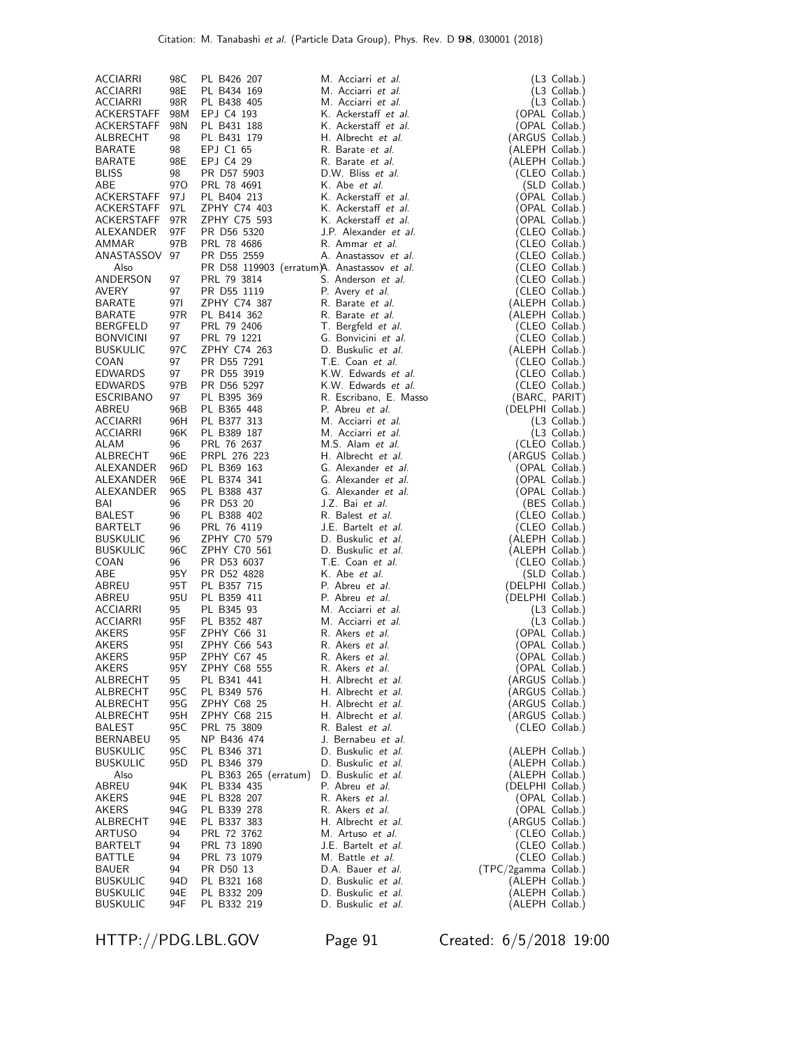| | | | | |
|---|---|---|---|---|
| ACCIARRI | 98C | PL B426 207 | M. Acciarri *et al.* | (L3 Collab.) |
| ACCIARRI | 98E | PL B434 169 | M. Acciarri *et al.* | (L3 Collab.) |
| ACCIARRI | 98R | PL B438 405 | M. Acciarri *et al.* | (L3 Collab.) |
| ACKERSTAFF | 98M | EPJ C4 193 | K. Ackerstaff *et al.* | (OPAL Collab.) |
| ACKERSTAFF | 98N | PL B431 188 | K. Ackerstaff *et al.* | (OPAL Collab.) |
| ALBRECHT | 98 | PL B431 179 | H. Albrecht *et al.* | (ARGUS Collab.) |
| BARATE | 98 | EPJ C1 65 | R. Barate *et al.* | (ALEPH Collab.) |
| BARATE | 98E | EPJ C4 29 | R. Barate *et al.* | (ALEPH Collab.) |
| BLISS | 98 | PR D57 5903 | D.W. Bliss *et al.* | (CLEO Collab.) |
| ABE | 97O | PRL 78 4691 | K. Abe *et al.* | (SLD Collab.) |
| ACKERSTAFF | 97J | PL B404 213 | K. Ackerstaff *et al.* | (OPAL Collab.) |
| ACKERSTAFF | 97L | ZPHY C74 403 | K. Ackerstaff *et al.* | (OPAL Collab.) |
| ACKERSTAFF | 97R | ZPHY C75 593 | K. Ackerstaff *et al.* | (OPAL Collab.) |
| ALEXANDER | 97F | PR D56 5320 | J.P. Alexander *et al.* | (CLEO Collab.) |
| AMMAR | 97B | PRL 78 4686 | R. Ammar *et al.* | (CLEO Collab.) |
| ANASTASSOV | 97 | PR D55 2559 | A. Anastassov *et al.* | (CLEO Collab.) |
| Also | | PR D58 119903 (erratum) | A. Anastassov *et al.* | (CLEO Collab.) |
| ANDERSON | 97 | PRL 79 3814 | S. Anderson *et al.* | (CLEO Collab.) |
| AVERY | 97 | PR D55 1119 | P. Avery *et al.* | (CLEO Collab.) |
| BARATE | 97I | ZPHY C74 387 | R. Barate *et al.* | (ALEPH Collab.) |
| BARATE | 97R | PL B414 362 | R. Barate *et al.* | (ALEPH Collab.) |
| BERGFELD | 97 | PRL 79 2406 | T. Bergfeld *et al.* | (CLEO Collab.) |
| BONVICINI | 97 | PRL 79 1221 | G. Bonvicini *et al.* | (CLEO Collab.) |
| BUSKULIC | 97C | ZPHY C74 263 | D. Buskulic *et al.* | (ALEPH Collab.) |
| COAN | 97 | PR D55 7291 | T.E. Coan *et al.* | (CLEO Collab.) |
| EDWARDS | 97 | PR D55 3919 | K.W. Edwards *et al.* | (CLEO Collab.) |
| EDWARDS | 97B | PR D56 5297 | K.W. Edwards *et al.* | (CLEO Collab.) |
| ESCRIBANO | 97 | PL B395 369 | R. Escribano, E. Masso | (BARC, PARIT) |
| ABREU | 96B | PL B365 448 | P. Abreu *et al.* | (DELPHI Collab.) |
| ACCIARRI | 96H | PL B377 313 | M. Acciarri *et al.* | (L3 Collab.) |
| ACCIARRI | 96K | PL B389 187 | M. Acciarri *et al.* | (L3 Collab.) |
| ALAM | 96 | PRL 76 2637 | M.S. Alam *et al.* | (CLEO Collab.) |
| ALBRECHT | 96E | PRPL 276 223 | H. Albrecht *et al.* | (ARGUS Collab.) |
| ALEXANDER | 96D | PL B369 163 | G. Alexander *et al.* | (OPAL Collab.) |
| ALEXANDER | 96E | PL B374 341 | G. Alexander *et al.* | (OPAL Collab.) |
| ALEXANDER | 96S | PL B388 437 | G. Alexander *et al.* | (OPAL Collab.) |
| BAI | 96 | PR D53 20 | J.Z. Bai *et al.* | (BES Collab.) |
| BALEST | 96 | PL B388 402 | R. Balest *et al.* | (CLEO Collab.) |
| BARTELT | 96 | PRL 76 4119 | J.E. Bartelt *et al.* | (CLEO Collab.) |
| BUSKULIC | 96 | ZPHY C70 579 | D. Buskulic *et al.* | (ALEPH Collab.) |
| BUSKULIC | 96C | ZPHY C70 561 | D. Buskulic *et al.* | (ALEPH Collab.) |
| COAN | 96 | PR D53 6037 | T.E. Coan *et al.* | (CLEO Collab.) |
| ABE | 95Y | PR D52 4828 | K. Abe *et al.* | (SLD Collab.) |
| ABREU | 95T | PL B357 715 | P. Abreu *et al.* | (DELPHI Collab.) |
| ABREU | 95U | PL B359 411 | P. Abreu *et al.* | (DELPHI Collab.) |
| ACCIARRI | 95 | PL B345 93 | M. Acciarri *et al.* | (L3 Collab.) |
| ACCIARRI | 95F | PL B352 487 | M. Acciarri *et al.* | (L3 Collab.) |
| AKERS | 95F | ZPHY C66 31 | R. Akers *et al.* | (OPAL Collab.) |
| AKERS | 95I | ZPHY C66 543 | R. Akers *et al.* | (OPAL Collab.) |
| AKERS | 95P | ZPHY C67 45 | R. Akers *et al.* | (OPAL Collab.) |
| AKERS | 95Y | ZPHY C68 555 | R. Akers *et al.* | (OPAL Collab.) |
| ALBRECHT | 95 | PL B341 441 | H. Albrecht *et al.* | (ARGUS Collab.) |
| ALBRECHT | 95C | PL B349 576 | H. Albrecht *et al.* | (ARGUS Collab.) |
| ALBRECHT | 95G | ZPHY C68 25 | H. Albrecht *et al.* | (ARGUS Collab.) |
| ALBRECHT | 95H | ZPHY C68 215 | H. Albrecht *et al.* | (ARGUS Collab.) |
| BALEST | 95C | PRL 75 3809 | R. Balest *et al.* | (CLEO Collab.) |
| BERNABEU | 95 | NP B436 474 | J. Bernabeu *et al.* | |
| BUSKULIC | 95C | PL B346 371 | D. Buskulic *et al.* | (ALEPH Collab.) |
| BUSKULIC | 95D | PL B346 379 | D. Buskulic *et al.* | (ALEPH Collab.) |
| Also | | PL B363 265 (erratum) | D. Buskulic *et al.* | (ALEPH Collab.) |
| ABREU | 94K | PL B334 435 | P. Abreu *et al.* | (DELPHI Collab.) |
| AKERS | 94E | PL B328 207 | R. Akers *et al.* | (OPAL Collab.) |
| AKERS | 94G | PL B339 278 | R. Akers *et al.* | (OPAL Collab.) |
| ALBRECHT | 94E | PL B337 383 | H. Albrecht *et al.* | (ARGUS Collab.) |
| ARTUSO | 94 | PRL 72 3762 | M. Artuso *et al.* | (CLEO Collab.) |
| BARTELT | 94 | PRL 73 1890 | J.E. Bartelt *et al.* | (CLEO Collab.) |
| BATTLE | 94 | PRL 73 1079 | M. Battle *et al.* | (CLEO Collab.) |
| BAUER | 94 | PR D50 13 | D.A. Bauer *et al.* | (TPC/2gamma Collab.) |
| BUSKULIC | 94D | PL B321 168 | D. Buskulic *et al.* | (ALEPH Collab.) |
| BUSKULIC | 94E | PL B332 209 | D. Buskulic *et al.* | (ALEPH Collab.) |
| BUSKULIC | 94F | PL B332 219 | D. Buskulic *et al.* | (ALEPH Collab.) |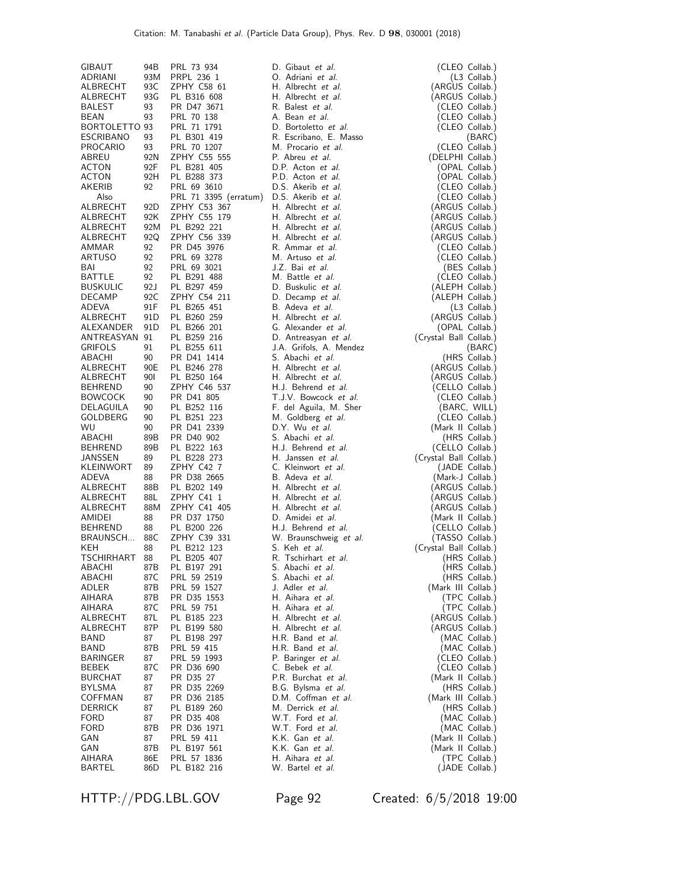| | | | | |
|---|---|---|---|---|
| GIBAUT | 94B | PRL 73 934 | D. Gibaut *et al.* | (CLEO Collab.) |
| ADRIANI | 93M | PRPL 236 1 | O. Adriani *et al.* | (L3 Collab.) |
| ALBRECHT | 93C | ZPHY C58 61 | H. Albrecht *et al.* | (ARGUS Collab.) |
| ALBRECHT | 93G | PL B316 608 | H. Albrecht *et al.* | (ARGUS Collab.) |
| BALEST | 93 | PR D47 3671 | R. Balest *et al.* | (CLEO Collab.) |
| BEAN | 93 | PRL 70 138 | A. Bean *et al.* | (CLEO Collab.) |
| BORTOLETTO | 93 | PRL 71 1791 | D. Bortoletto *et al.* | (CLEO Collab.) |
| ESCRIBANO | 93 | PL B301 419 | R. Escribano, E. Masso | (BARC) |
| PROCARIO | 93 | PRL 70 1207 | M. Procario *et al.* | (CLEO Collab.) |
| ABREU | 92N | ZPHY C55 555 | P. Abreu *et al.* | (DELPHI Collab.) |
| ACTON | 92F | PL B281 405 | D.P. Acton *et al.* | (OPAL Collab.) |
| ACTON | 92H | PL B288 373 | P.D. Acton *et al.* | (OPAL Collab.) |
| AKERIB | 92 | PRL 69 3610 | D.S. Akerib *et al.* | (CLEO Collab.) |
| Also | | PRL 71 3395 (erratum) | D.S. Akerib *et al.* | (CLEO Collab.) |
| ALBRECHT | 92D | ZPHY C53 367 | H. Albrecht *et al.* | (ARGUS Collab.) |
| ALBRECHT | 92K | ZPHY C55 179 | H. Albrecht *et al.* | (ARGUS Collab.) |
| ALBRECHT | 92M | PL B292 221 | H. Albrecht *et al.* | (ARGUS Collab.) |
| ALBRECHT | 92Q | ZPHY C56 339 | H. Albrecht *et al.* | (ARGUS Collab.) |
| AMMAR | 92 | PR D45 3976 | R. Ammar *et al.* | (CLEO Collab.) |
| ARTUSO | 92 | PRL 69 3278 | M. Artuso *et al.* | (CLEO Collab.) |
| BAI | 92 | PRL 69 3021 | J.Z. Bai *et al.* | (BES Collab.) |
| BATTLE | 92 | PL B291 488 | M. Battle *et al.* | (CLEO Collab.) |
| BUSKULIC | 92J | PL B297 459 | D. Buskulic *et al.* | (ALEPH Collab.) |
| DECAMP | 92C | ZPHY C54 211 | D. Decamp *et al.* | (ALEPH Collab.) |
| ADEVA | 91F | PL B265 451 | B. Adeva *et al.* | (L3 Collab.) |
| ALBRECHT | 91D | PL B260 259 | H. Albrecht *et al.* | (ARGUS Collab.) |
| ALEXANDER | 91D | PL B266 201 | G. Alexander *et al.* | (OPAL Collab.) |
| ANTREASYAN | 91 | PL B259 216 | D. Antreasyan *et al.* | (Crystal Ball Collab.) |
| GRIFOLS | 91 | PL B255 611 | J.A. Grifols, A. Mendez | (BARC) |
| ABACHI | 90 | PR D41 1414 | S. Abachi *et al.* | (HRS Collab.) |
| ALBRECHT | 90E | PL B246 278 | H. Albrecht *et al.* | (ARGUS Collab.) |
| ALBRECHT | 90I | PL B250 164 | H. Albrecht *et al.* | (ARGUS Collab.) |
| BEHREND | 90 | ZPHY C46 537 | H.J. Behrend *et al.* | (CELLO Collab.) |
| BOWCOCK | 90 | PR D41 805 | T.J.V. Bowcock *et al.* | (CLEO Collab.) |
| DELAGUILA | 90 | PL B252 116 | F. del Aguila, M. Sher | (BARC, WILL) |
| GOLDBERG | 90 | PL B251 223 | M. Goldberg *et al.* | (CLEO Collab.) |
| WU | 90 | PR D41 2339 | D.Y. Wu *et al.* | (Mark II Collab.) |
| ABACHI | 89B | PR D40 902 | S. Abachi *et al.* | (HRS Collab.) |
| BEHREND | 89B | PL B222 163 | H.J. Behrend *et al.* | (CELLO Collab.) |
| JANSSEN | 89 | PL B228 273 | H. Janssen *et al.* | (Crystal Ball Collab.) |
| KLEINWORT | 89 | ZPHY C42 7 | C. Kleinwort *et al.* | (JADE Collab.) |
| ADEVA | 88 | PR D38 2665 | B. Adeva *et al.* | (Mark-J Collab.) |
| ALBRECHT | 88B | PL B202 149 | H. Albrecht *et al.* | (ARGUS Collab.) |
| ALBRECHT | 88L | ZPHY C41 1 | H. Albrecht *et al.* | (ARGUS Collab.) |
| ALBRECHT | 88M | ZPHY C41 405 | H. Albrecht *et al.* | (ARGUS Collab.) |
| AMIDEI | 88 | PR D37 1750 | D. Amidei *et al.* | (Mark II Collab.) |
| BEHREND | 88 | PL B200 226 | H.J. Behrend *et al.* | (CELLO Collab.) |
| BRAUNSCH... | 88C | ZPHY C39 331 | W. Braunschweig *et al.* | (TASSO Collab.) |
| KEH | 88 | PL B212 123 | S. Keh *et al.* | (Crystal Ball Collab.) |
| TSCHIRHART | 88 | PL B205 407 | R. Tschirhart *et al.* | (HRS Collab.) |
| ABACHI | 87B | PL B197 291 | S. Abachi *et al.* | (HRS Collab.) |
| ABACHI | 87C | PRL 59 2519 | S. Abachi *et al.* | (HRS Collab.) |
| ADLER | 87B | PRL 59 1527 | J. Adler *et al.* | (Mark III Collab.) |
| AIHARA | 87B | PR D35 1553 | H. Aihara *et al.* | (TPC Collab.) |
| AIHARA | 87C | PRL 59 751 | H. Aihara *et al.* | (TPC Collab.) |
| ALBRECHT | 87L | PL B185 223 | H. Albrecht *et al.* | (ARGUS Collab.) |
| ALBRECHT | 87P | PL B199 580 | H. Albrecht *et al.* | (ARGUS Collab.) |
| BAND | 87 | PL B198 297 | H.R. Band *et al.* | (MAC Collab.) |
| BAND | 87B | PRL 59 415 | H.R. Band *et al.* | (MAC Collab.) |
| BARINGER | 87 | PRL 59 1993 | P. Baringer *et al.* | (CLEO Collab.) |
| BEBEK | 87C | PR D36 690 | C. Bebek *et al.* | (CLEO Collab.) |
| BURCHAT | 87 | PR D35 27 | P.R. Burchat *et al.* | (Mark II Collab.) |
| BYLSMA | 87 | PR D35 2269 | B.G. Bylsma *et al.* | (HRS Collab.) |
| COFFMAN | 87 | PR D36 2185 | D.M. Coffman *et al.* | (Mark III Collab.) |
| DERRICK | 87 | PL B189 260 | M. Derrick *et al.* | (HRS Collab.) |
| FORD | 87 | PR D35 408 | W.T. Ford *et al.* | (MAC Collab.) |
| FORD | 87B | PR D36 1971 | W.T. Ford *et al.* | (MAC Collab.) |
| GAN | 87 | PRL 59 411 | K.K. Gan *et al.* | (Mark II Collab.) |
| GAN | 87B | PL B197 561 | K.K. Gan *et al.* | (Mark II Collab.) |
| AIHARA | 86E | PRL 57 1836 | H. Aihara *et al.* | (TPC Collab.) |
| BARTEL | 86D | PL B182 216 | W. Bartel *et al.* | (JADE Collab.) |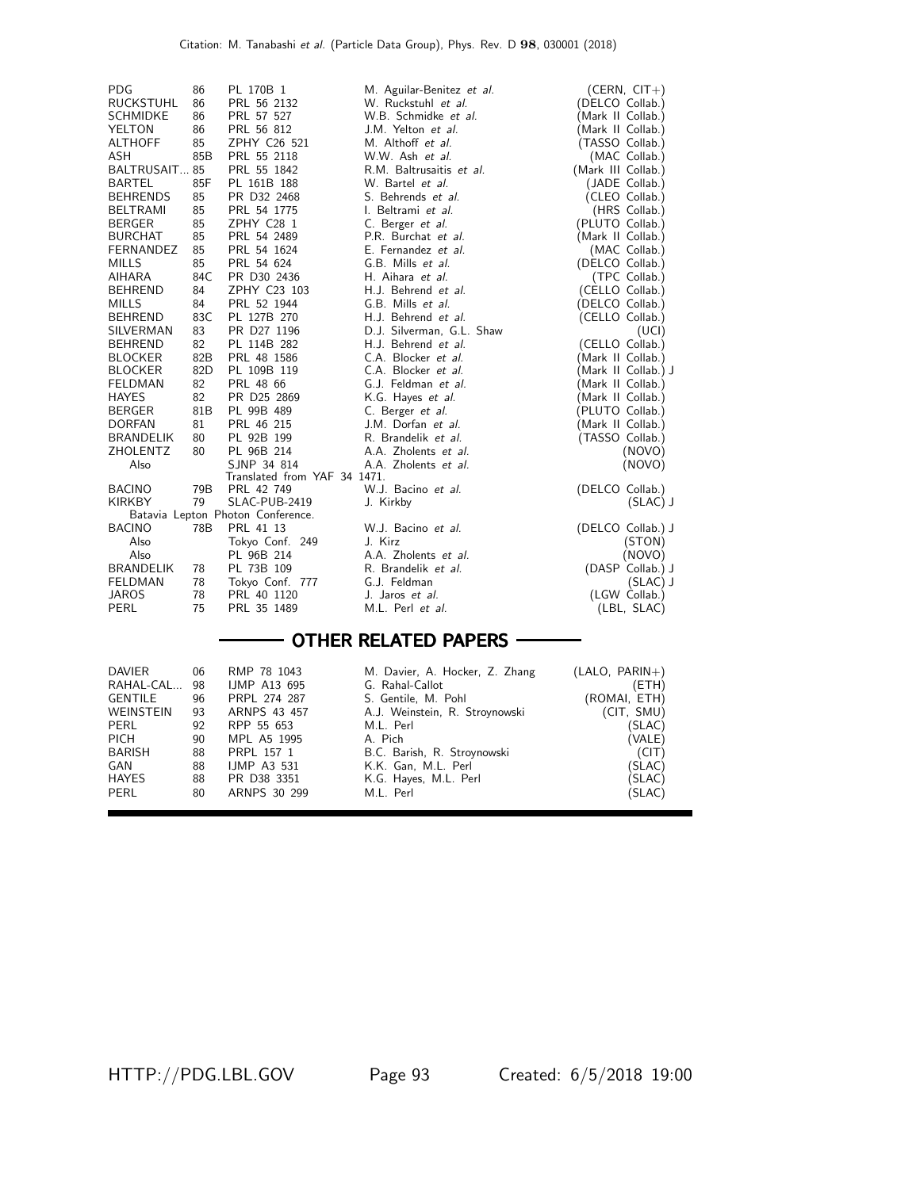| | | | | |
|---|---|---|---|---|
| PDG | 86 | PL 170B 1 | M. Aguilar-Benitez *et al.* | (CERN, CIT+) |
| RUCKSTUHL | 86 | PRL 56 2132 | W. Ruckstuhl *et al.* | (DELCO Collab.) |
| SCHMIDKE | 86 | PRL 57 527 | W.B. Schmidke *et al.* | (Mark II Collab.) |
| YELTON | 86 | PRL 56 812 | J.M. Yelton *et al.* | (Mark II Collab.) |
| ALTHOFF | 85 | ZPHY C26 521 | M. Althoff *et al.* | (TASSO Collab.) |
| ASH | 85B | PRL 55 2118 | W.W. Ash *et al.* | (MAC Collab.) |
| BALTRUSAIT... | 85 | PRL 55 1842 | R.M. Baltrusaitis *et al.* | (Mark III Collab.) |
| BARTEL | 85F | PL 161B 188 | W. Bartel *et al.* | (JADE Collab.) |
| BEHRENDS | 85 | PR D32 2468 | S. Behrends *et al.* | (CLEO Collab.) |
| BELTRAMI | 85 | PRL 54 1775 | I. Beltrami *et al.* | (HRS Collab.) |
| BERGER | 85 | ZPHY C28 1 | C. Berger *et al.* | (PLUTO Collab.) |
| BURCHAT | 85 | PRL 54 2489 | P.R. Burchat *et al.* | (Mark II Collab.) |
| FERNANDEZ | 85 | PRL 54 1624 | E. Fernandez *et al.* | (MAC Collab.) |
| MILLS | 85 | PRL 54 624 | G.B. Mills *et al.* | (DELCO Collab.) |
| AIHARA | 84C | PR D30 2436 | H. Aihara *et al.* | (TPC Collab.) |
| BEHREND | 84 | ZPHY C23 103 | H.J. Behrend *et al.* | (CELLO Collab.) |
| MILLS | 84 | PRL 52 1944 | G.B. Mills *et al.* | (DELCO Collab.) |
| BEHREND | 83C | PL 127B 270 | H.J. Behrend *et al.* | (CELLO Collab.) |
| SILVERMAN | 83 | PR D27 1196 | D.J. Silverman, G.L. Shaw | (UCI) |
| BEHREND | 82 | PL 114B 282 | H.J. Behrend *et al.* | (CELLO Collab.) |
| BLOCKER | 82B | PRL 48 1586 | C.A. Blocker *et al.* | (Mark II Collab.) |
| BLOCKER | 82D | PL 109B 119 | C.A. Blocker *et al.* | (Mark II Collab.) J |
| FELDMAN | 82 | PRL 48 66 | G.J. Feldman *et al.* | (Mark II Collab.) |
| HAYES | 82 | PR D25 2869 | K.G. Hayes *et al.* | (Mark II Collab.) |
| BERGER | 81B | PL 99B 489 | C. Berger *et al.* | (PLUTO Collab.) |
| DORFAN | 81 | PRL 46 215 | J.M. Dorfan *et al.* | (Mark II Collab.) |
| BRANDELIK | 80 | PL 92B 199 | R. Brandelik *et al.* | (TASSO Collab.) |
| ZHOLENTZ | 80 | PL 96B 214 | A.A. Zholents *et al.* | (NOVO) |
| Also | | SJNP 34 814 | A.A. Zholents *et al.* | (NOVO) |
| | | Translated from YAF 34 1471. | | |
| BACINO | 79B | PRL 42 749 | W.J. Bacino *et al.* | (DELCO Collab.) |
| KIRKBY | 79 | SLAC-PUB-2419 | J. Kirkby | (SLAC) J |
| | | Batavia Lepton Photon Conference. | | |
| BACINO | 78B | PRL 41 13 | W.J. Bacino *et al.* | (DELCO Collab.) J |
| Also | | Tokyo Conf. 249 | J. Kirz | (STON) |
| Also | | PL 96B 214 | A.A. Zholents *et al.* | (NOVO) |
| BRANDELIK | 78 | PL 73B 109 | R. Brandelik *et al.* | (DASP Collab.) J |
| FELDMAN | 78 | Tokyo Conf. 777 | G.J. Feldman | (SLAC) J |
| JAROS | 78 | PRL 40 1120 | J. Jaros *et al.* | (LGW Collab.) |
| PERL | 75 | PRL 35 1489 | M.L. Perl *et al.* | (LBL, SLAC) |

## OTHER RELATED PAPERS

| | | | | |
|---|---|---|---|---|
| DAVIER | 06 | RMP 78 1043 | M. Davier, A. Hocker, Z. Zhang | (LALO, PARIN+) |
| RAHAL-CAL... | 98 | IJMP A13 695 | G. Rahal-Callot | (ETH) |
| GENTILE | 96 | PRPL 274 287 | S. Gentile, M. Pohl | (ROMAI, ETH) |
| WEINSTEIN | 93 | ARNPS 43 457 | A.J. Weinstein, R. Stroynowski | (CIT, SMU) |
| PERL | 92 | RPP 55 653 | M.L. Perl | (SLAC) |
| PICH | 90 | MPL A5 1995 | A. Pich | (VALE) |
| BARISH | 88 | PRPL 157 1 | B.C. Barish, R. Stroynowski | (CIT) |
| GAN | 88 | IJMP A3 531 | K.K. Gan, M.L. Perl | (SLAC) |
| HAYES | 88 | PR D38 3351 | K.G. Hayes, M.L. Perl | (SLAC) |
| PERL | 80 | ARNPS 30 299 | M.L. Perl | (SLAC) |